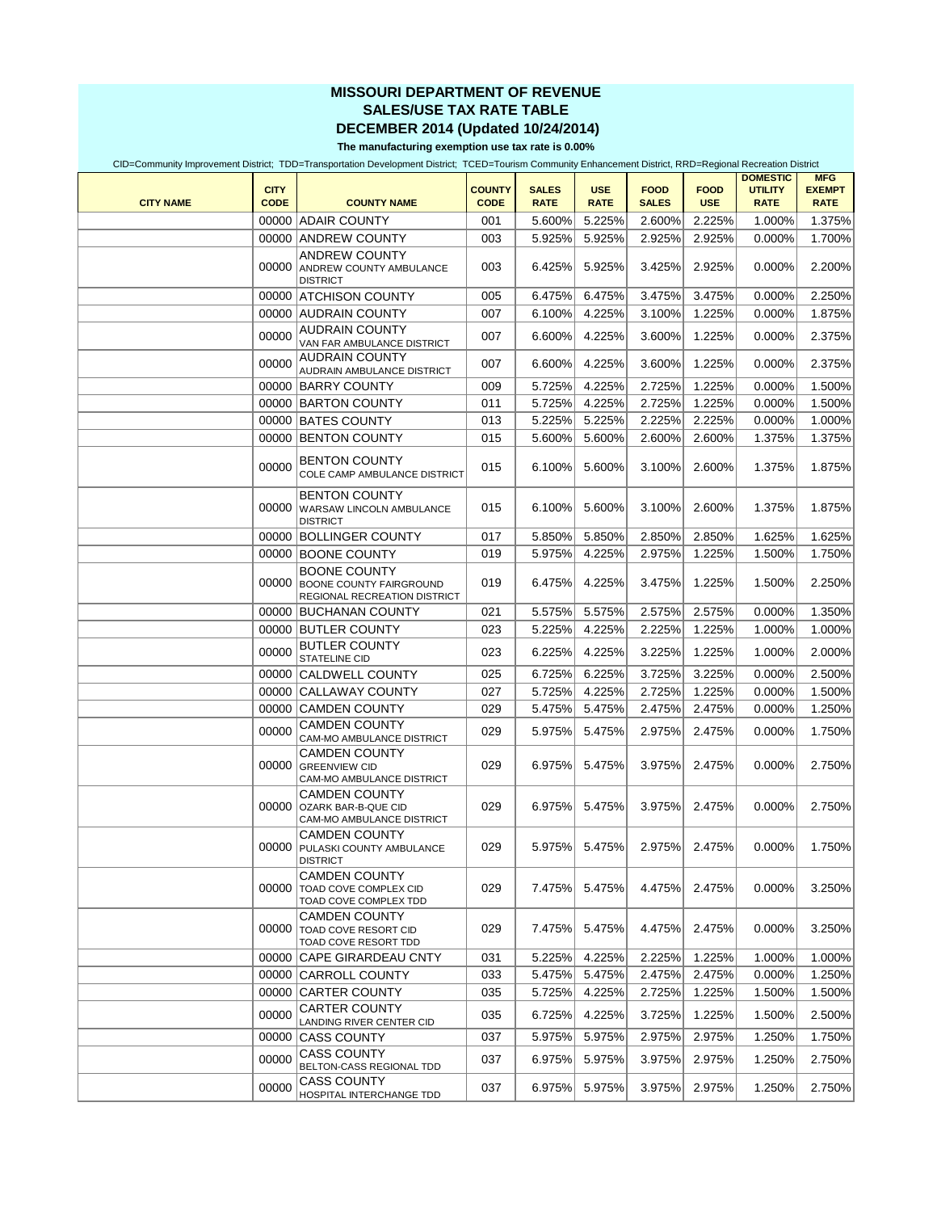# MISSOURI DEPARTMENT OF REVENUE
## SALES/USE TAX RATE TABLE
## DECEMBER 2014 (Updated 10/24/2014)

**The manufacturing exemption use tax rate is 0.00%**

CID=Community Improvement District; TDD=Transportation Development District; TCED=Tourism Community Enhancement District, RRD=Regional Recreation District

| CITY NAME | CITY CODE | COUNTY NAME | COUNTY CODE | SALES RATE | USE RATE | FOOD SALES | FOOD USE | DOMESTIC UTILITY RATE | MFG EXEMPT RATE |
|---|---|---|---|---|---|---|---|---|---|
| | 00000 | ADAIR COUNTY | 001 | 5.600% | 5.225% | 2.600% | 2.225% | 1.000% | 1.375% |
| | 00000 | ANDREW COUNTY | 003 | 5.925% | 5.925% | 2.925% | 2.925% | 0.000% | 1.700% |
| | 00000 | ANDREW COUNTY ANDREW COUNTY AMBULANCE DISTRICT | 003 | 6.425% | 5.925% | 3.425% | 2.925% | 0.000% | 2.200% |
| | 00000 | ATCHISON COUNTY | 005 | 6.475% | 6.475% | 3.475% | 3.475% | 0.000% | 2.250% |
| | 00000 | AUDRAIN COUNTY | 007 | 6.100% | 4.225% | 3.100% | 1.225% | 0.000% | 1.875% |
| | 00000 | AUDRAIN COUNTY VAN FAR AMBULANCE DISTRICT | 007 | 6.600% | 4.225% | 3.600% | 1.225% | 0.000% | 2.375% |
| | 00000 | AUDRAIN COUNTY AUDRAIN AMBULANCE DISTRICT | 007 | 6.600% | 4.225% | 3.600% | 1.225% | 0.000% | 2.375% |
| | 00000 | BARRY COUNTY | 009 | 5.725% | 4.225% | 2.725% | 1.225% | 0.000% | 1.500% |
| | 00000 | BARTON COUNTY | 011 | 5.725% | 4.225% | 2.725% | 1.225% | 0.000% | 1.500% |
| | 00000 | BATES COUNTY | 013 | 5.225% | 5.225% | 2.225% | 2.225% | 0.000% | 1.000% |
| | 00000 | BENTON COUNTY | 015 | 5.600% | 5.600% | 2.600% | 2.600% | 1.375% | 1.375% |
| | 00000 | BENTON COUNTY COLE CAMP AMBULANCE DISTRICT | 015 | 6.100% | 5.600% | 3.100% | 2.600% | 1.375% | 1.875% |
| | 00000 | BENTON COUNTY WARSAW LINCOLN AMBULANCE DISTRICT | 015 | 6.100% | 5.600% | 3.100% | 2.600% | 1.375% | 1.875% |
| | 00000 | BOLLINGER COUNTY | 017 | 5.850% | 5.850% | 2.850% | 2.850% | 1.625% | 1.625% |
| | 00000 | BOONE COUNTY | 019 | 5.975% | 4.225% | 2.975% | 1.225% | 1.500% | 1.750% |
| | 00000 | BOONE COUNTY BOONE COUNTY FAIRGROUND REGIONAL RECREATION DISTRICT | 019 | 6.475% | 4.225% | 3.475% | 1.225% | 1.500% | 2.250% |
| | 00000 | BUCHANAN COUNTY | 021 | 5.575% | 5.575% | 2.575% | 2.575% | 0.000% | 1.350% |
| | 00000 | BUTLER COUNTY | 023 | 5.225% | 4.225% | 2.225% | 1.225% | 1.000% | 1.000% |
| | 00000 | BUTLER COUNTY STATELINE CID | 023 | 6.225% | 4.225% | 3.225% | 1.225% | 1.000% | 2.000% |
| | 00000 | CALDWELL COUNTY | 025 | 6.725% | 6.225% | 3.725% | 3.225% | 0.000% | 2.500% |
| | 00000 | CALLAWAY COUNTY | 027 | 5.725% | 4.225% | 2.725% | 1.225% | 0.000% | 1.500% |
| | 00000 | CAMDEN COUNTY | 029 | 5.475% | 5.475% | 2.475% | 2.475% | 0.000% | 1.250% |
| | 00000 | CAMDEN COUNTY CAM-MO AMBULANCE DISTRICT | 029 | 5.975% | 5.475% | 2.975% | 2.475% | 0.000% | 1.750% |
| | 00000 | CAMDEN COUNTY GREENVIEW CID CAM-MO AMBULANCE DISTRICT | 029 | 6.975% | 5.475% | 3.975% | 2.475% | 0.000% | 2.750% |
| | 00000 | CAMDEN COUNTY OZARK BAR-B-QUE CID CAM-MO AMBULANCE DISTRICT | 029 | 6.975% | 5.475% | 3.975% | 2.475% | 0.000% | 2.750% |
| | 00000 | CAMDEN COUNTY PULASKI COUNTY AMBULANCE DISTRICT | 029 | 5.975% | 5.475% | 2.975% | 2.475% | 0.000% | 1.750% |
| | 00000 | CAMDEN COUNTY TOAD COVE COMPLEX CID TOAD COVE COMPLEX TDD | 029 | 7.475% | 5.475% | 4.475% | 2.475% | 0.000% | 3.250% |
| | 00000 | CAMDEN COUNTY TOAD COVE RESORT CID TOAD COVE RESORT TDD | 029 | 7.475% | 5.475% | 4.475% | 2.475% | 0.000% | 3.250% |
| | 00000 | CAPE GIRARDEAU CNTY | 031 | 5.225% | 4.225% | 2.225% | 1.225% | 1.000% | 1.000% |
| | 00000 | CARROLL COUNTY | 033 | 5.475% | 5.475% | 2.475% | 2.475% | 0.000% | 1.250% |
| | 00000 | CARTER COUNTY | 035 | 5.725% | 4.225% | 2.725% | 1.225% | 1.500% | 1.500% |
| | 00000 | CARTER COUNTY LANDING RIVER CENTER CID | 035 | 6.725% | 4.225% | 3.725% | 1.225% | 1.500% | 2.500% |
| | 00000 | CASS COUNTY | 037 | 5.975% | 5.975% | 2.975% | 2.975% | 1.250% | 1.750% |
| | 00000 | CASS COUNTY BELTON-CASS REGIONAL TDD | 037 | 6.975% | 5.975% | 3.975% | 2.975% | 1.250% | 2.750% |
| | 00000 | CASS COUNTY HOSPITAL INTERCHANGE TDD | 037 | 6.975% | 5.975% | 3.975% | 2.975% | 1.250% | 2.750% |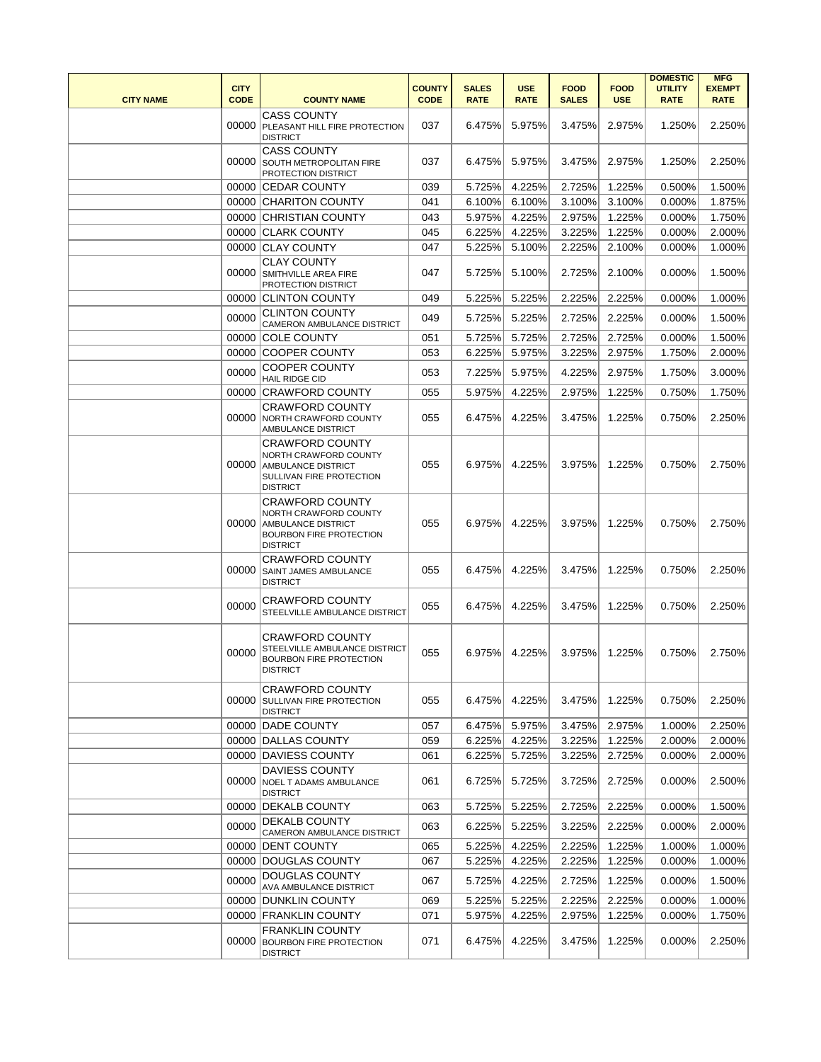| CITY NAME | CITY CODE | COUNTY NAME | COUNTY CODE | SALES RATE | USE RATE | FOOD SALES | FOOD USE | DOMESTIC UTILITY RATE | MFG EXEMPT RATE |
|---|---|---|---|---|---|---|---|---|---|
| | 00000 | CASS COUNTY PLEASANT HILL FIRE PROTECTION DISTRICT | 037 | 6.475% | 5.975% | 3.475% | 2.975% | 1.250% | 2.250% |
| | 00000 | CASS COUNTY SOUTH METROPOLITAN FIRE PROTECTION DISTRICT | 037 | 6.475% | 5.975% | 3.475% | 2.975% | 1.250% | 2.250% |
| | 00000 | CEDAR COUNTY | 039 | 5.725% | 4.225% | 2.725% | 1.225% | 0.500% | 1.500% |
| | 00000 | CHARITON COUNTY | 041 | 6.100% | 6.100% | 3.100% | 3.100% | 0.000% | 1.875% |
| | 00000 | CHRISTIAN COUNTY | 043 | 5.975% | 4.225% | 2.975% | 1.225% | 0.000% | 1.750% |
| | 00000 | CLARK COUNTY | 045 | 6.225% | 4.225% | 3.225% | 1.225% | 0.000% | 2.000% |
| | 00000 | CLAY COUNTY | 047 | 5.225% | 5.100% | 2.225% | 2.100% | 0.000% | 1.000% |
| | 00000 | CLAY COUNTY SMITHVILLE AREA FIRE PROTECTION DISTRICT | 047 | 5.725% | 5.100% | 2.725% | 2.100% | 0.000% | 1.500% |
| | 00000 | CLINTON COUNTY | 049 | 5.225% | 5.225% | 2.225% | 2.225% | 0.000% | 1.000% |
| | 00000 | CLINTON COUNTY CAMERON AMBULANCE DISTRICT | 049 | 5.725% | 5.225% | 2.725% | 2.225% | 0.000% | 1.500% |
| | 00000 | COLE COUNTY | 051 | 5.725% | 5.725% | 2.725% | 2.725% | 0.000% | 1.500% |
| | 00000 | COOPER COUNTY | 053 | 6.225% | 5.975% | 3.225% | 2.975% | 1.750% | 2.000% |
| | 00000 | COOPER COUNTY HAIL RIDGE CID | 053 | 7.225% | 5.975% | 4.225% | 2.975% | 1.750% | 3.000% |
| | 00000 | CRAWFORD COUNTY | 055 | 5.975% | 4.225% | 2.975% | 1.225% | 0.750% | 1.750% |
| | 00000 | CRAWFORD COUNTY NORTH CRAWFORD COUNTY AMBULANCE DISTRICT | 055 | 6.475% | 4.225% | 3.475% | 1.225% | 0.750% | 2.250% |
| | 00000 | CRAWFORD COUNTY NORTH CRAWFORD COUNTY AMBULANCE DISTRICT SULLIVAN FIRE PROTECTION DISTRICT | 055 | 6.975% | 4.225% | 3.975% | 1.225% | 0.750% | 2.750% |
| | 00000 | CRAWFORD COUNTY NORTH CRAWFORD COUNTY AMBULANCE DISTRICT BOURBON FIRE PROTECTION DISTRICT | 055 | 6.975% | 4.225% | 3.975% | 1.225% | 0.750% | 2.750% |
| | 00000 | CRAWFORD COUNTY SAINT JAMES AMBULANCE DISTRICT | 055 | 6.475% | 4.225% | 3.475% | 1.225% | 0.750% | 2.250% |
| | 00000 | CRAWFORD COUNTY STEELVILLE AMBULANCE DISTRICT | 055 | 6.475% | 4.225% | 3.475% | 1.225% | 0.750% | 2.250% |
| | 00000 | CRAWFORD COUNTY STEELVILLE AMBULANCE DISTRICT BOURBON FIRE PROTECTION DISTRICT | 055 | 6.975% | 4.225% | 3.975% | 1.225% | 0.750% | 2.750% |
| | 00000 | CRAWFORD COUNTY SULLIVAN FIRE PROTECTION DISTRICT | 055 | 6.475% | 4.225% | 3.475% | 1.225% | 0.750% | 2.250% |
| | 00000 | DADE COUNTY | 057 | 6.475% | 5.975% | 3.475% | 2.975% | 1.000% | 2.250% |
| | 00000 | DALLAS COUNTY | 059 | 6.225% | 4.225% | 3.225% | 1.225% | 2.000% | 2.000% |
| | 00000 | DAVIESS COUNTY | 061 | 6.225% | 5.725% | 3.225% | 2.725% | 0.000% | 2.000% |
| | 00000 | DAVIESS COUNTY NOEL T ADAMS AMBULANCE DISTRICT | 061 | 6.725% | 5.725% | 3.725% | 2.725% | 0.000% | 2.500% |
| | 00000 | DEKALB COUNTY | 063 | 5.725% | 5.225% | 2.725% | 2.225% | 0.000% | 1.500% |
| | 00000 | DEKALB COUNTY CAMERON AMBULANCE DISTRICT | 063 | 6.225% | 5.225% | 3.225% | 2.225% | 0.000% | 2.000% |
| | 00000 | DENT COUNTY | 065 | 5.225% | 4.225% | 2.225% | 1.225% | 1.000% | 1.000% |
| | 00000 | DOUGLAS COUNTY | 067 | 5.225% | 4.225% | 2.225% | 1.225% | 0.000% | 1.000% |
| | 00000 | DOUGLAS COUNTY AVA AMBULANCE DISTRICT | 067 | 5.725% | 4.225% | 2.725% | 1.225% | 0.000% | 1.500% |
| | 00000 | DUNKLIN COUNTY | 069 | 5.225% | 5.225% | 2.225% | 2.225% | 0.000% | 1.000% |
| | 00000 | FRANKLIN COUNTY | 071 | 5.975% | 4.225% | 2.975% | 1.225% | 0.000% | 1.750% |
| | 00000 | FRANKLIN COUNTY BOURBON FIRE PROTECTION DISTRICT | 071 | 6.475% | 4.225% | 3.475% | 1.225% | 0.000% | 2.250% |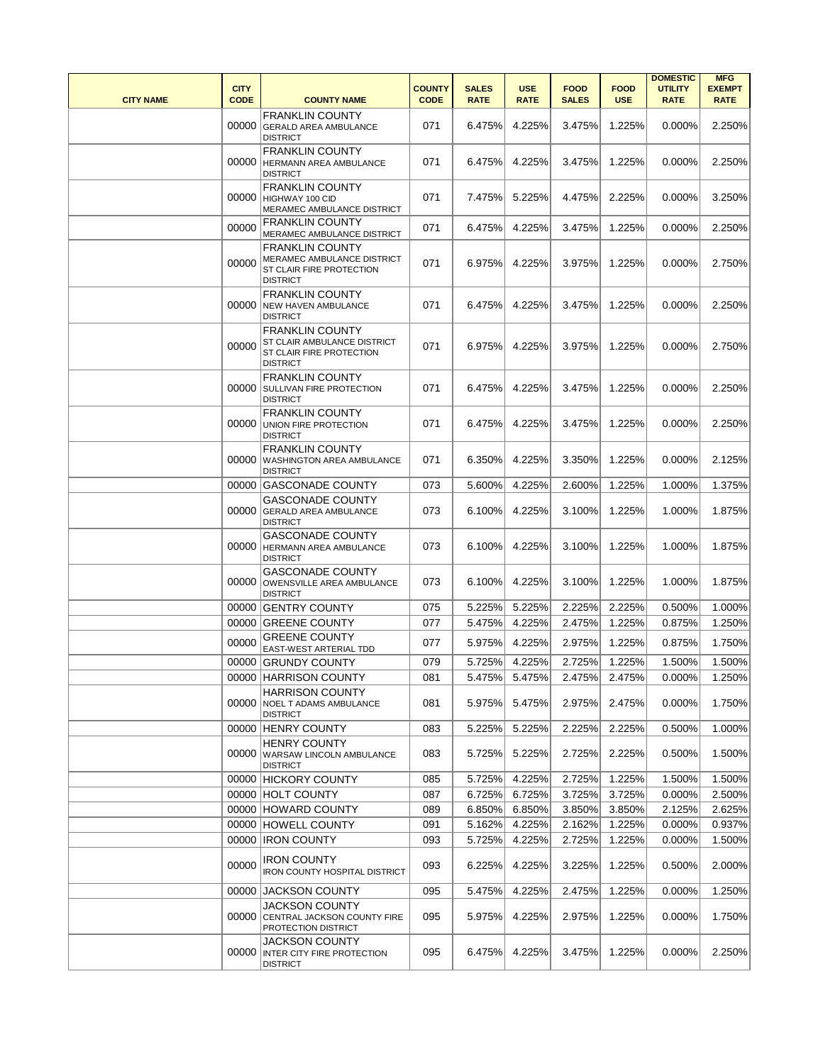| CITY NAME | CITY CODE | COUNTY NAME | COUNTY CODE | SALES RATE | USE RATE | FOOD SALES | FOOD USE | DOMESTIC UTILITY RATE | MFG EXEMPT RATE |
|---|---|---|---|---|---|---|---|---|---|
| | 00000 | FRANKLIN COUNTY GERALD AREA AMBULANCE DISTRICT | 071 | 6.475% | 4.225% | 3.475% | 1.225% | 0.000% | 2.250% |
| | 00000 | FRANKLIN COUNTY HERMANN AREA AMBULANCE DISTRICT | 071 | 6.475% | 4.225% | 3.475% | 1.225% | 0.000% | 2.250% |
| | 00000 | FRANKLIN COUNTY HIGHWAY 100 CID MERAMEC AMBULANCE DISTRICT | 071 | 7.475% | 5.225% | 4.475% | 2.225% | 0.000% | 3.250% |
| | 00000 | FRANKLIN COUNTY MERAMEC AMBULANCE DISTRICT | 071 | 6.475% | 4.225% | 3.475% | 1.225% | 0.000% | 2.250% |
| | 00000 | FRANKLIN COUNTY MERAMEC AMBULANCE DISTRICT ST CLAIR FIRE PROTECTION DISTRICT | 071 | 6.975% | 4.225% | 3.975% | 1.225% | 0.000% | 2.750% |
| | 00000 | FRANKLIN COUNTY NEW HAVEN AMBULANCE DISTRICT | 071 | 6.475% | 4.225% | 3.475% | 1.225% | 0.000% | 2.250% |
| | 00000 | FRANKLIN COUNTY ST CLAIR AMBULANCE DISTRICT ST CLAIR FIRE PROTECTION DISTRICT | 071 | 6.975% | 4.225% | 3.975% | 1.225% | 0.000% | 2.750% |
| | 00000 | FRANKLIN COUNTY SULLIVAN FIRE PROTECTION DISTRICT | 071 | 6.475% | 4.225% | 3.475% | 1.225% | 0.000% | 2.250% |
| | 00000 | FRANKLIN COUNTY UNION FIRE PROTECTION DISTRICT | 071 | 6.475% | 4.225% | 3.475% | 1.225% | 0.000% | 2.250% |
| | 00000 | FRANKLIN COUNTY WASHINGTON AREA AMBULANCE DISTRICT | 071 | 6.350% | 4.225% | 3.350% | 1.225% | 0.000% | 2.125% |
| | 00000 | GASCONADE COUNTY | 073 | 5.600% | 4.225% | 2.600% | 1.225% | 1.000% | 1.375% |
| | 00000 | GASCONADE COUNTY GERALD AREA AMBULANCE DISTRICT | 073 | 6.100% | 4.225% | 3.100% | 1.225% | 1.000% | 1.875% |
| | 00000 | GASCONADE COUNTY HERMANN AREA AMBULANCE DISTRICT | 073 | 6.100% | 4.225% | 3.100% | 1.225% | 1.000% | 1.875% |
| | 00000 | GASCONADE COUNTY OWENSVILLE AREA AMBULANCE DISTRICT | 073 | 6.100% | 4.225% | 3.100% | 1.225% | 1.000% | 1.875% |
| | 00000 | GENTRY COUNTY | 075 | 5.225% | 5.225% | 2.225% | 2.225% | 0.500% | 1.000% |
| | 00000 | GREENE COUNTY | 077 | 5.475% | 4.225% | 2.475% | 1.225% | 0.875% | 1.250% |
| | 00000 | GREENE COUNTY EAST-WEST ARTERIAL TDD | 077 | 5.975% | 4.225% | 2.975% | 1.225% | 0.875% | 1.750% |
| | 00000 | GRUNDY COUNTY | 079 | 5.725% | 4.225% | 2.725% | 1.225% | 1.500% | 1.500% |
| | 00000 | HARRISON COUNTY | 081 | 5.475% | 5.475% | 2.475% | 2.475% | 0.000% | 1.250% |
| | 00000 | HARRISON COUNTY NOEL T ADAMS AMBULANCE DISTRICT | 081 | 5.975% | 5.475% | 2.975% | 2.475% | 0.000% | 1.750% |
| | 00000 | HENRY COUNTY | 083 | 5.225% | 5.225% | 2.225% | 2.225% | 0.500% | 1.000% |
| | 00000 | HENRY COUNTY WARSAW LINCOLN AMBULANCE DISTRICT | 083 | 5.725% | 5.225% | 2.725% | 2.225% | 0.500% | 1.500% |
| | 00000 | HICKORY COUNTY | 085 | 5.725% | 4.225% | 2.725% | 1.225% | 1.500% | 1.500% |
| | 00000 | HOLT COUNTY | 087 | 6.725% | 6.725% | 3.725% | 3.725% | 0.000% | 2.500% |
| | 00000 | HOWARD COUNTY | 089 | 6.850% | 6.850% | 3.850% | 3.850% | 2.125% | 2.625% |
| | 00000 | HOWELL COUNTY | 091 | 5.162% | 4.225% | 2.162% | 1.225% | 0.000% | 0.937% |
| | 00000 | IRON COUNTY | 093 | 5.725% | 4.225% | 2.725% | 1.225% | 0.000% | 1.500% |
| | 00000 | IRON COUNTY IRON COUNTY HOSPITAL DISTRICT | 093 | 6.225% | 4.225% | 3.225% | 1.225% | 0.500% | 2.000% |
| | 00000 | JACKSON COUNTY | 095 | 5.475% | 4.225% | 2.475% | 1.225% | 0.000% | 1.250% |
| | 00000 | JACKSON COUNTY CENTRAL JACKSON COUNTY FIRE PROTECTION DISTRICT | 095 | 5.975% | 4.225% | 2.975% | 1.225% | 0.000% | 1.750% |
| | 00000 | JACKSON COUNTY INTER CITY FIRE PROTECTION DISTRICT | 095 | 6.475% | 4.225% | 3.475% | 1.225% | 0.000% | 2.250% |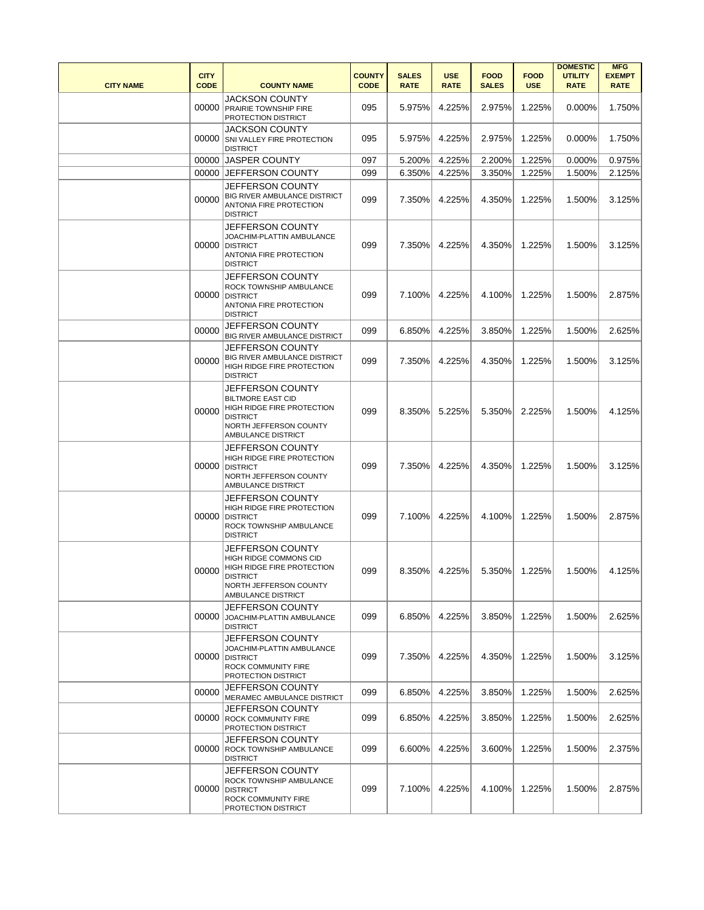| CITY NAME | CITY CODE | COUNTY NAME | COUNTY CODE | SALES RATE | USE RATE | FOOD SALES | FOOD USE | DOMESTIC UTILITY RATE | MFG EXEMPT RATE |
|---|---|---|---|---|---|---|---|---|---|
| | 00000 | JACKSON COUNTY PRAIRIE TOWNSHIP FIRE PROTECTION DISTRICT | 095 | 5.975% | 4.225% | 2.975% | 1.225% | 0.000% | 1.750% |
| | 00000 | JACKSON COUNTY SNI VALLEY FIRE PROTECTION DISTRICT | 095 | 5.975% | 4.225% | 2.975% | 1.225% | 0.000% | 1.750% |
| | 00000 | JASPER COUNTY | 097 | 5.200% | 4.225% | 2.200% | 1.225% | 0.000% | 0.975% |
| | 00000 | JEFFERSON COUNTY | 099 | 6.350% | 4.225% | 3.350% | 1.225% | 1.500% | 2.125% |
| | 00000 | JEFFERSON COUNTY BIG RIVER AMBULANCE DISTRICT ANTONIA FIRE PROTECTION DISTRICT | 099 | 7.350% | 4.225% | 4.350% | 1.225% | 1.500% | 3.125% |
| | 00000 | JEFFERSON COUNTY JOACHIM-PLATTIN AMBULANCE DISTRICT ANTONIA FIRE PROTECTION DISTRICT | 099 | 7.350% | 4.225% | 4.350% | 1.225% | 1.500% | 3.125% |
| | 00000 | JEFFERSON COUNTY ROCK TOWNSHIP AMBULANCE DISTRICT ANTONIA FIRE PROTECTION DISTRICT | 099 | 7.100% | 4.225% | 4.100% | 1.225% | 1.500% | 2.875% |
| | 00000 | JEFFERSON COUNTY BIG RIVER AMBULANCE DISTRICT | 099 | 6.850% | 4.225% | 3.850% | 1.225% | 1.500% | 2.625% |
| | 00000 | JEFFERSON COUNTY BIG RIVER AMBULANCE DISTRICT HIGH RIDGE FIRE PROTECTION DISTRICT | 099 | 7.350% | 4.225% | 4.350% | 1.225% | 1.500% | 3.125% |
| | 00000 | JEFFERSON COUNTY BILTMORE EAST CID HIGH RIDGE FIRE PROTECTION DISTRICT NORTH JEFFERSON COUNTY AMBULANCE DISTRICT | 099 | 8.350% | 5.225% | 5.350% | 2.225% | 1.500% | 4.125% |
| | 00000 | JEFFERSON COUNTY HIGH RIDGE FIRE PROTECTION DISTRICT NORTH JEFFERSON COUNTY AMBULANCE DISTRICT | 099 | 7.350% | 4.225% | 4.350% | 1.225% | 1.500% | 3.125% |
| | 00000 | JEFFERSON COUNTY HIGH RIDGE FIRE PROTECTION DISTRICT ROCK TOWNSHIP AMBULANCE DISTRICT | 099 | 7.100% | 4.225% | 4.100% | 1.225% | 1.500% | 2.875% |
| | 00000 | JEFFERSON COUNTY HIGH RIDGE COMMONS CID HIGH RIDGE FIRE PROTECTION DISTRICT NORTH JEFFERSON COUNTY AMBULANCE DISTRICT | 099 | 8.350% | 4.225% | 5.350% | 1.225% | 1.500% | 4.125% |
| | 00000 | JEFFERSON COUNTY JOACHIM-PLATTIN AMBULANCE DISTRICT | 099 | 6.850% | 4.225% | 3.850% | 1.225% | 1.500% | 2.625% |
| | 00000 | JEFFERSON COUNTY JOACHIM-PLATTIN AMBULANCE DISTRICT ROCK COMMUNITY FIRE PROTECTION DISTRICT | 099 | 7.350% | 4.225% | 4.350% | 1.225% | 1.500% | 3.125% |
| | 00000 | JEFFERSON COUNTY MERAMEC AMBULANCE DISTRICT | 099 | 6.850% | 4.225% | 3.850% | 1.225% | 1.500% | 2.625% |
| | 00000 | JEFFERSON COUNTY ROCK COMMUNITY FIRE PROTECTION DISTRICT | 099 | 6.850% | 4.225% | 3.850% | 1.225% | 1.500% | 2.625% |
| | 00000 | JEFFERSON COUNTY ROCK TOWNSHIP AMBULANCE DISTRICT | 099 | 6.600% | 4.225% | 3.600% | 1.225% | 1.500% | 2.375% |
| | 00000 | JEFFERSON COUNTY ROCK TOWNSHIP AMBULANCE DISTRICT ROCK COMMUNITY FIRE PROTECTION DISTRICT | 099 | 7.100% | 4.225% | 4.100% | 1.225% | 1.500% | 2.875% |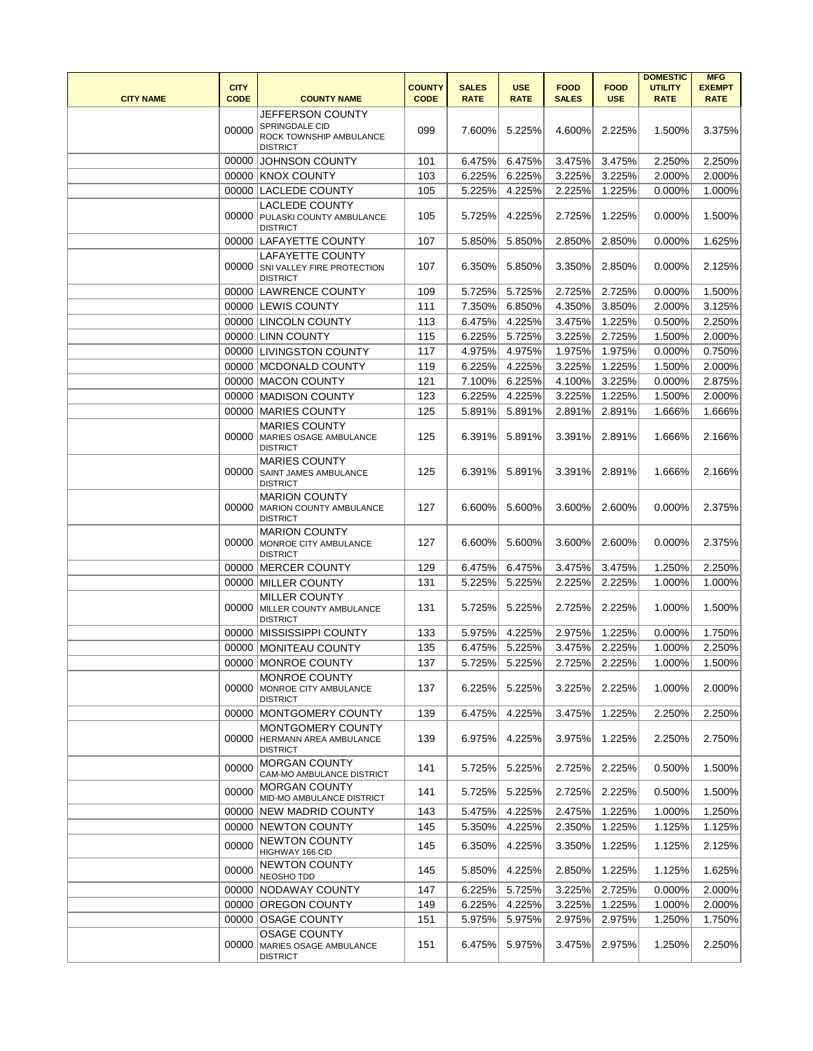| CITY NAME | CITY CODE | COUNTY NAME | COUNTY CODE | SALES RATE | USE RATE | FOOD SALES | FOOD USE | DOMESTIC UTILITY RATE | MFG EXEMPT RATE |
|---|---|---|---|---|---|---|---|---|---|
| | 00000 | JEFFERSON COUNTY SPRINGDALE CID ROCK TOWNSHIP AMBULANCE DISTRICT | 099 | 7.600% | 5.225% | 4.600% | 2.225% | 1.500% | 3.375% |
| | 00000 | JOHNSON COUNTY | 101 | 6.475% | 6.475% | 3.475% | 3.475% | 2.250% | 2.250% |
| | 00000 | KNOX COUNTY | 103 | 6.225% | 6.225% | 3.225% | 3.225% | 2.000% | 2.000% |
| | 00000 | LACLEDE COUNTY | 105 | 5.225% | 4.225% | 2.225% | 1.225% | 0.000% | 1.000% |
| | 00000 | LACLEDE COUNTY PULASKI COUNTY AMBULANCE DISTRICT | 105 | 5.725% | 4.225% | 2.725% | 1.225% | 0.000% | 1.500% |
| | 00000 | LAFAYETTE COUNTY | 107 | 5.850% | 5.850% | 2.850% | 2.850% | 0.000% | 1.625% |
| | 00000 | LAFAYETTE COUNTY SNI VALLEY FIRE PROTECTION DISTRICT | 107 | 6.350% | 5.850% | 3.350% | 2.850% | 0.000% | 2.125% |
| | 00000 | LAWRENCE COUNTY | 109 | 5.725% | 5.725% | 2.725% | 2.725% | 0.000% | 1.500% |
| | 00000 | LEWIS COUNTY | 111 | 7.350% | 6.850% | 4.350% | 3.850% | 2.000% | 3.125% |
| | 00000 | LINCOLN COUNTY | 113 | 6.475% | 4.225% | 3.475% | 1.225% | 0.500% | 2.250% |
| | 00000 | LINN COUNTY | 115 | 6.225% | 5.725% | 3.225% | 2.725% | 1.500% | 2.000% |
| | 00000 | LIVINGSTON COUNTY | 117 | 4.975% | 4.975% | 1.975% | 1.975% | 0.000% | 0.750% |
| | 00000 | MCDONALD COUNTY | 119 | 6.225% | 4.225% | 3.225% | 1.225% | 1.500% | 2.000% |
| | 00000 | MACON COUNTY | 121 | 7.100% | 6.225% | 4.100% | 3.225% | 0.000% | 2.875% |
| | 00000 | MADISON COUNTY | 123 | 6.225% | 4.225% | 3.225% | 1.225% | 1.500% | 2.000% |
| | 00000 | MARIES COUNTY | 125 | 5.891% | 5.891% | 2.891% | 2.891% | 1.666% | 1.666% |
| | 00000 | MARIES COUNTY MARIES OSAGE AMBULANCE DISTRICT | 125 | 6.391% | 5.891% | 3.391% | 2.891% | 1.666% | 2.166% |
| | 00000 | MARIES COUNTY SAINT JAMES AMBULANCE DISTRICT | 125 | 6.391% | 5.891% | 3.391% | 2.891% | 1.666% | 2.166% |
| | 00000 | MARION COUNTY MARION COUNTY AMBULANCE DISTRICT | 127 | 6.600% | 5.600% | 3.600% | 2.600% | 0.000% | 2.375% |
| | 00000 | MARION COUNTY MONROE CITY AMBULANCE DISTRICT | 127 | 6.600% | 5.600% | 3.600% | 2.600% | 0.000% | 2.375% |
| | 00000 | MERCER COUNTY | 129 | 6.475% | 6.475% | 3.475% | 3.475% | 1.250% | 2.250% |
| | 00000 | MILLER COUNTY | 131 | 5.225% | 5.225% | 2.225% | 2.225% | 1.000% | 1.000% |
| | 00000 | MILLER COUNTY MILLER COUNTY AMBULANCE DISTRICT | 131 | 5.725% | 5.225% | 2.725% | 2.225% | 1.000% | 1.500% |
| | 00000 | MISSISSIPPI COUNTY | 133 | 5.975% | 4.225% | 2.975% | 1.225% | 0.000% | 1.750% |
| | 00000 | MONITEAU COUNTY | 135 | 6.475% | 5.225% | 3.475% | 2.225% | 1.000% | 2.250% |
| | 00000 | MONROE COUNTY | 137 | 5.725% | 5.225% | 2.725% | 2.225% | 1.000% | 1.500% |
| | 00000 | MONROE COUNTY MONROE CITY AMBULANCE DISTRICT | 137 | 6.225% | 5.225% | 3.225% | 2.225% | 1.000% | 2.000% |
| | 00000 | MONTGOMERY COUNTY | 139 | 6.475% | 4.225% | 3.475% | 1.225% | 2.250% | 2.250% |
| | 00000 | MONTGOMERY COUNTY HERMANN AREA AMBULANCE DISTRICT | 139 | 6.975% | 4.225% | 3.975% | 1.225% | 2.250% | 2.750% |
| | 00000 | MORGAN COUNTY CAM-MO AMBULANCE DISTRICT | 141 | 5.725% | 5.225% | 2.725% | 2.225% | 0.500% | 1.500% |
| | 00000 | MORGAN COUNTY MID-MO AMBULANCE DISTRICT | 141 | 5.725% | 5.225% | 2.725% | 2.225% | 0.500% | 1.500% |
| | 00000 | NEW MADRID COUNTY | 143 | 5.475% | 4.225% | 2.475% | 1.225% | 1.000% | 1.250% |
| | 00000 | NEWTON COUNTY | 145 | 5.350% | 4.225% | 2.350% | 1.225% | 1.125% | 1.125% |
| | 00000 | NEWTON COUNTY HIGHWAY 166 CID | 145 | 6.350% | 4.225% | 3.350% | 1.225% | 1.125% | 2.125% |
| | 00000 | NEWTON COUNTY NEOSHO TDD | 145 | 5.850% | 4.225% | 2.850% | 1.225% | 1.125% | 1.625% |
| | 00000 | NODAWAY COUNTY | 147 | 6.225% | 5.725% | 3.225% | 2.725% | 0.000% | 2.000% |
| | 00000 | OREGON COUNTY | 149 | 6.225% | 4.225% | 3.225% | 1.225% | 1.000% | 2.000% |
| | 00000 | OSAGE COUNTY | 151 | 5.975% | 5.975% | 2.975% | 2.975% | 1.250% | 1.750% |
| | 00000 | OSAGE COUNTY MARIES OSAGE AMBULANCE DISTRICT | 151 | 6.475% | 5.975% | 3.475% | 2.975% | 1.250% | 2.250% |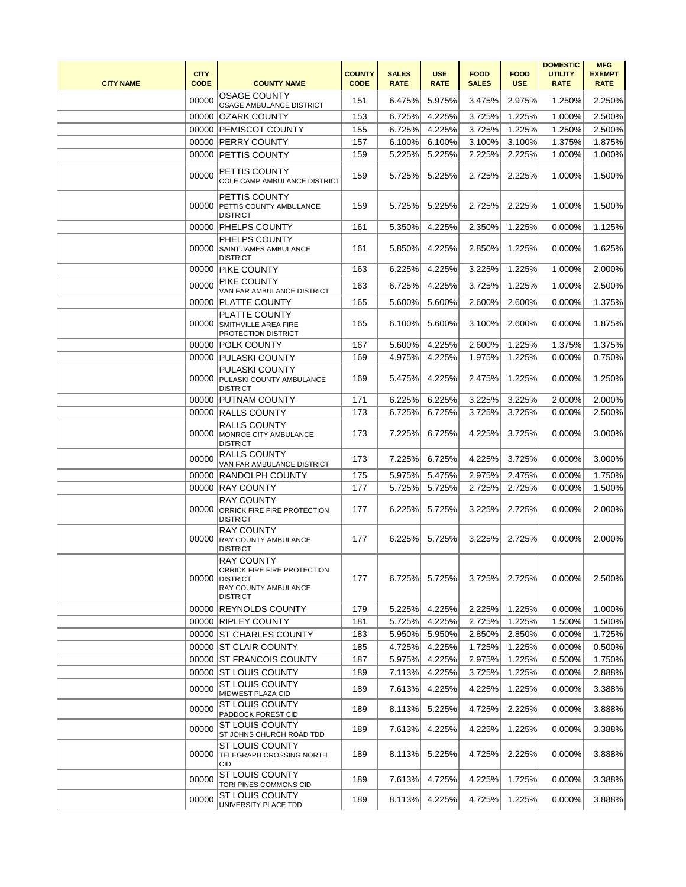| CITY NAME | CITY CODE | COUNTY NAME | COUNTY CODE | SALES RATE | USE RATE | FOOD SALES | FOOD USE | DOMESTIC UTILITY RATE | MFG EXEMPT RATE |
|---|---|---|---|---|---|---|---|---|---|
| | 00000 | OSAGE COUNTY OSAGE AMBULANCE DISTRICT | 151 | 6.475% | 5.975% | 3.475% | 2.975% | 1.250% | 2.250% |
| | 00000 | OZARK COUNTY | 153 | 6.725% | 4.225% | 3.725% | 1.225% | 1.000% | 2.500% |
| | 00000 | PEMISCOT COUNTY | 155 | 6.725% | 4.225% | 3.725% | 1.225% | 1.250% | 2.500% |
| | 00000 | PERRY COUNTY | 157 | 6.100% | 6.100% | 3.100% | 3.100% | 1.375% | 1.875% |
| | 00000 | PETTIS COUNTY | 159 | 5.225% | 5.225% | 2.225% | 2.225% | 1.000% | 1.000% |
| | 00000 | PETTIS COUNTY COLE CAMP AMBULANCE DISTRICT | 159 | 5.725% | 5.225% | 2.725% | 2.225% | 1.000% | 1.500% |
| | 00000 | PETTIS COUNTY PETTIS COUNTY AMBULANCE DISTRICT | 159 | 5.725% | 5.225% | 2.725% | 2.225% | 1.000% | 1.500% |
| | 00000 | PHELPS COUNTY | 161 | 5.350% | 4.225% | 2.350% | 1.225% | 0.000% | 1.125% |
| | 00000 | PHELPS COUNTY SAINT JAMES AMBULANCE DISTRICT | 161 | 5.850% | 4.225% | 2.850% | 1.225% | 0.000% | 1.625% |
| | 00000 | PIKE COUNTY | 163 | 6.225% | 4.225% | 3.225% | 1.225% | 1.000% | 2.000% |
| | 00000 | PIKE COUNTY VAN FAR AMBULANCE DISTRICT | 163 | 6.725% | 4.225% | 3.725% | 1.225% | 1.000% | 2.500% |
| | 00000 | PLATTE COUNTY | 165 | 5.600% | 5.600% | 2.600% | 2.600% | 0.000% | 1.375% |
| | 00000 | PLATTE COUNTY SMITHVILLE AREA FIRE PROTECTION DISTRICT | 165 | 6.100% | 5.600% | 3.100% | 2.600% | 0.000% | 1.875% |
| | 00000 | POLK COUNTY | 167 | 5.600% | 4.225% | 2.600% | 1.225% | 1.375% | 1.375% |
| | 00000 | PULASKI COUNTY | 169 | 4.975% | 4.225% | 1.975% | 1.225% | 0.000% | 0.750% |
| | 00000 | PULASKI COUNTY PULASKI COUNTY AMBULANCE DISTRICT | 169 | 5.475% | 4.225% | 2.475% | 1.225% | 0.000% | 1.250% |
| | 00000 | PUTNAM COUNTY | 171 | 6.225% | 6.225% | 3.225% | 3.225% | 2.000% | 2.000% |
| | 00000 | RALLS COUNTY | 173 | 6.725% | 6.725% | 3.725% | 3.725% | 0.000% | 2.500% |
| | 00000 | RALLS COUNTY MONROE CITY AMBULANCE DISTRICT | 173 | 7.225% | 6.725% | 4.225% | 3.725% | 0.000% | 3.000% |
| | 00000 | RALLS COUNTY VAN FAR AMBULANCE DISTRICT | 173 | 7.225% | 6.725% | 4.225% | 3.725% | 0.000% | 3.000% |
| | 00000 | RANDOLPH COUNTY | 175 | 5.975% | 5.475% | 2.975% | 2.475% | 0.000% | 1.750% |
| | 00000 | RAY COUNTY | 177 | 5.725% | 5.725% | 2.725% | 2.725% | 0.000% | 1.500% |
| | 00000 | RAY COUNTY ORRICK FIRE FIRE PROTECTION DISTRICT | 177 | 6.225% | 5.725% | 3.225% | 2.725% | 0.000% | 2.000% |
| | 00000 | RAY COUNTY RAY COUNTY AMBULANCE DISTRICT | 177 | 6.225% | 5.725% | 3.225% | 2.725% | 0.000% | 2.000% |
| | 00000 | RAY COUNTY ORRICK FIRE FIRE PROTECTION DISTRICT RAY COUNTY AMBULANCE DISTRICT | 177 | 6.725% | 5.725% | 3.725% | 2.725% | 0.000% | 2.500% |
| | 00000 | REYNOLDS COUNTY | 179 | 5.225% | 4.225% | 2.225% | 1.225% | 0.000% | 1.000% |
| | 00000 | RIPLEY COUNTY | 181 | 5.725% | 4.225% | 2.725% | 1.225% | 1.500% | 1.500% |
| | 00000 | ST CHARLES COUNTY | 183 | 5.950% | 5.950% | 2.850% | 2.850% | 0.000% | 1.725% |
| | 00000 | ST CLAIR COUNTY | 185 | 4.725% | 4.225% | 1.725% | 1.225% | 0.000% | 0.500% |
| | 00000 | ST FRANCOIS COUNTY | 187 | 5.975% | 4.225% | 2.975% | 1.225% | 0.500% | 1.750% |
| | 00000 | ST LOUIS COUNTY | 189 | 7.113% | 4.225% | 3.725% | 1.225% | 0.000% | 2.888% |
| | 00000 | ST LOUIS COUNTY MIDWEST PLAZA CID | 189 | 7.613% | 4.225% | 4.225% | 1.225% | 0.000% | 3.388% |
| | 00000 | ST LOUIS COUNTY PADDOCK FOREST CID | 189 | 8.113% | 5.225% | 4.725% | 2.225% | 0.000% | 3.888% |
| | 00000 | ST LOUIS COUNTY ST JOHNS CHURCH ROAD TDD | 189 | 7.613% | 4.225% | 4.225% | 1.225% | 0.000% | 3.388% |
| | 00000 | ST LOUIS COUNTY TELEGRAPH CROSSING NORTH CID | 189 | 8.113% | 5.225% | 4.725% | 2.225% | 0.000% | 3.888% |
| | 00000 | ST LOUIS COUNTY TORI PINES COMMONS CID | 189 | 7.613% | 4.725% | 4.225% | 1.725% | 0.000% | 3.388% |
| | 00000 | ST LOUIS COUNTY UNIVERSITY PLACE TDD | 189 | 8.113% | 4.225% | 4.725% | 1.225% | 0.000% | 3.888% |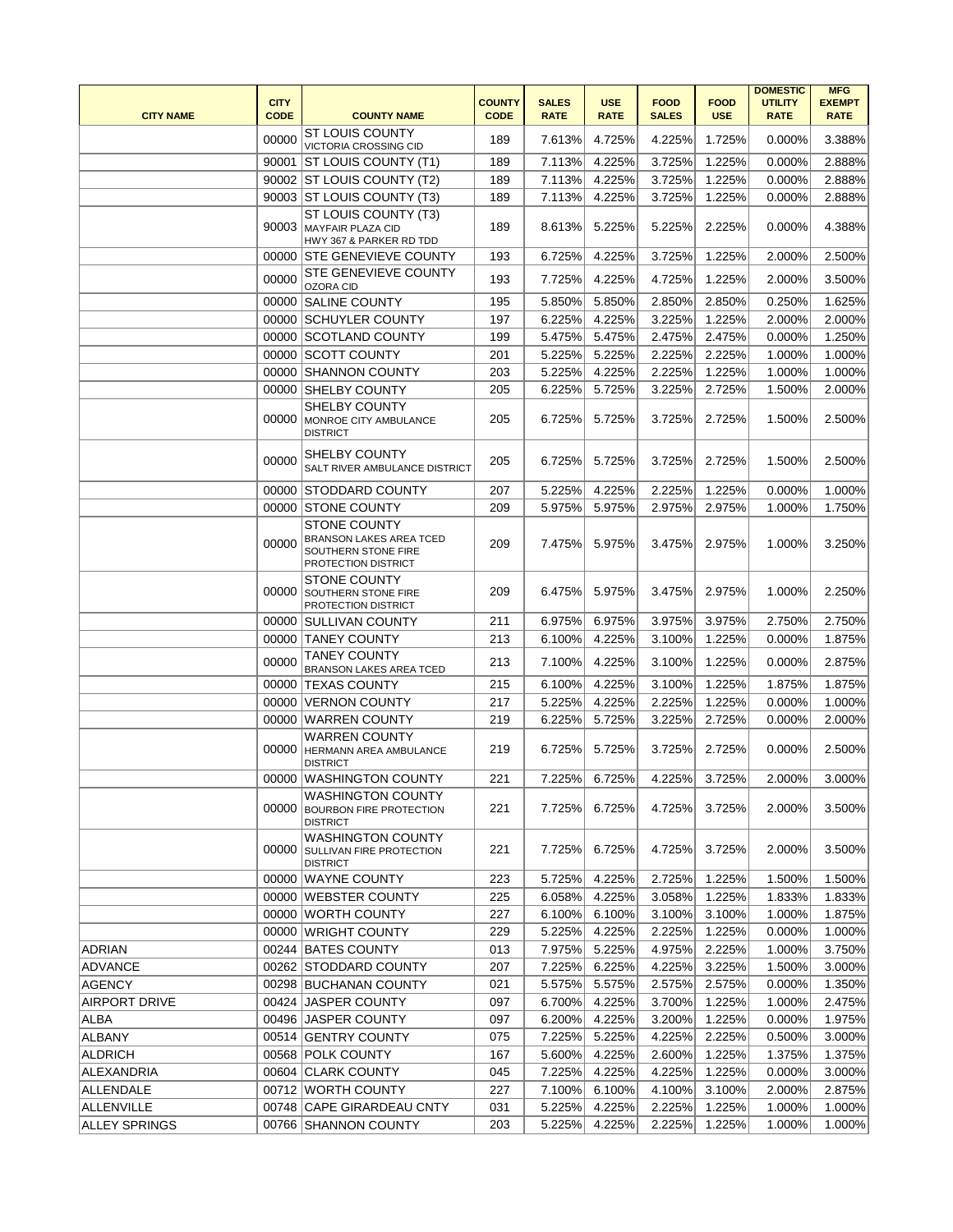| CITY NAME | CITY CODE | COUNTY NAME | COUNTY CODE | SALES RATE | USE RATE | FOOD SALES | FOOD USE | DOMESTIC UTILITY RATE | MFG EXEMPT RATE |
|---|---|---|---|---|---|---|---|---|---|
| | 00000 | ST LOUIS COUNTY VICTORIA CROSSING CID | 189 | 7.613% | 4.725% | 4.225% | 1.725% | 0.000% | 3.388% |
| | 90001 | ST LOUIS COUNTY (T1) | 189 | 7.113% | 4.225% | 3.725% | 1.225% | 0.000% | 2.888% |
| | 90002 | ST LOUIS COUNTY (T2) | 189 | 7.113% | 4.225% | 3.725% | 1.225% | 0.000% | 2.888% |
| | 90003 | ST LOUIS COUNTY (T3) | 189 | 7.113% | 4.225% | 3.725% | 1.225% | 0.000% | 2.888% |
| | 90003 | ST LOUIS COUNTY (T3) MAYFAIR PLAZA CID HWY 367 & PARKER RD TDD | 189 | 8.613% | 5.225% | 5.225% | 2.225% | 0.000% | 4.388% |
| | 00000 | STE GENEVIEVE COUNTY | 193 | 6.725% | 4.225% | 3.725% | 1.225% | 2.000% | 2.500% |
| | 00000 | STE GENEVIEVE COUNTY OZORA CID | 193 | 7.725% | 4.225% | 4.725% | 1.225% | 2.000% | 3.500% |
| | 00000 | SALINE COUNTY | 195 | 5.850% | 5.850% | 2.850% | 2.850% | 0.250% | 1.625% |
| | 00000 | SCHUYLER COUNTY | 197 | 6.225% | 4.225% | 3.225% | 1.225% | 2.000% | 2.000% |
| | 00000 | SCOTLAND COUNTY | 199 | 5.475% | 5.475% | 2.475% | 2.475% | 0.000% | 1.250% |
| | 00000 | SCOTT COUNTY | 201 | 5.225% | 5.225% | 2.225% | 2.225% | 1.000% | 1.000% |
| | 00000 | SHANNON COUNTY | 203 | 5.225% | 4.225% | 2.225% | 1.225% | 1.000% | 1.000% |
| | 00000 | SHELBY COUNTY | 205 | 6.225% | 5.725% | 3.225% | 2.725% | 1.500% | 2.000% |
| | 00000 | SHELBY COUNTY MONROE CITY AMBULANCE DISTRICT | 205 | 6.725% | 5.725% | 3.725% | 2.725% | 1.500% | 2.500% |
| | 00000 | SHELBY COUNTY SALT RIVER AMBULANCE DISTRICT | 205 | 6.725% | 5.725% | 3.725% | 2.725% | 1.500% | 2.500% |
| | 00000 | STODDARD COUNTY | 207 | 5.225% | 4.225% | 2.225% | 1.225% | 0.000% | 1.000% |
| | 00000 | STONE COUNTY | 209 | 5.975% | 5.975% | 2.975% | 2.975% | 1.000% | 1.750% |
| | 00000 | STONE COUNTY BRANSON LAKES AREA TCED SOUTHERN STONE FIRE PROTECTION DISTRICT | 209 | 7.475% | 5.975% | 3.475% | 2.975% | 1.000% | 3.250% |
| | 00000 | STONE COUNTY SOUTHERN STONE FIRE PROTECTION DISTRICT | 209 | 6.475% | 5.975% | 3.475% | 2.975% | 1.000% | 2.250% |
| | 00000 | SULLIVAN COUNTY | 211 | 6.975% | 6.975% | 3.975% | 3.975% | 2.750% | 2.750% |
| | 00000 | TANEY COUNTY | 213 | 6.100% | 4.225% | 3.100% | 1.225% | 0.000% | 1.875% |
| | 00000 | TANEY COUNTY BRANSON LAKES AREA TCED | 213 | 7.100% | 4.225% | 3.100% | 1.225% | 0.000% | 2.875% |
| | 00000 | TEXAS COUNTY | 215 | 6.100% | 4.225% | 3.100% | 1.225% | 1.875% | 1.875% |
| | 00000 | VERNON COUNTY | 217 | 5.225% | 4.225% | 2.225% | 1.225% | 0.000% | 1.000% |
| | 00000 | WARREN COUNTY | 219 | 6.225% | 5.725% | 3.225% | 2.725% | 0.000% | 2.000% |
| | 00000 | WARREN COUNTY HERMANN AREA AMBULANCE DISTRICT | 219 | 6.725% | 5.725% | 3.725% | 2.725% | 0.000% | 2.500% |
| | 00000 | WASHINGTON COUNTY | 221 | 7.225% | 6.725% | 4.225% | 3.725% | 2.000% | 3.000% |
| | 00000 | WASHINGTON COUNTY BOURBON FIRE PROTECTION DISTRICT | 221 | 7.725% | 6.725% | 4.725% | 3.725% | 2.000% | 3.500% |
| | 00000 | WASHINGTON COUNTY SULLIVAN FIRE PROTECTION DISTRICT | 221 | 7.725% | 6.725% | 4.725% | 3.725% | 2.000% | 3.500% |
| | 00000 | WAYNE COUNTY | 223 | 5.725% | 4.225% | 2.725% | 1.225% | 1.500% | 1.500% |
| | 00000 | WEBSTER COUNTY | 225 | 6.058% | 4.225% | 3.058% | 1.225% | 1.833% | 1.833% |
| | 00000 | WORTH COUNTY | 227 | 6.100% | 6.100% | 3.100% | 3.100% | 1.000% | 1.875% |
| | 00000 | WRIGHT COUNTY | 229 | 5.225% | 4.225% | 2.225% | 1.225% | 0.000% | 1.000% |
| ADRIAN | 00244 | BATES COUNTY | 013 | 7.975% | 5.225% | 4.975% | 2.225% | 1.000% | 3.750% |
| ADVANCE | 00262 | STODDARD COUNTY | 207 | 7.225% | 6.225% | 4.225% | 3.225% | 1.500% | 3.000% |
| AGENCY | 00298 | BUCHANAN COUNTY | 021 | 5.575% | 5.575% | 2.575% | 2.575% | 0.000% | 1.350% |
| AIRPORT DRIVE | 00424 | JASPER COUNTY | 097 | 6.700% | 4.225% | 3.700% | 1.225% | 1.000% | 2.475% |
| ALBA | 00496 | JASPER COUNTY | 097 | 6.200% | 4.225% | 3.200% | 1.225% | 0.000% | 1.975% |
| ALBANY | 00514 | GENTRY COUNTY | 075 | 7.225% | 5.225% | 4.225% | 2.225% | 0.500% | 3.000% |
| ALDRICH | 00568 | POLK COUNTY | 167 | 5.600% | 4.225% | 2.600% | 1.225% | 1.375% | 1.375% |
| ALEXANDRIA | 00604 | CLARK COUNTY | 045 | 7.225% | 4.225% | 4.225% | 1.225% | 0.000% | 3.000% |
| ALLENDALE | 00712 | WORTH COUNTY | 227 | 7.100% | 6.100% | 4.100% | 3.100% | 2.000% | 2.875% |
| ALLENVILLE | 00748 | CAPE GIRARDEAU CNTY | 031 | 5.225% | 4.225% | 2.225% | 1.225% | 1.000% | 1.000% |
| ALLEY SPRINGS | 00766 | SHANNON COUNTY | 203 | 5.225% | 4.225% | 2.225% | 1.225% | 1.000% | 1.000% |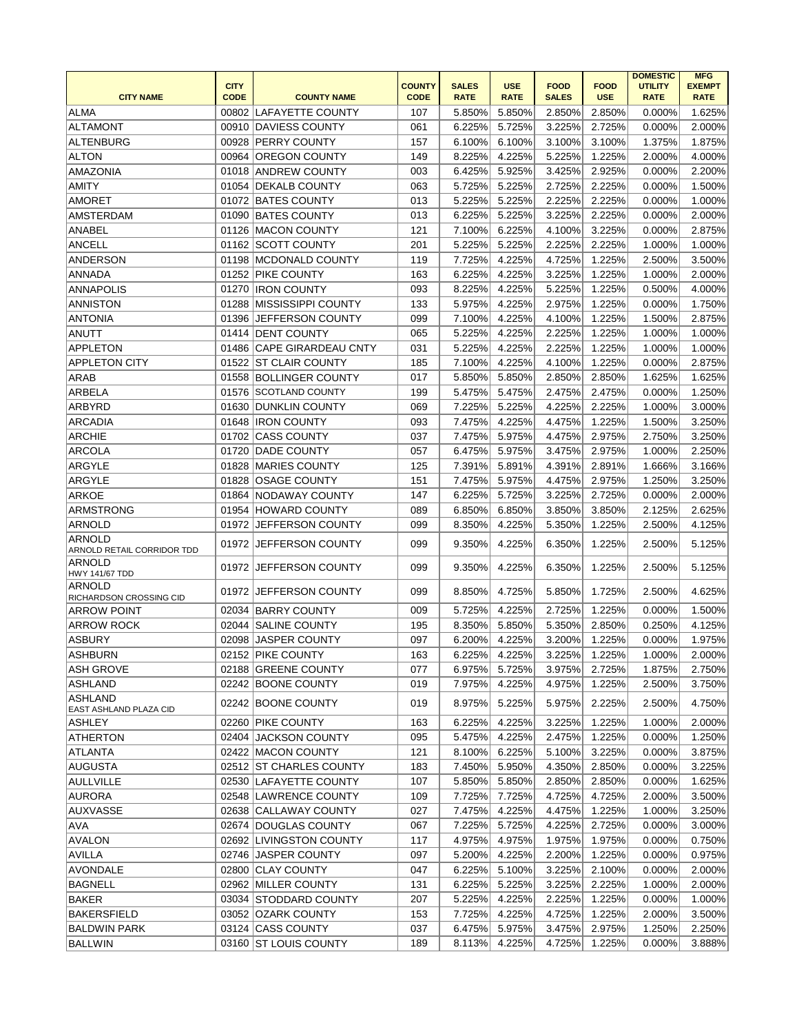| CITY NAME | CITY CODE | COUNTY NAME | COUNTY CODE | SALES RATE | USE RATE | FOOD SALES | FOOD USE | DOMESTIC UTILITY RATE | MFG EXEMPT RATE |
|---|---|---|---|---|---|---|---|---|---|
| ALMA | 00802 | LAFAYETTE COUNTY | 107 | 5.850% | 5.850% | 2.850% | 2.850% | 0.000% | 1.625% |
| ALTAMONT | 00910 | DAVIESS COUNTY | 061 | 6.225% | 5.725% | 3.225% | 2.725% | 0.000% | 2.000% |
| ALTENBURG | 00928 | PERRY COUNTY | 157 | 6.100% | 6.100% | 3.100% | 3.100% | 1.375% | 1.875% |
| ALTON | 00964 | OREGON COUNTY | 149 | 8.225% | 4.225% | 5.225% | 1.225% | 2.000% | 4.000% |
| AMAZONIA | 01018 | ANDREW COUNTY | 003 | 6.425% | 5.925% | 3.425% | 2.925% | 0.000% | 2.200% |
| AMITY | 01054 | DEKALB COUNTY | 063 | 5.725% | 5.225% | 2.725% | 2.225% | 0.000% | 1.500% |
| AMORET | 01072 | BATES COUNTY | 013 | 5.225% | 5.225% | 2.225% | 2.225% | 0.000% | 1.000% |
| AMSTERDAM | 01090 | BATES COUNTY | 013 | 6.225% | 5.225% | 3.225% | 2.225% | 0.000% | 2.000% |
| ANABEL | 01126 | MACON COUNTY | 121 | 7.100% | 6.225% | 4.100% | 3.225% | 0.000% | 2.875% |
| ANCELL | 01162 | SCOTT COUNTY | 201 | 5.225% | 5.225% | 2.225% | 2.225% | 1.000% | 1.000% |
| ANDERSON | 01198 | MCDONALD COUNTY | 119 | 7.725% | 4.225% | 4.725% | 1.225% | 2.500% | 3.500% |
| ANNADA | 01252 | PIKE COUNTY | 163 | 6.225% | 4.225% | 3.225% | 1.225% | 1.000% | 2.000% |
| ANNAPOLIS | 01270 | IRON COUNTY | 093 | 8.225% | 4.225% | 5.225% | 1.225% | 0.500% | 4.000% |
| ANNISTON | 01288 | MISSISSIPPI COUNTY | 133 | 5.975% | 4.225% | 2.975% | 1.225% | 0.000% | 1.750% |
| ANTONIA | 01396 | JEFFERSON COUNTY | 099 | 7.100% | 4.225% | 4.100% | 1.225% | 1.500% | 2.875% |
| ANUTT | 01414 | DENT COUNTY | 065 | 5.225% | 4.225% | 2.225% | 1.225% | 1.000% | 1.000% |
| APPLETON | 01486 | CAPE GIRARDEAU CNTY | 031 | 5.225% | 4.225% | 2.225% | 1.225% | 1.000% | 1.000% |
| APPLETON CITY | 01522 | ST CLAIR COUNTY | 185 | 7.100% | 4.225% | 4.100% | 1.225% | 0.000% | 2.875% |
| ARAB | 01558 | BOLLINGER COUNTY | 017 | 5.850% | 5.850% | 2.850% | 2.850% | 1.625% | 1.625% |
| ARBELA | 01576 | SCOTLAND COUNTY | 199 | 5.475% | 5.475% | 2.475% | 2.475% | 0.000% | 1.250% |
| ARBYRD | 01630 | DUNKLIN COUNTY | 069 | 7.225% | 5.225% | 4.225% | 2.225% | 1.000% | 3.000% |
| ARCADIA | 01648 | IRON COUNTY | 093 | 7.475% | 4.225% | 4.475% | 1.225% | 1.500% | 3.250% |
| ARCHIE | 01702 | CASS COUNTY | 037 | 7.475% | 5.975% | 4.475% | 2.975% | 2.750% | 3.250% |
| ARCOLA | 01720 | DADE COUNTY | 057 | 6.475% | 5.975% | 3.475% | 2.975% | 1.000% | 2.250% |
| ARGYLE | 01828 | MARIES COUNTY | 125 | 7.391% | 5.891% | 4.391% | 2.891% | 1.666% | 3.166% |
| ARGYLE | 01828 | OSAGE COUNTY | 151 | 7.475% | 5.975% | 4.475% | 2.975% | 1.250% | 3.250% |
| ARKOE | 01864 | NODAWAY COUNTY | 147 | 6.225% | 5.725% | 3.225% | 2.725% | 0.000% | 2.000% |
| ARMSTRONG | 01954 | HOWARD COUNTY | 089 | 6.850% | 6.850% | 3.850% | 3.850% | 2.125% | 2.625% |
| ARNOLD | 01972 | JEFFERSON COUNTY | 099 | 8.350% | 4.225% | 5.350% | 1.225% | 2.500% | 4.125% |
| ARNOLD ARNOLD RETAIL CORRIDOR TDD | 01972 | JEFFERSON COUNTY | 099 | 9.350% | 4.225% | 6.350% | 1.225% | 2.500% | 5.125% |
| ARNOLD HWY 141/67 TDD | 01972 | JEFFERSON COUNTY | 099 | 9.350% | 4.225% | 6.350% | 1.225% | 2.500% | 5.125% |
| ARNOLD RICHARDSON CROSSING CID | 01972 | JEFFERSON COUNTY | 099 | 8.850% | 4.725% | 5.850% | 1.725% | 2.500% | 4.625% |
| ARROW POINT | 02034 | BARRY COUNTY | 009 | 5.725% | 4.225% | 2.725% | 1.225% | 0.000% | 1.500% |
| ARROW ROCK | 02044 | SALINE COUNTY | 195 | 8.350% | 5.850% | 5.350% | 2.850% | 0.250% | 4.125% |
| ASBURY | 02098 | JASPER COUNTY | 097 | 6.200% | 4.225% | 3.200% | 1.225% | 0.000% | 1.975% |
| ASHBURN | 02152 | PIKE COUNTY | 163 | 6.225% | 4.225% | 3.225% | 1.225% | 1.000% | 2.000% |
| ASH GROVE | 02188 | GREENE COUNTY | 077 | 6.975% | 5.725% | 3.975% | 2.725% | 1.875% | 2.750% |
| ASHLAND | 02242 | BOONE COUNTY | 019 | 7.975% | 4.225% | 4.975% | 1.225% | 2.500% | 3.750% |
| ASHLAND EAST ASHLAND PLAZA CID | 02242 | BOONE COUNTY | 019 | 8.975% | 5.225% | 5.975% | 2.225% | 2.500% | 4.750% |
| ASHLEY | 02260 | PIKE COUNTY | 163 | 6.225% | 4.225% | 3.225% | 1.225% | 1.000% | 2.000% |
| ATHERTON | 02404 | JACKSON COUNTY | 095 | 5.475% | 4.225% | 2.475% | 1.225% | 0.000% | 1.250% |
| ATLANTA | 02422 | MACON COUNTY | 121 | 8.100% | 6.225% | 5.100% | 3.225% | 0.000% | 3.875% |
| AUGUSTA | 02512 | ST CHARLES COUNTY | 183 | 7.450% | 5.950% | 4.350% | 2.850% | 0.000% | 3.225% |
| AULLVILLE | 02530 | LAFAYETTE COUNTY | 107 | 5.850% | 5.850% | 2.850% | 2.850% | 0.000% | 1.625% |
| AURORA | 02548 | LAWRENCE COUNTY | 109 | 7.725% | 7.725% | 4.725% | 4.725% | 2.000% | 3.500% |
| AUXVASSE | 02638 | CALLAWAY COUNTY | 027 | 7.475% | 4.225% | 4.475% | 1.225% | 1.000% | 3.250% |
| AVA | 02674 | DOUGLAS COUNTY | 067 | 7.225% | 5.725% | 4.225% | 2.725% | 0.000% | 3.000% |
| AVALON | 02692 | LIVINGSTON COUNTY | 117 | 4.975% | 4.975% | 1.975% | 1.975% | 0.000% | 0.750% |
| AVILLA | 02746 | JASPER COUNTY | 097 | 5.200% | 4.225% | 2.200% | 1.225% | 0.000% | 0.975% |
| AVONDALE | 02800 | CLAY COUNTY | 047 | 6.225% | 5.100% | 3.225% | 2.100% | 0.000% | 2.000% |
| BAGNELL | 02962 | MILLER COUNTY | 131 | 6.225% | 5.225% | 3.225% | 2.225% | 1.000% | 2.000% |
| BAKER | 03034 | STODDARD COUNTY | 207 | 5.225% | 4.225% | 2.225% | 1.225% | 0.000% | 1.000% |
| BAKERSFIELD | 03052 | OZARK COUNTY | 153 | 7.725% | 4.225% | 4.725% | 1.225% | 2.000% | 3.500% |
| BALDWIN PARK | 03124 | CASS COUNTY | 037 | 6.475% | 5.975% | 3.475% | 2.975% | 1.250% | 2.250% |
| BALLWIN | 03160 | ST LOUIS COUNTY | 189 | 8.113% | 4.225% | 4.725% | 1.225% | 0.000% | 3.888% |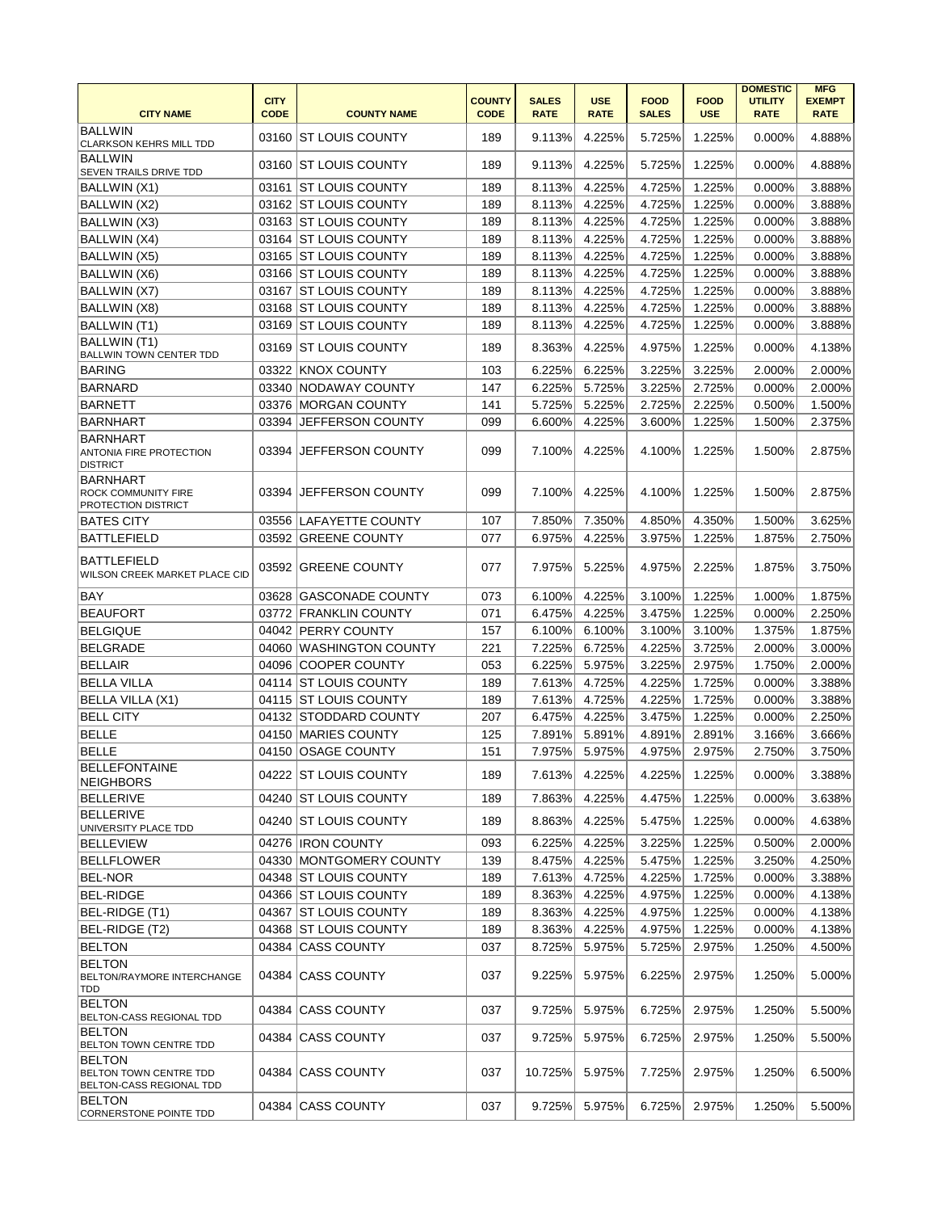| CITY NAME | CITY CODE | COUNTY NAME | COUNTY CODE | SALES RATE | USE RATE | FOOD SALES | FOOD USE | DOMESTIC UTILITY RATE | MFG EXEMPT RATE |
|---|---|---|---|---|---|---|---|---|---|
| BALLWIN CLARKSON KEHRS MILL TDD | 03160 | ST LOUIS COUNTY | 189 | 9.113% | 4.225% | 5.725% | 1.225% | 0.000% | 4.888% |
| BALLWIN SEVEN TRAILS DRIVE TDD | 03160 | ST LOUIS COUNTY | 189 | 9.113% | 4.225% | 5.725% | 1.225% | 0.000% | 4.888% |
| BALLWIN (X1) | 03161 | ST LOUIS COUNTY | 189 | 8.113% | 4.225% | 4.725% | 1.225% | 0.000% | 3.888% |
| BALLWIN (X2) | 03162 | ST LOUIS COUNTY | 189 | 8.113% | 4.225% | 4.725% | 1.225% | 0.000% | 3.888% |
| BALLWIN (X3) | 03163 | ST LOUIS COUNTY | 189 | 8.113% | 4.225% | 4.725% | 1.225% | 0.000% | 3.888% |
| BALLWIN (X4) | 03164 | ST LOUIS COUNTY | 189 | 8.113% | 4.225% | 4.725% | 1.225% | 0.000% | 3.888% |
| BALLWIN (X5) | 03165 | ST LOUIS COUNTY | 189 | 8.113% | 4.225% | 4.725% | 1.225% | 0.000% | 3.888% |
| BALLWIN (X6) | 03166 | ST LOUIS COUNTY | 189 | 8.113% | 4.225% | 4.725% | 1.225% | 0.000% | 3.888% |
| BALLWIN (X7) | 03167 | ST LOUIS COUNTY | 189 | 8.113% | 4.225% | 4.725% | 1.225% | 0.000% | 3.888% |
| BALLWIN (X8) | 03168 | ST LOUIS COUNTY | 189 | 8.113% | 4.225% | 4.725% | 1.225% | 0.000% | 3.888% |
| BALLWIN (T1) | 03169 | ST LOUIS COUNTY | 189 | 8.113% | 4.225% | 4.725% | 1.225% | 0.000% | 3.888% |
| BALLWIN (T1) BALLWIN TOWN CENTER TDD | 03169 | ST LOUIS COUNTY | 189 | 8.363% | 4.225% | 4.975% | 1.225% | 0.000% | 4.138% |
| BARING | 03322 | KNOX COUNTY | 103 | 6.225% | 6.225% | 3.225% | 3.225% | 2.000% | 2.000% |
| BARNARD | 03340 | NODAWAY COUNTY | 147 | 6.225% | 5.725% | 3.225% | 2.725% | 0.000% | 2.000% |
| BARNETT | 03376 | MORGAN COUNTY | 141 | 5.725% | 5.225% | 2.725% | 2.225% | 0.500% | 1.500% |
| BARNHART | 03394 | JEFFERSON COUNTY | 099 | 6.600% | 4.225% | 3.600% | 1.225% | 1.500% | 2.375% |
| BARNHART ANTONIA FIRE PROTECTION DISTRICT | 03394 | JEFFERSON COUNTY | 099 | 7.100% | 4.225% | 4.100% | 1.225% | 1.500% | 2.875% |
| BARNHART ROCK COMMUNITY FIRE PROTECTION DISTRICT | 03394 | JEFFERSON COUNTY | 099 | 7.100% | 4.225% | 4.100% | 1.225% | 1.500% | 2.875% |
| BATES CITY | 03556 | LAFAYETTE COUNTY | 107 | 7.850% | 7.350% | 4.850% | 4.350% | 1.500% | 3.625% |
| BATTLEFIELD | 03592 | GREENE COUNTY | 077 | 6.975% | 4.225% | 3.975% | 1.225% | 1.875% | 2.750% |
| BATTLEFIELD WILSON CREEK MARKET PLACE CID | 03592 | GREENE COUNTY | 077 | 7.975% | 5.225% | 4.975% | 2.225% | 1.875% | 3.750% |
| BAY | 03628 | GASCONADE COUNTY | 073 | 6.100% | 4.225% | 3.100% | 1.225% | 1.000% | 1.875% |
| BEAUFORT | 03772 | FRANKLIN COUNTY | 071 | 6.475% | 4.225% | 3.475% | 1.225% | 0.000% | 2.250% |
| BELGIQUE | 04042 | PERRY COUNTY | 157 | 6.100% | 6.100% | 3.100% | 3.100% | 1.375% | 1.875% |
| BELGRADE | 04060 | WASHINGTON COUNTY | 221 | 7.225% | 6.725% | 4.225% | 3.725% | 2.000% | 3.000% |
| BELLAIR | 04096 | COOPER COUNTY | 053 | 6.225% | 5.975% | 3.225% | 2.975% | 1.750% | 2.000% |
| BELLA VILLA | 04114 | ST LOUIS COUNTY | 189 | 7.613% | 4.725% | 4.225% | 1.725% | 0.000% | 3.388% |
| BELLA VILLA (X1) | 04115 | ST LOUIS COUNTY | 189 | 7.613% | 4.725% | 4.225% | 1.725% | 0.000% | 3.388% |
| BELL CITY | 04132 | STODDARD COUNTY | 207 | 6.475% | 4.225% | 3.475% | 1.225% | 0.000% | 2.250% |
| BELLE | 04150 | MARIES COUNTY | 125 | 7.891% | 5.891% | 4.891% | 2.891% | 3.166% | 3.666% |
| BELLE | 04150 | OSAGE COUNTY | 151 | 7.975% | 5.975% | 4.975% | 2.975% | 2.750% | 3.750% |
| BELLEFONTAINE NEIGHBORS | 04222 | ST LOUIS COUNTY | 189 | 7.613% | 4.225% | 4.225% | 1.225% | 0.000% | 3.388% |
| BELLERIVE | 04240 | ST LOUIS COUNTY | 189 | 7.863% | 4.225% | 4.475% | 1.225% | 0.000% | 3.638% |
| BELLERIVE UNIVERSITY PLACE TDD | 04240 | ST LOUIS COUNTY | 189 | 8.863% | 4.225% | 5.475% | 1.225% | 0.000% | 4.638% |
| BELLEVIEW | 04276 | IRON COUNTY | 093 | 6.225% | 4.225% | 3.225% | 1.225% | 0.500% | 2.000% |
| BELLFLOWER | 04330 | MONTGOMERY COUNTY | 139 | 8.475% | 4.225% | 5.475% | 1.225% | 3.250% | 4.250% |
| BEL-NOR | 04348 | ST LOUIS COUNTY | 189 | 7.613% | 4.725% | 4.225% | 1.725% | 0.000% | 3.388% |
| BEL-RIDGE | 04366 | ST LOUIS COUNTY | 189 | 8.363% | 4.225% | 4.975% | 1.225% | 0.000% | 4.138% |
| BEL-RIDGE (T1) | 04367 | ST LOUIS COUNTY | 189 | 8.363% | 4.225% | 4.975% | 1.225% | 0.000% | 4.138% |
| BEL-RIDGE (T2) | 04368 | ST LOUIS COUNTY | 189 | 8.363% | 4.225% | 4.975% | 1.225% | 0.000% | 4.138% |
| BELTON | 04384 | CASS COUNTY | 037 | 8.725% | 5.975% | 5.725% | 2.975% | 1.250% | 4.500% |
| BELTON BELTON/RAYMORE INTERCHANGE TDD | 04384 | CASS COUNTY | 037 | 9.225% | 5.975% | 6.225% | 2.975% | 1.250% | 5.000% |
| BELTON BELTON-CASS REGIONAL TDD | 04384 | CASS COUNTY | 037 | 9.725% | 5.975% | 6.725% | 2.975% | 1.250% | 5.500% |
| BELTON BELTON TOWN CENTRE TDD | 04384 | CASS COUNTY | 037 | 9.725% | 5.975% | 6.725% | 2.975% | 1.250% | 5.500% |
| BELTON BELTON TOWN CENTRE TDD BELTON-CASS REGIONAL TDD | 04384 | CASS COUNTY | 037 | 10.725% | 5.975% | 7.725% | 2.975% | 1.250% | 6.500% |
| BELTON CORNERSTONE POINTE TDD | 04384 | CASS COUNTY | 037 | 9.725% | 5.975% | 6.725% | 2.975% | 1.250% | 5.500% |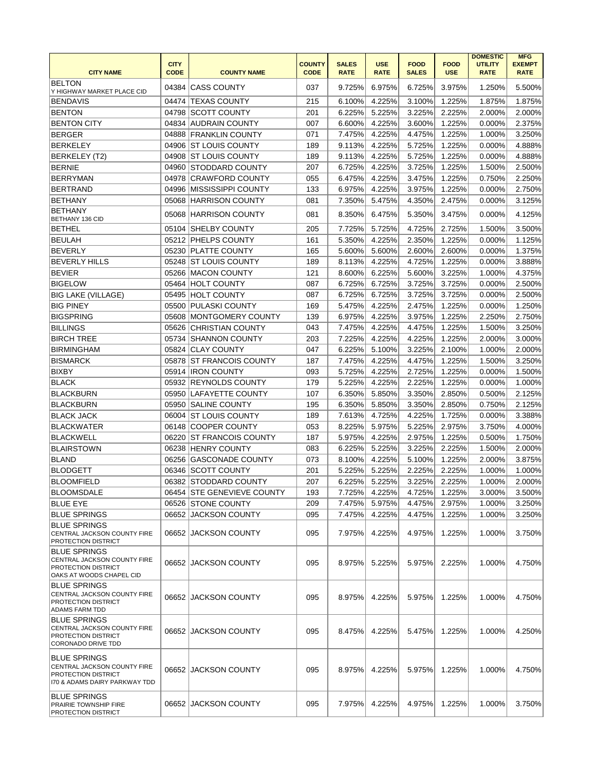| CITY NAME | CITY CODE | COUNTY NAME | COUNTY CODE | SALES RATE | USE RATE | FOOD SALES | FOOD USE | DOMESTIC UTILITY RATE | MFG EXEMPT RATE |
|---|---|---|---|---|---|---|---|---|---|
| BELTON<br>Y HIGHWAY MARKET PLACE CID | 04384 | CASS COUNTY | 037 | 9.725% | 6.975% | 6.725% | 3.975% | 1.250% | 5.500% |
| BENDAVIS | 04474 | TEXAS COUNTY | 215 | 6.100% | 4.225% | 3.100% | 1.225% | 1.875% | 1.875% |
| BENTON | 04798 | SCOTT COUNTY | 201 | 6.225% | 5.225% | 3.225% | 2.225% | 2.000% | 2.000% |
| BENTON CITY | 04834 | AUDRAIN COUNTY | 007 | 6.600% | 4.225% | 3.600% | 1.225% | 0.000% | 2.375% |
| BERGER | 04888 | FRANKLIN COUNTY | 071 | 7.475% | 4.225% | 4.475% | 1.225% | 1.000% | 3.250% |
| BERKELEY | 04906 | ST LOUIS COUNTY | 189 | 9.113% | 4.225% | 5.725% | 1.225% | 0.000% | 4.888% |
| BERKELEY (T2) | 04908 | ST LOUIS COUNTY | 189 | 9.113% | 4.225% | 5.725% | 1.225% | 0.000% | 4.888% |
| BERNIE | 04960 | STODDARD COUNTY | 207 | 6.725% | 4.225% | 3.725% | 1.225% | 1.500% | 2.500% |
| BERRYMAN | 04978 | CRAWFORD COUNTY | 055 | 6.475% | 4.225% | 3.475% | 1.225% | 0.750% | 2.250% |
| BERTRAND | 04996 | MISSISSIPPI COUNTY | 133 | 6.975% | 4.225% | 3.975% | 1.225% | 0.000% | 2.750% |
| BETHANY | 05068 | HARRISON COUNTY | 081 | 7.350% | 5.475% | 4.350% | 2.475% | 0.000% | 3.125% |
| BETHANY<br>BETHANY 136 CID | 05068 | HARRISON COUNTY | 081 | 8.350% | 6.475% | 5.350% | 3.475% | 0.000% | 4.125% |
| BETHEL | 05104 | SHELBY COUNTY | 205 | 7.725% | 5.725% | 4.725% | 2.725% | 1.500% | 3.500% |
| BEULAH | 05212 | PHELPS COUNTY | 161 | 5.350% | 4.225% | 2.350% | 1.225% | 0.000% | 1.125% |
| BEVERLY | 05230 | PLATTE COUNTY | 165 | 5.600% | 5.600% | 2.600% | 2.600% | 0.000% | 1.375% |
| BEVERLY HILLS | 05248 | ST LOUIS COUNTY | 189 | 8.113% | 4.225% | 4.725% | 1.225% | 0.000% | 3.888% |
| BEVIER | 05266 | MACON COUNTY | 121 | 8.600% | 6.225% | 5.600% | 3.225% | 1.000% | 4.375% |
| BIGELOW | 05464 | HOLT COUNTY | 087 | 6.725% | 6.725% | 3.725% | 3.725% | 0.000% | 2.500% |
| BIG LAKE (VILLAGE) | 05495 | HOLT COUNTY | 087 | 6.725% | 6.725% | 3.725% | 3.725% | 0.000% | 2.500% |
| BIG PINEY | 05500 | PULASKI COUNTY | 169 | 5.475% | 4.225% | 2.475% | 1.225% | 0.000% | 1.250% |
| BIGSPRING | 05608 | MONTGOMERY COUNTY | 139 | 6.975% | 4.225% | 3.975% | 1.225% | 2.250% | 2.750% |
| BILLINGS | 05626 | CHRISTIAN COUNTY | 043 | 7.475% | 4.225% | 4.475% | 1.225% | 1.500% | 3.250% |
| BIRCH TREE | 05734 | SHANNON COUNTY | 203 | 7.225% | 4.225% | 4.225% | 1.225% | 2.000% | 3.000% |
| BIRMINGHAM | 05824 | CLAY COUNTY | 047 | 6.225% | 5.100% | 3.225% | 2.100% | 1.000% | 2.000% |
| BISMARCK | 05878 | ST FRANCOIS COUNTY | 187 | 7.475% | 4.225% | 4.475% | 1.225% | 1.500% | 3.250% |
| BIXBY | 05914 | IRON COUNTY | 093 | 5.725% | 4.225% | 2.725% | 1.225% | 0.000% | 1.500% |
| BLACK | 05932 | REYNOLDS COUNTY | 179 | 5.225% | 4.225% | 2.225% | 1.225% | 0.000% | 1.000% |
| BLACKBURN | 05950 | LAFAYETTE COUNTY | 107 | 6.350% | 5.850% | 3.350% | 2.850% | 0.500% | 2.125% |
| BLACKBURN | 05950 | SALINE COUNTY | 195 | 6.350% | 5.850% | 3.350% | 2.850% | 0.750% | 2.125% |
| BLACK JACK | 06004 | ST LOUIS COUNTY | 189 | 7.613% | 4.725% | 4.225% | 1.725% | 0.000% | 3.388% |
| BLACKWATER | 06148 | COOPER COUNTY | 053 | 8.225% | 5.975% | 5.225% | 2.975% | 3.750% | 4.000% |
| BLACKWELL | 06220 | ST FRANCOIS COUNTY | 187 | 5.975% | 4.225% | 2.975% | 1.225% | 0.500% | 1.750% |
| BLAIRSTOWN | 06238 | HENRY COUNTY | 083 | 6.225% | 5.225% | 3.225% | 2.225% | 1.500% | 2.000% |
| BLAND | 06256 | GASCONADE COUNTY | 073 | 8.100% | 4.225% | 5.100% | 1.225% | 2.000% | 3.875% |
| BLODGETT | 06346 | SCOTT COUNTY | 201 | 5.225% | 5.225% | 2.225% | 2.225% | 1.000% | 1.000% |
| BLOOMFIELD | 06382 | STODDARD COUNTY | 207 | 6.225% | 5.225% | 3.225% | 2.225% | 1.000% | 2.000% |
| BLOOMSDALE | 06454 | STE GENEVIEVE COUNTY | 193 | 7.725% | 4.225% | 4.725% | 1.225% | 3.000% | 3.500% |
| BLUE EYE | 06526 | STONE COUNTY | 209 | 7.475% | 5.975% | 4.475% | 2.975% | 1.000% | 3.250% |
| BLUE SPRINGS | 06652 | JACKSON COUNTY | 095 | 7.475% | 4.225% | 4.475% | 1.225% | 1.000% | 3.250% |
| BLUE SPRINGS<br>CENTRAL JACKSON COUNTY FIRE PROTECTION DISTRICT | 06652 | JACKSON COUNTY | 095 | 7.975% | 4.225% | 4.975% | 1.225% | 1.000% | 3.750% |
| BLUE SPRINGS<br>CENTRAL JACKSON COUNTY FIRE PROTECTION DISTRICT<br>OAKS AT WOODS CHAPEL CID | 06652 | JACKSON COUNTY | 095 | 8.975% | 5.225% | 5.975% | 2.225% | 1.000% | 4.750% |
| BLUE SPRINGS<br>CENTRAL JACKSON COUNTY FIRE PROTECTION DISTRICT<br>ADAMS FARM TDD | 06652 | JACKSON COUNTY | 095 | 8.975% | 4.225% | 5.975% | 1.225% | 1.000% | 4.750% |
| BLUE SPRINGS<br>CENTRAL JACKSON COUNTY FIRE PROTECTION DISTRICT<br>CORONADO DRIVE TDD | 06652 | JACKSON COUNTY | 095 | 8.475% | 4.225% | 5.475% | 1.225% | 1.000% | 4.250% |
| BLUE SPRINGS<br>CENTRAL JACKSON COUNTY FIRE PROTECTION DISTRICT<br>I70 & ADAMS DAIRY PARKWAY TDD | 06652 | JACKSON COUNTY | 095 | 8.975% | 4.225% | 5.975% | 1.225% | 1.000% | 4.750% |
| BLUE SPRINGS<br>PRAIRIE TOWNSHIP FIRE PROTECTION DISTRICT | 06652 | JACKSON COUNTY | 095 | 7.975% | 4.225% | 4.975% | 1.225% | 1.000% | 3.750% |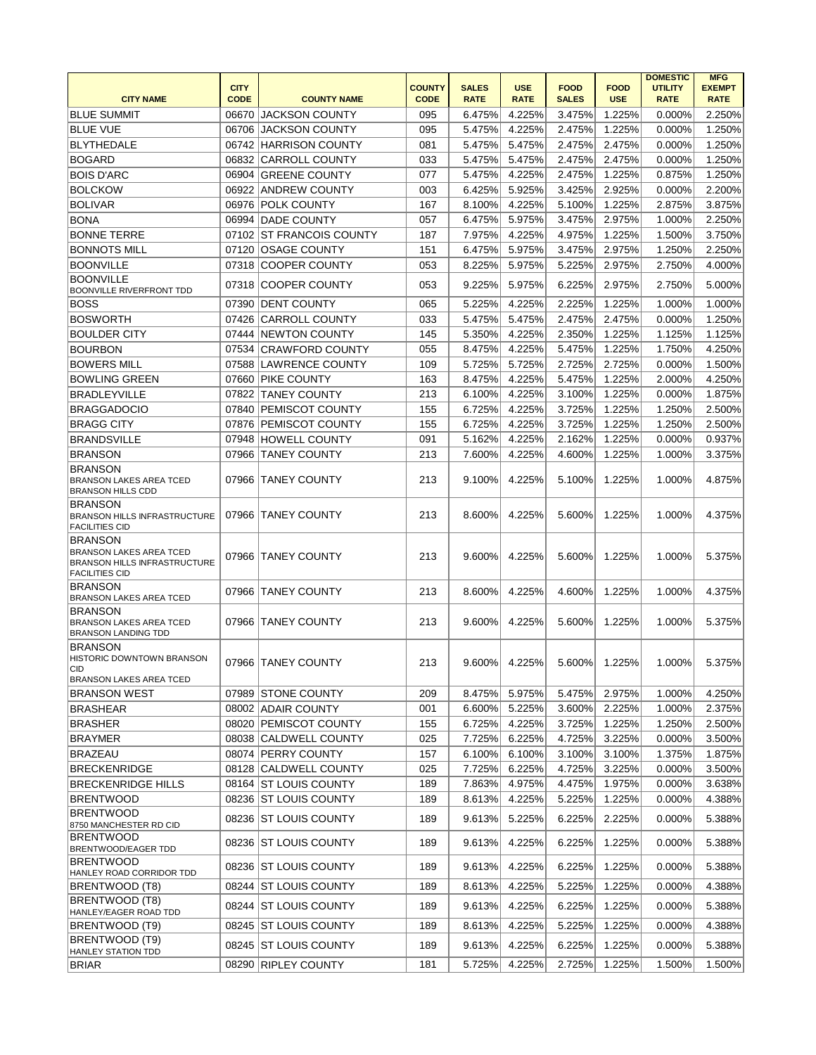| CITY NAME | CITY CODE | COUNTY NAME | COUNTY CODE | SALES RATE | USE RATE | FOOD SALES | FOOD USE | DOMESTIC UTILITY RATE | MFG EXEMPT RATE |
|---|---|---|---|---|---|---|---|---|---|
| BLUE SUMMIT | 06670 | JACKSON COUNTY | 095 | 6.475% | 4.225% | 3.475% | 1.225% | 0.000% | 2.250% |
| BLUE VUE | 06706 | JACKSON COUNTY | 095 | 5.475% | 4.225% | 2.475% | 1.225% | 0.000% | 1.250% |
| BLYTHEDALE | 06742 | HARRISON COUNTY | 081 | 5.475% | 5.475% | 2.475% | 2.475% | 0.000% | 1.250% |
| BOGARD | 06832 | CARROLL COUNTY | 033 | 5.475% | 5.475% | 2.475% | 2.475% | 0.000% | 1.250% |
| BOIS D'ARC | 06904 | GREENE COUNTY | 077 | 5.475% | 4.225% | 2.475% | 1.225% | 0.875% | 1.250% |
| BOLCKOW | 06922 | ANDREW COUNTY | 003 | 6.425% | 5.925% | 3.425% | 2.925% | 0.000% | 2.200% |
| BOLIVAR | 06976 | POLK COUNTY | 167 | 8.100% | 4.225% | 5.100% | 1.225% | 2.875% | 3.875% |
| BONA | 06994 | DADE COUNTY | 057 | 6.475% | 5.975% | 3.475% | 2.975% | 1.000% | 2.250% |
| BONNE TERRE | 07102 | ST FRANCOIS COUNTY | 187 | 7.975% | 4.225% | 4.975% | 1.225% | 1.500% | 3.750% |
| BONNOTS MILL | 07120 | OSAGE COUNTY | 151 | 6.475% | 5.975% | 3.475% | 2.975% | 1.250% | 2.250% |
| BOONVILLE | 07318 | COOPER COUNTY | 053 | 8.225% | 5.975% | 5.225% | 2.975% | 2.750% | 4.000% |
| BOONVILLE<br>BOONVILLE RIVERFRONT TDD | 07318 | COOPER COUNTY | 053 | 9.225% | 5.975% | 6.225% | 2.975% | 2.750% | 5.000% |
| BOSS | 07390 | DENT COUNTY | 065 | 5.225% | 4.225% | 2.225% | 1.225% | 1.000% | 1.000% |
| BOSWORTH | 07426 | CARROLL COUNTY | 033 | 5.475% | 5.475% | 2.475% | 2.475% | 0.000% | 1.250% |
| BOULDER CITY | 07444 | NEWTON COUNTY | 145 | 5.350% | 4.225% | 2.350% | 1.225% | 1.125% | 1.125% |
| BOURBON | 07534 | CRAWFORD COUNTY | 055 | 8.475% | 4.225% | 5.475% | 1.225% | 1.750% | 4.250% |
| BOWERS MILL | 07588 | LAWRENCE COUNTY | 109 | 5.725% | 5.725% | 2.725% | 2.725% | 0.000% | 1.500% |
| BOWLING GREEN | 07660 | PIKE COUNTY | 163 | 8.475% | 4.225% | 5.475% | 1.225% | 2.000% | 4.250% |
| BRADLEYVILLE | 07822 | TANEY COUNTY | 213 | 6.100% | 4.225% | 3.100% | 1.225% | 0.000% | 1.875% |
| BRAGGADOCIO | 07840 | PEMISCOT COUNTY | 155 | 6.725% | 4.225% | 3.725% | 1.225% | 1.250% | 2.500% |
| BRAGG CITY | 07876 | PEMISCOT COUNTY | 155 | 6.725% | 4.225% | 3.725% | 1.225% | 1.250% | 2.500% |
| BRANDSVILLE | 07948 | HOWELL COUNTY | 091 | 5.162% | 4.225% | 2.162% | 1.225% | 0.000% | 0.937% |
| BRANSON | 07966 | TANEY COUNTY | 213 | 7.600% | 4.225% | 4.600% | 1.225% | 1.000% | 3.375% |
| BRANSON<br>BRANSON LAKES AREA TCED<br>BRANSON HILLS CDD | 07966 | TANEY COUNTY | 213 | 9.100% | 4.225% | 5.100% | 1.225% | 1.000% | 4.875% |
| BRANSON<br>BRANSON HILLS INFRASTRUCTURE FACILITIES CID | 07966 | TANEY COUNTY | 213 | 8.600% | 4.225% | 5.600% | 1.225% | 1.000% | 4.375% |
| BRANSON<br>BRANSON LAKES AREA TCED<br>BRANSON HILLS INFRASTRUCTURE FACILITIES CID | 07966 | TANEY COUNTY | 213 | 9.600% | 4.225% | 5.600% | 1.225% | 1.000% | 5.375% |
| BRANSON<br>BRANSON LAKES AREA TCED | 07966 | TANEY COUNTY | 213 | 8.600% | 4.225% | 4.600% | 1.225% | 1.000% | 4.375% |
| BRANSON<br>BRANSON LAKES AREA TCED<br>BRANSON LANDING TDD | 07966 | TANEY COUNTY | 213 | 9.600% | 4.225% | 5.600% | 1.225% | 1.000% | 5.375% |
| BRANSON<br>HISTORIC DOWNTOWN BRANSON CID<br>BRANSON LAKES AREA TCED | 07966 | TANEY COUNTY | 213 | 9.600% | 4.225% | 5.600% | 1.225% | 1.000% | 5.375% |
| BRANSON WEST | 07989 | STONE COUNTY | 209 | 8.475% | 5.975% | 5.475% | 2.975% | 1.000% | 4.250% |
| BRASHEAR | 08002 | ADAIR COUNTY | 001 | 6.600% | 5.225% | 3.600% | 2.225% | 1.000% | 2.375% |
| BRASHER | 08020 | PEMISCOT COUNTY | 155 | 6.725% | 4.225% | 3.725% | 1.225% | 1.250% | 2.500% |
| BRAYMER | 08038 | CALDWELL COUNTY | 025 | 7.725% | 6.225% | 4.725% | 3.225% | 0.000% | 3.500% |
| BRAZEAU | 08074 | PERRY COUNTY | 157 | 6.100% | 6.100% | 3.100% | 3.100% | 1.375% | 1.875% |
| BRECKENRIDGE | 08128 | CALDWELL COUNTY | 025 | 7.725% | 6.225% | 4.725% | 3.225% | 0.000% | 3.500% |
| BRECKENRIDGE HILLS | 08164 | ST LOUIS COUNTY | 189 | 7.863% | 4.975% | 4.475% | 1.975% | 0.000% | 3.638% |
| BRENTWOOD | 08236 | ST LOUIS COUNTY | 189 | 8.613% | 4.225% | 5.225% | 1.225% | 0.000% | 4.388% |
| BRENTWOOD<br>8750 MANCHESTER RD CID | 08236 | ST LOUIS COUNTY | 189 | 9.613% | 5.225% | 6.225% | 2.225% | 0.000% | 5.388% |
| BRENTWOOD<br>BRENTWOOD/EAGER TDD | 08236 | ST LOUIS COUNTY | 189 | 9.613% | 4.225% | 6.225% | 1.225% | 0.000% | 5.388% |
| BRENTWOOD<br>HANLEY ROAD CORRIDOR TDD | 08236 | ST LOUIS COUNTY | 189 | 9.613% | 4.225% | 6.225% | 1.225% | 0.000% | 5.388% |
| BRENTWOOD (T8) | 08244 | ST LOUIS COUNTY | 189 | 8.613% | 4.225% | 5.225% | 1.225% | 0.000% | 4.388% |
| BRENTWOOD (T8)<br>HANLEY/EAGER ROAD TDD | 08244 | ST LOUIS COUNTY | 189 | 9.613% | 4.225% | 6.225% | 1.225% | 0.000% | 5.388% |
| BRENTWOOD (T9) | 08245 | ST LOUIS COUNTY | 189 | 8.613% | 4.225% | 5.225% | 1.225% | 0.000% | 4.388% |
| BRENTWOOD (T9)<br>HANLEY STATION TDD | 08245 | ST LOUIS COUNTY | 189 | 9.613% | 4.225% | 6.225% | 1.225% | 0.000% | 5.388% |
| BRIAR | 08290 | RIPLEY COUNTY | 181 | 5.725% | 4.225% | 2.725% | 1.225% | 1.500% | 1.500% |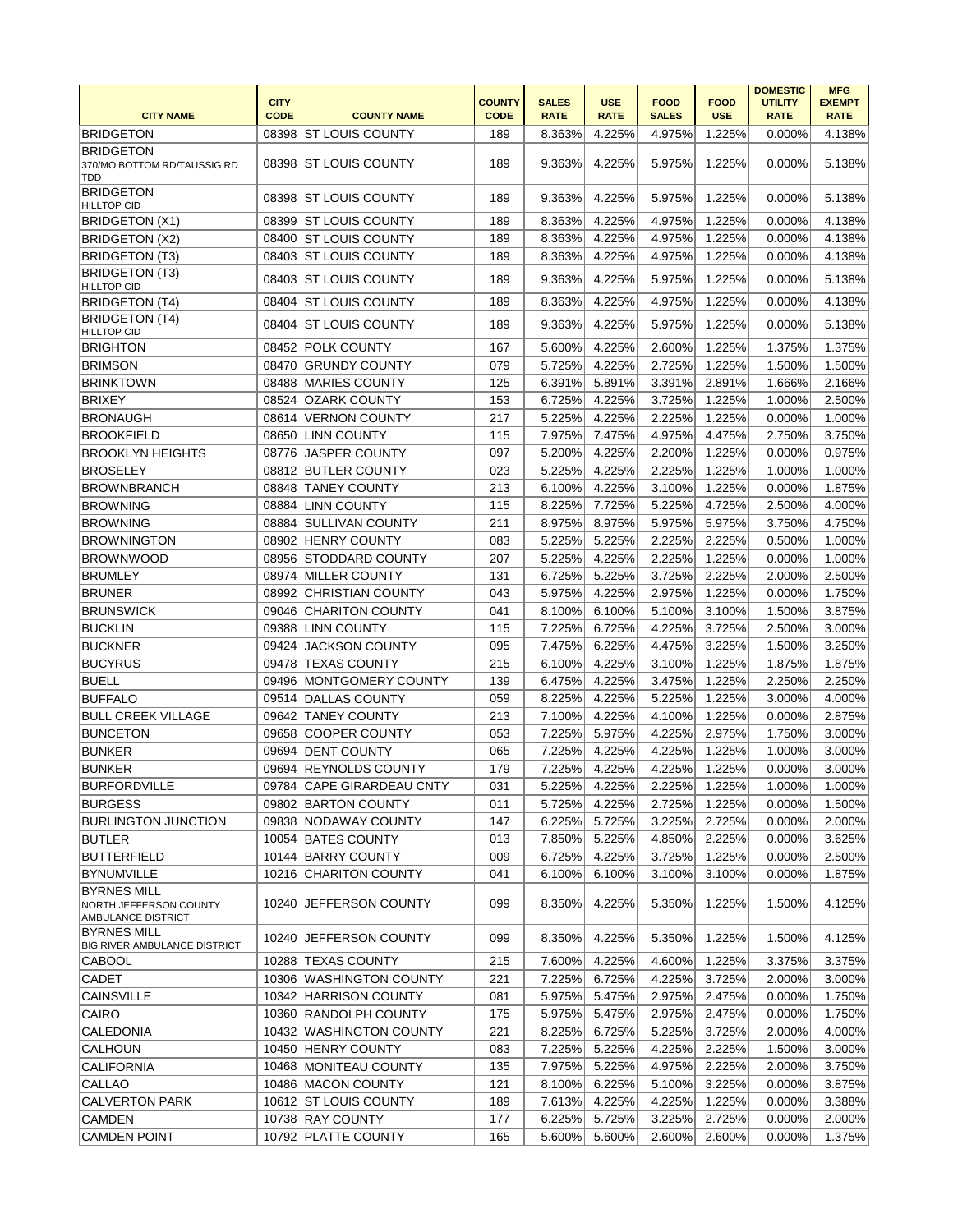| CITY NAME | CITY CODE | COUNTY NAME | COUNTY CODE | SALES RATE | USE RATE | FOOD SALES | FOOD USE | DOMESTIC UTILITY RATE | MFG EXEMPT RATE |
|---|---|---|---|---|---|---|---|---|---|
| BRIDGETON | 08398 | ST LOUIS COUNTY | 189 | 8.363% | 4.225% | 4.975% | 1.225% | 0.000% | 4.138% |
| BRIDGETON 370/MO BOTTOM RD/TAUSSIG RD TDD | 08398 | ST LOUIS COUNTY | 189 | 9.363% | 4.225% | 5.975% | 1.225% | 0.000% | 5.138% |
| BRIDGETON HILLTOP CID | 08398 | ST LOUIS COUNTY | 189 | 9.363% | 4.225% | 5.975% | 1.225% | 0.000% | 5.138% |
| BRIDGETON (X1) | 08399 | ST LOUIS COUNTY | 189 | 8.363% | 4.225% | 4.975% | 1.225% | 0.000% | 4.138% |
| BRIDGETON (X2) | 08400 | ST LOUIS COUNTY | 189 | 8.363% | 4.225% | 4.975% | 1.225% | 0.000% | 4.138% |
| BRIDGETON (T3) | 08403 | ST LOUIS COUNTY | 189 | 8.363% | 4.225% | 4.975% | 1.225% | 0.000% | 4.138% |
| BRIDGETON (T3) HILLTOP CID | 08403 | ST LOUIS COUNTY | 189 | 9.363% | 4.225% | 5.975% | 1.225% | 0.000% | 5.138% |
| BRIDGETON (T4) | 08404 | ST LOUIS COUNTY | 189 | 8.363% | 4.225% | 4.975% | 1.225% | 0.000% | 4.138% |
| BRIDGETON (T4) HILLTOP CID | 08404 | ST LOUIS COUNTY | 189 | 9.363% | 4.225% | 5.975% | 1.225% | 0.000% | 5.138% |
| BRIGHTON | 08452 | POLK COUNTY | 167 | 5.600% | 4.225% | 2.600% | 1.225% | 1.375% | 1.375% |
| BRIMSON | 08470 | GRUNDY COUNTY | 079 | 5.725% | 4.225% | 2.725% | 1.225% | 1.500% | 1.500% |
| BRINKTOWN | 08488 | MARIES COUNTY | 125 | 6.391% | 5.891% | 3.391% | 2.891% | 1.666% | 2.166% |
| BRIXEY | 08524 | OZARK COUNTY | 153 | 6.725% | 4.225% | 3.725% | 1.225% | 1.000% | 2.500% |
| BRONAUGH | 08614 | VERNON COUNTY | 217 | 5.225% | 4.225% | 2.225% | 1.225% | 0.000% | 1.000% |
| BROOKFIELD | 08650 | LINN COUNTY | 115 | 7.975% | 7.475% | 4.975% | 4.475% | 2.750% | 3.750% |
| BROOKLYN HEIGHTS | 08776 | JASPER COUNTY | 097 | 5.200% | 4.225% | 2.200% | 1.225% | 0.000% | 0.975% |
| BROSELEY | 08812 | BUTLER COUNTY | 023 | 5.225% | 4.225% | 2.225% | 1.225% | 1.000% | 1.000% |
| BROWNBRANCH | 08848 | TANEY COUNTY | 213 | 6.100% | 4.225% | 3.100% | 1.225% | 0.000% | 1.875% |
| BROWNING | 08884 | LINN COUNTY | 115 | 8.225% | 7.725% | 5.225% | 4.725% | 2.500% | 4.000% |
| BROWNING | 08884 | SULLIVAN COUNTY | 211 | 8.975% | 8.975% | 5.975% | 5.975% | 3.750% | 4.750% |
| BROWNINGTON | 08902 | HENRY COUNTY | 083 | 5.225% | 5.225% | 2.225% | 2.225% | 0.500% | 1.000% |
| BROWNWOOD | 08956 | STODDARD COUNTY | 207 | 5.225% | 4.225% | 2.225% | 1.225% | 0.000% | 1.000% |
| BRUMLEY | 08974 | MILLER COUNTY | 131 | 6.725% | 5.225% | 3.725% | 2.225% | 2.000% | 2.500% |
| BRUNER | 08992 | CHRISTIAN COUNTY | 043 | 5.975% | 4.225% | 2.975% | 1.225% | 0.000% | 1.750% |
| BRUNSWICK | 09046 | CHARITON COUNTY | 041 | 8.100% | 6.100% | 5.100% | 3.100% | 1.500% | 3.875% |
| BUCKLIN | 09388 | LINN COUNTY | 115 | 7.225% | 6.725% | 4.225% | 3.725% | 2.500% | 3.000% |
| BUCKNER | 09424 | JACKSON COUNTY | 095 | 7.475% | 6.225% | 4.475% | 3.225% | 1.500% | 3.250% |
| BUCYRUS | 09478 | TEXAS COUNTY | 215 | 6.100% | 4.225% | 3.100% | 1.225% | 1.875% | 1.875% |
| BUELL | 09496 | MONTGOMERY COUNTY | 139 | 6.475% | 4.225% | 3.475% | 1.225% | 2.250% | 2.250% |
| BUFFALO | 09514 | DALLAS COUNTY | 059 | 8.225% | 4.225% | 5.225% | 1.225% | 3.000% | 4.000% |
| BULL CREEK VILLAGE | 09642 | TANEY COUNTY | 213 | 7.100% | 4.225% | 4.100% | 1.225% | 0.000% | 2.875% |
| BUNCETON | 09658 | COOPER COUNTY | 053 | 7.225% | 5.975% | 4.225% | 2.975% | 1.750% | 3.000% |
| BUNKER | 09694 | DENT COUNTY | 065 | 7.225% | 4.225% | 4.225% | 1.225% | 1.000% | 3.000% |
| BUNKER | 09694 | REYNOLDS COUNTY | 179 | 7.225% | 4.225% | 4.225% | 1.225% | 0.000% | 3.000% |
| BURFORDVILLE | 09784 | CAPE GIRARDEAU CNTY | 031 | 5.225% | 4.225% | 2.225% | 1.225% | 1.000% | 1.000% |
| BURGESS | 09802 | BARTON COUNTY | 011 | 5.725% | 4.225% | 2.725% | 1.225% | 0.000% | 1.500% |
| BURLINGTON JUNCTION | 09838 | NODAWAY COUNTY | 147 | 6.225% | 5.725% | 3.225% | 2.725% | 0.000% | 2.000% |
| BUTLER | 10054 | BATES COUNTY | 013 | 7.850% | 5.225% | 4.850% | 2.225% | 0.000% | 3.625% |
| BUTTERFIELD | 10144 | BARRY COUNTY | 009 | 6.725% | 4.225% | 3.725% | 1.225% | 0.000% | 2.500% |
| BYNUMVILLE | 10216 | CHARITON COUNTY | 041 | 6.100% | 6.100% | 3.100% | 3.100% | 0.000% | 1.875% |
| BYRNES MILL NORTH JEFFERSON COUNTY AMBULANCE DISTRICT | 10240 | JEFFERSON COUNTY | 099 | 8.350% | 4.225% | 5.350% | 1.225% | 1.500% | 4.125% |
| BYRNES MILL BIG RIVER AMBULANCE DISTRICT | 10240 | JEFFERSON COUNTY | 099 | 8.350% | 4.225% | 5.350% | 1.225% | 1.500% | 4.125% |
| CABOOL | 10288 | TEXAS COUNTY | 215 | 7.600% | 4.225% | 4.600% | 1.225% | 3.375% | 3.375% |
| CADET | 10306 | WASHINGTON COUNTY | 221 | 7.225% | 6.725% | 4.225% | 3.725% | 2.000% | 3.000% |
| CAINSVILLE | 10342 | HARRISON COUNTY | 081 | 5.975% | 5.475% | 2.975% | 2.475% | 0.000% | 1.750% |
| CAIRO | 10360 | RANDOLPH COUNTY | 175 | 5.975% | 5.475% | 2.975% | 2.475% | 0.000% | 1.750% |
| CALEDONIA | 10432 | WASHINGTON COUNTY | 221 | 8.225% | 6.725% | 5.225% | 3.725% | 2.000% | 4.000% |
| CALHOUN | 10450 | HENRY COUNTY | 083 | 7.225% | 5.225% | 4.225% | 2.225% | 1.500% | 3.000% |
| CALIFORNIA | 10468 | MONITEAU COUNTY | 135 | 7.975% | 5.225% | 4.975% | 2.225% | 2.000% | 3.750% |
| CALLAO | 10486 | MACON COUNTY | 121 | 8.100% | 6.225% | 5.100% | 3.225% | 0.000% | 3.875% |
| CALVERTON PARK | 10612 | ST LOUIS COUNTY | 189 | 7.613% | 4.225% | 4.225% | 1.225% | 0.000% | 3.388% |
| CAMDEN | 10738 | RAY COUNTY | 177 | 6.225% | 5.725% | 3.225% | 2.725% | 0.000% | 2.000% |
| CAMDEN POINT | 10792 | PLATTE COUNTY | 165 | 5.600% | 5.600% | 2.600% | 2.600% | 0.000% | 1.375% |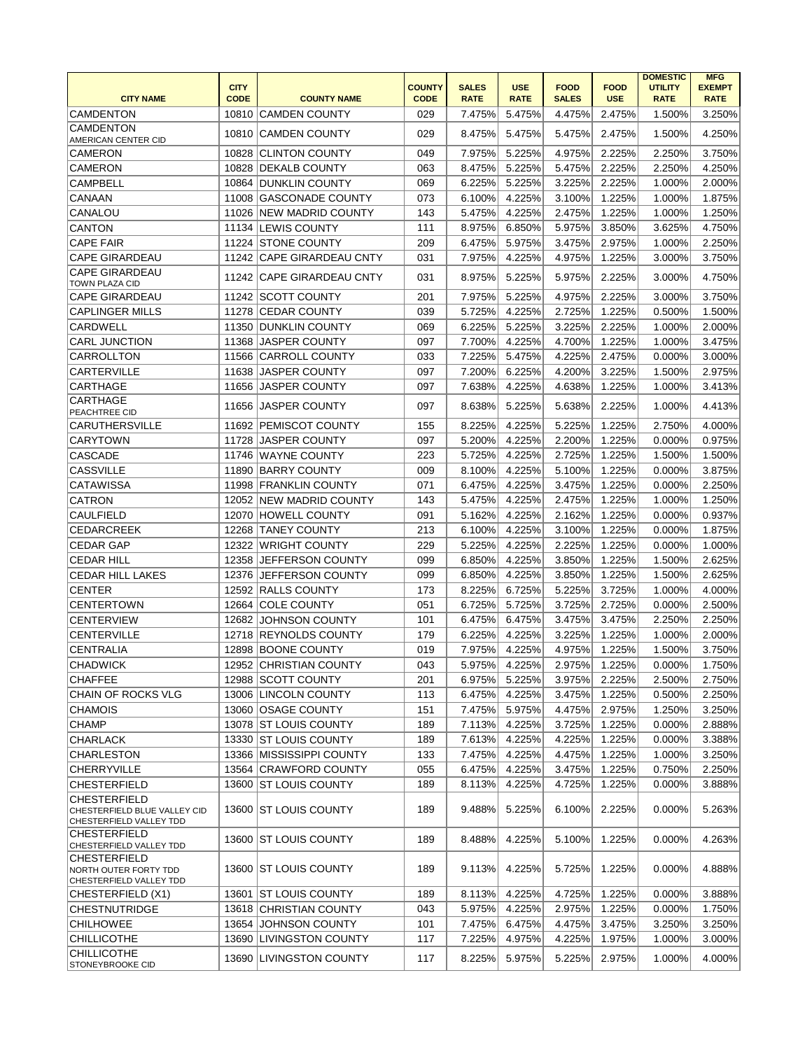| CITY NAME | CITY CODE | COUNTY NAME | COUNTY CODE | SALES RATE | USE RATE | FOOD SALES | FOOD USE | DOMESTIC UTILITY RATE | MFG EXEMPT RATE |
|---|---|---|---|---|---|---|---|---|---|
| CAMDENTON | 10810 | CAMDEN COUNTY | 029 | 7.475% | 5.475% | 4.475% | 2.475% | 1.500% | 3.250% |
| CAMDENTON AMERICAN CENTER CID | 10810 | CAMDEN COUNTY | 029 | 8.475% | 5.475% | 5.475% | 2.475% | 1.500% | 4.250% |
| CAMERON | 10828 | CLINTON COUNTY | 049 | 7.975% | 5.225% | 4.975% | 2.225% | 2.250% | 3.750% |
| CAMERON | 10828 | DEKALB COUNTY | 063 | 8.475% | 5.225% | 5.475% | 2.225% | 2.250% | 4.250% |
| CAMPBELL | 10864 | DUNKLIN COUNTY | 069 | 6.225% | 5.225% | 3.225% | 2.225% | 1.000% | 2.000% |
| CANAAN | 11008 | GASCONADE COUNTY | 073 | 6.100% | 4.225% | 3.100% | 1.225% | 1.000% | 1.875% |
| CANALOU | 11026 | NEW MADRID COUNTY | 143 | 5.475% | 4.225% | 2.475% | 1.225% | 1.000% | 1.250% |
| CANTON | 11134 | LEWIS COUNTY | 111 | 8.975% | 6.850% | 5.975% | 3.850% | 3.625% | 4.750% |
| CAPE FAIR | 11224 | STONE COUNTY | 209 | 6.475% | 5.975% | 3.475% | 2.975% | 1.000% | 2.250% |
| CAPE GIRARDEAU | 11242 | CAPE GIRARDEAU CNTY | 031 | 7.975% | 4.225% | 4.975% | 1.225% | 3.000% | 3.750% |
| CAPE GIRARDEAU TOWN PLAZA CID | 11242 | CAPE GIRARDEAU CNTY | 031 | 8.975% | 5.225% | 5.975% | 2.225% | 3.000% | 4.750% |
| CAPE GIRARDEAU | 11242 | SCOTT COUNTY | 201 | 7.975% | 5.225% | 4.975% | 2.225% | 3.000% | 3.750% |
| CAPLINGER MILLS | 11278 | CEDAR COUNTY | 039 | 5.725% | 4.225% | 2.725% | 1.225% | 0.500% | 1.500% |
| CARDWELL | 11350 | DUNKLIN COUNTY | 069 | 6.225% | 5.225% | 3.225% | 2.225% | 1.000% | 2.000% |
| CARL JUNCTION | 11368 | JASPER COUNTY | 097 | 7.700% | 4.225% | 4.700% | 1.225% | 1.000% | 3.475% |
| CARROLLTON | 11566 | CARROLL COUNTY | 033 | 7.225% | 5.475% | 4.225% | 2.475% | 0.000% | 3.000% |
| CARTERVILLE | 11638 | JASPER COUNTY | 097 | 7.200% | 6.225% | 4.200% | 3.225% | 1.500% | 2.975% |
| CARTHAGE | 11656 | JASPER COUNTY | 097 | 7.638% | 4.225% | 4.638% | 1.225% | 1.000% | 3.413% |
| CARTHAGE PEACHTREE CID | 11656 | JASPER COUNTY | 097 | 8.638% | 5.225% | 5.638% | 2.225% | 1.000% | 4.413% |
| CARUTHERSVILLE | 11692 | PEMISCOT COUNTY | 155 | 8.225% | 4.225% | 5.225% | 1.225% | 2.750% | 4.000% |
| CARYTOWN | 11728 | JASPER COUNTY | 097 | 5.200% | 4.225% | 2.200% | 1.225% | 0.000% | 0.975% |
| CASCADE | 11746 | WAYNE COUNTY | 223 | 5.725% | 4.225% | 2.725% | 1.225% | 1.500% | 1.500% |
| CASSVILLE | 11890 | BARRY COUNTY | 009 | 8.100% | 4.225% | 5.100% | 1.225% | 0.000% | 3.875% |
| CATAWISSA | 11998 | FRANKLIN COUNTY | 071 | 6.475% | 4.225% | 3.475% | 1.225% | 0.000% | 2.250% |
| CATRON | 12052 | NEW MADRID COUNTY | 143 | 5.475% | 4.225% | 2.475% | 1.225% | 1.000% | 1.250% |
| CAULFIELD | 12070 | HOWELL COUNTY | 091 | 5.162% | 4.225% | 2.162% | 1.225% | 0.000% | 0.937% |
| CEDARCREEK | 12268 | TANEY COUNTY | 213 | 6.100% | 4.225% | 3.100% | 1.225% | 0.000% | 1.875% |
| CEDAR GAP | 12322 | WRIGHT COUNTY | 229 | 5.225% | 4.225% | 2.225% | 1.225% | 0.000% | 1.000% |
| CEDAR HILL | 12358 | JEFFERSON COUNTY | 099 | 6.850% | 4.225% | 3.850% | 1.225% | 1.500% | 2.625% |
| CEDAR HILL LAKES | 12376 | JEFFERSON COUNTY | 099 | 6.850% | 4.225% | 3.850% | 1.225% | 1.500% | 2.625% |
| CENTER | 12592 | RALLS COUNTY | 173 | 8.225% | 6.725% | 5.225% | 3.725% | 1.000% | 4.000% |
| CENTERTOWN | 12664 | COLE COUNTY | 051 | 6.725% | 5.725% | 3.725% | 2.725% | 0.000% | 2.500% |
| CENTERVIEW | 12682 | JOHNSON COUNTY | 101 | 6.475% | 6.475% | 3.475% | 3.475% | 2.250% | 2.250% |
| CENTERVILLE | 12718 | REYNOLDS COUNTY | 179 | 6.225% | 4.225% | 3.225% | 1.225% | 1.000% | 2.000% |
| CENTRALIA | 12898 | BOONE COUNTY | 019 | 7.975% | 4.225% | 4.975% | 1.225% | 1.500% | 3.750% |
| CHADWICK | 12952 | CHRISTIAN COUNTY | 043 | 5.975% | 4.225% | 2.975% | 1.225% | 0.000% | 1.750% |
| CHAFFEE | 12988 | SCOTT COUNTY | 201 | 6.975% | 5.225% | 3.975% | 2.225% | 2.500% | 2.750% |
| CHAIN OF ROCKS VLG | 13006 | LINCOLN COUNTY | 113 | 6.475% | 4.225% | 3.475% | 1.225% | 0.500% | 2.250% |
| CHAMOIS | 13060 | OSAGE COUNTY | 151 | 7.475% | 5.975% | 4.475% | 2.975% | 1.250% | 3.250% |
| CHAMP | 13078 | ST LOUIS COUNTY | 189 | 7.113% | 4.225% | 3.725% | 1.225% | 0.000% | 2.888% |
| CHARLACK | 13330 | ST LOUIS COUNTY | 189 | 7.613% | 4.225% | 4.225% | 1.225% | 0.000% | 3.388% |
| CHARLESTON | 13366 | MISSISSIPPI COUNTY | 133 | 7.475% | 4.225% | 4.475% | 1.225% | 1.000% | 3.250% |
| CHERRYVILLE | 13564 | CRAWFORD COUNTY | 055 | 6.475% | 4.225% | 3.475% | 1.225% | 0.750% | 2.250% |
| CHESTERFIELD | 13600 | ST LOUIS COUNTY | 189 | 8.113% | 4.225% | 4.725% | 1.225% | 0.000% | 3.888% |
| CHESTERFIELD CHESTERFIELD BLUE VALLEY CID CHESTERFIELD VALLEY TDD | 13600 | ST LOUIS COUNTY | 189 | 9.488% | 5.225% | 6.100% | 2.225% | 0.000% | 5.263% |
| CHESTERFIELD CHESTERFIELD VALLEY TDD | 13600 | ST LOUIS COUNTY | 189 | 8.488% | 4.225% | 5.100% | 1.225% | 0.000% | 4.263% |
| CHESTERFIELD NORTH OUTER FORTY TDD CHESTERFIELD VALLEY TDD | 13600 | ST LOUIS COUNTY | 189 | 9.113% | 4.225% | 5.725% | 1.225% | 0.000% | 4.888% |
| CHESTERFIELD (X1) | 13601 | ST LOUIS COUNTY | 189 | 8.113% | 4.225% | 4.725% | 1.225% | 0.000% | 3.888% |
| CHESTNUTRIDGE | 13618 | CHRISTIAN COUNTY | 043 | 5.975% | 4.225% | 2.975% | 1.225% | 0.000% | 1.750% |
| CHILHOWEE | 13654 | JOHNSON COUNTY | 101 | 7.475% | 6.475% | 4.475% | 3.475% | 3.250% | 3.250% |
| CHILLICOTHE | 13690 | LIVINGSTON COUNTY | 117 | 7.225% | 4.975% | 4.225% | 1.975% | 1.000% | 3.000% |
| CHILLICOTHE STONEYBROOKE CID | 13690 | LIVINGSTON COUNTY | 117 | 8.225% | 5.975% | 5.225% | 2.975% | 1.000% | 4.000% |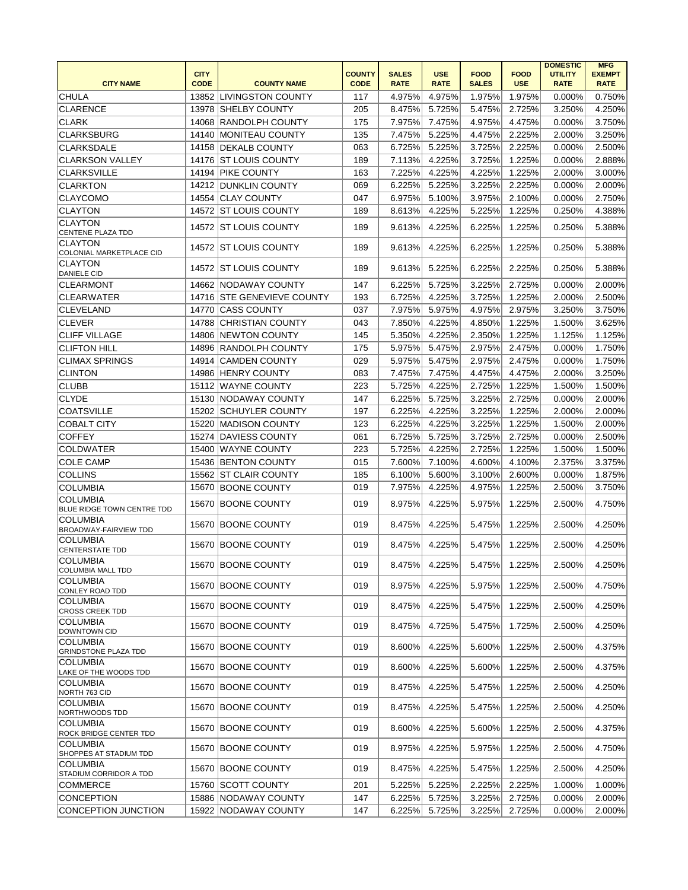| CITY NAME | CITY CODE | COUNTY NAME | COUNTY CODE | SALES RATE | USE RATE | FOOD SALES | FOOD USE | DOMESTIC UTILITY RATE | MFG EXEMPT RATE |
|---|---|---|---|---|---|---|---|---|---|
| CHULA | 13852 | LIVINGSTON COUNTY | 117 | 4.975% | 4.975% | 1.975% | 1.975% | 0.000% | 0.750% |
| CLARENCE | 13978 | SHELBY COUNTY | 205 | 8.475% | 5.725% | 5.475% | 2.725% | 3.250% | 4.250% |
| CLARK | 14068 | RANDOLPH COUNTY | 175 | 7.975% | 7.475% | 4.975% | 4.475% | 0.000% | 3.750% |
| CLARKSBURG | 14140 | MONITEAU COUNTY | 135 | 7.475% | 5.225% | 4.475% | 2.225% | 2.000% | 3.250% |
| CLARKSDALE | 14158 | DEKALB COUNTY | 063 | 6.725% | 5.225% | 3.725% | 2.225% | 0.000% | 2.500% |
| CLARKSON VALLEY | 14176 | ST LOUIS COUNTY | 189 | 7.113% | 4.225% | 3.725% | 1.225% | 0.000% | 2.888% |
| CLARKSVILLE | 14194 | PIKE COUNTY | 163 | 7.225% | 4.225% | 4.225% | 1.225% | 2.000% | 3.000% |
| CLARKTON | 14212 | DUNKLIN COUNTY | 069 | 6.225% | 5.225% | 3.225% | 2.225% | 0.000% | 2.000% |
| CLAYCOMO | 14554 | CLAY COUNTY | 047 | 6.975% | 5.100% | 3.975% | 2.100% | 0.000% | 2.750% |
| CLAYTON | 14572 | ST LOUIS COUNTY | 189 | 8.613% | 4.225% | 5.225% | 1.225% | 0.250% | 4.388% |
| CLAYTON CENTENE PLAZA TDD | 14572 | ST LOUIS COUNTY | 189 | 9.613% | 4.225% | 6.225% | 1.225% | 0.250% | 5.388% |
| CLAYTON COLONIAL MARKETPLACE CID | 14572 | ST LOUIS COUNTY | 189 | 9.613% | 4.225% | 6.225% | 1.225% | 0.250% | 5.388% |
| CLAYTON DANIELE CID | 14572 | ST LOUIS COUNTY | 189 | 9.613% | 5.225% | 6.225% | 2.225% | 0.250% | 5.388% |
| CLEARMONT | 14662 | NODAWAY COUNTY | 147 | 6.225% | 5.725% | 3.225% | 2.725% | 0.000% | 2.000% |
| CLEARWATER | 14716 | STE GENEVIEVE COUNTY | 193 | 6.725% | 4.225% | 3.725% | 1.225% | 2.000% | 2.500% |
| CLEVELAND | 14770 | CASS COUNTY | 037 | 7.975% | 5.975% | 4.975% | 2.975% | 3.250% | 3.750% |
| CLEVER | 14788 | CHRISTIAN COUNTY | 043 | 7.850% | 4.225% | 4.850% | 1.225% | 1.500% | 3.625% |
| CLIFF VILLAGE | 14806 | NEWTON COUNTY | 145 | 5.350% | 4.225% | 2.350% | 1.225% | 1.125% | 1.125% |
| CLIFTON HILL | 14896 | RANDOLPH COUNTY | 175 | 5.975% | 5.475% | 2.975% | 2.475% | 0.000% | 1.750% |
| CLIMAX SPRINGS | 14914 | CAMDEN COUNTY | 029 | 5.975% | 5.475% | 2.975% | 2.475% | 0.000% | 1.750% |
| CLINTON | 14986 | HENRY COUNTY | 083 | 7.475% | 7.475% | 4.475% | 4.475% | 2.000% | 3.250% |
| CLUBB | 15112 | WAYNE COUNTY | 223 | 5.725% | 4.225% | 2.725% | 1.225% | 1.500% | 1.500% |
| CLYDE | 15130 | NODAWAY COUNTY | 147 | 6.225% | 5.725% | 3.225% | 2.725% | 0.000% | 2.000% |
| COATSVILLE | 15202 | SCHUYLER COUNTY | 197 | 6.225% | 4.225% | 3.225% | 1.225% | 2.000% | 2.000% |
| COBALT CITY | 15220 | MADISON COUNTY | 123 | 6.225% | 4.225% | 3.225% | 1.225% | 1.500% | 2.000% |
| COFFEY | 15274 | DAVIESS COUNTY | 061 | 6.725% | 5.725% | 3.725% | 2.725% | 0.000% | 2.500% |
| COLDWATER | 15400 | WAYNE COUNTY | 223 | 5.725% | 4.225% | 2.725% | 1.225% | 1.500% | 1.500% |
| COLE CAMP | 15436 | BENTON COUNTY | 015 | 7.600% | 7.100% | 4.600% | 4.100% | 2.375% | 3.375% |
| COLLINS | 15562 | ST CLAIR COUNTY | 185 | 6.100% | 5.600% | 3.100% | 2.600% | 0.000% | 1.875% |
| COLUMBIA | 15670 | BOONE COUNTY | 019 | 7.975% | 4.225% | 4.975% | 1.225% | 2.500% | 3.750% |
| COLUMBIA BLUE RIDGE TOWN CENTRE TDD | 15670 | BOONE COUNTY | 019 | 8.975% | 4.225% | 5.975% | 1.225% | 2.500% | 4.750% |
| COLUMBIA BROADWAY-FAIRVIEW TDD | 15670 | BOONE COUNTY | 019 | 8.475% | 4.225% | 5.475% | 1.225% | 2.500% | 4.250% |
| COLUMBIA CENTERSTATE TDD | 15670 | BOONE COUNTY | 019 | 8.475% | 4.225% | 5.475% | 1.225% | 2.500% | 4.250% |
| COLUMBIA COLUMBIA MALL TDD | 15670 | BOONE COUNTY | 019 | 8.475% | 4.225% | 5.475% | 1.225% | 2.500% | 4.250% |
| COLUMBIA CONLEY ROAD TDD | 15670 | BOONE COUNTY | 019 | 8.975% | 4.225% | 5.975% | 1.225% | 2.500% | 4.750% |
| COLUMBIA CROSS CREEK TDD | 15670 | BOONE COUNTY | 019 | 8.475% | 4.225% | 5.475% | 1.225% | 2.500% | 4.250% |
| COLUMBIA DOWNTOWN CID | 15670 | BOONE COUNTY | 019 | 8.475% | 4.725% | 5.475% | 1.725% | 2.500% | 4.250% |
| COLUMBIA GRINDSTONE PLAZA TDD | 15670 | BOONE COUNTY | 019 | 8.600% | 4.225% | 5.600% | 1.225% | 2.500% | 4.375% |
| COLUMBIA LAKE OF THE WOODS TDD | 15670 | BOONE COUNTY | 019 | 8.600% | 4.225% | 5.600% | 1.225% | 2.500% | 4.375% |
| COLUMBIA NORTH 763 CID | 15670 | BOONE COUNTY | 019 | 8.475% | 4.225% | 5.475% | 1.225% | 2.500% | 4.250% |
| COLUMBIA NORTHWOODS TDD | 15670 | BOONE COUNTY | 019 | 8.475% | 4.225% | 5.475% | 1.225% | 2.500% | 4.250% |
| COLUMBIA ROCK BRIDGE CENTER TDD | 15670 | BOONE COUNTY | 019 | 8.600% | 4.225% | 5.600% | 1.225% | 2.500% | 4.375% |
| COLUMBIA SHOPPES AT STADIUM TDD | 15670 | BOONE COUNTY | 019 | 8.975% | 4.225% | 5.975% | 1.225% | 2.500% | 4.750% |
| COLUMBIA STADIUM CORRIDOR A TDD | 15670 | BOONE COUNTY | 019 | 8.475% | 4.225% | 5.475% | 1.225% | 2.500% | 4.250% |
| COMMERCE | 15760 | SCOTT COUNTY | 201 | 5.225% | 5.225% | 2.225% | 2.225% | 1.000% | 1.000% |
| CONCEPTION | 15886 | NODAWAY COUNTY | 147 | 6.225% | 5.725% | 3.225% | 2.725% | 0.000% | 2.000% |
| CONCEPTION JUNCTION | 15922 | NODAWAY COUNTY | 147 | 6.225% | 5.725% | 3.225% | 2.725% | 0.000% | 2.000% |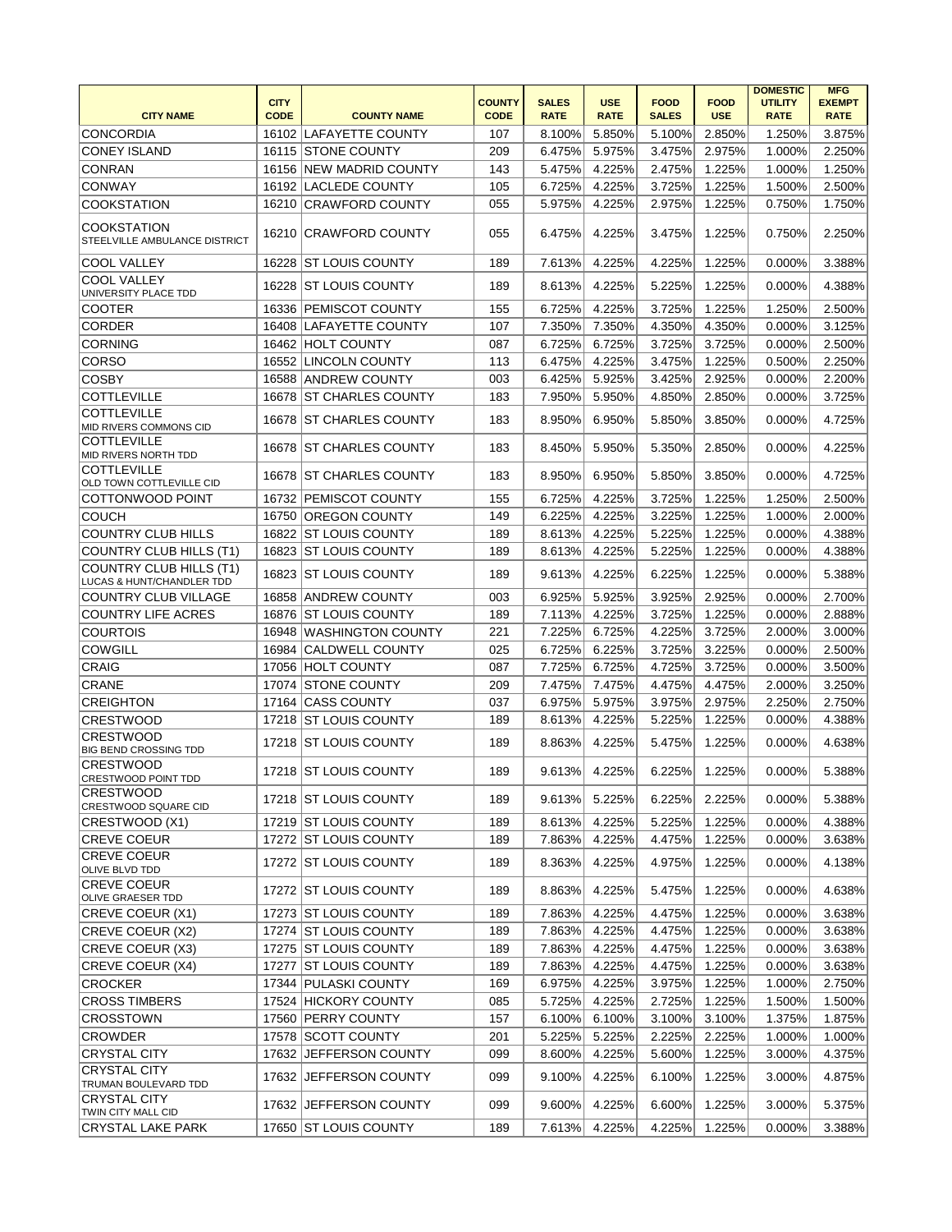| CITY NAME | CITY CODE | COUNTY NAME | COUNTY CODE | SALES RATE | USE RATE | FOOD SALES | FOOD USE | DOMESTIC UTILITY RATE | MFG EXEMPT RATE |
|---|---|---|---|---|---|---|---|---|---|
| CONCORDIA | 16102 | LAFAYETTE COUNTY | 107 | 8.100% | 5.850% | 5.100% | 2.850% | 1.250% | 3.875% |
| CONEY ISLAND | 16115 | STONE COUNTY | 209 | 6.475% | 5.975% | 3.475% | 2.975% | 1.000% | 2.250% |
| CONRAN | 16156 | NEW MADRID COUNTY | 143 | 5.475% | 4.225% | 2.475% | 1.225% | 1.000% | 1.250% |
| CONWAY | 16192 | LACLEDE COUNTY | 105 | 6.725% | 4.225% | 3.725% | 1.225% | 1.500% | 2.500% |
| COOKSTATION | 16210 | CRAWFORD COUNTY | 055 | 5.975% | 4.225% | 2.975% | 1.225% | 0.750% | 1.750% |
| COOKSTATION STEELVILLE AMBULANCE DISTRICT | 16210 | CRAWFORD COUNTY | 055 | 6.475% | 4.225% | 3.475% | 1.225% | 0.750% | 2.250% |
| COOL VALLEY | 16228 | ST LOUIS COUNTY | 189 | 7.613% | 4.225% | 4.225% | 1.225% | 0.000% | 3.388% |
| COOL VALLEY UNIVERSITY PLACE TDD | 16228 | ST LOUIS COUNTY | 189 | 8.613% | 4.225% | 5.225% | 1.225% | 0.000% | 4.388% |
| COOTER | 16336 | PEMISCOT COUNTY | 155 | 6.725% | 4.225% | 3.725% | 1.225% | 1.250% | 2.500% |
| CORDER | 16408 | LAFAYETTE COUNTY | 107 | 7.350% | 7.350% | 4.350% | 4.350% | 0.000% | 3.125% |
| CORNING | 16462 | HOLT COUNTY | 087 | 6.725% | 6.725% | 3.725% | 3.725% | 0.000% | 2.500% |
| CORSO | 16552 | LINCOLN COUNTY | 113 | 6.475% | 4.225% | 3.475% | 1.225% | 0.500% | 2.250% |
| COSBY | 16588 | ANDREW COUNTY | 003 | 6.425% | 5.925% | 3.425% | 2.925% | 0.000% | 2.200% |
| COTTLEVILLE | 16678 | ST CHARLES COUNTY | 183 | 7.950% | 5.950% | 4.850% | 2.850% | 0.000% | 3.725% |
| COTTLEVILLE MID RIVERS COMMONS CID | 16678 | ST CHARLES COUNTY | 183 | 8.950% | 6.950% | 5.850% | 3.850% | 0.000% | 4.725% |
| COTTLEVILLE MID RIVERS NORTH TDD | 16678 | ST CHARLES COUNTY | 183 | 8.450% | 5.950% | 5.350% | 2.850% | 0.000% | 4.225% |
| COTTLEVILLE OLD TOWN COTTLEVILLE CID | 16678 | ST CHARLES COUNTY | 183 | 8.950% | 6.950% | 5.850% | 3.850% | 0.000% | 4.725% |
| COTTONWOOD POINT | 16732 | PEMISCOT COUNTY | 155 | 6.725% | 4.225% | 3.725% | 1.225% | 1.250% | 2.500% |
| COUCH | 16750 | OREGON COUNTY | 149 | 6.225% | 4.225% | 3.225% | 1.225% | 1.000% | 2.000% |
| COUNTRY CLUB HILLS | 16822 | ST LOUIS COUNTY | 189 | 8.613% | 4.225% | 5.225% | 1.225% | 0.000% | 4.388% |
| COUNTRY CLUB HILLS (T1) | 16823 | ST LOUIS COUNTY | 189 | 8.613% | 4.225% | 5.225% | 1.225% | 0.000% | 4.388% |
| COUNTRY CLUB HILLS (T1) LUCAS & HUNT/CHANDLER TDD | 16823 | ST LOUIS COUNTY | 189 | 9.613% | 4.225% | 6.225% | 1.225% | 0.000% | 5.388% |
| COUNTRY CLUB VILLAGE | 16858 | ANDREW COUNTY | 003 | 6.925% | 5.925% | 3.925% | 2.925% | 0.000% | 2.700% |
| COUNTRY LIFE ACRES | 16876 | ST LOUIS COUNTY | 189 | 7.113% | 4.225% | 3.725% | 1.225% | 0.000% | 2.888% |
| COURTOIS | 16948 | WASHINGTON COUNTY | 221 | 7.225% | 6.725% | 4.225% | 3.725% | 2.000% | 3.000% |
| COWGILL | 16984 | CALDWELL COUNTY | 025 | 6.725% | 6.225% | 3.725% | 3.225% | 0.000% | 2.500% |
| CRAIG | 17056 | HOLT COUNTY | 087 | 7.725% | 6.725% | 4.725% | 3.725% | 0.000% | 3.500% |
| CRANE | 17074 | STONE COUNTY | 209 | 7.475% | 7.475% | 4.475% | 4.475% | 2.000% | 3.250% |
| CREIGHTON | 17164 | CASS COUNTY | 037 | 6.975% | 5.975% | 3.975% | 2.975% | 2.250% | 2.750% |
| CRESTWOOD | 17218 | ST LOUIS COUNTY | 189 | 8.613% | 4.225% | 5.225% | 1.225% | 0.000% | 4.388% |
| CRESTWOOD BIG BEND CROSSING TDD | 17218 | ST LOUIS COUNTY | 189 | 8.863% | 4.225% | 5.475% | 1.225% | 0.000% | 4.638% |
| CRESTWOOD CRESTWOOD POINT TDD | 17218 | ST LOUIS COUNTY | 189 | 9.613% | 4.225% | 6.225% | 1.225% | 0.000% | 5.388% |
| CRESTWOOD CRESTWOOD SQUARE CID | 17218 | ST LOUIS COUNTY | 189 | 9.613% | 5.225% | 6.225% | 2.225% | 0.000% | 5.388% |
| CRESTWOOD (X1) | 17219 | ST LOUIS COUNTY | 189 | 8.613% | 4.225% | 5.225% | 1.225% | 0.000% | 4.388% |
| CREVE COEUR | 17272 | ST LOUIS COUNTY | 189 | 7.863% | 4.225% | 4.475% | 1.225% | 0.000% | 3.638% |
| CREVE COEUR OLIVE BLVD TDD | 17272 | ST LOUIS COUNTY | 189 | 8.363% | 4.225% | 4.975% | 1.225% | 0.000% | 4.138% |
| CREVE COEUR OLIVE GRAESER TDD | 17272 | ST LOUIS COUNTY | 189 | 8.863% | 4.225% | 5.475% | 1.225% | 0.000% | 4.638% |
| CREVE COEUR (X1) | 17273 | ST LOUIS COUNTY | 189 | 7.863% | 4.225% | 4.475% | 1.225% | 0.000% | 3.638% |
| CREVE COEUR (X2) | 17274 | ST LOUIS COUNTY | 189 | 7.863% | 4.225% | 4.475% | 1.225% | 0.000% | 3.638% |
| CREVE COEUR (X3) | 17275 | ST LOUIS COUNTY | 189 | 7.863% | 4.225% | 4.475% | 1.225% | 0.000% | 3.638% |
| CREVE COEUR (X4) | 17277 | ST LOUIS COUNTY | 189 | 7.863% | 4.225% | 4.475% | 1.225% | 0.000% | 3.638% |
| CROCKER | 17344 | PULASKI COUNTY | 169 | 6.975% | 4.225% | 3.975% | 1.225% | 1.000% | 2.750% |
| CROSS TIMBERS | 17524 | HICKORY COUNTY | 085 | 5.725% | 4.225% | 2.725% | 1.225% | 1.500% | 1.500% |
| CROSSTOWN | 17560 | PERRY COUNTY | 157 | 6.100% | 6.100% | 3.100% | 3.100% | 1.375% | 1.875% |
| CROWDER | 17578 | SCOTT COUNTY | 201 | 5.225% | 5.225% | 2.225% | 2.225% | 1.000% | 1.000% |
| CRYSTAL CITY | 17632 | JEFFERSON COUNTY | 099 | 8.600% | 4.225% | 5.600% | 1.225% | 3.000% | 4.375% |
| CRYSTAL CITY TRUMAN BOULEVARD TDD | 17632 | JEFFERSON COUNTY | 099 | 9.100% | 4.225% | 6.100% | 1.225% | 3.000% | 4.875% |
| CRYSTAL CITY TWIN CITY MALL CID | 17632 | JEFFERSON COUNTY | 099 | 9.600% | 4.225% | 6.600% | 1.225% | 3.000% | 5.375% |
| CRYSTAL LAKE PARK | 17650 | ST LOUIS COUNTY | 189 | 7.613% | 4.225% | 4.225% | 1.225% | 0.000% | 3.388% |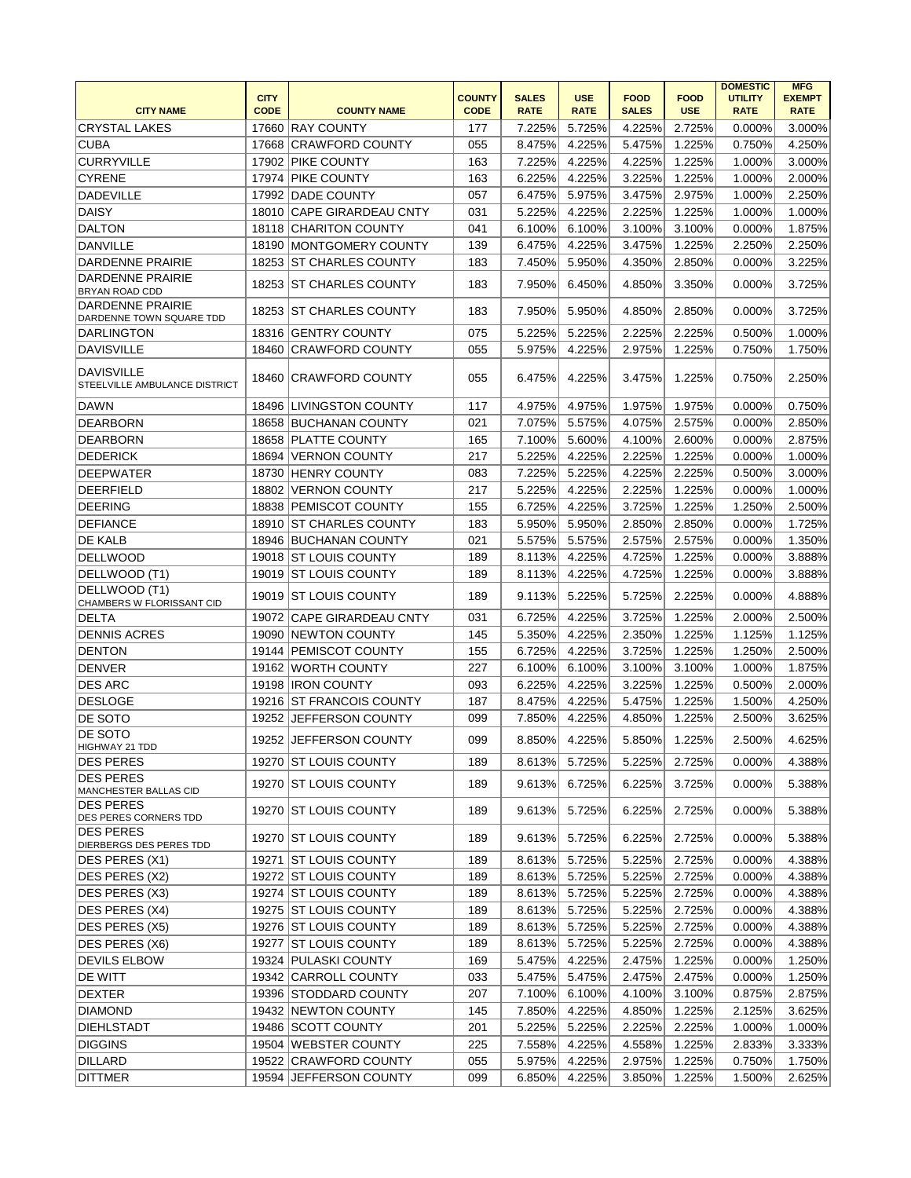| CITY NAME | CITY CODE | COUNTY NAME | COUNTY CODE | SALES RATE | USE RATE | FOOD SALES | FOOD USE | DOMESTIC UTILITY RATE | MFG EXEMPT RATE |
|---|---|---|---|---|---|---|---|---|---|
| CRYSTAL LAKES | 17660 | RAY COUNTY | 177 | 7.225% | 5.725% | 4.225% | 2.725% | 0.000% | 3.000% |
| CUBA | 17668 | CRAWFORD COUNTY | 055 | 8.475% | 4.225% | 5.475% | 1.225% | 0.750% | 4.250% |
| CURRYVILLE | 17902 | PIKE COUNTY | 163 | 7.225% | 4.225% | 4.225% | 1.225% | 1.000% | 3.000% |
| CYRENE | 17974 | PIKE COUNTY | 163 | 6.225% | 4.225% | 3.225% | 1.225% | 1.000% | 2.000% |
| DADEVILLE | 17992 | DADE COUNTY | 057 | 6.475% | 5.975% | 3.475% | 2.975% | 1.000% | 2.250% |
| DAISY | 18010 | CAPE GIRARDEAU CNTY | 031 | 5.225% | 4.225% | 2.225% | 1.225% | 1.000% | 1.000% |
| DALTON | 18118 | CHARITON COUNTY | 041 | 6.100% | 6.100% | 3.100% | 3.100% | 0.000% | 1.875% |
| DANVILLE | 18190 | MONTGOMERY COUNTY | 139 | 6.475% | 4.225% | 3.475% | 1.225% | 2.250% | 2.250% |
| DARDENNE PRAIRIE | 18253 | ST CHARLES COUNTY | 183 | 7.450% | 5.950% | 4.350% | 2.850% | 0.000% | 3.225% |
| DARDENNE PRAIRIE BRYAN ROAD CDD | 18253 | ST CHARLES COUNTY | 183 | 7.950% | 6.450% | 4.850% | 3.350% | 0.000% | 3.725% |
| DARDENNE PRAIRIE DARDENNE TOWN SQUARE TDD | 18253 | ST CHARLES COUNTY | 183 | 7.950% | 5.950% | 4.850% | 2.850% | 0.000% | 3.725% |
| DARLINGTON | 18316 | GENTRY COUNTY | 075 | 5.225% | 5.225% | 2.225% | 2.225% | 0.500% | 1.000% |
| DAVISVILLE | 18460 | CRAWFORD COUNTY | 055 | 5.975% | 4.225% | 2.975% | 1.225% | 0.750% | 1.750% |
| DAVISVILLE STEELVILLE AMBULANCE DISTRICT | 18460 | CRAWFORD COUNTY | 055 | 6.475% | 4.225% | 3.475% | 1.225% | 0.750% | 2.250% |
| DAWN | 18496 | LIVINGSTON COUNTY | 117 | 4.975% | 4.975% | 1.975% | 1.975% | 0.000% | 0.750% |
| DEARBORN | 18658 | BUCHANAN COUNTY | 021 | 7.075% | 5.575% | 4.075% | 2.575% | 0.000% | 2.850% |
| DEARBORN | 18658 | PLATTE COUNTY | 165 | 7.100% | 5.600% | 4.100% | 2.600% | 0.000% | 2.875% |
| DEDERICK | 18694 | VERNON COUNTY | 217 | 5.225% | 4.225% | 2.225% | 1.225% | 0.000% | 1.000% |
| DEEPWATER | 18730 | HENRY COUNTY | 083 | 7.225% | 5.225% | 4.225% | 2.225% | 0.500% | 3.000% |
| DEERFIELD | 18802 | VERNON COUNTY | 217 | 5.225% | 4.225% | 2.225% | 1.225% | 0.000% | 1.000% |
| DEERING | 18838 | PEMISCOT COUNTY | 155 | 6.725% | 4.225% | 3.725% | 1.225% | 1.250% | 2.500% |
| DEFIANCE | 18910 | ST CHARLES COUNTY | 183 | 5.950% | 5.950% | 2.850% | 2.850% | 0.000% | 1.725% |
| DE KALB | 18946 | BUCHANAN COUNTY | 021 | 5.575% | 5.575% | 2.575% | 2.575% | 0.000% | 1.350% |
| DELLWOOD | 19018 | ST LOUIS COUNTY | 189 | 8.113% | 4.225% | 4.725% | 1.225% | 0.000% | 3.888% |
| DELLWOOD (T1) | 19019 | ST LOUIS COUNTY | 189 | 8.113% | 4.225% | 4.725% | 1.225% | 0.000% | 3.888% |
| DELLWOOD (T1) CHAMBERS W FLORISSANT CID | 19019 | ST LOUIS COUNTY | 189 | 9.113% | 5.225% | 5.725% | 2.225% | 0.000% | 4.888% |
| DELTA | 19072 | CAPE GIRARDEAU CNTY | 031 | 6.725% | 4.225% | 3.725% | 1.225% | 2.000% | 2.500% |
| DENNIS ACRES | 19090 | NEWTON COUNTY | 145 | 5.350% | 4.225% | 2.350% | 1.225% | 1.125% | 1.125% |
| DENTON | 19144 | PEMISCOT COUNTY | 155 | 6.725% | 4.225% | 3.725% | 1.225% | 1.250% | 2.500% |
| DENVER | 19162 | WORTH COUNTY | 227 | 6.100% | 6.100% | 3.100% | 3.100% | 1.000% | 1.875% |
| DES ARC | 19198 | IRON COUNTY | 093 | 6.225% | 4.225% | 3.225% | 1.225% | 0.500% | 2.000% |
| DESLOGE | 19216 | ST FRANCOIS COUNTY | 187 | 8.475% | 4.225% | 5.475% | 1.225% | 1.500% | 4.250% |
| DE SOTO | 19252 | JEFFERSON COUNTY | 099 | 7.850% | 4.225% | 4.850% | 1.225% | 2.500% | 3.625% |
| DE SOTO HIGHWAY 21 TDD | 19252 | JEFFERSON COUNTY | 099 | 8.850% | 4.225% | 5.850% | 1.225% | 2.500% | 4.625% |
| DES PERES | 19270 | ST LOUIS COUNTY | 189 | 8.613% | 5.725% | 5.225% | 2.725% | 0.000% | 4.388% |
| DES PERES MANCHESTER BALLAS CID | 19270 | ST LOUIS COUNTY | 189 | 9.613% | 6.725% | 6.225% | 3.725% | 0.000% | 5.388% |
| DES PERES DES PERES CORNERS TDD | 19270 | ST LOUIS COUNTY | 189 | 9.613% | 5.725% | 6.225% | 2.725% | 0.000% | 5.388% |
| DES PERES DIERBERGS DES PERES TDD | 19270 | ST LOUIS COUNTY | 189 | 9.613% | 5.725% | 6.225% | 2.725% | 0.000% | 5.388% |
| DES PERES (X1) | 19271 | ST LOUIS COUNTY | 189 | 8.613% | 5.725% | 5.225% | 2.725% | 0.000% | 4.388% |
| DES PERES (X2) | 19272 | ST LOUIS COUNTY | 189 | 8.613% | 5.725% | 5.225% | 2.725% | 0.000% | 4.388% |
| DES PERES (X3) | 19274 | ST LOUIS COUNTY | 189 | 8.613% | 5.725% | 5.225% | 2.725% | 0.000% | 4.388% |
| DES PERES (X4) | 19275 | ST LOUIS COUNTY | 189 | 8.613% | 5.725% | 5.225% | 2.725% | 0.000% | 4.388% |
| DES PERES (X5) | 19276 | ST LOUIS COUNTY | 189 | 8.613% | 5.725% | 5.225% | 2.725% | 0.000% | 4.388% |
| DES PERES (X6) | 19277 | ST LOUIS COUNTY | 189 | 8.613% | 5.725% | 5.225% | 2.725% | 0.000% | 4.388% |
| DEVILS ELBOW | 19324 | PULASKI COUNTY | 169 | 5.475% | 4.225% | 2.475% | 1.225% | 0.000% | 1.250% |
| DE WITT | 19342 | CARROLL COUNTY | 033 | 5.475% | 5.475% | 2.475% | 2.475% | 0.000% | 1.250% |
| DEXTER | 19396 | STODDARD COUNTY | 207 | 7.100% | 6.100% | 4.100% | 3.100% | 0.875% | 2.875% |
| DIAMOND | 19432 | NEWTON COUNTY | 145 | 7.850% | 4.225% | 4.850% | 1.225% | 2.125% | 3.625% |
| DIEHLSTADT | 19486 | SCOTT COUNTY | 201 | 5.225% | 5.225% | 2.225% | 2.225% | 1.000% | 1.000% |
| DIGGINS | 19504 | WEBSTER COUNTY | 225 | 7.558% | 4.225% | 4.558% | 1.225% | 2.833% | 3.333% |
| DILLARD | 19522 | CRAWFORD COUNTY | 055 | 5.975% | 4.225% | 2.975% | 1.225% | 0.750% | 1.750% |
| DITTMER | 19594 | JEFFERSON COUNTY | 099 | 6.850% | 4.225% | 3.850% | 1.225% | 1.500% | 2.625% |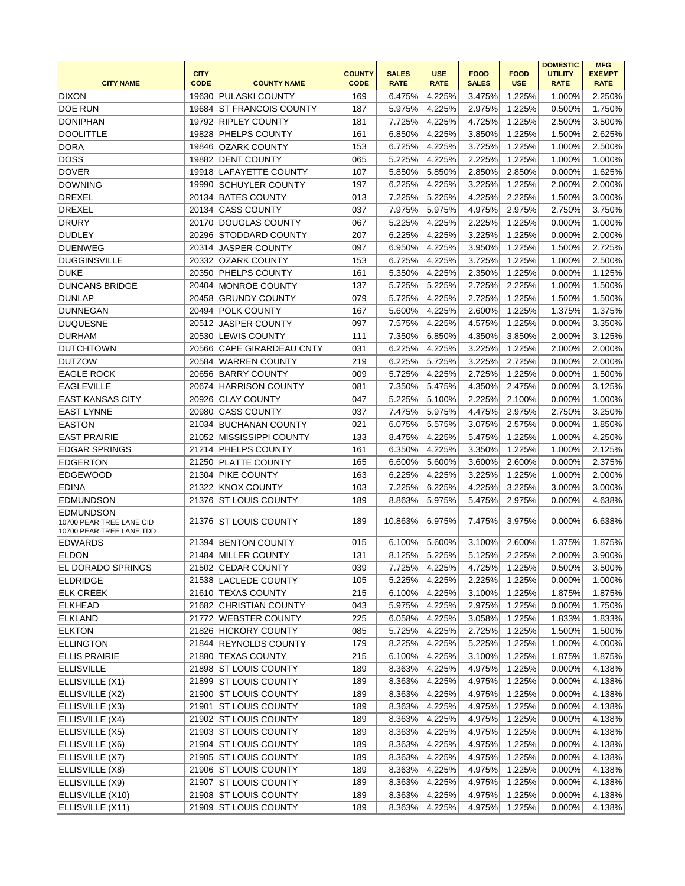| CITY NAME | CITY CODE | COUNTY NAME | COUNTY CODE | SALES RATE | USE RATE | FOOD SALES | FOOD USE | DOMESTIC UTILITY RATE | MFG EXEMPT RATE |
|---|---|---|---|---|---|---|---|---|---|
| DIXON | 19630 | PULASKI COUNTY | 169 | 6.475% | 4.225% | 3.475% | 1.225% | 1.000% | 2.250% |
| DOE RUN | 19684 | ST FRANCOIS COUNTY | 187 | 5.975% | 4.225% | 2.975% | 1.225% | 0.500% | 1.750% |
| DONIPHAN | 19792 | RIPLEY COUNTY | 181 | 7.725% | 4.225% | 4.725% | 1.225% | 2.500% | 3.500% |
| DOOLITTLE | 19828 | PHELPS COUNTY | 161 | 6.850% | 4.225% | 3.850% | 1.225% | 1.500% | 2.625% |
| DORA | 19846 | OZARK COUNTY | 153 | 6.725% | 4.225% | 3.725% | 1.225% | 1.000% | 2.500% |
| DOSS | 19882 | DENT COUNTY | 065 | 5.225% | 4.225% | 2.225% | 1.225% | 1.000% | 1.000% |
| DOVER | 19918 | LAFAYETTE COUNTY | 107 | 5.850% | 5.850% | 2.850% | 2.850% | 0.000% | 1.625% |
| DOWNING | 19990 | SCHUYLER COUNTY | 197 | 6.225% | 4.225% | 3.225% | 1.225% | 2.000% | 2.000% |
| DREXEL | 20134 | BATES COUNTY | 013 | 7.225% | 5.225% | 4.225% | 2.225% | 1.500% | 3.000% |
| DREXEL | 20134 | CASS COUNTY | 037 | 7.975% | 5.975% | 4.975% | 2.975% | 2.750% | 3.750% |
| DRURY | 20170 | DOUGLAS COUNTY | 067 | 5.225% | 4.225% | 2.225% | 1.225% | 0.000% | 1.000% |
| DUDLEY | 20296 | STODDARD COUNTY | 207 | 6.225% | 4.225% | 3.225% | 1.225% | 0.000% | 2.000% |
| DUENWEG | 20314 | JASPER COUNTY | 097 | 6.950% | 4.225% | 3.950% | 1.225% | 1.500% | 2.725% |
| DUGGINSVILLE | 20332 | OZARK COUNTY | 153 | 6.725% | 4.225% | 3.725% | 1.225% | 1.000% | 2.500% |
| DUKE | 20350 | PHELPS COUNTY | 161 | 5.350% | 4.225% | 2.350% | 1.225% | 0.000% | 1.125% |
| DUNCANS BRIDGE | 20404 | MONROE COUNTY | 137 | 5.725% | 5.225% | 2.725% | 2.225% | 1.000% | 1.500% |
| DUNLAP | 20458 | GRUNDY COUNTY | 079 | 5.725% | 4.225% | 2.725% | 1.225% | 1.500% | 1.500% |
| DUNNEGAN | 20494 | POLK COUNTY | 167 | 5.600% | 4.225% | 2.600% | 1.225% | 1.375% | 1.375% |
| DUQUESNE | 20512 | JASPER COUNTY | 097 | 7.575% | 4.225% | 4.575% | 1.225% | 0.000% | 3.350% |
| DURHAM | 20530 | LEWIS COUNTY | 111 | 7.350% | 6.850% | 4.350% | 3.850% | 2.000% | 3.125% |
| DUTCHTOWN | 20566 | CAPE GIRARDEAU CNTY | 031 | 6.225% | 4.225% | 3.225% | 1.225% | 2.000% | 2.000% |
| DUTZOW | 20584 | WARREN COUNTY | 219 | 6.225% | 5.725% | 3.225% | 2.725% | 0.000% | 2.000% |
| EAGLE ROCK | 20656 | BARRY COUNTY | 009 | 5.725% | 4.225% | 2.725% | 1.225% | 0.000% | 1.500% |
| EAGLEVILLE | 20674 | HARRISON COUNTY | 081 | 7.350% | 5.475% | 4.350% | 2.475% | 0.000% | 3.125% |
| EAST KANSAS CITY | 20926 | CLAY COUNTY | 047 | 5.225% | 5.100% | 2.225% | 2.100% | 0.000% | 1.000% |
| EAST LYNNE | 20980 | CASS COUNTY | 037 | 7.475% | 5.975% | 4.475% | 2.975% | 2.750% | 3.250% |
| EASTON | 21034 | BUCHANAN COUNTY | 021 | 6.075% | 5.575% | 3.075% | 2.575% | 0.000% | 1.850% |
| EAST PRAIRIE | 21052 | MISSISSIPPI COUNTY | 133 | 8.475% | 4.225% | 5.475% | 1.225% | 1.000% | 4.250% |
| EDGAR SPRINGS | 21214 | PHELPS COUNTY | 161 | 6.350% | 4.225% | 3.350% | 1.225% | 1.000% | 2.125% |
| EDGERTON | 21250 | PLATTE COUNTY | 165 | 6.600% | 5.600% | 3.600% | 2.600% | 0.000% | 2.375% |
| EDGEWOOD | 21304 | PIKE COUNTY | 163 | 6.225% | 4.225% | 3.225% | 1.225% | 1.000% | 2.000% |
| EDINA | 21322 | KNOX COUNTY | 103 | 7.225% | 6.225% | 4.225% | 3.225% | 3.000% | 3.000% |
| EDMUNDSON | 21376 | ST LOUIS COUNTY | 189 | 8.863% | 5.975% | 5.475% | 2.975% | 0.000% | 4.638% |
| EDMUNDSON 10700 PEAR TREE LANE CID 10700 PEAR TREE LANE TDD | 21376 | ST LOUIS COUNTY | 189 | 10.863% | 6.975% | 7.475% | 3.975% | 0.000% | 6.638% |
| EDWARDS | 21394 | BENTON COUNTY | 015 | 6.100% | 5.600% | 3.100% | 2.600% | 1.375% | 1.875% |
| ELDON | 21484 | MILLER COUNTY | 131 | 8.125% | 5.225% | 5.125% | 2.225% | 2.000% | 3.900% |
| EL DORADO SPRINGS | 21502 | CEDAR COUNTY | 039 | 7.725% | 4.225% | 4.725% | 1.225% | 0.500% | 3.500% |
| ELDRIDGE | 21538 | LACLEDE COUNTY | 105 | 5.225% | 4.225% | 2.225% | 1.225% | 0.000% | 1.000% |
| ELK CREEK | 21610 | TEXAS COUNTY | 215 | 6.100% | 4.225% | 3.100% | 1.225% | 1.875% | 1.875% |
| ELKHEAD | 21682 | CHRISTIAN COUNTY | 043 | 5.975% | 4.225% | 2.975% | 1.225% | 0.000% | 1.750% |
| ELKLAND | 21772 | WEBSTER COUNTY | 225 | 6.058% | 4.225% | 3.058% | 1.225% | 1.833% | 1.833% |
| ELKTON | 21826 | HICKORY COUNTY | 085 | 5.725% | 4.225% | 2.725% | 1.225% | 1.500% | 1.500% |
| ELLINGTON | 21844 | REYNOLDS COUNTY | 179 | 8.225% | 4.225% | 5.225% | 1.225% | 1.000% | 4.000% |
| ELLIS PRAIRIE | 21880 | TEXAS COUNTY | 215 | 6.100% | 4.225% | 3.100% | 1.225% | 1.875% | 1.875% |
| ELLISVILLE | 21898 | ST LOUIS COUNTY | 189 | 8.363% | 4.225% | 4.975% | 1.225% | 0.000% | 4.138% |
| ELLISVILLE (X1) | 21899 | ST LOUIS COUNTY | 189 | 8.363% | 4.225% | 4.975% | 1.225% | 0.000% | 4.138% |
| ELLISVILLE (X2) | 21900 | ST LOUIS COUNTY | 189 | 8.363% | 4.225% | 4.975% | 1.225% | 0.000% | 4.138% |
| ELLISVILLE (X3) | 21901 | ST LOUIS COUNTY | 189 | 8.363% | 4.225% | 4.975% | 1.225% | 0.000% | 4.138% |
| ELLISVILLE (X4) | 21902 | ST LOUIS COUNTY | 189 | 8.363% | 4.225% | 4.975% | 1.225% | 0.000% | 4.138% |
| ELLISVILLE (X5) | 21903 | ST LOUIS COUNTY | 189 | 8.363% | 4.225% | 4.975% | 1.225% | 0.000% | 4.138% |
| ELLISVILLE (X6) | 21904 | ST LOUIS COUNTY | 189 | 8.363% | 4.225% | 4.975% | 1.225% | 0.000% | 4.138% |
| ELLISVILLE (X7) | 21905 | ST LOUIS COUNTY | 189 | 8.363% | 4.225% | 4.975% | 1.225% | 0.000% | 4.138% |
| ELLISVILLE (X8) | 21906 | ST LOUIS COUNTY | 189 | 8.363% | 4.225% | 4.975% | 1.225% | 0.000% | 4.138% |
| ELLISVILLE (X9) | 21907 | ST LOUIS COUNTY | 189 | 8.363% | 4.225% | 4.975% | 1.225% | 0.000% | 4.138% |
| ELLISVILLE (X10) | 21908 | ST LOUIS COUNTY | 189 | 8.363% | 4.225% | 4.975% | 1.225% | 0.000% | 4.138% |
| ELLISVILLE (X11) | 21909 | ST LOUIS COUNTY | 189 | 8.363% | 4.225% | 4.975% | 1.225% | 0.000% | 4.138% |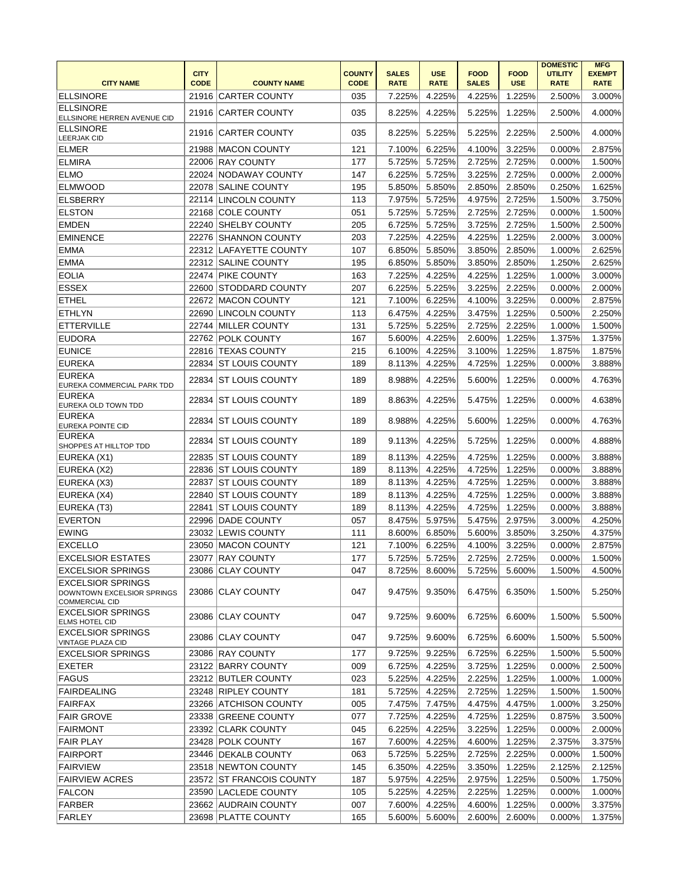| CITY NAME | CITY CODE | COUNTY NAME | COUNTY CODE | SALES RATE | USE RATE | FOOD SALES | FOOD USE | DOMESTIC UTILITY RATE | MFG EXEMPT RATE |
|---|---|---|---|---|---|---|---|---|---|
| ELLSINORE | 21916 | CARTER COUNTY | 035 | 7.225% | 4.225% | 4.225% | 1.225% | 2.500% | 3.000% |
| ELLSINORE ELLSINORE HERREN AVENUE CID | 21916 | CARTER COUNTY | 035 | 8.225% | 4.225% | 5.225% | 1.225% | 2.500% | 4.000% |
| ELLSINORE LEERJAK CID | 21916 | CARTER COUNTY | 035 | 8.225% | 5.225% | 5.225% | 2.225% | 2.500% | 4.000% |
| ELMER | 21988 | MACON COUNTY | 121 | 7.100% | 6.225% | 4.100% | 3.225% | 0.000% | 2.875% |
| ELMIRA | 22006 | RAY COUNTY | 177 | 5.725% | 5.725% | 2.725% | 2.725% | 0.000% | 1.500% |
| ELMO | 22024 | NODAWAY COUNTY | 147 | 6.225% | 5.725% | 3.225% | 2.725% | 0.000% | 2.000% |
| ELMWOOD | 22078 | SALINE COUNTY | 195 | 5.850% | 5.850% | 2.850% | 2.850% | 0.250% | 1.625% |
| ELSBERRY | 22114 | LINCOLN COUNTY | 113 | 7.975% | 5.725% | 4.975% | 2.725% | 1.500% | 3.750% |
| ELSTON | 22168 | COLE COUNTY | 051 | 5.725% | 5.725% | 2.725% | 2.725% | 0.000% | 1.500% |
| EMDEN | 22240 | SHELBY COUNTY | 205 | 6.725% | 5.725% | 3.725% | 2.725% | 1.500% | 2.500% |
| EMINENCE | 22276 | SHANNON COUNTY | 203 | 7.225% | 4.225% | 4.225% | 1.225% | 2.000% | 3.000% |
| EMMA | 22312 | LAFAYETTE COUNTY | 107 | 6.850% | 5.850% | 3.850% | 2.850% | 1.000% | 2.625% |
| EMMA | 22312 | SALINE COUNTY | 195 | 6.850% | 5.850% | 3.850% | 2.850% | 1.250% | 2.625% |
| EOLIA | 22474 | PIKE COUNTY | 163 | 7.225% | 4.225% | 4.225% | 1.225% | 1.000% | 3.000% |
| ESSEX | 22600 | STODDARD COUNTY | 207 | 6.225% | 5.225% | 3.225% | 2.225% | 0.000% | 2.000% |
| ETHEL | 22672 | MACON COUNTY | 121 | 7.100% | 6.225% | 4.100% | 3.225% | 0.000% | 2.875% |
| ETHLYN | 22690 | LINCOLN COUNTY | 113 | 6.475% | 4.225% | 3.475% | 1.225% | 0.500% | 2.250% |
| ETTERVILLE | 22744 | MILLER COUNTY | 131 | 5.725% | 5.225% | 2.725% | 2.225% | 1.000% | 1.500% |
| EUDORA | 22762 | POLK COUNTY | 167 | 5.600% | 4.225% | 2.600% | 1.225% | 1.375% | 1.375% |
| EUNICE | 22816 | TEXAS COUNTY | 215 | 6.100% | 4.225% | 3.100% | 1.225% | 1.875% | 1.875% |
| EUREKA | 22834 | ST LOUIS COUNTY | 189 | 8.113% | 4.225% | 4.725% | 1.225% | 0.000% | 3.888% |
| EUREKA EUREKA COMMERCIAL PARK TDD | 22834 | ST LOUIS COUNTY | 189 | 8.988% | 4.225% | 5.600% | 1.225% | 0.000% | 4.763% |
| EUREKA EUREKA OLD TOWN TDD | 22834 | ST LOUIS COUNTY | 189 | 8.863% | 4.225% | 5.475% | 1.225% | 0.000% | 4.638% |
| EUREKA EUREKA POINTE CID | 22834 | ST LOUIS COUNTY | 189 | 8.988% | 4.225% | 5.600% | 1.225% | 0.000% | 4.763% |
| EUREKA SHOPPES AT HILLTOP TDD | 22834 | ST LOUIS COUNTY | 189 | 9.113% | 4.225% | 5.725% | 1.225% | 0.000% | 4.888% |
| EUREKA (X1) | 22835 | ST LOUIS COUNTY | 189 | 8.113% | 4.225% | 4.725% | 1.225% | 0.000% | 3.888% |
| EUREKA (X2) | 22836 | ST LOUIS COUNTY | 189 | 8.113% | 4.225% | 4.725% | 1.225% | 0.000% | 3.888% |
| EUREKA (X3) | 22837 | ST LOUIS COUNTY | 189 | 8.113% | 4.225% | 4.725% | 1.225% | 0.000% | 3.888% |
| EUREKA (X4) | 22840 | ST LOUIS COUNTY | 189 | 8.113% | 4.225% | 4.725% | 1.225% | 0.000% | 3.888% |
| EUREKA (T3) | 22841 | ST LOUIS COUNTY | 189 | 8.113% | 4.225% | 4.725% | 1.225% | 0.000% | 3.888% |
| EVERTON | 22996 | DADE COUNTY | 057 | 8.475% | 5.975% | 5.475% | 2.975% | 3.000% | 4.250% |
| EWING | 23032 | LEWIS COUNTY | 111 | 8.600% | 6.850% | 5.600% | 3.850% | 3.250% | 4.375% |
| EXCELLO | 23050 | MACON COUNTY | 121 | 7.100% | 6.225% | 4.100% | 3.225% | 0.000% | 2.875% |
| EXCELSIOR ESTATES | 23077 | RAY COUNTY | 177 | 5.725% | 5.725% | 2.725% | 2.725% | 0.000% | 1.500% |
| EXCELSIOR SPRINGS | 23086 | CLAY COUNTY | 047 | 8.725% | 8.600% | 5.725% | 5.600% | 1.500% | 4.500% |
| EXCELSIOR SPRINGS DOWNTOWN EXCELSIOR SPRINGS COMMERCIAL CID | 23086 | CLAY COUNTY | 047 | 9.475% | 9.350% | 6.475% | 6.350% | 1.500% | 5.250% |
| EXCELSIOR SPRINGS ELMS HOTEL CID | 23086 | CLAY COUNTY | 047 | 9.725% | 9.600% | 6.725% | 6.600% | 1.500% | 5.500% |
| EXCELSIOR SPRINGS VINTAGE PLAZA CID | 23086 | CLAY COUNTY | 047 | 9.725% | 9.600% | 6.725% | 6.600% | 1.500% | 5.500% |
| EXCELSIOR SPRINGS | 23086 | RAY COUNTY | 177 | 9.725% | 9.225% | 6.725% | 6.225% | 1.500% | 5.500% |
| EXETER | 23122 | BARRY COUNTY | 009 | 6.725% | 4.225% | 3.725% | 1.225% | 0.000% | 2.500% |
| FAGUS | 23212 | BUTLER COUNTY | 023 | 5.225% | 4.225% | 2.225% | 1.225% | 1.000% | 1.000% |
| FAIRDEALING | 23248 | RIPLEY COUNTY | 181 | 5.725% | 4.225% | 2.725% | 1.225% | 1.500% | 1.500% |
| FAIRFAX | 23266 | ATCHISON COUNTY | 005 | 7.475% | 7.475% | 4.475% | 4.475% | 1.000% | 3.250% |
| FAIR GROVE | 23338 | GREENE COUNTY | 077 | 7.725% | 4.225% | 4.725% | 1.225% | 0.875% | 3.500% |
| FAIRMONT | 23392 | CLARK COUNTY | 045 | 6.225% | 4.225% | 3.225% | 1.225% | 0.000% | 2.000% |
| FAIR PLAY | 23428 | POLK COUNTY | 167 | 7.600% | 4.225% | 4.600% | 1.225% | 2.375% | 3.375% |
| FAIRPORT | 23446 | DEKALB COUNTY | 063 | 5.725% | 5.225% | 2.725% | 2.225% | 0.000% | 1.500% |
| FAIRVIEW | 23518 | NEWTON COUNTY | 145 | 6.350% | 4.225% | 3.350% | 1.225% | 2.125% | 2.125% |
| FAIRVIEW ACRES | 23572 | ST FRANCOIS COUNTY | 187 | 5.975% | 4.225% | 2.975% | 1.225% | 0.500% | 1.750% |
| FALCON | 23590 | LACLEDE COUNTY | 105 | 5.225% | 4.225% | 2.225% | 1.225% | 0.000% | 1.000% |
| FARBER | 23662 | AUDRAIN COUNTY | 007 | 7.600% | 4.225% | 4.600% | 1.225% | 0.000% | 3.375% |
| FARLEY | 23698 | PLATTE COUNTY | 165 | 5.600% | 5.600% | 2.600% | 2.600% | 0.000% | 1.375% |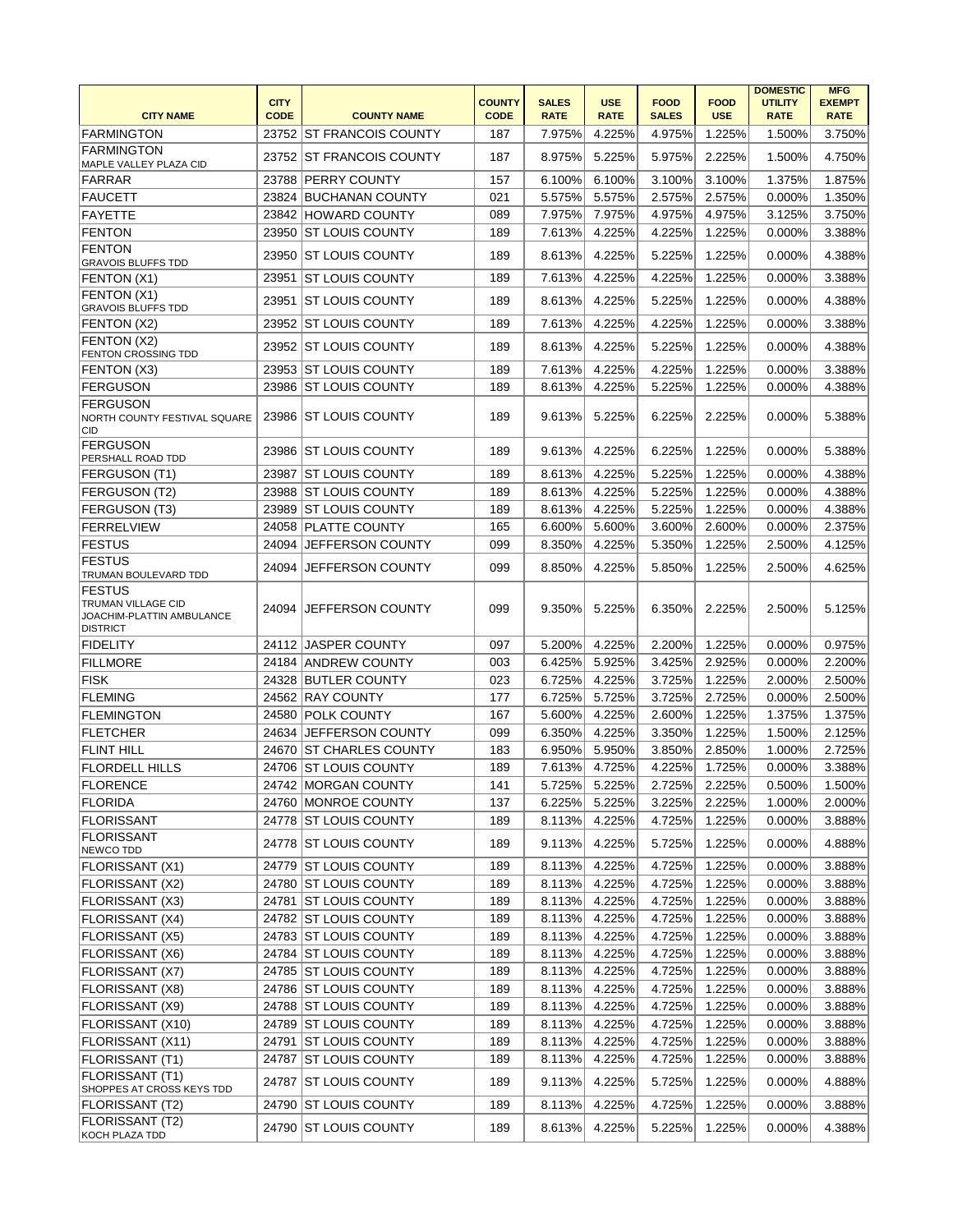| CITY NAME | CITY CODE | COUNTY NAME | COUNTY CODE | SALES RATE | USE RATE | FOOD SALES | FOOD USE | DOMESTIC UTILITY RATE | MFG EXEMPT RATE |
|---|---|---|---|---|---|---|---|---|---|
| FARMINGTON | 23752 | ST FRANCOIS COUNTY | 187 | 7.975% | 4.225% | 4.975% | 1.225% | 1.500% | 3.750% |
| FARMINGTON MAPLE VALLEY PLAZA CID | 23752 | ST FRANCOIS COUNTY | 187 | 8.975% | 5.225% | 5.975% | 2.225% | 1.500% | 4.750% |
| FARRAR | 23788 | PERRY COUNTY | 157 | 6.100% | 6.100% | 3.100% | 3.100% | 1.375% | 1.875% |
| FAUCETT | 23824 | BUCHANAN COUNTY | 021 | 5.575% | 5.575% | 2.575% | 2.575% | 0.000% | 1.350% |
| FAYETTE | 23842 | HOWARD COUNTY | 089 | 7.975% | 7.975% | 4.975% | 4.975% | 3.125% | 3.750% |
| FENTON | 23950 | ST LOUIS COUNTY | 189 | 7.613% | 4.225% | 4.225% | 1.225% | 0.000% | 3.388% |
| FENTON GRAVOIS BLUFFS TDD | 23950 | ST LOUIS COUNTY | 189 | 8.613% | 4.225% | 5.225% | 1.225% | 0.000% | 4.388% |
| FENTON (X1) | 23951 | ST LOUIS COUNTY | 189 | 7.613% | 4.225% | 4.225% | 1.225% | 0.000% | 3.388% |
| FENTON (X1) GRAVOIS BLUFFS TDD | 23951 | ST LOUIS COUNTY | 189 | 8.613% | 4.225% | 5.225% | 1.225% | 0.000% | 4.388% |
| FENTON (X2) | 23952 | ST LOUIS COUNTY | 189 | 7.613% | 4.225% | 4.225% | 1.225% | 0.000% | 3.388% |
| FENTON (X2) FENTON CROSSING TDD | 23952 | ST LOUIS COUNTY | 189 | 8.613% | 4.225% | 5.225% | 1.225% | 0.000% | 4.388% |
| FENTON (X3) | 23953 | ST LOUIS COUNTY | 189 | 7.613% | 4.225% | 4.225% | 1.225% | 0.000% | 3.388% |
| FERGUSON | 23986 | ST LOUIS COUNTY | 189 | 8.613% | 4.225% | 5.225% | 1.225% | 0.000% | 4.388% |
| FERGUSON NORTH COUNTY FESTIVAL SQUARE CID | 23986 | ST LOUIS COUNTY | 189 | 9.613% | 5.225% | 6.225% | 2.225% | 0.000% | 5.388% |
| FERGUSON PERSHALL ROAD TDD | 23986 | ST LOUIS COUNTY | 189 | 9.613% | 4.225% | 6.225% | 1.225% | 0.000% | 5.388% |
| FERGUSON (T1) | 23987 | ST LOUIS COUNTY | 189 | 8.613% | 4.225% | 5.225% | 1.225% | 0.000% | 4.388% |
| FERGUSON (T2) | 23988 | ST LOUIS COUNTY | 189 | 8.613% | 4.225% | 5.225% | 1.225% | 0.000% | 4.388% |
| FERGUSON (T3) | 23989 | ST LOUIS COUNTY | 189 | 8.613% | 4.225% | 5.225% | 1.225% | 0.000% | 4.388% |
| FERRELVIEW | 24058 | PLATTE COUNTY | 165 | 6.600% | 5.600% | 3.600% | 2.600% | 0.000% | 2.375% |
| FESTUS | 24094 | JEFFERSON COUNTY | 099 | 8.350% | 4.225% | 5.350% | 1.225% | 2.500% | 4.125% |
| FESTUS TRUMAN BOULEVARD TDD | 24094 | JEFFERSON COUNTY | 099 | 8.850% | 4.225% | 5.850% | 1.225% | 2.500% | 4.625% |
| FESTUS TRUMAN VILLAGE CID JOACHIM-PLATTIN AMBULANCE DISTRICT | 24094 | JEFFERSON COUNTY | 099 | 9.350% | 5.225% | 6.350% | 2.225% | 2.500% | 5.125% |
| FIDELITY | 24112 | JASPER COUNTY | 097 | 5.200% | 4.225% | 2.200% | 1.225% | 0.000% | 0.975% |
| FILLMORE | 24184 | ANDREW COUNTY | 003 | 6.425% | 5.925% | 3.425% | 2.925% | 0.000% | 2.200% |
| FISK | 24328 | BUTLER COUNTY | 023 | 6.725% | 4.225% | 3.725% | 1.225% | 2.000% | 2.500% |
| FLEMING | 24562 | RAY COUNTY | 177 | 6.725% | 5.725% | 3.725% | 2.725% | 0.000% | 2.500% |
| FLEMINGTON | 24580 | POLK COUNTY | 167 | 5.600% | 4.225% | 2.600% | 1.225% | 1.375% | 1.375% |
| FLETCHER | 24634 | JEFFERSON COUNTY | 099 | 6.350% | 4.225% | 3.350% | 1.225% | 1.500% | 2.125% |
| FLINT HILL | 24670 | ST CHARLES COUNTY | 183 | 6.950% | 5.950% | 3.850% | 2.850% | 1.000% | 2.725% |
| FLORDELL HILLS | 24706 | ST LOUIS COUNTY | 189 | 7.613% | 4.725% | 4.225% | 1.725% | 0.000% | 3.388% |
| FLORENCE | 24742 | MORGAN COUNTY | 141 | 5.725% | 5.225% | 2.725% | 2.225% | 0.500% | 1.500% |
| FLORIDA | 24760 | MONROE COUNTY | 137 | 6.225% | 5.225% | 3.225% | 2.225% | 1.000% | 2.000% |
| FLORISSANT | 24778 | ST LOUIS COUNTY | 189 | 8.113% | 4.225% | 4.725% | 1.225% | 0.000% | 3.888% |
| FLORISSANT NEWCO TDD | 24778 | ST LOUIS COUNTY | 189 | 9.113% | 4.225% | 5.725% | 1.225% | 0.000% | 4.888% |
| FLORISSANT (X1) | 24779 | ST LOUIS COUNTY | 189 | 8.113% | 4.225% | 4.725% | 1.225% | 0.000% | 3.888% |
| FLORISSANT (X2) | 24780 | ST LOUIS COUNTY | 189 | 8.113% | 4.225% | 4.725% | 1.225% | 0.000% | 3.888% |
| FLORISSANT (X3) | 24781 | ST LOUIS COUNTY | 189 | 8.113% | 4.225% | 4.725% | 1.225% | 0.000% | 3.888% |
| FLORISSANT (X4) | 24782 | ST LOUIS COUNTY | 189 | 8.113% | 4.225% | 4.725% | 1.225% | 0.000% | 3.888% |
| FLORISSANT (X5) | 24783 | ST LOUIS COUNTY | 189 | 8.113% | 4.225% | 4.725% | 1.225% | 0.000% | 3.888% |
| FLORISSANT (X6) | 24784 | ST LOUIS COUNTY | 189 | 8.113% | 4.225% | 4.725% | 1.225% | 0.000% | 3.888% |
| FLORISSANT (X7) | 24785 | ST LOUIS COUNTY | 189 | 8.113% | 4.225% | 4.725% | 1.225% | 0.000% | 3.888% |
| FLORISSANT (X8) | 24786 | ST LOUIS COUNTY | 189 | 8.113% | 4.225% | 4.725% | 1.225% | 0.000% | 3.888% |
| FLORISSANT (X9) | 24788 | ST LOUIS COUNTY | 189 | 8.113% | 4.225% | 4.725% | 1.225% | 0.000% | 3.888% |
| FLORISSANT (X10) | 24789 | ST LOUIS COUNTY | 189 | 8.113% | 4.225% | 4.725% | 1.225% | 0.000% | 3.888% |
| FLORISSANT (X11) | 24791 | ST LOUIS COUNTY | 189 | 8.113% | 4.225% | 4.725% | 1.225% | 0.000% | 3.888% |
| FLORISSANT (T1) | 24787 | ST LOUIS COUNTY | 189 | 8.113% | 4.225% | 4.725% | 1.225% | 0.000% | 3.888% |
| FLORISSANT (T1) SHOPPES AT CROSS KEYS TDD | 24787 | ST LOUIS COUNTY | 189 | 9.113% | 4.225% | 5.725% | 1.225% | 0.000% | 4.888% |
| FLORISSANT (T2) | 24790 | ST LOUIS COUNTY | 189 | 8.113% | 4.225% | 4.725% | 1.225% | 0.000% | 3.888% |
| FLORISSANT (T2) KOCH PLAZA TDD | 24790 | ST LOUIS COUNTY | 189 | 8.613% | 4.225% | 5.225% | 1.225% | 0.000% | 4.388% |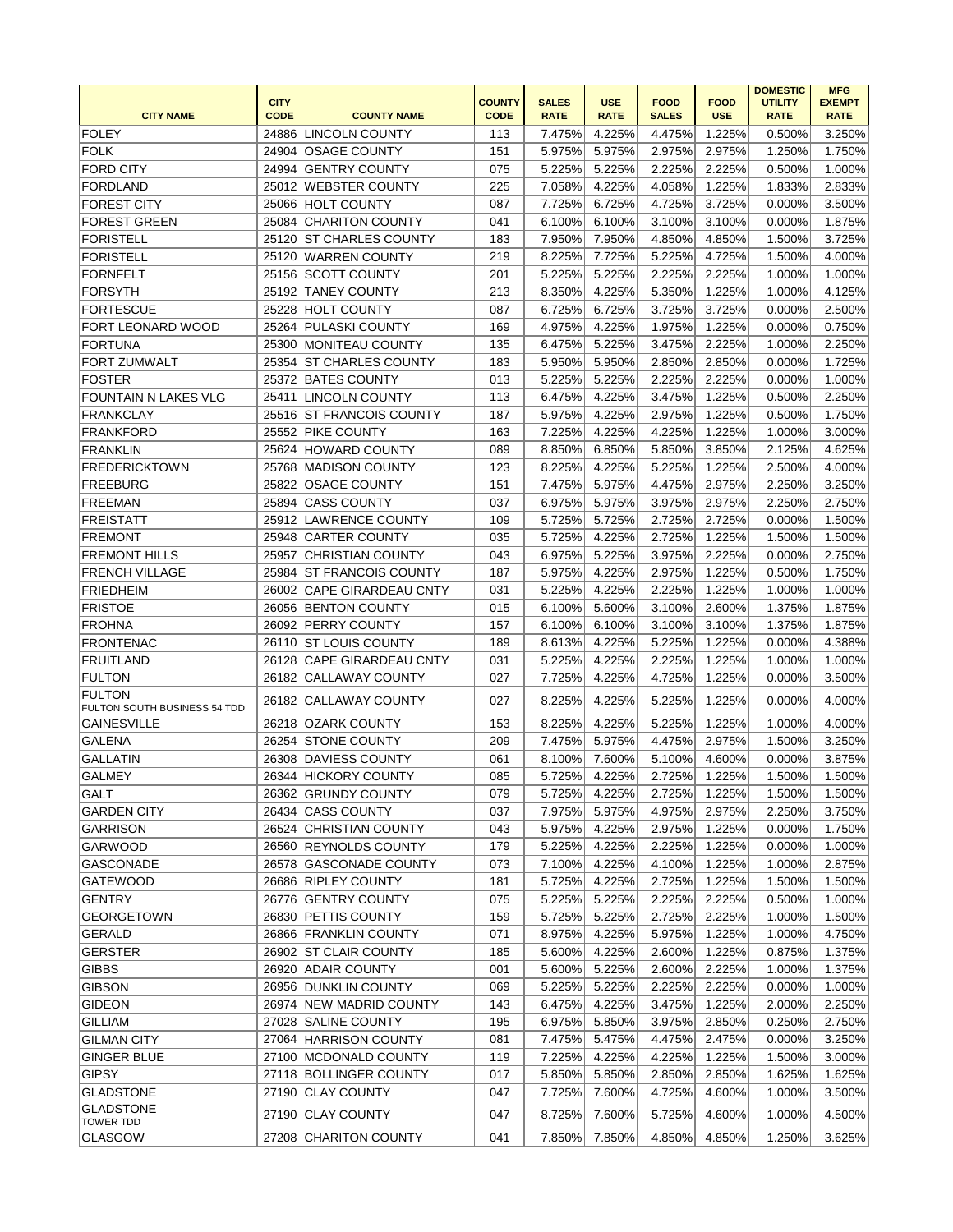| CITY NAME | CITY CODE | COUNTY NAME | COUNTY CODE | SALES RATE | USE RATE | FOOD SALES | FOOD USE | DOMESTIC UTILITY RATE | MFG EXEMPT RATE |
|---|---|---|---|---|---|---|---|---|---|
| FOLEY | 24886 | LINCOLN COUNTY | 113 | 7.475% | 4.225% | 4.475% | 1.225% | 0.500% | 3.250% |
| FOLK | 24904 | OSAGE COUNTY | 151 | 5.975% | 5.975% | 2.975% | 2.975% | 1.250% | 1.750% |
| FORD CITY | 24994 | GENTRY COUNTY | 075 | 5.225% | 5.225% | 2.225% | 2.225% | 0.500% | 1.000% |
| FORDLAND | 25012 | WEBSTER COUNTY | 225 | 7.058% | 4.225% | 4.058% | 1.225% | 1.833% | 2.833% |
| FOREST CITY | 25066 | HOLT COUNTY | 087 | 7.725% | 6.725% | 4.725% | 3.725% | 0.000% | 3.500% |
| FOREST GREEN | 25084 | CHARITON COUNTY | 041 | 6.100% | 6.100% | 3.100% | 3.100% | 0.000% | 1.875% |
| FORISTELL | 25120 | ST CHARLES COUNTY | 183 | 7.950% | 7.950% | 4.850% | 4.850% | 1.500% | 3.725% |
| FORISTELL | 25120 | WARREN COUNTY | 219 | 8.225% | 7.725% | 5.225% | 4.725% | 1.500% | 4.000% |
| FORNFELT | 25156 | SCOTT COUNTY | 201 | 5.225% | 5.225% | 2.225% | 2.225% | 1.000% | 1.000% |
| FORSYTH | 25192 | TANEY COUNTY | 213 | 8.350% | 4.225% | 5.350% | 1.225% | 1.000% | 4.125% |
| FORTESCUE | 25228 | HOLT COUNTY | 087 | 6.725% | 6.725% | 3.725% | 3.725% | 0.000% | 2.500% |
| FORT LEONARD WOOD | 25264 | PULASKI COUNTY | 169 | 4.975% | 4.225% | 1.975% | 1.225% | 0.000% | 0.750% |
| FORTUNA | 25300 | MONITEAU COUNTY | 135 | 6.475% | 5.225% | 3.475% | 2.225% | 1.000% | 2.250% |
| FORT ZUMWALT | 25354 | ST CHARLES COUNTY | 183 | 5.950% | 5.950% | 2.850% | 2.850% | 0.000% | 1.725% |
| FOSTER | 25372 | BATES COUNTY | 013 | 5.225% | 5.225% | 2.225% | 2.225% | 0.000% | 1.000% |
| FOUNTAIN N LAKES VLG | 25411 | LINCOLN COUNTY | 113 | 6.475% | 4.225% | 3.475% | 1.225% | 0.500% | 2.250% |
| FRANKCLAY | 25516 | ST FRANCOIS COUNTY | 187 | 5.975% | 4.225% | 2.975% | 1.225% | 0.500% | 1.750% |
| FRANKFORD | 25552 | PIKE COUNTY | 163 | 7.225% | 4.225% | 4.225% | 1.225% | 1.000% | 3.000% |
| FRANKLIN | 25624 | HOWARD COUNTY | 089 | 8.850% | 6.850% | 5.850% | 3.850% | 2.125% | 4.625% |
| FREDERICKTOWN | 25768 | MADISON COUNTY | 123 | 8.225% | 4.225% | 5.225% | 1.225% | 2.500% | 4.000% |
| FREEBURG | 25822 | OSAGE COUNTY | 151 | 7.475% | 5.975% | 4.475% | 2.975% | 2.250% | 3.250% |
| FREEMAN | 25894 | CASS COUNTY | 037 | 6.975% | 5.975% | 3.975% | 2.975% | 2.250% | 2.750% |
| FREISTATT | 25912 | LAWRENCE COUNTY | 109 | 5.725% | 5.725% | 2.725% | 2.725% | 0.000% | 1.500% |
| FREMONT | 25948 | CARTER COUNTY | 035 | 5.725% | 4.225% | 2.725% | 1.225% | 1.500% | 1.500% |
| FREMONT HILLS | 25957 | CHRISTIAN COUNTY | 043 | 6.975% | 5.225% | 3.975% | 2.225% | 0.000% | 2.750% |
| FRENCH VILLAGE | 25984 | ST FRANCOIS COUNTY | 187 | 5.975% | 4.225% | 2.975% | 1.225% | 0.500% | 1.750% |
| FRIEDHEIM | 26002 | CAPE GIRARDEAU CNTY | 031 | 5.225% | 4.225% | 2.225% | 1.225% | 1.000% | 1.000% |
| FRISTOE | 26056 | BENTON COUNTY | 015 | 6.100% | 5.600% | 3.100% | 2.600% | 1.375% | 1.875% |
| FROHNA | 26092 | PERRY COUNTY | 157 | 6.100% | 6.100% | 3.100% | 3.100% | 1.375% | 1.875% |
| FRONTENAC | 26110 | ST LOUIS COUNTY | 189 | 8.613% | 4.225% | 5.225% | 1.225% | 0.000% | 4.388% |
| FRUITLAND | 26128 | CAPE GIRARDEAU CNTY | 031 | 5.225% | 4.225% | 2.225% | 1.225% | 1.000% | 1.000% |
| FULTON | 26182 | CALLAWAY COUNTY | 027 | 7.725% | 4.225% | 4.725% | 1.225% | 0.000% | 3.500% |
| FULTON FULTON SOUTH BUSINESS 54 TDD | 26182 | CALLAWAY COUNTY | 027 | 8.225% | 4.225% | 5.225% | 1.225% | 0.000% | 4.000% |
| GAINESVILLE | 26218 | OZARK COUNTY | 153 | 8.225% | 4.225% | 5.225% | 1.225% | 1.000% | 4.000% |
| GALENA | 26254 | STONE COUNTY | 209 | 7.475% | 5.975% | 4.475% | 2.975% | 1.500% | 3.250% |
| GALLATIN | 26308 | DAVIESS COUNTY | 061 | 8.100% | 7.600% | 5.100% | 4.600% | 0.000% | 3.875% |
| GALMEY | 26344 | HICKORY COUNTY | 085 | 5.725% | 4.225% | 2.725% | 1.225% | 1.500% | 1.500% |
| GALT | 26362 | GRUNDY COUNTY | 079 | 5.725% | 4.225% | 2.725% | 1.225% | 1.500% | 1.500% |
| GARDEN CITY | 26434 | CASS COUNTY | 037 | 7.975% | 5.975% | 4.975% | 2.975% | 2.250% | 3.750% |
| GARRISON | 26524 | CHRISTIAN COUNTY | 043 | 5.975% | 4.225% | 2.975% | 1.225% | 0.000% | 1.750% |
| GARWOOD | 26560 | REYNOLDS COUNTY | 179 | 5.225% | 4.225% | 2.225% | 1.225% | 0.000% | 1.000% |
| GASCONADE | 26578 | GASCONADE COUNTY | 073 | 7.100% | 4.225% | 4.100% | 1.225% | 1.000% | 2.875% |
| GATEWOOD | 26686 | RIPLEY COUNTY | 181 | 5.725% | 4.225% | 2.725% | 1.225% | 1.500% | 1.500% |
| GENTRY | 26776 | GENTRY COUNTY | 075 | 5.225% | 5.225% | 2.225% | 2.225% | 0.500% | 1.000% |
| GEORGETOWN | 26830 | PETTIS COUNTY | 159 | 5.725% | 5.225% | 2.725% | 2.225% | 1.000% | 1.500% |
| GERALD | 26866 | FRANKLIN COUNTY | 071 | 8.975% | 4.225% | 5.975% | 1.225% | 1.000% | 4.750% |
| GERSTER | 26902 | ST CLAIR COUNTY | 185 | 5.600% | 4.225% | 2.600% | 1.225% | 0.875% | 1.375% |
| GIBBS | 26920 | ADAIR COUNTY | 001 | 5.600% | 5.225% | 2.600% | 2.225% | 1.000% | 1.375% |
| GIBSON | 26956 | DUNKLIN COUNTY | 069 | 5.225% | 5.225% | 2.225% | 2.225% | 0.000% | 1.000% |
| GIDEON | 26974 | NEW MADRID COUNTY | 143 | 6.475% | 4.225% | 3.475% | 1.225% | 2.000% | 2.250% |
| GILLIAM | 27028 | SALINE COUNTY | 195 | 6.975% | 5.850% | 3.975% | 2.850% | 0.250% | 2.750% |
| GILMAN CITY | 27064 | HARRISON COUNTY | 081 | 7.475% | 5.475% | 4.475% | 2.475% | 0.000% | 3.250% |
| GINGER BLUE | 27100 | MCDONALD COUNTY | 119 | 7.225% | 4.225% | 4.225% | 1.225% | 1.500% | 3.000% |
| GIPSY | 27118 | BOLLINGER COUNTY | 017 | 5.850% | 5.850% | 2.850% | 2.850% | 1.625% | 1.625% |
| GLADSTONE | 27190 | CLAY COUNTY | 047 | 7.725% | 7.600% | 4.725% | 4.600% | 1.000% | 3.500% |
| GLADSTONE TOWER TDD | 27190 | CLAY COUNTY | 047 | 8.725% | 7.600% | 5.725% | 4.600% | 1.000% | 4.500% |
| GLASGOW | 27208 | CHARITON COUNTY | 041 | 7.850% | 7.850% | 4.850% | 4.850% | 1.250% | 3.625% |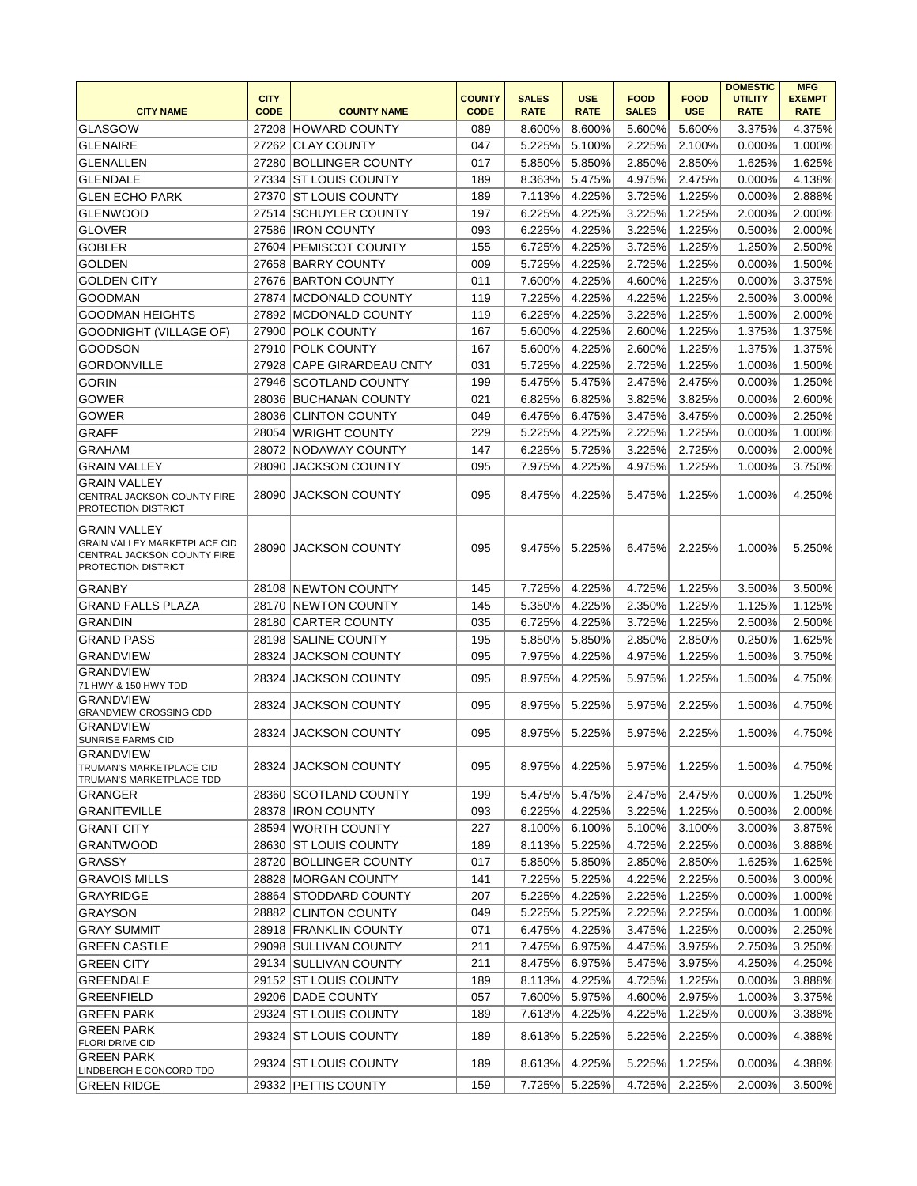| CITY NAME | CITY CODE | COUNTY NAME | COUNTY CODE | SALES RATE | USE RATE | FOOD SALES | FOOD USE | DOMESTIC UTILITY RATE | MFG EXEMPT RATE |
|---|---|---|---|---|---|---|---|---|---|
| GLASGOW | 27208 | HOWARD COUNTY | 089 | 8.600% | 8.600% | 5.600% | 5.600% | 3.375% | 4.375% |
| GLENAIRE | 27262 | CLAY COUNTY | 047 | 5.225% | 5.100% | 2.225% | 2.100% | 0.000% | 1.000% |
| GLENALLEN | 27280 | BOLLINGER COUNTY | 017 | 5.850% | 5.850% | 2.850% | 2.850% | 1.625% | 1.625% |
| GLENDALE | 27334 | ST LOUIS COUNTY | 189 | 8.363% | 5.475% | 4.975% | 2.475% | 0.000% | 4.138% |
| GLEN ECHO PARK | 27370 | ST LOUIS COUNTY | 189 | 7.113% | 4.225% | 3.725% | 1.225% | 0.000% | 2.888% |
| GLENWOOD | 27514 | SCHUYLER COUNTY | 197 | 6.225% | 4.225% | 3.225% | 1.225% | 2.000% | 2.000% |
| GLOVER | 27586 | IRON COUNTY | 093 | 6.225% | 4.225% | 3.225% | 1.225% | 0.500% | 2.000% |
| GOBLER | 27604 | PEMISCOT COUNTY | 155 | 6.725% | 4.225% | 3.725% | 1.225% | 1.250% | 2.500% |
| GOLDEN | 27658 | BARRY COUNTY | 009 | 5.725% | 4.225% | 2.725% | 1.225% | 0.000% | 1.500% |
| GOLDEN CITY | 27676 | BARTON COUNTY | 011 | 7.600% | 4.225% | 4.600% | 1.225% | 0.000% | 3.375% |
| GOODMAN | 27874 | MCDONALD COUNTY | 119 | 7.225% | 4.225% | 4.225% | 1.225% | 2.500% | 3.000% |
| GOODMAN HEIGHTS | 27892 | MCDONALD COUNTY | 119 | 6.225% | 4.225% | 3.225% | 1.225% | 1.500% | 2.000% |
| GOODNIGHT (VILLAGE OF) | 27900 | POLK COUNTY | 167 | 5.600% | 4.225% | 2.600% | 1.225% | 1.375% | 1.375% |
| GOODSON | 27910 | POLK COUNTY | 167 | 5.600% | 4.225% | 2.600% | 1.225% | 1.375% | 1.375% |
| GORDONVILLE | 27928 | CAPE GIRARDEAU CNTY | 031 | 5.725% | 4.225% | 2.725% | 1.225% | 1.000% | 1.500% |
| GORIN | 27946 | SCOTLAND COUNTY | 199 | 5.475% | 5.475% | 2.475% | 2.475% | 0.000% | 1.250% |
| GOWER | 28036 | BUCHANAN COUNTY | 021 | 6.825% | 6.825% | 3.825% | 3.825% | 0.000% | 2.600% |
| GOWER | 28036 | CLINTON COUNTY | 049 | 6.475% | 6.475% | 3.475% | 3.475% | 0.000% | 2.250% |
| GRAFF | 28054 | WRIGHT COUNTY | 229 | 5.225% | 4.225% | 2.225% | 1.225% | 0.000% | 1.000% |
| GRAHAM | 28072 | NODAWAY COUNTY | 147 | 6.225% | 5.725% | 3.225% | 2.725% | 0.000% | 2.000% |
| GRAIN VALLEY | 28090 | JACKSON COUNTY | 095 | 7.975% | 4.225% | 4.975% | 1.225% | 1.000% | 3.750% |
| GRAIN VALLEY CENTRAL JACKSON COUNTY FIRE PROTECTION DISTRICT | 28090 | JACKSON COUNTY | 095 | 8.475% | 4.225% | 5.475% | 1.225% | 1.000% | 4.250% |
| GRAIN VALLEY GRAIN VALLEY MARKETPLACE CID CENTRAL JACKSON COUNTY FIRE PROTECTION DISTRICT | 28090 | JACKSON COUNTY | 095 | 9.475% | 5.225% | 6.475% | 2.225% | 1.000% | 5.250% |
| GRANBY | 28108 | NEWTON COUNTY | 145 | 7.725% | 4.225% | 4.725% | 1.225% | 3.500% | 3.500% |
| GRAND FALLS PLAZA | 28170 | NEWTON COUNTY | 145 | 5.350% | 4.225% | 2.350% | 1.225% | 1.125% | 1.125% |
| GRANDIN | 28180 | CARTER COUNTY | 035 | 6.725% | 4.225% | 3.725% | 1.225% | 2.500% | 2.500% |
| GRAND PASS | 28198 | SALINE COUNTY | 195 | 5.850% | 5.850% | 2.850% | 2.850% | 0.250% | 1.625% |
| GRANDVIEW | 28324 | JACKSON COUNTY | 095 | 7.975% | 4.225% | 4.975% | 1.225% | 1.500% | 3.750% |
| GRANDVIEW 71 HWY & 150 HWY TDD | 28324 | JACKSON COUNTY | 095 | 8.975% | 4.225% | 5.975% | 1.225% | 1.500% | 4.750% |
| GRANDVIEW GRANDVIEW CROSSING CDD | 28324 | JACKSON COUNTY | 095 | 8.975% | 5.225% | 5.975% | 2.225% | 1.500% | 4.750% |
| GRANDVIEW SUNRISE FARMS CID | 28324 | JACKSON COUNTY | 095 | 8.975% | 5.225% | 5.975% | 2.225% | 1.500% | 4.750% |
| GRANDVIEW TRUMAN'S MARKETPLACE CID TRUMAN'S MARKETPLACE TDD | 28324 | JACKSON COUNTY | 095 | 8.975% | 4.225% | 5.975% | 1.225% | 1.500% | 4.750% |
| GRANGER | 28360 | SCOTLAND COUNTY | 199 | 5.475% | 5.475% | 2.475% | 2.475% | 0.000% | 1.250% |
| GRANITEVILLE | 28378 | IRON COUNTY | 093 | 6.225% | 4.225% | 3.225% | 1.225% | 0.500% | 2.000% |
| GRANT CITY | 28594 | WORTH COUNTY | 227 | 8.100% | 6.100% | 5.100% | 3.100% | 3.000% | 3.875% |
| GRANTWOOD | 28630 | ST LOUIS COUNTY | 189 | 8.113% | 5.225% | 4.725% | 2.225% | 0.000% | 3.888% |
| GRASSY | 28720 | BOLLINGER COUNTY | 017 | 5.850% | 5.850% | 2.850% | 2.850% | 1.625% | 1.625% |
| GRAVOIS MILLS | 28828 | MORGAN COUNTY | 141 | 7.225% | 5.225% | 4.225% | 2.225% | 0.500% | 3.000% |
| GRAYRIDGE | 28864 | STODDARD COUNTY | 207 | 5.225% | 4.225% | 2.225% | 1.225% | 0.000% | 1.000% |
| GRAYSON | 28882 | CLINTON COUNTY | 049 | 5.225% | 5.225% | 2.225% | 2.225% | 0.000% | 1.000% |
| GRAY SUMMIT | 28918 | FRANKLIN COUNTY | 071 | 6.475% | 4.225% | 3.475% | 1.225% | 0.000% | 2.250% |
| GREEN CASTLE | 29098 | SULLIVAN COUNTY | 211 | 7.475% | 6.975% | 4.475% | 3.975% | 2.750% | 3.250% |
| GREEN CITY | 29134 | SULLIVAN COUNTY | 211 | 8.475% | 6.975% | 5.475% | 3.975% | 4.250% | 4.250% |
| GREENDALE | 29152 | ST LOUIS COUNTY | 189 | 8.113% | 4.225% | 4.725% | 1.225% | 0.000% | 3.888% |
| GREENFIELD | 29206 | DADE COUNTY | 057 | 7.600% | 5.975% | 4.600% | 2.975% | 1.000% | 3.375% |
| GREEN PARK | 29324 | ST LOUIS COUNTY | 189 | 7.613% | 4.225% | 4.225% | 1.225% | 0.000% | 3.388% |
| GREEN PARK FLORI DRIVE CID | 29324 | ST LOUIS COUNTY | 189 | 8.613% | 5.225% | 5.225% | 2.225% | 0.000% | 4.388% |
| GREEN PARK LINDBERGH E CONCORD TDD | 29324 | ST LOUIS COUNTY | 189 | 8.613% | 4.225% | 5.225% | 1.225% | 0.000% | 4.388% |
| GREEN RIDGE | 29332 | PETTIS COUNTY | 159 | 7.725% | 5.225% | 4.725% | 2.225% | 2.000% | 3.500% |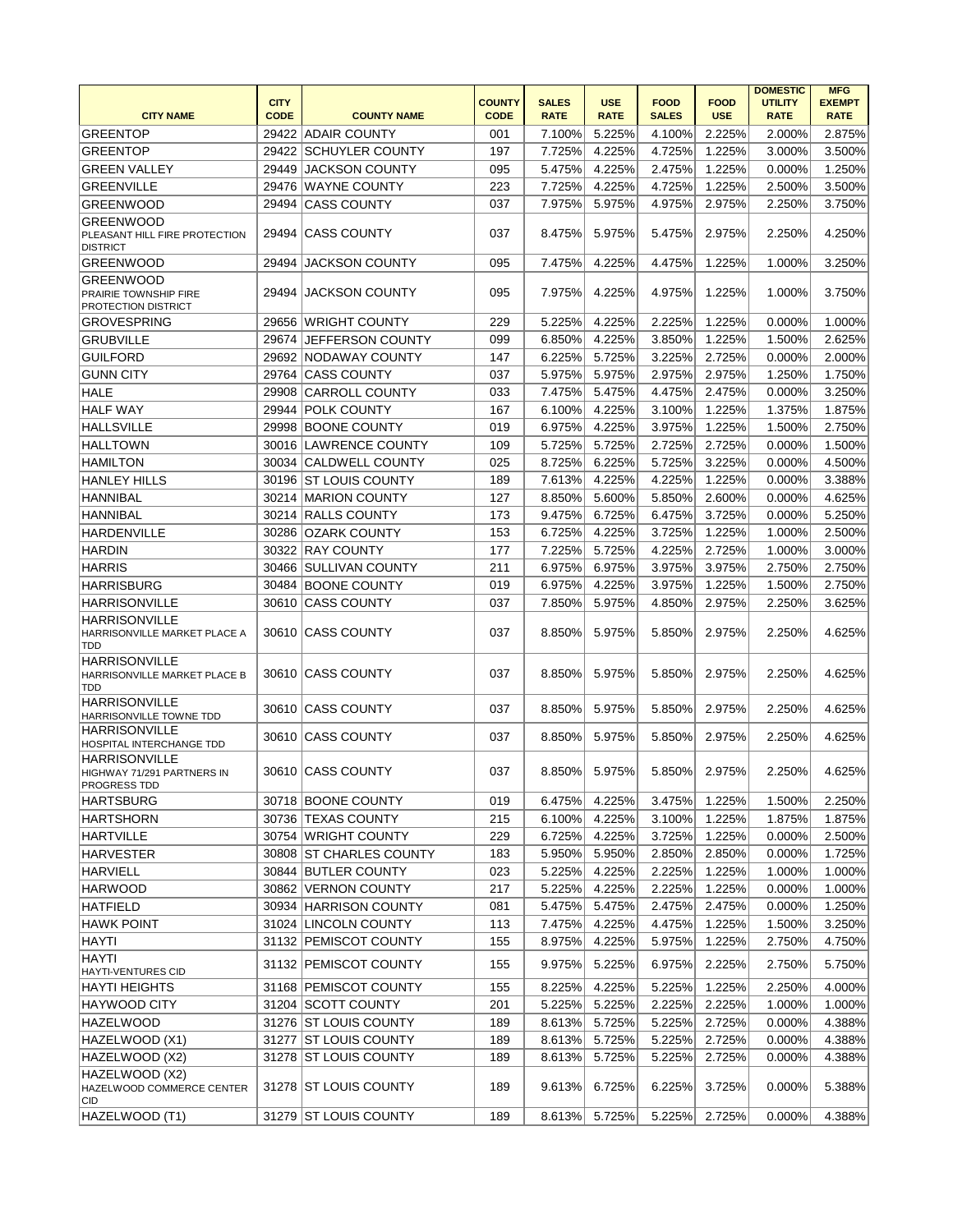| CITY NAME | CITY CODE | COUNTY NAME | COUNTY CODE | SALES RATE | USE RATE | FOOD SALES | FOOD USE | DOMESTIC UTILITY RATE | MFG EXEMPT RATE |
|---|---|---|---|---|---|---|---|---|---|
| GREENTOP | 29422 | ADAIR COUNTY | 001 | 7.100% | 5.225% | 4.100% | 2.225% | 2.000% | 2.875% |
| GREENTOP | 29422 | SCHUYLER COUNTY | 197 | 7.725% | 4.225% | 4.725% | 1.225% | 3.000% | 3.500% |
| GREEN VALLEY | 29449 | JACKSON COUNTY | 095 | 5.475% | 4.225% | 2.475% | 1.225% | 0.000% | 1.250% |
| GREENVILLE | 29476 | WAYNE COUNTY | 223 | 7.725% | 4.225% | 4.725% | 1.225% | 2.500% | 3.500% |
| GREENWOOD | 29494 | CASS COUNTY | 037 | 7.975% | 5.975% | 4.975% | 2.975% | 2.250% | 3.750% |
| GREENWOOD PLEASANT HILL FIRE PROTECTION DISTRICT | 29494 | CASS COUNTY | 037 | 8.475% | 5.975% | 5.475% | 2.975% | 2.250% | 4.250% |
| GREENWOOD | 29494 | JACKSON COUNTY | 095 | 7.475% | 4.225% | 4.475% | 1.225% | 1.000% | 3.250% |
| GREENWOOD PRAIRIE TOWNSHIP FIRE PROTECTION DISTRICT | 29494 | JACKSON COUNTY | 095 | 7.975% | 4.225% | 4.975% | 1.225% | 1.000% | 3.750% |
| GROVESPRING | 29656 | WRIGHT COUNTY | 229 | 5.225% | 4.225% | 2.225% | 1.225% | 0.000% | 1.000% |
| GRUBVILLE | 29674 | JEFFERSON COUNTY | 099 | 6.850% | 4.225% | 3.850% | 1.225% | 1.500% | 2.625% |
| GUILFORD | 29692 | NODAWAY COUNTY | 147 | 6.225% | 5.725% | 3.225% | 2.725% | 0.000% | 2.000% |
| GUNN CITY | 29764 | CASS COUNTY | 037 | 5.975% | 5.975% | 2.975% | 2.975% | 1.250% | 1.750% |
| HALE | 29908 | CARROLL COUNTY | 033 | 7.475% | 5.475% | 4.475% | 2.475% | 0.000% | 3.250% |
| HALF WAY | 29944 | POLK COUNTY | 167 | 6.100% | 4.225% | 3.100% | 1.225% | 1.375% | 1.875% |
| HALLSVILLE | 29998 | BOONE COUNTY | 019 | 6.975% | 4.225% | 3.975% | 1.225% | 1.500% | 2.750% |
| HALLTOWN | 30016 | LAWRENCE COUNTY | 109 | 5.725% | 5.725% | 2.725% | 2.725% | 0.000% | 1.500% |
| HAMILTON | 30034 | CALDWELL COUNTY | 025 | 8.725% | 6.225% | 5.725% | 3.225% | 0.000% | 4.500% |
| HANLEY HILLS | 30196 | ST LOUIS COUNTY | 189 | 7.613% | 4.225% | 4.225% | 1.225% | 0.000% | 3.388% |
| HANNIBAL | 30214 | MARION COUNTY | 127 | 8.850% | 5.600% | 5.850% | 2.600% | 0.000% | 4.625% |
| HANNIBAL | 30214 | RALLS COUNTY | 173 | 9.475% | 6.725% | 6.475% | 3.725% | 0.000% | 5.250% |
| HARDENVILLE | 30286 | OZARK COUNTY | 153 | 6.725% | 4.225% | 3.725% | 1.225% | 1.000% | 2.500% |
| HARDIN | 30322 | RAY COUNTY | 177 | 7.225% | 5.725% | 4.225% | 2.725% | 1.000% | 3.000% |
| HARRIS | 30466 | SULLIVAN COUNTY | 211 | 6.975% | 6.975% | 3.975% | 3.975% | 2.750% | 2.750% |
| HARRISBURG | 30484 | BOONE COUNTY | 019 | 6.975% | 4.225% | 3.975% | 1.225% | 1.500% | 2.750% |
| HARRISONVILLE | 30610 | CASS COUNTY | 037 | 7.850% | 5.975% | 4.850% | 2.975% | 2.250% | 3.625% |
| HARRISONVILLE HARRISONVILLE MARKET PLACE A TDD | 30610 | CASS COUNTY | 037 | 8.850% | 5.975% | 5.850% | 2.975% | 2.250% | 4.625% |
| HARRISONVILLE HARRISONVILLE MARKET PLACE B TDD | 30610 | CASS COUNTY | 037 | 8.850% | 5.975% | 5.850% | 2.975% | 2.250% | 4.625% |
| HARRISONVILLE HARRISONVILLE TOWNE TDD | 30610 | CASS COUNTY | 037 | 8.850% | 5.975% | 5.850% | 2.975% | 2.250% | 4.625% |
| HARRISONVILLE HOSPITAL INTERCHANGE TDD | 30610 | CASS COUNTY | 037 | 8.850% | 5.975% | 5.850% | 2.975% | 2.250% | 4.625% |
| HARRISONVILLE HIGHWAY 71/291 PARTNERS IN PROGRESS TDD | 30610 | CASS COUNTY | 037 | 8.850% | 5.975% | 5.850% | 2.975% | 2.250% | 4.625% |
| HARTSBURG | 30718 | BOONE COUNTY | 019 | 6.475% | 4.225% | 3.475% | 1.225% | 1.500% | 2.250% |
| HARTSHORN | 30736 | TEXAS COUNTY | 215 | 6.100% | 4.225% | 3.100% | 1.225% | 1.875% | 1.875% |
| HARTVILLE | 30754 | WRIGHT COUNTY | 229 | 6.725% | 4.225% | 3.725% | 1.225% | 0.000% | 2.500% |
| HARVESTER | 30808 | ST CHARLES COUNTY | 183 | 5.950% | 5.950% | 2.850% | 2.850% | 0.000% | 1.725% |
| HARVIELL | 30844 | BUTLER COUNTY | 023 | 5.225% | 4.225% | 2.225% | 1.225% | 1.000% | 1.000% |
| HARWOOD | 30862 | VERNON COUNTY | 217 | 5.225% | 4.225% | 2.225% | 1.225% | 0.000% | 1.000% |
| HATFIELD | 30934 | HARRISON COUNTY | 081 | 5.475% | 5.475% | 2.475% | 2.475% | 0.000% | 1.250% |
| HAWK POINT | 31024 | LINCOLN COUNTY | 113 | 7.475% | 4.225% | 4.475% | 1.225% | 1.500% | 3.250% |
| HAYTI | 31132 | PEMISCOT COUNTY | 155 | 8.975% | 4.225% | 5.975% | 1.225% | 2.750% | 4.750% |
| HAYTI HAYTI-VENTURES CID | 31132 | PEMISCOT COUNTY | 155 | 9.975% | 5.225% | 6.975% | 2.225% | 2.750% | 5.750% |
| HAYTI HEIGHTS | 31168 | PEMISCOT COUNTY | 155 | 8.225% | 4.225% | 5.225% | 1.225% | 2.250% | 4.000% |
| HAYWOOD CITY | 31204 | SCOTT COUNTY | 201 | 5.225% | 5.225% | 2.225% | 2.225% | 1.000% | 1.000% |
| HAZELWOOD | 31276 | ST LOUIS COUNTY | 189 | 8.613% | 5.725% | 5.225% | 2.725% | 0.000% | 4.388% |
| HAZELWOOD (X1) | 31277 | ST LOUIS COUNTY | 189 | 8.613% | 5.725% | 5.225% | 2.725% | 0.000% | 4.388% |
| HAZELWOOD (X2) | 31278 | ST LOUIS COUNTY | 189 | 8.613% | 5.725% | 5.225% | 2.725% | 0.000% | 4.388% |
| HAZELWOOD (X2) HAZELWOOD COMMERCE CENTER CID | 31278 | ST LOUIS COUNTY | 189 | 9.613% | 6.725% | 6.225% | 3.725% | 0.000% | 5.388% |
| HAZELWOOD (T1) | 31279 | ST LOUIS COUNTY | 189 | 8.613% | 5.725% | 5.225% | 2.725% | 0.000% | 4.388% |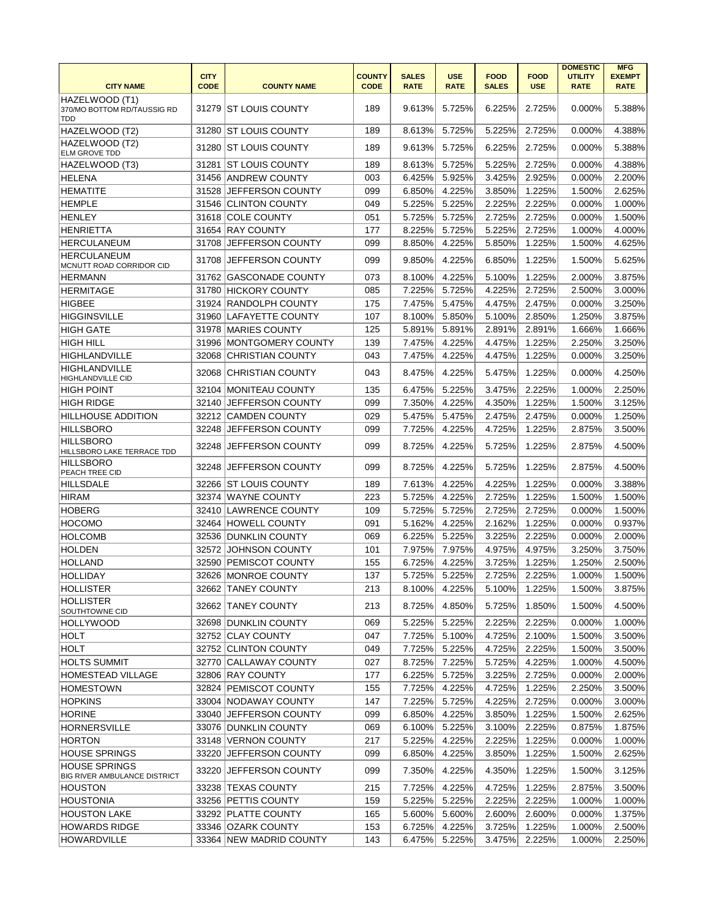| CITY NAME | CITY CODE | COUNTY NAME | COUNTY CODE | SALES RATE | USE RATE | FOOD SALES | FOOD USE | DOMESTIC UTILITY RATE | MFG EXEMPT RATE |
|---|---|---|---|---|---|---|---|---|---|
| HAZELWOOD (T1) 370/MO BOTTOM RD/TAUSSIG RD TDD | 31279 | ST LOUIS COUNTY | 189 | 9.613% | 5.725% | 6.225% | 2.725% | 0.000% | 5.388% |
| HAZELWOOD (T2) | 31280 | ST LOUIS COUNTY | 189 | 8.613% | 5.725% | 5.225% | 2.725% | 0.000% | 4.388% |
| HAZELWOOD (T2) ELM GROVE TDD | 31280 | ST LOUIS COUNTY | 189 | 9.613% | 5.725% | 6.225% | 2.725% | 0.000% | 5.388% |
| HAZELWOOD (T3) | 31281 | ST LOUIS COUNTY | 189 | 8.613% | 5.725% | 5.225% | 2.725% | 0.000% | 4.388% |
| HELENA | 31456 | ANDREW COUNTY | 003 | 6.425% | 5.925% | 3.425% | 2.925% | 0.000% | 2.200% |
| HEMATITE | 31528 | JEFFERSON COUNTY | 099 | 6.850% | 4.225% | 3.850% | 1.225% | 1.500% | 2.625% |
| HEMPLE | 31546 | CLINTON COUNTY | 049 | 5.225% | 5.225% | 2.225% | 2.225% | 0.000% | 1.000% |
| HENLEY | 31618 | COLE COUNTY | 051 | 5.725% | 5.725% | 2.725% | 2.725% | 0.000% | 1.500% |
| HENRIETTA | 31654 | RAY COUNTY | 177 | 8.225% | 5.725% | 5.225% | 2.725% | 1.000% | 4.000% |
| HERCULANEUM | 31708 | JEFFERSON COUNTY | 099 | 8.850% | 4.225% | 5.850% | 1.225% | 1.500% | 4.625% |
| HERCULANEUM MCNUTT ROAD CORRIDOR CID | 31708 | JEFFERSON COUNTY | 099 | 9.850% | 4.225% | 6.850% | 1.225% | 1.500% | 5.625% |
| HERMANN | 31762 | GASCONADE COUNTY | 073 | 8.100% | 4.225% | 5.100% | 1.225% | 2.000% | 3.875% |
| HERMITAGE | 31780 | HICKORY COUNTY | 085 | 7.225% | 5.725% | 4.225% | 2.725% | 2.500% | 3.000% |
| HIGBEE | 31924 | RANDOLPH COUNTY | 175 | 7.475% | 5.475% | 4.475% | 2.475% | 0.000% | 3.250% |
| HIGGINSVILLE | 31960 | LAFAYETTE COUNTY | 107 | 8.100% | 5.850% | 5.100% | 2.850% | 1.250% | 3.875% |
| HIGH GATE | 31978 | MARIES COUNTY | 125 | 5.891% | 5.891% | 2.891% | 2.891% | 1.666% | 1.666% |
| HIGH HILL | 31996 | MONTGOMERY COUNTY | 139 | 7.475% | 4.225% | 4.475% | 1.225% | 2.250% | 3.250% |
| HIGHLANDVILLE | 32068 | CHRISTIAN COUNTY | 043 | 7.475% | 4.225% | 4.475% | 1.225% | 0.000% | 3.250% |
| HIGHLANDVILLE HIGHLANDVILLE CID | 32068 | CHRISTIAN COUNTY | 043 | 8.475% | 4.225% | 5.475% | 1.225% | 0.000% | 4.250% |
| HIGH POINT | 32104 | MONITEAU COUNTY | 135 | 6.475% | 5.225% | 3.475% | 2.225% | 1.000% | 2.250% |
| HIGH RIDGE | 32140 | JEFFERSON COUNTY | 099 | 7.350% | 4.225% | 4.350% | 1.225% | 1.500% | 3.125% |
| HILLHOUSE ADDITION | 32212 | CAMDEN COUNTY | 029 | 5.475% | 5.475% | 2.475% | 2.475% | 0.000% | 1.250% |
| HILLSBORO | 32248 | JEFFERSON COUNTY | 099 | 7.725% | 4.225% | 4.725% | 1.225% | 2.875% | 3.500% |
| HILLSBORO HILLSBORO LAKE TERRACE TDD | 32248 | JEFFERSON COUNTY | 099 | 8.725% | 4.225% | 5.725% | 1.225% | 2.875% | 4.500% |
| HILLSBORO PEACH TREE CID | 32248 | JEFFERSON COUNTY | 099 | 8.725% | 4.225% | 5.725% | 1.225% | 2.875% | 4.500% |
| HILLSDALE | 32266 | ST LOUIS COUNTY | 189 | 7.613% | 4.225% | 4.225% | 1.225% | 0.000% | 3.388% |
| HIRAM | 32374 | WAYNE COUNTY | 223 | 5.725% | 4.225% | 2.725% | 1.225% | 1.500% | 1.500% |
| HOBERG | 32410 | LAWRENCE COUNTY | 109 | 5.725% | 5.725% | 2.725% | 2.725% | 0.000% | 1.500% |
| HOCOMO | 32464 | HOWELL COUNTY | 091 | 5.162% | 4.225% | 2.162% | 1.225% | 0.000% | 0.937% |
| HOLCOMB | 32536 | DUNKLIN COUNTY | 069 | 6.225% | 5.225% | 3.225% | 2.225% | 0.000% | 2.000% |
| HOLDEN | 32572 | JOHNSON COUNTY | 101 | 7.975% | 7.975% | 4.975% | 4.975% | 3.250% | 3.750% |
| HOLLAND | 32590 | PEMISCOT COUNTY | 155 | 6.725% | 4.225% | 3.725% | 1.225% | 1.250% | 2.500% |
| HOLLIDAY | 32626 | MONROE COUNTY | 137 | 5.725% | 5.225% | 2.725% | 2.225% | 1.000% | 1.500% |
| HOLLISTER | 32662 | TANEY COUNTY | 213 | 8.100% | 4.225% | 5.100% | 1.225% | 1.500% | 3.875% |
| HOLLISTER SOUTHTOWNE CID | 32662 | TANEY COUNTY | 213 | 8.725% | 4.850% | 5.725% | 1.850% | 1.500% | 4.500% |
| HOLLYWOOD | 32698 | DUNKLIN COUNTY | 069 | 5.225% | 5.225% | 2.225% | 2.225% | 0.000% | 1.000% |
| HOLT | 32752 | CLAY COUNTY | 047 | 7.725% | 5.100% | 4.725% | 2.100% | 1.500% | 3.500% |
| HOLT | 32752 | CLINTON COUNTY | 049 | 7.725% | 5.225% | 4.725% | 2.225% | 1.500% | 3.500% |
| HOLTS SUMMIT | 32770 | CALLAWAY COUNTY | 027 | 8.725% | 7.225% | 5.725% | 4.225% | 1.000% | 4.500% |
| HOMESTEAD VILLAGE | 32806 | RAY COUNTY | 177 | 6.225% | 5.725% | 3.225% | 2.725% | 0.000% | 2.000% |
| HOMESTOWN | 32824 | PEMISCOT COUNTY | 155 | 7.725% | 4.225% | 4.725% | 1.225% | 2.250% | 3.500% |
| HOPKINS | 33004 | NODAWAY COUNTY | 147 | 7.225% | 5.725% | 4.225% | 2.725% | 0.000% | 3.000% |
| HORINE | 33040 | JEFFERSON COUNTY | 099 | 6.850% | 4.225% | 3.850% | 1.225% | 1.500% | 2.625% |
| HORNERSVILLE | 33076 | DUNKLIN COUNTY | 069 | 6.100% | 5.225% | 3.100% | 2.225% | 0.875% | 1.875% |
| HORTON | 33148 | VERNON COUNTY | 217 | 5.225% | 4.225% | 2.225% | 1.225% | 0.000% | 1.000% |
| HOUSE SPRINGS | 33220 | JEFFERSON COUNTY | 099 | 6.850% | 4.225% | 3.850% | 1.225% | 1.500% | 2.625% |
| HOUSE SPRINGS BIG RIVER AMBULANCE DISTRICT | 33220 | JEFFERSON COUNTY | 099 | 7.350% | 4.225% | 4.350% | 1.225% | 1.500% | 3.125% |
| HOUSTON | 33238 | TEXAS COUNTY | 215 | 7.725% | 4.225% | 4.725% | 1.225% | 2.875% | 3.500% |
| HOUSTONIA | 33256 | PETTIS COUNTY | 159 | 5.225% | 5.225% | 2.225% | 2.225% | 1.000% | 1.000% |
| HOUSTON LAKE | 33292 | PLATTE COUNTY | 165 | 5.600% | 5.600% | 2.600% | 2.600% | 0.000% | 1.375% |
| HOWARDS RIDGE | 33346 | OZARK COUNTY | 153 | 6.725% | 4.225% | 3.725% | 1.225% | 1.000% | 2.500% |
| HOWARDVILLE | 33364 | NEW MADRID COUNTY | 143 | 6.475% | 5.225% | 3.475% | 2.225% | 1.000% | 2.250% |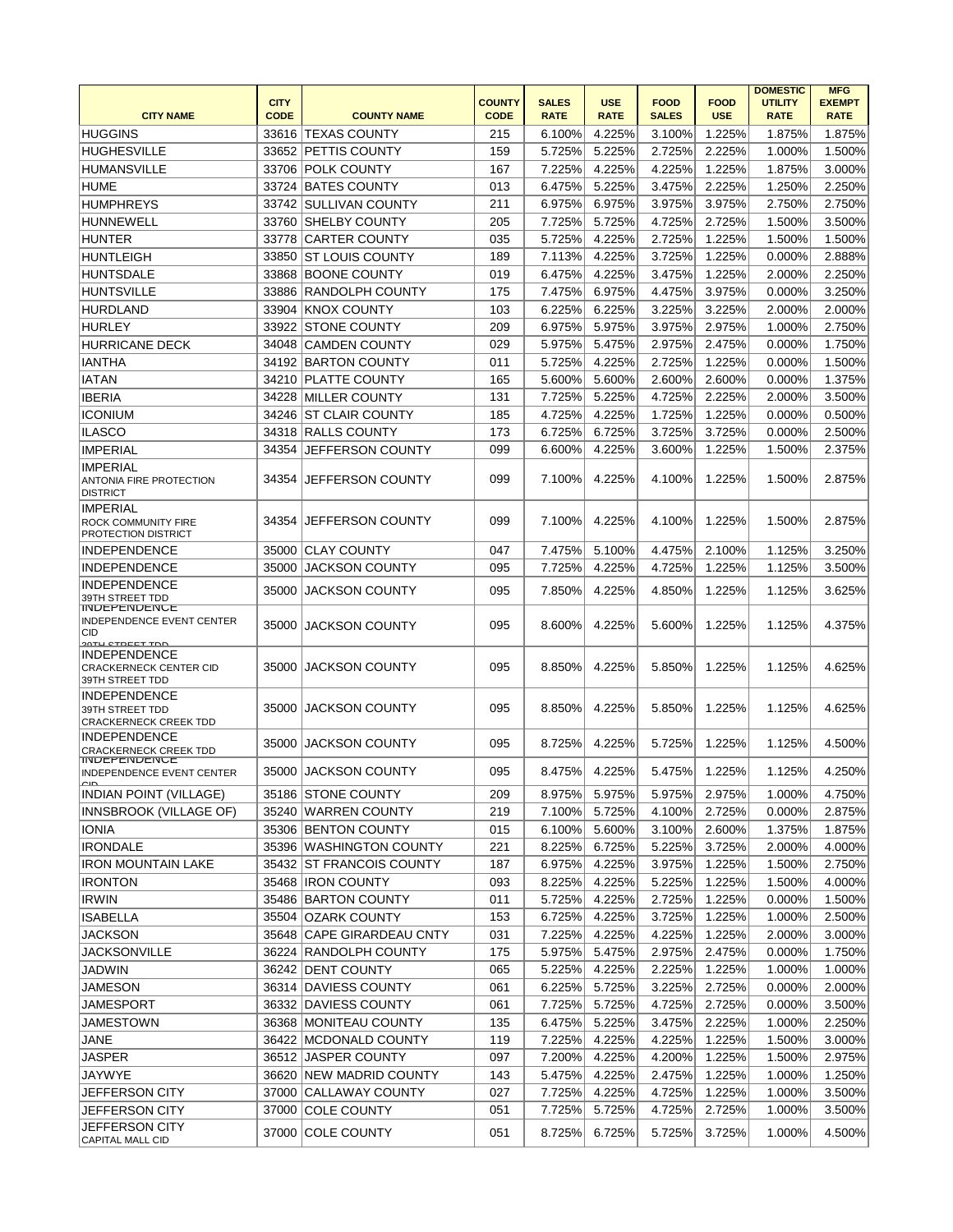| CITY NAME | CITY CODE | COUNTY NAME | COUNTY CODE | SALES RATE | USE RATE | FOOD SALES | FOOD USE | DOMESTIC UTILITY RATE | MFG EXEMPT RATE |
|---|---|---|---|---|---|---|---|---|---|
| HUGGINS | 33616 | TEXAS COUNTY | 215 | 6.100% | 4.225% | 3.100% | 1.225% | 1.875% | 1.875% |
| HUGHESVILLE | 33652 | PETTIS COUNTY | 159 | 5.725% | 5.225% | 2.725% | 2.225% | 1.000% | 1.500% |
| HUMANSVILLE | 33706 | POLK COUNTY | 167 | 7.225% | 4.225% | 4.225% | 1.225% | 1.875% | 3.000% |
| HUME | 33724 | BATES COUNTY | 013 | 6.475% | 5.225% | 3.475% | 2.225% | 1.250% | 2.250% |
| HUMPHREYS | 33742 | SULLIVAN COUNTY | 211 | 6.975% | 6.975% | 3.975% | 3.975% | 2.750% | 2.750% |
| HUNNEWELL | 33760 | SHELBY COUNTY | 205 | 7.725% | 5.725% | 4.725% | 2.725% | 1.500% | 3.500% |
| HUNTER | 33778 | CARTER COUNTY | 035 | 5.725% | 4.225% | 2.725% | 1.225% | 1.500% | 1.500% |
| HUNTLEIGH | 33850 | ST LOUIS COUNTY | 189 | 7.113% | 4.225% | 3.725% | 1.225% | 0.000% | 2.888% |
| HUNTSDALE | 33868 | BOONE COUNTY | 019 | 6.475% | 4.225% | 3.475% | 1.225% | 2.000% | 2.250% |
| HUNTSVILLE | 33886 | RANDOLPH COUNTY | 175 | 7.475% | 6.975% | 4.475% | 3.975% | 0.000% | 3.250% |
| HURDLAND | 33904 | KNOX COUNTY | 103 | 6.225% | 6.225% | 3.225% | 3.225% | 2.000% | 2.000% |
| HURLEY | 33922 | STONE COUNTY | 209 | 6.975% | 5.975% | 3.975% | 2.975% | 1.000% | 2.750% |
| HURRICANE DECK | 34048 | CAMDEN COUNTY | 029 | 5.975% | 5.475% | 2.975% | 2.475% | 0.000% | 1.750% |
| IANTHA | 34192 | BARTON COUNTY | 011 | 5.725% | 4.225% | 2.725% | 1.225% | 0.000% | 1.500% |
| IATAN | 34210 | PLATTE COUNTY | 165 | 5.600% | 5.600% | 2.600% | 2.600% | 0.000% | 1.375% |
| IBERIA | 34228 | MILLER COUNTY | 131 | 7.725% | 5.225% | 4.725% | 2.225% | 2.000% | 3.500% |
| ICONIUM | 34246 | ST CLAIR COUNTY | 185 | 4.725% | 4.225% | 1.725% | 1.225% | 0.000% | 0.500% |
| ILASCO | 34318 | RALLS COUNTY | 173 | 6.725% | 6.725% | 3.725% | 3.725% | 0.000% | 2.500% |
| IMPERIAL | 34354 | JEFFERSON COUNTY | 099 | 6.600% | 4.225% | 3.600% | 1.225% | 1.500% | 2.375% |
| IMPERIAL ANTONIA FIRE PROTECTION DISTRICT | 34354 | JEFFERSON COUNTY | 099 | 7.100% | 4.225% | 4.100% | 1.225% | 1.500% | 2.875% |
| IMPERIAL ROCK COMMUNITY FIRE PROTECTION DISTRICT | 34354 | JEFFERSON COUNTY | 099 | 7.100% | 4.225% | 4.100% | 1.225% | 1.500% | 2.875% |
| INDEPENDENCE | 35000 | CLAY COUNTY | 047 | 7.475% | 5.100% | 4.475% | 2.100% | 1.125% | 3.250% |
| INDEPENDENCE | 35000 | JACKSON COUNTY | 095 | 7.725% | 4.225% | 4.725% | 1.225% | 1.125% | 3.500% |
| INDEPENDENCE 39TH STREET TDD | 35000 | JACKSON COUNTY | 095 | 7.850% | 4.225% | 4.850% | 1.225% | 1.125% | 3.625% |
| INDEPENDENCE INDEPENDENCE EVENT CENTER CID 39TH STREET TDD | 35000 | JACKSON COUNTY | 095 | 8.600% | 4.225% | 5.600% | 1.225% | 1.125% | 4.375% |
| INDEPENDENCE CRACKERNECK CENTER CID 39TH STREET TDD | 35000 | JACKSON COUNTY | 095 | 8.850% | 4.225% | 5.850% | 1.225% | 1.125% | 4.625% |
| INDEPENDENCE 39TH STREET TDD CRACKERNECK CREEK TDD | 35000 | JACKSON COUNTY | 095 | 8.850% | 4.225% | 5.850% | 1.225% | 1.125% | 4.625% |
| INDEPENDENCE CRACKERNECK CREEK TDD | 35000 | JACKSON COUNTY | 095 | 8.725% | 4.225% | 5.725% | 1.225% | 1.125% | 4.500% |
| INDEPENDENCE INDEPENDENCE EVENT CENTER CID | 35000 | JACKSON COUNTY | 095 | 8.475% | 4.225% | 5.475% | 1.225% | 1.125% | 4.250% |
| INDIAN POINT (VILLAGE) | 35186 | STONE COUNTY | 209 | 8.975% | 5.975% | 5.975% | 2.975% | 1.000% | 4.750% |
| INNSBROOK (VILLAGE OF) | 35240 | WARREN COUNTY | 219 | 7.100% | 5.725% | 4.100% | 2.725% | 0.000% | 2.875% |
| IONIA | 35306 | BENTON COUNTY | 015 | 6.100% | 5.600% | 3.100% | 2.600% | 1.375% | 1.875% |
| IRONDALE | 35396 | WASHINGTON COUNTY | 221 | 8.225% | 6.725% | 5.225% | 3.725% | 2.000% | 4.000% |
| IRON MOUNTAIN LAKE | 35432 | ST FRANCOIS COUNTY | 187 | 6.975% | 4.225% | 3.975% | 1.225% | 1.500% | 2.750% |
| IRONTON | 35468 | IRON COUNTY | 093 | 8.225% | 4.225% | 5.225% | 1.225% | 1.500% | 4.000% |
| IRWIN | 35486 | BARTON COUNTY | 011 | 5.725% | 4.225% | 2.725% | 1.225% | 0.000% | 1.500% |
| ISABELLA | 35504 | OZARK COUNTY | 153 | 6.725% | 4.225% | 3.725% | 1.225% | 1.000% | 2.500% |
| JACKSON | 35648 | CAPE GIRARDEAU CNTY | 031 | 7.225% | 4.225% | 4.225% | 1.225% | 2.000% | 3.000% |
| JACKSONVILLE | 36224 | RANDOLPH COUNTY | 175 | 5.975% | 5.475% | 2.975% | 2.475% | 0.000% | 1.750% |
| JADWIN | 36242 | DENT COUNTY | 065 | 5.225% | 4.225% | 2.225% | 1.225% | 1.000% | 1.000% |
| JAMESON | 36314 | DAVIESS COUNTY | 061 | 6.225% | 5.725% | 3.225% | 2.725% | 0.000% | 2.000% |
| JAMESPORT | 36332 | DAVIESS COUNTY | 061 | 7.725% | 5.725% | 4.725% | 2.725% | 0.000% | 3.500% |
| JAMESTOWN | 36368 | MONITEAU COUNTY | 135 | 6.475% | 5.225% | 3.475% | 2.225% | 1.000% | 2.250% |
| JANE | 36422 | MCDONALD COUNTY | 119 | 7.225% | 4.225% | 4.225% | 1.225% | 1.500% | 3.000% |
| JASPER | 36512 | JASPER COUNTY | 097 | 7.200% | 4.225% | 4.200% | 1.225% | 1.500% | 2.975% |
| JAYWYE | 36620 | NEW MADRID COUNTY | 143 | 5.475% | 4.225% | 2.475% | 1.225% | 1.000% | 1.250% |
| JEFFERSON CITY | 37000 | CALLAWAY COUNTY | 027 | 7.725% | 4.225% | 4.725% | 1.225% | 1.000% | 3.500% |
| JEFFERSON CITY | 37000 | COLE COUNTY | 051 | 7.725% | 5.725% | 4.725% | 2.725% | 1.000% | 3.500% |
| JEFFERSON CITY CAPITAL MALL CID | 37000 | COLE COUNTY | 051 | 8.725% | 6.725% | 5.725% | 3.725% | 1.000% | 4.500% |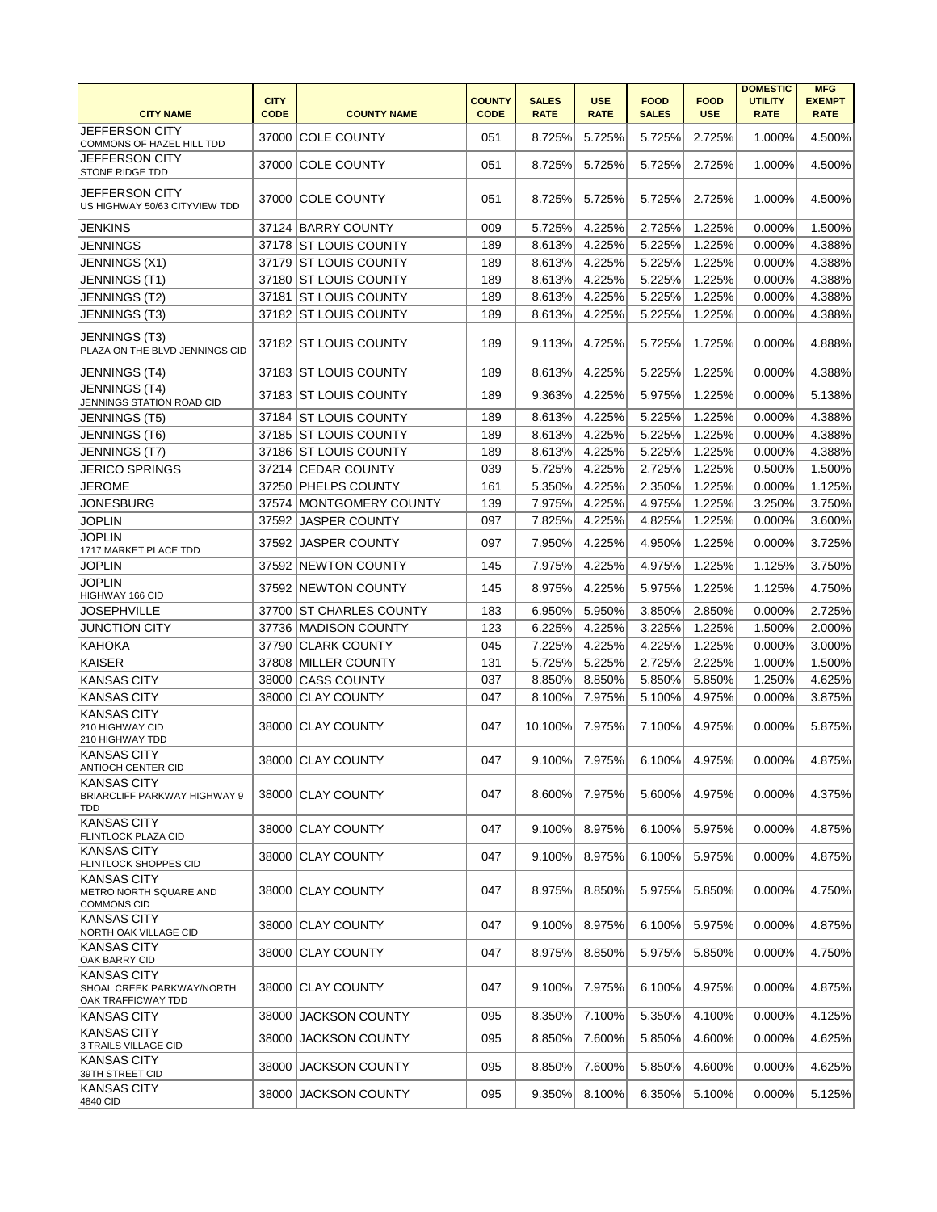| CITY NAME | CITY CODE | COUNTY NAME | COUNTY CODE | SALES RATE | USE RATE | FOOD SALES | FOOD USE | DOMESTIC UTILITY RATE | MFG EXEMPT RATE |
|---|---|---|---|---|---|---|---|---|---|
| JEFFERSON CITY COMMONS OF HAZEL HILL TDD | 37000 | COLE COUNTY | 051 | 8.725% | 5.725% | 5.725% | 2.725% | 1.000% | 4.500% |
| JEFFERSON CITY STONE RIDGE TDD | 37000 | COLE COUNTY | 051 | 8.725% | 5.725% | 5.725% | 2.725% | 1.000% | 4.500% |
| JEFFERSON CITY US HIGHWAY 50/63 CITYVIEW TDD | 37000 | COLE COUNTY | 051 | 8.725% | 5.725% | 5.725% | 2.725% | 1.000% | 4.500% |
| JENKINS | 37124 | BARRY COUNTY | 009 | 5.725% | 4.225% | 2.725% | 1.225% | 0.000% | 1.500% |
| JENNINGS | 37178 | ST LOUIS COUNTY | 189 | 8.613% | 4.225% | 5.225% | 1.225% | 0.000% | 4.388% |
| JENNINGS (X1) | 37179 | ST LOUIS COUNTY | 189 | 8.613% | 4.225% | 5.225% | 1.225% | 0.000% | 4.388% |
| JENNINGS (T1) | 37180 | ST LOUIS COUNTY | 189 | 8.613% | 4.225% | 5.225% | 1.225% | 0.000% | 4.388% |
| JENNINGS (T2) | 37181 | ST LOUIS COUNTY | 189 | 8.613% | 4.225% | 5.225% | 1.225% | 0.000% | 4.388% |
| JENNINGS (T3) | 37182 | ST LOUIS COUNTY | 189 | 8.613% | 4.225% | 5.225% | 1.225% | 0.000% | 4.388% |
| JENNINGS (T3) PLAZA ON THE BLVD JENNINGS CID | 37182 | ST LOUIS COUNTY | 189 | 9.113% | 4.725% | 5.725% | 1.725% | 0.000% | 4.888% |
| JENNINGS (T4) | 37183 | ST LOUIS COUNTY | 189 | 8.613% | 4.225% | 5.225% | 1.225% | 0.000% | 4.388% |
| JENNINGS (T4) JENNINGS STATION ROAD CID | 37183 | ST LOUIS COUNTY | 189 | 9.363% | 4.225% | 5.975% | 1.225% | 0.000% | 5.138% |
| JENNINGS (T5) | 37184 | ST LOUIS COUNTY | 189 | 8.613% | 4.225% | 5.225% | 1.225% | 0.000% | 4.388% |
| JENNINGS (T6) | 37185 | ST LOUIS COUNTY | 189 | 8.613% | 4.225% | 5.225% | 1.225% | 0.000% | 4.388% |
| JENNINGS (T7) | 37186 | ST LOUIS COUNTY | 189 | 8.613% | 4.225% | 5.225% | 1.225% | 0.000% | 4.388% |
| JERICO SPRINGS | 37214 | CEDAR COUNTY | 039 | 5.725% | 4.225% | 2.725% | 1.225% | 0.500% | 1.500% |
| JEROME | 37250 | PHELPS COUNTY | 161 | 5.350% | 4.225% | 2.350% | 1.225% | 0.000% | 1.125% |
| JONESBURG | 37574 | MONTGOMERY COUNTY | 139 | 7.975% | 4.225% | 4.975% | 1.225% | 3.250% | 3.750% |
| JOPLIN | 37592 | JASPER COUNTY | 097 | 7.825% | 4.225% | 4.825% | 1.225% | 0.000% | 3.600% |
| JOPLIN 1717 MARKET PLACE TDD | 37592 | JASPER COUNTY | 097 | 7.950% | 4.225% | 4.950% | 1.225% | 0.000% | 3.725% |
| JOPLIN | 37592 | NEWTON COUNTY | 145 | 7.975% | 4.225% | 4.975% | 1.225% | 1.125% | 3.750% |
| JOPLIN HIGHWAY 166 CID | 37592 | NEWTON COUNTY | 145 | 8.975% | 4.225% | 5.975% | 1.225% | 1.125% | 4.750% |
| JOSEPHVILLE | 37700 | ST CHARLES COUNTY | 183 | 6.950% | 5.950% | 3.850% | 2.850% | 0.000% | 2.725% |
| JUNCTION CITY | 37736 | MADISON COUNTY | 123 | 6.225% | 4.225% | 3.225% | 1.225% | 1.500% | 2.000% |
| KAHOKA | 37790 | CLARK COUNTY | 045 | 7.225% | 4.225% | 4.225% | 1.225% | 0.000% | 3.000% |
| KAISER | 37808 | MILLER COUNTY | 131 | 5.725% | 5.225% | 2.725% | 2.225% | 1.000% | 1.500% |
| KANSAS CITY | 38000 | CASS COUNTY | 037 | 8.850% | 8.850% | 5.850% | 5.850% | 1.250% | 4.625% |
| KANSAS CITY | 38000 | CLAY COUNTY | 047 | 8.100% | 7.975% | 5.100% | 4.975% | 0.000% | 3.875% |
| KANSAS CITY 210 HIGHWAY CID 210 HIGHWAY TDD | 38000 | CLAY COUNTY | 047 | 10.100% | 7.975% | 7.100% | 4.975% | 0.000% | 5.875% |
| KANSAS CITY ANTIOCH CENTER CID | 38000 | CLAY COUNTY | 047 | 9.100% | 7.975% | 6.100% | 4.975% | 0.000% | 4.875% |
| KANSAS CITY BRIARCLIFF PARKWAY HIGHWAY 9 TDD | 38000 | CLAY COUNTY | 047 | 8.600% | 7.975% | 5.600% | 4.975% | 0.000% | 4.375% |
| KANSAS CITY FLINTLOCK PLAZA CID | 38000 | CLAY COUNTY | 047 | 9.100% | 8.975% | 6.100% | 5.975% | 0.000% | 4.875% |
| KANSAS CITY FLINTLOCK SHOPPES CID | 38000 | CLAY COUNTY | 047 | 9.100% | 8.975% | 6.100% | 5.975% | 0.000% | 4.875% |
| KANSAS CITY METRO NORTH SQUARE AND COMMONS CID | 38000 | CLAY COUNTY | 047 | 8.975% | 8.850% | 5.975% | 5.850% | 0.000% | 4.750% |
| KANSAS CITY NORTH OAK VILLAGE CID | 38000 | CLAY COUNTY | 047 | 9.100% | 8.975% | 6.100% | 5.975% | 0.000% | 4.875% |
| KANSAS CITY OAK BARRY CID | 38000 | CLAY COUNTY | 047 | 8.975% | 8.850% | 5.975% | 5.850% | 0.000% | 4.750% |
| KANSAS CITY SHOAL CREEK PARKWAY/NORTH OAK TRAFFICWAY TDD | 38000 | CLAY COUNTY | 047 | 9.100% | 7.975% | 6.100% | 4.975% | 0.000% | 4.875% |
| KANSAS CITY | 38000 | JACKSON COUNTY | 095 | 8.350% | 7.100% | 5.350% | 4.100% | 0.000% | 4.125% |
| KANSAS CITY 3 TRAILS VILLAGE CID | 38000 | JACKSON COUNTY | 095 | 8.850% | 7.600% | 5.850% | 4.600% | 0.000% | 4.625% |
| KANSAS CITY 39TH STREET CID | 38000 | JACKSON COUNTY | 095 | 8.850% | 7.600% | 5.850% | 4.600% | 0.000% | 4.625% |
| KANSAS CITY 4840 CID | 38000 | JACKSON COUNTY | 095 | 9.350% | 8.100% | 6.350% | 5.100% | 0.000% | 5.125% |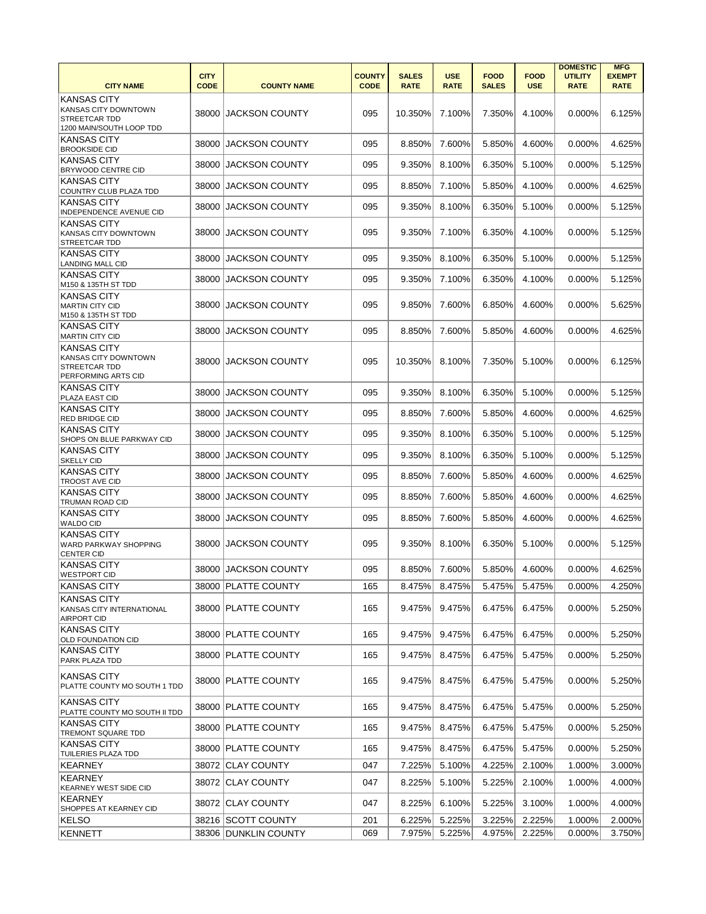| CITY NAME | CITY CODE | COUNTY NAME | COUNTY CODE | SALES RATE | USE RATE | FOOD SALES | FOOD USE | DOMESTIC UTILITY RATE | MFG EXEMPT RATE |
|---|---|---|---|---|---|---|---|---|---|
| KANSAS CITY KANSAS CITY DOWNTOWN STREETCAR TDD 1200 MAIN/SOUTH LOOP TDD | 38000 | JACKSON COUNTY | 095 | 10.350% | 7.100% | 7.350% | 4.100% | 0.000% | 6.125% |
| KANSAS CITY BROOKSIDE CID | 38000 | JACKSON COUNTY | 095 | 8.850% | 7.600% | 5.850% | 4.600% | 0.000% | 4.625% |
| KANSAS CITY BRYWOOD CENTRE CID | 38000 | JACKSON COUNTY | 095 | 9.350% | 8.100% | 6.350% | 5.100% | 0.000% | 5.125% |
| KANSAS CITY COUNTRY CLUB PLAZA TDD | 38000 | JACKSON COUNTY | 095 | 8.850% | 7.100% | 5.850% | 4.100% | 0.000% | 4.625% |
| KANSAS CITY INDEPENDENCE AVENUE CID | 38000 | JACKSON COUNTY | 095 | 9.350% | 8.100% | 6.350% | 5.100% | 0.000% | 5.125% |
| KANSAS CITY KANSAS CITY DOWNTOWN STREETCAR TDD | 38000 | JACKSON COUNTY | 095 | 9.350% | 7.100% | 6.350% | 4.100% | 0.000% | 5.125% |
| KANSAS CITY LANDING MALL CID | 38000 | JACKSON COUNTY | 095 | 9.350% | 8.100% | 6.350% | 5.100% | 0.000% | 5.125% |
| KANSAS CITY M150 & 135TH ST TDD | 38000 | JACKSON COUNTY | 095 | 9.350% | 7.100% | 6.350% | 4.100% | 0.000% | 5.125% |
| KANSAS CITY MARTIN CITY CID M150 & 135TH ST TDD | 38000 | JACKSON COUNTY | 095 | 9.850% | 7.600% | 6.850% | 4.600% | 0.000% | 5.625% |
| KANSAS CITY MARTIN CITY CID | 38000 | JACKSON COUNTY | 095 | 8.850% | 7.600% | 5.850% | 4.600% | 0.000% | 4.625% |
| KANSAS CITY KANSAS CITY DOWNTOWN STREETCAR TDD PERFORMING ARTS CID | 38000 | JACKSON COUNTY | 095 | 10.350% | 8.100% | 7.350% | 5.100% | 0.000% | 6.125% |
| KANSAS CITY PLAZA EAST CID | 38000 | JACKSON COUNTY | 095 | 9.350% | 8.100% | 6.350% | 5.100% | 0.000% | 5.125% |
| KANSAS CITY RED BRIDGE CID | 38000 | JACKSON COUNTY | 095 | 8.850% | 7.600% | 5.850% | 4.600% | 0.000% | 4.625% |
| KANSAS CITY SHOPS ON BLUE PARKWAY CID | 38000 | JACKSON COUNTY | 095 | 9.350% | 8.100% | 6.350% | 5.100% | 0.000% | 5.125% |
| KANSAS CITY SKELLY CID | 38000 | JACKSON COUNTY | 095 | 9.350% | 8.100% | 6.350% | 5.100% | 0.000% | 5.125% |
| KANSAS CITY TROOST AVE CID | 38000 | JACKSON COUNTY | 095 | 8.850% | 7.600% | 5.850% | 4.600% | 0.000% | 4.625% |
| KANSAS CITY TRUMAN ROAD CID | 38000 | JACKSON COUNTY | 095 | 8.850% | 7.600% | 5.850% | 4.600% | 0.000% | 4.625% |
| KANSAS CITY WALDO CID | 38000 | JACKSON COUNTY | 095 | 8.850% | 7.600% | 5.850% | 4.600% | 0.000% | 4.625% |
| KANSAS CITY WARD PARKWAY SHOPPING CENTER CID | 38000 | JACKSON COUNTY | 095 | 9.350% | 8.100% | 6.350% | 5.100% | 0.000% | 5.125% |
| KANSAS CITY WESTPORT CID | 38000 | JACKSON COUNTY | 095 | 8.850% | 7.600% | 5.850% | 4.600% | 0.000% | 4.625% |
| KANSAS CITY | 38000 | PLATTE COUNTY | 165 | 8.475% | 8.475% | 5.475% | 5.475% | 0.000% | 4.250% |
| KANSAS CITY KANSAS CITY INTERNATIONAL AIRPORT CID | 38000 | PLATTE COUNTY | 165 | 9.475% | 9.475% | 6.475% | 6.475% | 0.000% | 5.250% |
| KANSAS CITY OLD FOUNDATION CID | 38000 | PLATTE COUNTY | 165 | 9.475% | 9.475% | 6.475% | 6.475% | 0.000% | 5.250% |
| KANSAS CITY PARK PLAZA TDD | 38000 | PLATTE COUNTY | 165 | 9.475% | 8.475% | 6.475% | 5.475% | 0.000% | 5.250% |
| KANSAS CITY PLATTE COUNTY MO SOUTH 1 TDD | 38000 | PLATTE COUNTY | 165 | 9.475% | 8.475% | 6.475% | 5.475% | 0.000% | 5.250% |
| KANSAS CITY PLATTE COUNTY MO SOUTH II TDD | 38000 | PLATTE COUNTY | 165 | 9.475% | 8.475% | 6.475% | 5.475% | 0.000% | 5.250% |
| KANSAS CITY TREMONT SQUARE TDD | 38000 | PLATTE COUNTY | 165 | 9.475% | 8.475% | 6.475% | 5.475% | 0.000% | 5.250% |
| KANSAS CITY TUILERIES PLAZA TDD | 38000 | PLATTE COUNTY | 165 | 9.475% | 8.475% | 6.475% | 5.475% | 0.000% | 5.250% |
| KEARNEY | 38072 | CLAY COUNTY | 047 | 7.225% | 5.100% | 4.225% | 2.100% | 1.000% | 3.000% |
| KEARNEY KEARNEY WEST SIDE CID | 38072 | CLAY COUNTY | 047 | 8.225% | 5.100% | 5.225% | 2.100% | 1.000% | 4.000% |
| KEARNEY SHOPPES AT KEARNEY CID | 38072 | CLAY COUNTY | 047 | 8.225% | 6.100% | 5.225% | 3.100% | 1.000% | 4.000% |
| KELSO | 38216 | SCOTT COUNTY | 201 | 6.225% | 5.225% | 3.225% | 2.225% | 1.000% | 2.000% |
| KENNETT | 38306 | DUNKLIN COUNTY | 069 | 7.975% | 5.225% | 4.975% | 2.225% | 0.000% | 3.750% |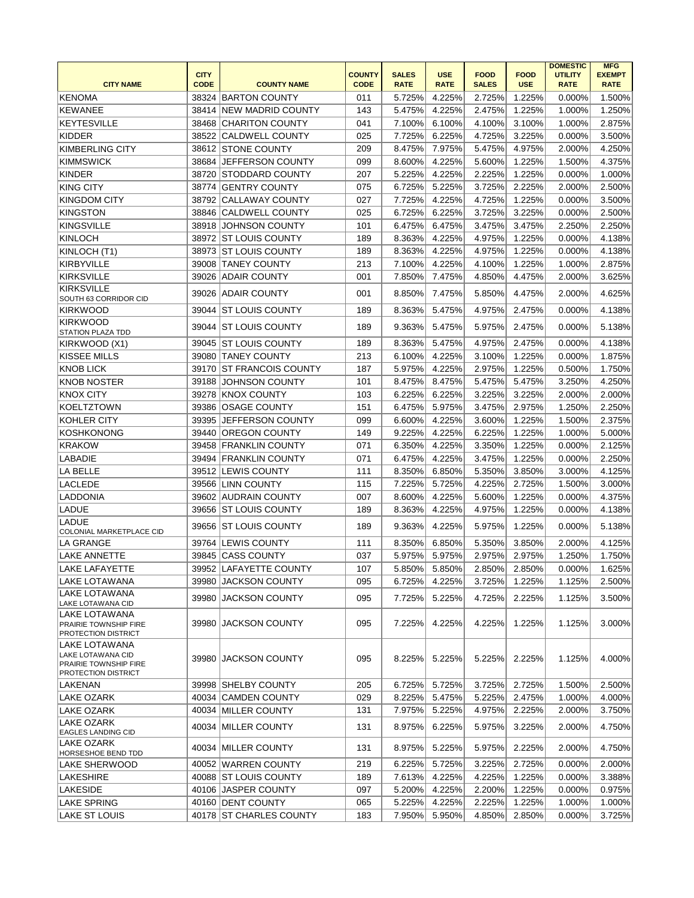| CITY NAME | CITY CODE | COUNTY NAME | COUNTY CODE | SALES RATE | USE RATE | FOOD SALES | FOOD USE | DOMESTIC UTILITY RATE | MFG EXEMPT RATE |
|---|---|---|---|---|---|---|---|---|---|
| KENOMA | 38324 | BARTON COUNTY | 011 | 5.725% | 4.225% | 2.725% | 1.225% | 0.000% | 1.500% |
| KEWANEE | 38414 | NEW MADRID COUNTY | 143 | 5.475% | 4.225% | 2.475% | 1.225% | 1.000% | 1.250% |
| KEYTESVILLE | 38468 | CHARITON COUNTY | 041 | 7.100% | 6.100% | 4.100% | 3.100% | 1.000% | 2.875% |
| KIDDER | 38522 | CALDWELL COUNTY | 025 | 7.725% | 6.225% | 4.725% | 3.225% | 0.000% | 3.500% |
| KIMBERLING CITY | 38612 | STONE COUNTY | 209 | 8.475% | 7.975% | 5.475% | 4.975% | 2.000% | 4.250% |
| KIMMSWICK | 38684 | JEFFERSON COUNTY | 099 | 8.600% | 4.225% | 5.600% | 1.225% | 1.500% | 4.375% |
| KINDER | 38720 | STODDARD COUNTY | 207 | 5.225% | 4.225% | 2.225% | 1.225% | 0.000% | 1.000% |
| KING CITY | 38774 | GENTRY COUNTY | 075 | 6.725% | 5.225% | 3.725% | 2.225% | 2.000% | 2.500% |
| KINGDOM CITY | 38792 | CALLAWAY COUNTY | 027 | 7.725% | 4.225% | 4.725% | 1.225% | 0.000% | 3.500% |
| KINGSTON | 38846 | CALDWELL COUNTY | 025 | 6.725% | 6.225% | 3.725% | 3.225% | 0.000% | 2.500% |
| KINGSVILLE | 38918 | JOHNSON COUNTY | 101 | 6.475% | 6.475% | 3.475% | 3.475% | 2.250% | 2.250% |
| KINLOCH | 38972 | ST LOUIS COUNTY | 189 | 8.363% | 4.225% | 4.975% | 1.225% | 0.000% | 4.138% |
| KINLOCH (T1) | 38973 | ST LOUIS COUNTY | 189 | 8.363% | 4.225% | 4.975% | 1.225% | 0.000% | 4.138% |
| KIRBYVILLE | 39008 | TANEY COUNTY | 213 | 7.100% | 4.225% | 4.100% | 1.225% | 1.000% | 2.875% |
| KIRKSVILLE | 39026 | ADAIR COUNTY | 001 | 7.850% | 7.475% | 4.850% | 4.475% | 2.000% | 3.625% |
| KIRKSVILLE SOUTH 63 CORRIDOR CID | 39026 | ADAIR COUNTY | 001 | 8.850% | 7.475% | 5.850% | 4.475% | 2.000% | 4.625% |
| KIRKWOOD | 39044 | ST LOUIS COUNTY | 189 | 8.363% | 5.475% | 4.975% | 2.475% | 0.000% | 4.138% |
| KIRKWOOD STATION PLAZA TDD | 39044 | ST LOUIS COUNTY | 189 | 9.363% | 5.475% | 5.975% | 2.475% | 0.000% | 5.138% |
| KIRKWOOD (X1) | 39045 | ST LOUIS COUNTY | 189 | 8.363% | 5.475% | 4.975% | 2.475% | 0.000% | 4.138% |
| KISSEE MILLS | 39080 | TANEY COUNTY | 213 | 6.100% | 4.225% | 3.100% | 1.225% | 0.000% | 1.875% |
| KNOB LICK | 39170 | ST FRANCOIS COUNTY | 187 | 5.975% | 4.225% | 2.975% | 1.225% | 0.500% | 1.750% |
| KNOB NOSTER | 39188 | JOHNSON COUNTY | 101 | 8.475% | 8.475% | 5.475% | 5.475% | 3.250% | 4.250% |
| KNOX CITY | 39278 | KNOX COUNTY | 103 | 6.225% | 6.225% | 3.225% | 3.225% | 2.000% | 2.000% |
| KOELTZTOWN | 39386 | OSAGE COUNTY | 151 | 6.475% | 5.975% | 3.475% | 2.975% | 1.250% | 2.250% |
| KOHLER CITY | 39395 | JEFFERSON COUNTY | 099 | 6.600% | 4.225% | 3.600% | 1.225% | 1.500% | 2.375% |
| KOSHKONONG | 39440 | OREGON COUNTY | 149 | 9.225% | 4.225% | 6.225% | 1.225% | 1.000% | 5.000% |
| KRAKOW | 39458 | FRANKLIN COUNTY | 071 | 6.350% | 4.225% | 3.350% | 1.225% | 0.000% | 2.125% |
| LABADIE | 39494 | FRANKLIN COUNTY | 071 | 6.475% | 4.225% | 3.475% | 1.225% | 0.000% | 2.250% |
| LA BELLE | 39512 | LEWIS COUNTY | 111 | 8.350% | 6.850% | 5.350% | 3.850% | 3.000% | 4.125% |
| LACLEDE | 39566 | LINN COUNTY | 115 | 7.225% | 5.725% | 4.225% | 2.725% | 1.500% | 3.000% |
| LADDONIA | 39602 | AUDRAIN COUNTY | 007 | 8.600% | 4.225% | 5.600% | 1.225% | 0.000% | 4.375% |
| LADUE | 39656 | ST LOUIS COUNTY | 189 | 8.363% | 4.225% | 4.975% | 1.225% | 0.000% | 4.138% |
| LADUE COLONIAL MARKETPLACE CID | 39656 | ST LOUIS COUNTY | 189 | 9.363% | 4.225% | 5.975% | 1.225% | 0.000% | 5.138% |
| LA GRANGE | 39764 | LEWIS COUNTY | 111 | 8.350% | 6.850% | 5.350% | 3.850% | 2.000% | 4.125% |
| LAKE ANNETTE | 39845 | CASS COUNTY | 037 | 5.975% | 5.975% | 2.975% | 2.975% | 1.250% | 1.750% |
| LAKE LAFAYETTE | 39952 | LAFAYETTE COUNTY | 107 | 5.850% | 5.850% | 2.850% | 2.850% | 0.000% | 1.625% |
| LAKE LOTAWANA | 39980 | JACKSON COUNTY | 095 | 6.725% | 4.225% | 3.725% | 1.225% | 1.125% | 2.500% |
| LAKE LOTAWANA LAKE LOTAWANA CID | 39980 | JACKSON COUNTY | 095 | 7.725% | 5.225% | 4.725% | 2.225% | 1.125% | 3.500% |
| LAKE LOTAWANA PRAIRIE TOWNSHIP FIRE PROTECTION DISTRICT | 39980 | JACKSON COUNTY | 095 | 7.225% | 4.225% | 4.225% | 1.225% | 1.125% | 3.000% |
| LAKE LOTAWANA LAKE LOTAWANA CID PRAIRIE TOWNSHIP FIRE PROTECTION DISTRICT | 39980 | JACKSON COUNTY | 095 | 8.225% | 5.225% | 5.225% | 2.225% | 1.125% | 4.000% |
| LAKENAN | 39998 | SHELBY COUNTY | 205 | 6.725% | 5.725% | 3.725% | 2.725% | 1.500% | 2.500% |
| LAKE OZARK | 40034 | CAMDEN COUNTY | 029 | 8.225% | 5.475% | 5.225% | 2.475% | 1.000% | 4.000% |
| LAKE OZARK | 40034 | MILLER COUNTY | 131 | 7.975% | 5.225% | 4.975% | 2.225% | 2.000% | 3.750% |
| LAKE OZARK EAGLES LANDING CID | 40034 | MILLER COUNTY | 131 | 8.975% | 6.225% | 5.975% | 3.225% | 2.000% | 4.750% |
| LAKE OZARK HORSESHOE BEND TDD | 40034 | MILLER COUNTY | 131 | 8.975% | 5.225% | 5.975% | 2.225% | 2.000% | 4.750% |
| LAKE SHERWOOD | 40052 | WARREN COUNTY | 219 | 6.225% | 5.725% | 3.225% | 2.725% | 0.000% | 2.000% |
| LAKESHIRE | 40088 | ST LOUIS COUNTY | 189 | 7.613% | 4.225% | 4.225% | 1.225% | 0.000% | 3.388% |
| LAKESIDE | 40106 | JASPER COUNTY | 097 | 5.200% | 4.225% | 2.200% | 1.225% | 0.000% | 0.975% |
| LAKE SPRING | 40160 | DENT COUNTY | 065 | 5.225% | 4.225% | 2.225% | 1.225% | 1.000% | 1.000% |
| LAKE ST LOUIS | 40178 | ST CHARLES COUNTY | 183 | 7.950% | 5.950% | 4.850% | 2.850% | 0.000% | 3.725% |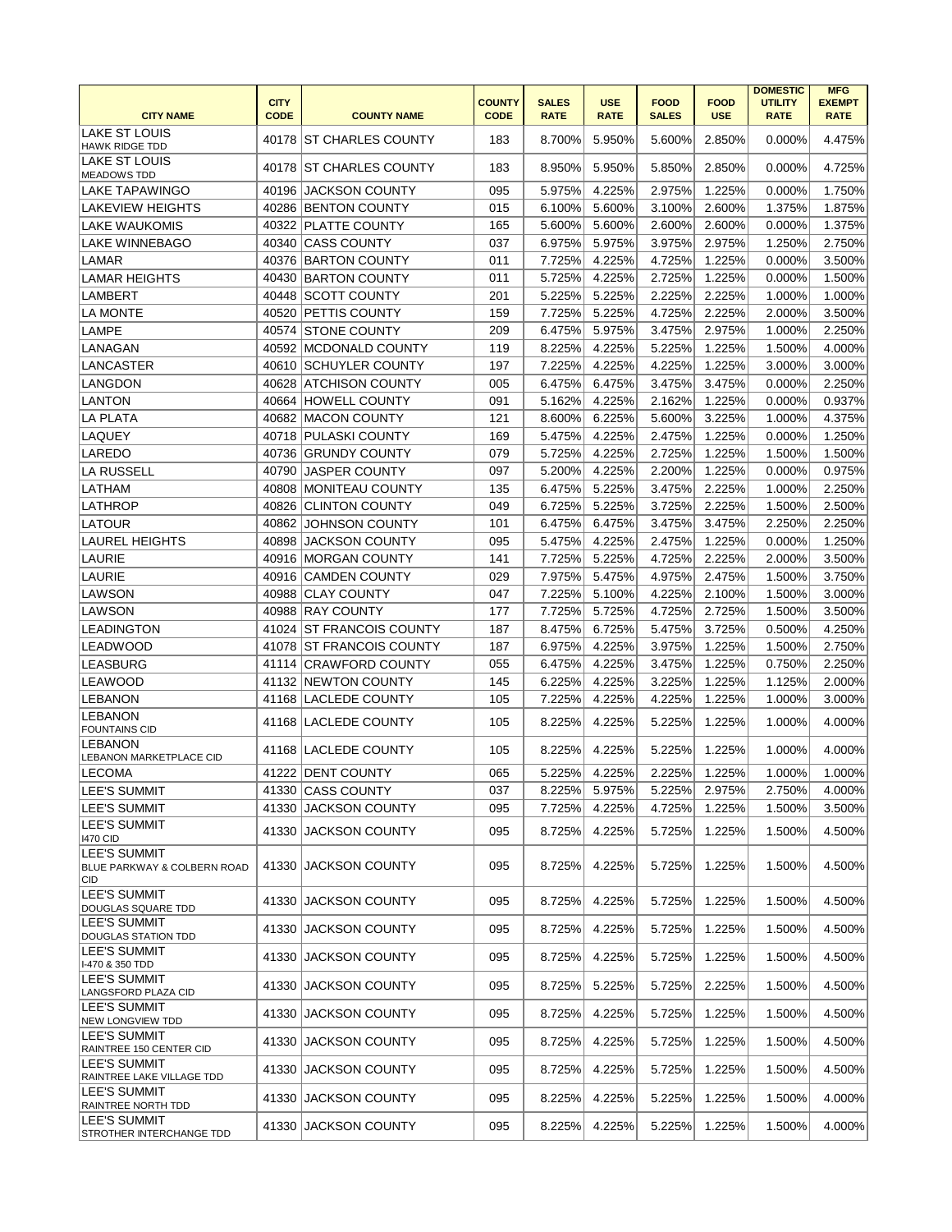| CITY NAME | CITY CODE | COUNTY NAME | COUNTY CODE | SALES RATE | USE RATE | FOOD SALES | FOOD USE | DOMESTIC UTILITY RATE | MFG EXEMPT RATE |
|---|---|---|---|---|---|---|---|---|---|
| LAKE ST LOUIS HAWK RIDGE TDD | 40178 | ST CHARLES COUNTY | 183 | 8.700% | 5.950% | 5.600% | 2.850% | 0.000% | 4.475% |
| LAKE ST LOUIS MEADOWS TDD | 40178 | ST CHARLES COUNTY | 183 | 8.950% | 5.950% | 5.850% | 2.850% | 0.000% | 4.725% |
| LAKE TAPAWINGO | 40196 | JACKSON COUNTY | 095 | 5.975% | 4.225% | 2.975% | 1.225% | 0.000% | 1.750% |
| LAKEVIEW HEIGHTS | 40286 | BENTON COUNTY | 015 | 6.100% | 5.600% | 3.100% | 2.600% | 1.375% | 1.875% |
| LAKE WAUKOMIS | 40322 | PLATTE COUNTY | 165 | 5.600% | 5.600% | 2.600% | 2.600% | 0.000% | 1.375% |
| LAKE WINNEBAGO | 40340 | CASS COUNTY | 037 | 6.975% | 5.975% | 3.975% | 2.975% | 1.250% | 2.750% |
| LAMAR | 40376 | BARTON COUNTY | 011 | 7.725% | 4.225% | 4.725% | 1.225% | 0.000% | 3.500% |
| LAMAR HEIGHTS | 40430 | BARTON COUNTY | 011 | 5.725% | 4.225% | 2.725% | 1.225% | 0.000% | 1.500% |
| LAMBERT | 40448 | SCOTT COUNTY | 201 | 5.225% | 5.225% | 2.225% | 2.225% | 1.000% | 1.000% |
| LA MONTE | 40520 | PETTIS COUNTY | 159 | 7.725% | 5.225% | 4.725% | 2.225% | 2.000% | 3.500% |
| LAMPE | 40574 | STONE COUNTY | 209 | 6.475% | 5.975% | 3.475% | 2.975% | 1.000% | 2.250% |
| LANAGAN | 40592 | MCDONALD COUNTY | 119 | 8.225% | 4.225% | 5.225% | 1.225% | 1.500% | 4.000% |
| LANCASTER | 40610 | SCHUYLER COUNTY | 197 | 7.225% | 4.225% | 4.225% | 1.225% | 3.000% | 3.000% |
| LANGDON | 40628 | ATCHISON COUNTY | 005 | 6.475% | 6.475% | 3.475% | 3.475% | 0.000% | 2.250% |
| LANTON | 40664 | HOWELL COUNTY | 091 | 5.162% | 4.225% | 2.162% | 1.225% | 0.000% | 0.937% |
| LA PLATA | 40682 | MACON COUNTY | 121 | 8.600% | 6.225% | 5.600% | 3.225% | 1.000% | 4.375% |
| LAQUEY | 40718 | PULASKI COUNTY | 169 | 5.475% | 4.225% | 2.475% | 1.225% | 0.000% | 1.250% |
| LAREDO | 40736 | GRUNDY COUNTY | 079 | 5.725% | 4.225% | 2.725% | 1.225% | 1.500% | 1.500% |
| LA RUSSELL | 40790 | JASPER COUNTY | 097 | 5.200% | 4.225% | 2.200% | 1.225% | 0.000% | 0.975% |
| LATHAM | 40808 | MONITEAU COUNTY | 135 | 6.475% | 5.225% | 3.475% | 2.225% | 1.000% | 2.250% |
| LATHROP | 40826 | CLINTON COUNTY | 049 | 6.725% | 5.225% | 3.725% | 2.225% | 1.500% | 2.500% |
| LATOUR | 40862 | JOHNSON COUNTY | 101 | 6.475% | 6.475% | 3.475% | 3.475% | 2.250% | 2.250% |
| LAUREL HEIGHTS | 40898 | JACKSON COUNTY | 095 | 5.475% | 4.225% | 2.475% | 1.225% | 0.000% | 1.250% |
| LAURIE | 40916 | MORGAN COUNTY | 141 | 7.725% | 5.225% | 4.725% | 2.225% | 2.000% | 3.500% |
| LAURIE | 40916 | CAMDEN COUNTY | 029 | 7.975% | 5.475% | 4.975% | 2.475% | 1.500% | 3.750% |
| LAWSON | 40988 | CLAY COUNTY | 047 | 7.225% | 5.100% | 4.225% | 2.100% | 1.500% | 3.000% |
| LAWSON | 40988 | RAY COUNTY | 177 | 7.725% | 5.725% | 4.725% | 2.725% | 1.500% | 3.500% |
| LEADINGTON | 41024 | ST FRANCOIS COUNTY | 187 | 8.475% | 6.725% | 5.475% | 3.725% | 0.500% | 4.250% |
| LEADWOOD | 41078 | ST FRANCOIS COUNTY | 187 | 6.975% | 4.225% | 3.975% | 1.225% | 1.500% | 2.750% |
| LEASBURG | 41114 | CRAWFORD COUNTY | 055 | 6.475% | 4.225% | 3.475% | 1.225% | 0.750% | 2.250% |
| LEAWOOD | 41132 | NEWTON COUNTY | 145 | 6.225% | 4.225% | 3.225% | 1.225% | 1.125% | 2.000% |
| LEBANON | 41168 | LACLEDE COUNTY | 105 | 7.225% | 4.225% | 4.225% | 1.225% | 1.000% | 3.000% |
| LEBANON FOUNTAINS CID | 41168 | LACLEDE COUNTY | 105 | 8.225% | 4.225% | 5.225% | 1.225% | 1.000% | 4.000% |
| LEBANON LEBANON MARKETPLACE CID | 41168 | LACLEDE COUNTY | 105 | 8.225% | 4.225% | 5.225% | 1.225% | 1.000% | 4.000% |
| LECOMA | 41222 | DENT COUNTY | 065 | 5.225% | 4.225% | 2.225% | 1.225% | 1.000% | 1.000% |
| LEE'S SUMMIT | 41330 | CASS COUNTY | 037 | 8.225% | 5.975% | 5.225% | 2.975% | 2.750% | 4.000% |
| LEE'S SUMMIT | 41330 | JACKSON COUNTY | 095 | 7.725% | 4.225% | 4.725% | 1.225% | 1.500% | 3.500% |
| LEE'S SUMMIT I470 CID | 41330 | JACKSON COUNTY | 095 | 8.725% | 4.225% | 5.725% | 1.225% | 1.500% | 4.500% |
| LEE'S SUMMIT BLUE PARKWAY & COLBERN ROAD CID | 41330 | JACKSON COUNTY | 095 | 8.725% | 4.225% | 5.725% | 1.225% | 1.500% | 4.500% |
| LEE'S SUMMIT DOUGLAS SQUARE TDD | 41330 | JACKSON COUNTY | 095 | 8.725% | 4.225% | 5.725% | 1.225% | 1.500% | 4.500% |
| LEE'S SUMMIT DOUGLAS STATION TDD | 41330 | JACKSON COUNTY | 095 | 8.725% | 4.225% | 5.725% | 1.225% | 1.500% | 4.500% |
| LEE'S SUMMIT I-470 & 350 TDD | 41330 | JACKSON COUNTY | 095 | 8.725% | 4.225% | 5.725% | 1.225% | 1.500% | 4.500% |
| LEE'S SUMMIT LANGSFORD PLAZA CID | 41330 | JACKSON COUNTY | 095 | 8.725% | 5.225% | 5.725% | 2.225% | 1.500% | 4.500% |
| LEE'S SUMMIT NEW LONGVIEW TDD | 41330 | JACKSON COUNTY | 095 | 8.725% | 4.225% | 5.725% | 1.225% | 1.500% | 4.500% |
| LEE'S SUMMIT RAINTREE 150 CENTER CID | 41330 | JACKSON COUNTY | 095 | 8.725% | 4.225% | 5.725% | 1.225% | 1.500% | 4.500% |
| LEE'S SUMMIT RAINTREE LAKE VILLAGE TDD | 41330 | JACKSON COUNTY | 095 | 8.725% | 4.225% | 5.725% | 1.225% | 1.500% | 4.500% |
| LEE'S SUMMIT RAINTREE NORTH TDD | 41330 | JACKSON COUNTY | 095 | 8.225% | 4.225% | 5.225% | 1.225% | 1.500% | 4.000% |
| LEE'S SUMMIT STROTHER INTERCHANGE TDD | 41330 | JACKSON COUNTY | 095 | 8.225% | 4.225% | 5.225% | 1.225% | 1.500% | 4.000% |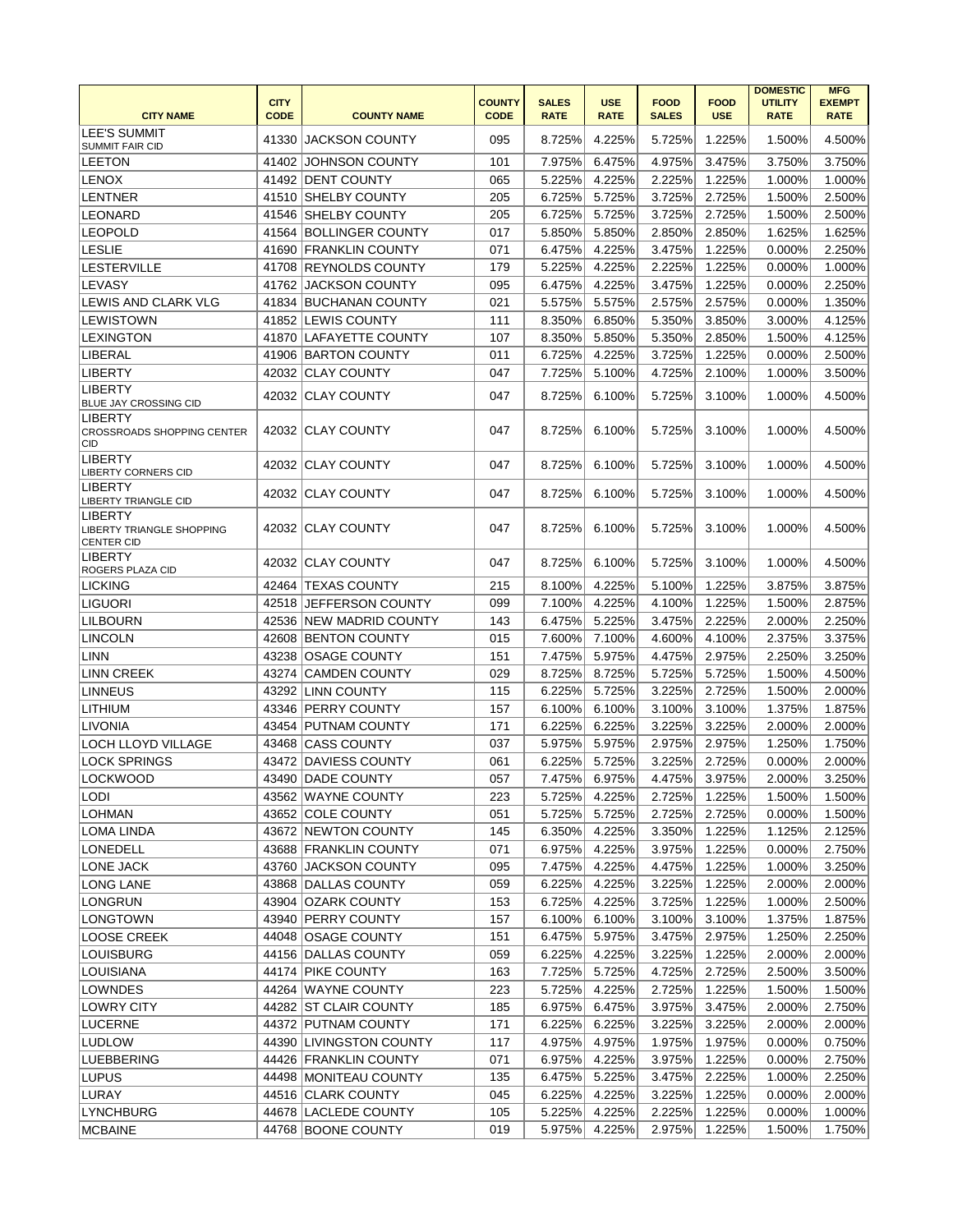| CITY NAME | CITY CODE | COUNTY NAME | COUNTY CODE | SALES RATE | USE RATE | FOOD SALES | FOOD USE | DOMESTIC UTILITY RATE | MFG EXEMPT RATE |
|---|---|---|---|---|---|---|---|---|---|
| LEE'S SUMMIT SUMMIT FAIR CID | 41330 | JACKSON COUNTY | 095 | 8.725% | 4.225% | 5.725% | 1.225% | 1.500% | 4.500% |
| LEETON | 41402 | JOHNSON COUNTY | 101 | 7.975% | 6.475% | 4.975% | 3.475% | 3.750% | 3.750% |
| LENOX | 41492 | DENT COUNTY | 065 | 5.225% | 4.225% | 2.225% | 1.225% | 1.000% | 1.000% |
| LENTNER | 41510 | SHELBY COUNTY | 205 | 6.725% | 5.725% | 3.725% | 2.725% | 1.500% | 2.500% |
| LEONARD | 41546 | SHELBY COUNTY | 205 | 6.725% | 5.725% | 3.725% | 2.725% | 1.500% | 2.500% |
| LEOPOLD | 41564 | BOLLINGER COUNTY | 017 | 5.850% | 5.850% | 2.850% | 2.850% | 1.625% | 1.625% |
| LESLIE | 41690 | FRANKLIN COUNTY | 071 | 6.475% | 4.225% | 3.475% | 1.225% | 0.000% | 2.250% |
| LESTERVILLE | 41708 | REYNOLDS COUNTY | 179 | 5.225% | 4.225% | 2.225% | 1.225% | 0.000% | 1.000% |
| LEVASY | 41762 | JACKSON COUNTY | 095 | 6.475% | 4.225% | 3.475% | 1.225% | 0.000% | 2.250% |
| LEWIS AND CLARK VLG | 41834 | BUCHANAN COUNTY | 021 | 5.575% | 5.575% | 2.575% | 2.575% | 0.000% | 1.350% |
| LEWISTOWN | 41852 | LEWIS COUNTY | 111 | 8.350% | 6.850% | 5.350% | 3.850% | 3.000% | 4.125% |
| LEXINGTON | 41870 | LAFAYETTE COUNTY | 107 | 8.350% | 5.850% | 5.350% | 2.850% | 1.500% | 4.125% |
| LIBERAL | 41906 | BARTON COUNTY | 011 | 6.725% | 4.225% | 3.725% | 1.225% | 0.000% | 2.500% |
| LIBERTY | 42032 | CLAY COUNTY | 047 | 7.725% | 5.100% | 4.725% | 2.100% | 1.000% | 3.500% |
| LIBERTY BLUE JAY CROSSING CID | 42032 | CLAY COUNTY | 047 | 8.725% | 6.100% | 5.725% | 3.100% | 1.000% | 4.500% |
| LIBERTY CROSSROADS SHOPPING CENTER CID | 42032 | CLAY COUNTY | 047 | 8.725% | 6.100% | 5.725% | 3.100% | 1.000% | 4.500% |
| LIBERTY LIBERTY CORNERS CID | 42032 | CLAY COUNTY | 047 | 8.725% | 6.100% | 5.725% | 3.100% | 1.000% | 4.500% |
| LIBERTY LIBERTY TRIANGLE CID | 42032 | CLAY COUNTY | 047 | 8.725% | 6.100% | 5.725% | 3.100% | 1.000% | 4.500% |
| LIBERTY LIBERTY TRIANGLE SHOPPING CENTER CID | 42032 | CLAY COUNTY | 047 | 8.725% | 6.100% | 5.725% | 3.100% | 1.000% | 4.500% |
| LIBERTY ROGERS PLAZA CID | 42032 | CLAY COUNTY | 047 | 8.725% | 6.100% | 5.725% | 3.100% | 1.000% | 4.500% |
| LICKING | 42464 | TEXAS COUNTY | 215 | 8.100% | 4.225% | 5.100% | 1.225% | 3.875% | 3.875% |
| LIGUORI | 42518 | JEFFERSON COUNTY | 099 | 7.100% | 4.225% | 4.100% | 1.225% | 1.500% | 2.875% |
| LILBOURN | 42536 | NEW MADRID COUNTY | 143 | 6.475% | 5.225% | 3.475% | 2.225% | 2.000% | 2.250% |
| LINCOLN | 42608 | BENTON COUNTY | 015 | 7.600% | 7.100% | 4.600% | 4.100% | 2.375% | 3.375% |
| LINN | 43238 | OSAGE COUNTY | 151 | 7.475% | 5.975% | 4.475% | 2.975% | 2.250% | 3.250% |
| LINN CREEK | 43274 | CAMDEN COUNTY | 029 | 8.725% | 8.725% | 5.725% | 5.725% | 1.500% | 4.500% |
| LINNEUS | 43292 | LINN COUNTY | 115 | 6.225% | 5.725% | 3.225% | 2.725% | 1.500% | 2.000% |
| LITHIUM | 43346 | PERRY COUNTY | 157 | 6.100% | 6.100% | 3.100% | 3.100% | 1.375% | 1.875% |
| LIVONIA | 43454 | PUTNAM COUNTY | 171 | 6.225% | 6.225% | 3.225% | 3.225% | 2.000% | 2.000% |
| LOCH LLOYD VILLAGE | 43468 | CASS COUNTY | 037 | 5.975% | 5.975% | 2.975% | 2.975% | 1.250% | 1.750% |
| LOCK SPRINGS | 43472 | DAVIESS COUNTY | 061 | 6.225% | 5.725% | 3.225% | 2.725% | 0.000% | 2.000% |
| LOCKWOOD | 43490 | DADE COUNTY | 057 | 7.475% | 6.975% | 4.475% | 3.975% | 2.000% | 3.250% |
| LODI | 43562 | WAYNE COUNTY | 223 | 5.725% | 4.225% | 2.725% | 1.225% | 1.500% | 1.500% |
| LOHMAN | 43652 | COLE COUNTY | 051 | 5.725% | 5.725% | 2.725% | 2.725% | 0.000% | 1.500% |
| LOMA LINDA | 43672 | NEWTON COUNTY | 145 | 6.350% | 4.225% | 3.350% | 1.225% | 1.125% | 2.125% |
| LONEDELL | 43688 | FRANKLIN COUNTY | 071 | 6.975% | 4.225% | 3.975% | 1.225% | 0.000% | 2.750% |
| LONE JACK | 43760 | JACKSON COUNTY | 095 | 7.475% | 4.225% | 4.475% | 1.225% | 1.000% | 3.250% |
| LONG LANE | 43868 | DALLAS COUNTY | 059 | 6.225% | 4.225% | 3.225% | 1.225% | 2.000% | 2.000% |
| LONGRUN | 43904 | OZARK COUNTY | 153 | 6.725% | 4.225% | 3.725% | 1.225% | 1.000% | 2.500% |
| LONGTOWN | 43940 | PERRY COUNTY | 157 | 6.100% | 6.100% | 3.100% | 3.100% | 1.375% | 1.875% |
| LOOSE CREEK | 44048 | OSAGE COUNTY | 151 | 6.475% | 5.975% | 3.475% | 2.975% | 1.250% | 2.250% |
| LOUISBURG | 44156 | DALLAS COUNTY | 059 | 6.225% | 4.225% | 3.225% | 1.225% | 2.000% | 2.000% |
| LOUISIANA | 44174 | PIKE COUNTY | 163 | 7.725% | 5.725% | 4.725% | 2.725% | 2.500% | 3.500% |
| LOWNDES | 44264 | WAYNE COUNTY | 223 | 5.725% | 4.225% | 2.725% | 1.225% | 1.500% | 1.500% |
| LOWRY CITY | 44282 | ST CLAIR COUNTY | 185 | 6.975% | 6.475% | 3.975% | 3.475% | 2.000% | 2.750% |
| LUCERNE | 44372 | PUTNAM COUNTY | 171 | 6.225% | 6.225% | 3.225% | 3.225% | 2.000% | 2.000% |
| LUDLOW | 44390 | LIVINGSTON COUNTY | 117 | 4.975% | 4.975% | 1.975% | 1.975% | 0.000% | 0.750% |
| LUEBBERING | 44426 | FRANKLIN COUNTY | 071 | 6.975% | 4.225% | 3.975% | 1.225% | 0.000% | 2.750% |
| LUPUS | 44498 | MONITEAU COUNTY | 135 | 6.475% | 5.225% | 3.475% | 2.225% | 1.000% | 2.250% |
| LURAY | 44516 | CLARK COUNTY | 045 | 6.225% | 4.225% | 3.225% | 1.225% | 0.000% | 2.000% |
| LYNCHBURG | 44678 | LACLEDE COUNTY | 105 | 5.225% | 4.225% | 2.225% | 1.225% | 0.000% | 1.000% |
| MCBAINE | 44768 | BOONE COUNTY | 019 | 5.975% | 4.225% | 2.975% | 1.225% | 1.500% | 1.750% |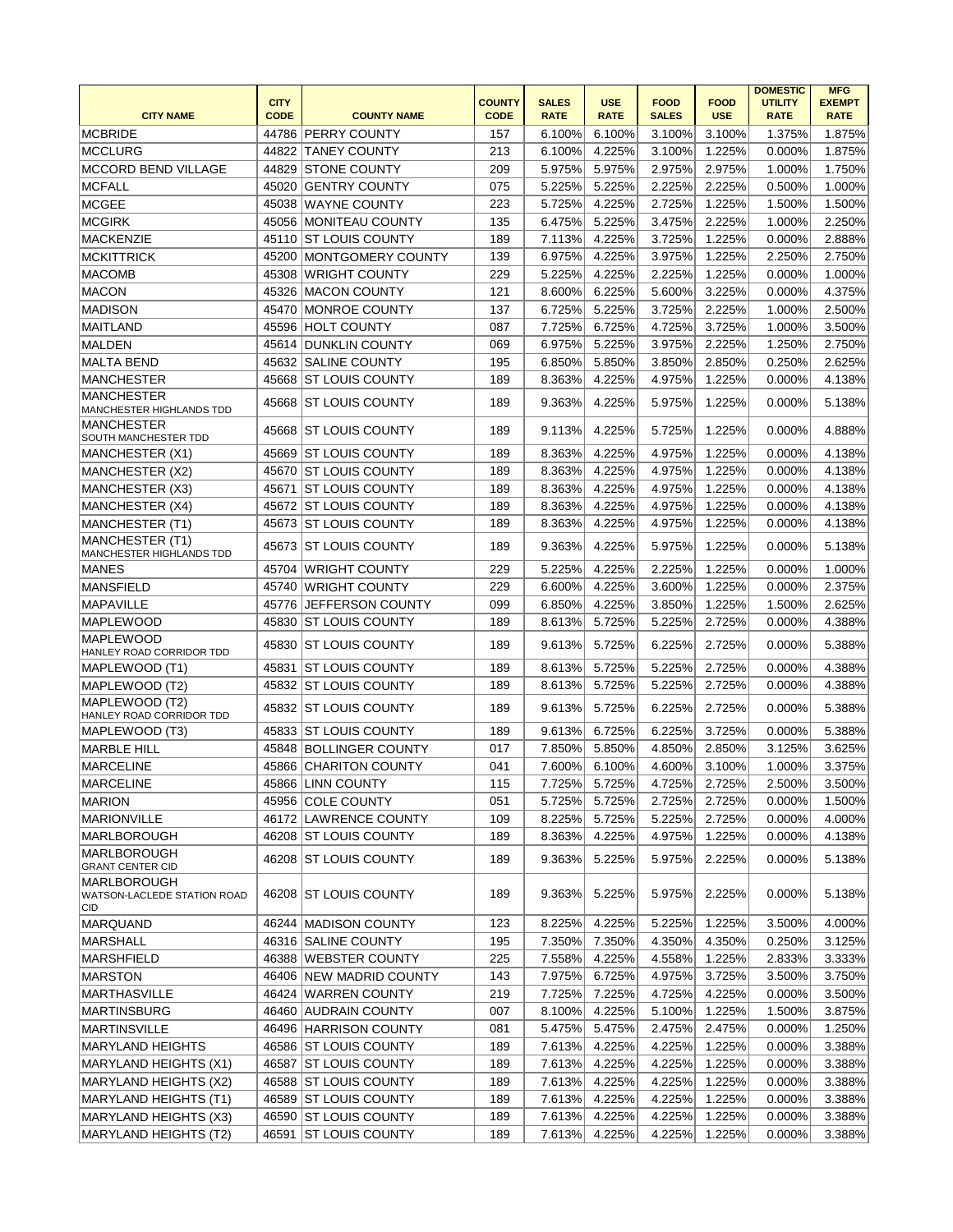| CITY NAME | CITY CODE | COUNTY NAME | COUNTY CODE | SALES RATE | USE RATE | FOOD SALES | FOOD USE | DOMESTIC UTILITY RATE | MFG EXEMPT RATE |
|---|---|---|---|---|---|---|---|---|---|
| MCBRIDE | 44786 | PERRY COUNTY | 157 | 6.100% | 6.100% | 3.100% | 3.100% | 1.375% | 1.875% |
| MCCLURG | 44822 | TANEY COUNTY | 213 | 6.100% | 4.225% | 3.100% | 1.225% | 0.000% | 1.875% |
| MCCORD BEND VILLAGE | 44829 | STONE COUNTY | 209 | 5.975% | 5.975% | 2.975% | 2.975% | 1.000% | 1.750% |
| MCFALL | 45020 | GENTRY COUNTY | 075 | 5.225% | 5.225% | 2.225% | 2.225% | 0.500% | 1.000% |
| MCGEE | 45038 | WAYNE COUNTY | 223 | 5.725% | 4.225% | 2.725% | 1.225% | 1.500% | 1.500% |
| MCGIRK | 45056 | MONITEAU COUNTY | 135 | 6.475% | 5.225% | 3.475% | 2.225% | 1.000% | 2.250% |
| MACKENZIE | 45110 | ST LOUIS COUNTY | 189 | 7.113% | 4.225% | 3.725% | 1.225% | 0.000% | 2.888% |
| MCKITTRICK | 45200 | MONTGOMERY COUNTY | 139 | 6.975% | 4.225% | 3.975% | 1.225% | 2.250% | 2.750% |
| MACOMB | 45308 | WRIGHT COUNTY | 229 | 5.225% | 4.225% | 2.225% | 1.225% | 0.000% | 1.000% |
| MACON | 45326 | MACON COUNTY | 121 | 8.600% | 6.225% | 5.600% | 3.225% | 0.000% | 4.375% |
| MADISON | 45470 | MONROE COUNTY | 137 | 6.725% | 5.225% | 3.725% | 2.225% | 1.000% | 2.500% |
| MAITLAND | 45596 | HOLT COUNTY | 087 | 7.725% | 6.725% | 4.725% | 3.725% | 1.000% | 3.500% |
| MALDEN | 45614 | DUNKLIN COUNTY | 069 | 6.975% | 5.225% | 3.975% | 2.225% | 1.250% | 2.750% |
| MALTA BEND | 45632 | SALINE COUNTY | 195 | 6.850% | 5.850% | 3.850% | 2.850% | 0.250% | 2.625% |
| MANCHESTER | 45668 | ST LOUIS COUNTY | 189 | 8.363% | 4.225% | 4.975% | 1.225% | 0.000% | 4.138% |
| MANCHESTER MANCHESTER HIGHLANDS TDD | 45668 | ST LOUIS COUNTY | 189 | 9.363% | 4.225% | 5.975% | 1.225% | 0.000% | 5.138% |
| MANCHESTER SOUTH MANCHESTER TDD | 45668 | ST LOUIS COUNTY | 189 | 9.113% | 4.225% | 5.725% | 1.225% | 0.000% | 4.888% |
| MANCHESTER (X1) | 45669 | ST LOUIS COUNTY | 189 | 8.363% | 4.225% | 4.975% | 1.225% | 0.000% | 4.138% |
| MANCHESTER (X2) | 45670 | ST LOUIS COUNTY | 189 | 8.363% | 4.225% | 4.975% | 1.225% | 0.000% | 4.138% |
| MANCHESTER (X3) | 45671 | ST LOUIS COUNTY | 189 | 8.363% | 4.225% | 4.975% | 1.225% | 0.000% | 4.138% |
| MANCHESTER (X4) | 45672 | ST LOUIS COUNTY | 189 | 8.363% | 4.225% | 4.975% | 1.225% | 0.000% | 4.138% |
| MANCHESTER (T1) | 45673 | ST LOUIS COUNTY | 189 | 8.363% | 4.225% | 4.975% | 1.225% | 0.000% | 4.138% |
| MANCHESTER (T1) MANCHESTER HIGHLANDS TDD | 45673 | ST LOUIS COUNTY | 189 | 9.363% | 4.225% | 5.975% | 1.225% | 0.000% | 5.138% |
| MANES | 45704 | WRIGHT COUNTY | 229 | 5.225% | 4.225% | 2.225% | 1.225% | 0.000% | 1.000% |
| MANSFIELD | 45740 | WRIGHT COUNTY | 229 | 6.600% | 4.225% | 3.600% | 1.225% | 0.000% | 2.375% |
| MAPAVILLE | 45776 | JEFFERSON COUNTY | 099 | 6.850% | 4.225% | 3.850% | 1.225% | 1.500% | 2.625% |
| MAPLEWOOD | 45830 | ST LOUIS COUNTY | 189 | 8.613% | 5.725% | 5.225% | 2.725% | 0.000% | 4.388% |
| MAPLEWOOD HANLEY ROAD CORRIDOR TDD | 45830 | ST LOUIS COUNTY | 189 | 9.613% | 5.725% | 6.225% | 2.725% | 0.000% | 5.388% |
| MAPLEWOOD (T1) | 45831 | ST LOUIS COUNTY | 189 | 8.613% | 5.725% | 5.225% | 2.725% | 0.000% | 4.388% |
| MAPLEWOOD (T2) | 45832 | ST LOUIS COUNTY | 189 | 8.613% | 5.725% | 5.225% | 2.725% | 0.000% | 4.388% |
| MAPLEWOOD (T2) HANLEY ROAD CORRIDOR TDD | 45832 | ST LOUIS COUNTY | 189 | 9.613% | 5.725% | 6.225% | 2.725% | 0.000% | 5.388% |
| MAPLEWOOD (T3) | 45833 | ST LOUIS COUNTY | 189 | 9.613% | 6.725% | 6.225% | 3.725% | 0.000% | 5.388% |
| MARBLE HILL | 45848 | BOLLINGER COUNTY | 017 | 7.850% | 5.850% | 4.850% | 2.850% | 3.125% | 3.625% |
| MARCELINE | 45866 | CHARITON COUNTY | 041 | 7.600% | 6.100% | 4.600% | 3.100% | 1.000% | 3.375% |
| MARCELINE | 45866 | LINN COUNTY | 115 | 7.725% | 5.725% | 4.725% | 2.725% | 2.500% | 3.500% |
| MARION | 45956 | COLE COUNTY | 051 | 5.725% | 5.725% | 2.725% | 2.725% | 0.000% | 1.500% |
| MARIONVILLE | 46172 | LAWRENCE COUNTY | 109 | 8.225% | 5.725% | 5.225% | 2.725% | 0.000% | 4.000% |
| MARLBOROUGH | 46208 | ST LOUIS COUNTY | 189 | 8.363% | 4.225% | 4.975% | 1.225% | 0.000% | 4.138% |
| MARLBOROUGH GRANT CENTER CID | 46208 | ST LOUIS COUNTY | 189 | 9.363% | 5.225% | 5.975% | 2.225% | 0.000% | 5.138% |
| MARLBOROUGH WATSON-LACLEDE STATION ROAD CID | 46208 | ST LOUIS COUNTY | 189 | 9.363% | 5.225% | 5.975% | 2.225% | 0.000% | 5.138% |
| MARQUAND | 46244 | MADISON COUNTY | 123 | 8.225% | 4.225% | 5.225% | 1.225% | 3.500% | 4.000% |
| MARSHALL | 46316 | SALINE COUNTY | 195 | 7.350% | 7.350% | 4.350% | 4.350% | 0.250% | 3.125% |
| MARSHFIELD | 46388 | WEBSTER COUNTY | 225 | 7.558% | 4.225% | 4.558% | 1.225% | 2.833% | 3.333% |
| MARSTON | 46406 | NEW MADRID COUNTY | 143 | 7.975% | 6.725% | 4.975% | 3.725% | 3.500% | 3.750% |
| MARTHASVILLE | 46424 | WARREN COUNTY | 219 | 7.725% | 7.225% | 4.725% | 4.225% | 0.000% | 3.500% |
| MARTINSBURG | 46460 | AUDRAIN COUNTY | 007 | 8.100% | 4.225% | 5.100% | 1.225% | 1.500% | 3.875% |
| MARTINSVILLE | 46496 | HARRISON COUNTY | 081 | 5.475% | 5.475% | 2.475% | 2.475% | 0.000% | 1.250% |
| MARYLAND HEIGHTS | 46586 | ST LOUIS COUNTY | 189 | 7.613% | 4.225% | 4.225% | 1.225% | 0.000% | 3.388% |
| MARYLAND HEIGHTS (X1) | 46587 | ST LOUIS COUNTY | 189 | 7.613% | 4.225% | 4.225% | 1.225% | 0.000% | 3.388% |
| MARYLAND HEIGHTS (X2) | 46588 | ST LOUIS COUNTY | 189 | 7.613% | 4.225% | 4.225% | 1.225% | 0.000% | 3.388% |
| MARYLAND HEIGHTS (T1) | 46589 | ST LOUIS COUNTY | 189 | 7.613% | 4.225% | 4.225% | 1.225% | 0.000% | 3.388% |
| MARYLAND HEIGHTS (X3) | 46590 | ST LOUIS COUNTY | 189 | 7.613% | 4.225% | 4.225% | 1.225% | 0.000% | 3.388% |
| MARYLAND HEIGHTS (T2) | 46591 | ST LOUIS COUNTY | 189 | 7.613% | 4.225% | 4.225% | 1.225% | 0.000% | 3.388% |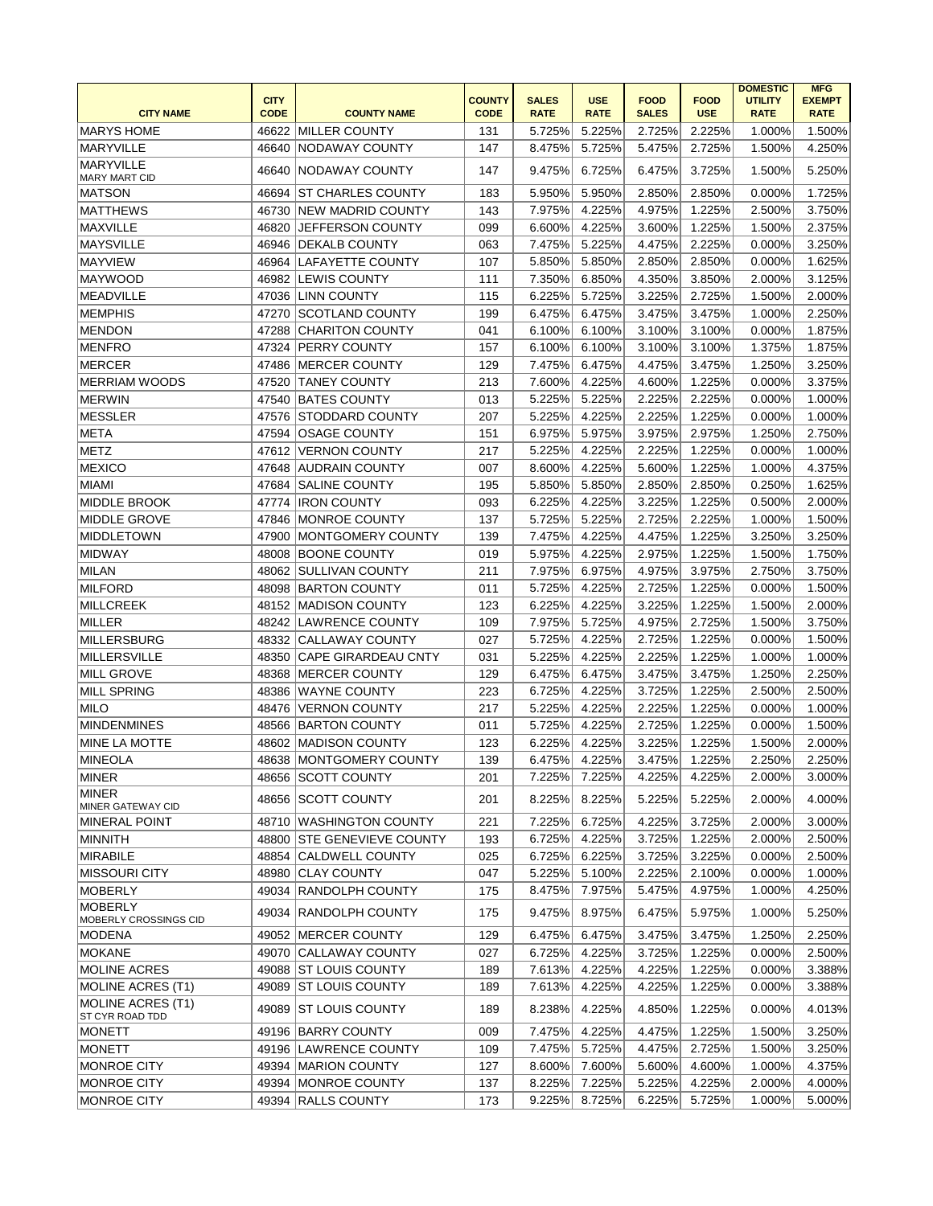| CITY NAME | CITY CODE | COUNTY NAME | COUNTY CODE | SALES RATE | USE RATE | FOOD SALES | FOOD USE | DOMESTIC UTILITY RATE | MFG EXEMPT RATE |
|---|---|---|---|---|---|---|---|---|---|
| MARYS HOME | 46622 | MILLER COUNTY | 131 | 5.725% | 5.225% | 2.725% | 2.225% | 1.000% | 1.500% |
| MARYVILLE | 46640 | NODAWAY COUNTY | 147 | 8.475% | 5.725% | 5.475% | 2.725% | 1.500% | 4.250% |
| MARYVILLE MARY MART CID | 46640 | NODAWAY COUNTY | 147 | 9.475% | 6.725% | 6.475% | 3.725% | 1.500% | 5.250% |
| MATSON | 46694 | ST CHARLES COUNTY | 183 | 5.950% | 5.950% | 2.850% | 2.850% | 0.000% | 1.725% |
| MATTHEWS | 46730 | NEW MADRID COUNTY | 143 | 7.975% | 4.225% | 4.975% | 1.225% | 2.500% | 3.750% |
| MAXVILLE | 46820 | JEFFERSON COUNTY | 099 | 6.600% | 4.225% | 3.600% | 1.225% | 1.500% | 2.375% |
| MAYSVILLE | 46946 | DEKALB COUNTY | 063 | 7.475% | 5.225% | 4.475% | 2.225% | 0.000% | 3.250% |
| MAYVIEW | 46964 | LAFAYETTE COUNTY | 107 | 5.850% | 5.850% | 2.850% | 2.850% | 0.000% | 1.625% |
| MAYWOOD | 46982 | LEWIS COUNTY | 111 | 7.350% | 6.850% | 4.350% | 3.850% | 2.000% | 3.125% |
| MEADVILLE | 47036 | LINN COUNTY | 115 | 6.225% | 5.725% | 3.225% | 2.725% | 1.500% | 2.000% |
| MEMPHIS | 47270 | SCOTLAND COUNTY | 199 | 6.475% | 6.475% | 3.475% | 3.475% | 1.000% | 2.250% |
| MENDON | 47288 | CHARITON COUNTY | 041 | 6.100% | 6.100% | 3.100% | 3.100% | 0.000% | 1.875% |
| MENFRO | 47324 | PERRY COUNTY | 157 | 6.100% | 6.100% | 3.100% | 3.100% | 1.375% | 1.875% |
| MERCER | 47486 | MERCER COUNTY | 129 | 7.475% | 6.475% | 4.475% | 3.475% | 1.250% | 3.250% |
| MERRIAM WOODS | 47520 | TANEY COUNTY | 213 | 7.600% | 4.225% | 4.600% | 1.225% | 0.000% | 3.375% |
| MERWIN | 47540 | BATES COUNTY | 013 | 5.225% | 5.225% | 2.225% | 2.225% | 0.000% | 1.000% |
| MESSLER | 47576 | STODDARD COUNTY | 207 | 5.225% | 4.225% | 2.225% | 1.225% | 0.000% | 1.000% |
| META | 47594 | OSAGE COUNTY | 151 | 6.975% | 5.975% | 3.975% | 2.975% | 1.250% | 2.750% |
| METZ | 47612 | VERNON COUNTY | 217 | 5.225% | 4.225% | 2.225% | 1.225% | 0.000% | 1.000% |
| MEXICO | 47648 | AUDRAIN COUNTY | 007 | 8.600% | 4.225% | 5.600% | 1.225% | 1.000% | 4.375% |
| MIAMI | 47684 | SALINE COUNTY | 195 | 5.850% | 5.850% | 2.850% | 2.850% | 0.250% | 1.625% |
| MIDDLE BROOK | 47774 | IRON COUNTY | 093 | 6.225% | 4.225% | 3.225% | 1.225% | 0.500% | 2.000% |
| MIDDLE GROVE | 47846 | MONROE COUNTY | 137 | 5.725% | 5.225% | 2.725% | 2.225% | 1.000% | 1.500% |
| MIDDLETOWN | 47900 | MONTGOMERY COUNTY | 139 | 7.475% | 4.225% | 4.475% | 1.225% | 3.250% | 3.250% |
| MIDWAY | 48008 | BOONE COUNTY | 019 | 5.975% | 4.225% | 2.975% | 1.225% | 1.500% | 1.750% |
| MILAN | 48062 | SULLIVAN COUNTY | 211 | 7.975% | 6.975% | 4.975% | 3.975% | 2.750% | 3.750% |
| MILFORD | 48098 | BARTON COUNTY | 011 | 5.725% | 4.225% | 2.725% | 1.225% | 0.000% | 1.500% |
| MILLCREEK | 48152 | MADISON COUNTY | 123 | 6.225% | 4.225% | 3.225% | 1.225% | 1.500% | 2.000% |
| MILLER | 48242 | LAWRENCE COUNTY | 109 | 7.975% | 5.725% | 4.975% | 2.725% | 1.500% | 3.750% |
| MILLERSBURG | 48332 | CALLAWAY COUNTY | 027 | 5.725% | 4.225% | 2.725% | 1.225% | 0.000% | 1.500% |
| MILLERSVILLE | 48350 | CAPE GIRARDEAU CNTY | 031 | 5.225% | 4.225% | 2.225% | 1.225% | 1.000% | 1.000% |
| MILL GROVE | 48368 | MERCER COUNTY | 129 | 6.475% | 6.475% | 3.475% | 3.475% | 1.250% | 2.250% |
| MILL SPRING | 48386 | WAYNE COUNTY | 223 | 6.725% | 4.225% | 3.725% | 1.225% | 2.500% | 2.500% |
| MILO | 48476 | VERNON COUNTY | 217 | 5.225% | 4.225% | 2.225% | 1.225% | 0.000% | 1.000% |
| MINDENMINES | 48566 | BARTON COUNTY | 011 | 5.725% | 4.225% | 2.725% | 1.225% | 0.000% | 1.500% |
| MINE LA MOTTE | 48602 | MADISON COUNTY | 123 | 6.225% | 4.225% | 3.225% | 1.225% | 1.500% | 2.000% |
| MINEOLA | 48638 | MONTGOMERY COUNTY | 139 | 6.475% | 4.225% | 3.475% | 1.225% | 2.250% | 2.250% |
| MINER | 48656 | SCOTT COUNTY | 201 | 7.225% | 7.225% | 4.225% | 4.225% | 2.000% | 3.000% |
| MINER MINER GATEWAY CID | 48656 | SCOTT COUNTY | 201 | 8.225% | 8.225% | 5.225% | 5.225% | 2.000% | 4.000% |
| MINERAL POINT | 48710 | WASHINGTON COUNTY | 221 | 7.225% | 6.725% | 4.225% | 3.725% | 2.000% | 3.000% |
| MINNITH | 48800 | STE GENEVIEVE COUNTY | 193 | 6.725% | 4.225% | 3.725% | 1.225% | 2.000% | 2.500% |
| MIRABILE | 48854 | CALDWELL COUNTY | 025 | 6.725% | 6.225% | 3.725% | 3.225% | 0.000% | 2.500% |
| MISSOURI CITY | 48980 | CLAY COUNTY | 047 | 5.225% | 5.100% | 2.225% | 2.100% | 0.000% | 1.000% |
| MOBERLY | 49034 | RANDOLPH COUNTY | 175 | 8.475% | 7.975% | 5.475% | 4.975% | 1.000% | 4.250% |
| MOBERLY MOBERLY CROSSINGS CID | 49034 | RANDOLPH COUNTY | 175 | 9.475% | 8.975% | 6.475% | 5.975% | 1.000% | 5.250% |
| MODENA | 49052 | MERCER COUNTY | 129 | 6.475% | 6.475% | 3.475% | 3.475% | 1.250% | 2.250% |
| MOKANE | 49070 | CALLAWAY COUNTY | 027 | 6.725% | 4.225% | 3.725% | 1.225% | 0.000% | 2.500% |
| MOLINE ACRES | 49088 | ST LOUIS COUNTY | 189 | 7.613% | 4.225% | 4.225% | 1.225% | 0.000% | 3.388% |
| MOLINE ACRES (T1) | 49089 | ST LOUIS COUNTY | 189 | 7.613% | 4.225% | 4.225% | 1.225% | 0.000% | 3.388% |
| MOLINE ACRES (T1) ST CYR ROAD TDD | 49089 | ST LOUIS COUNTY | 189 | 8.238% | 4.225% | 4.850% | 1.225% | 0.000% | 4.013% |
| MONETT | 49196 | BARRY COUNTY | 009 | 7.475% | 4.225% | 4.475% | 1.225% | 1.500% | 3.250% |
| MONETT | 49196 | LAWRENCE COUNTY | 109 | 7.475% | 5.725% | 4.475% | 2.725% | 1.500% | 3.250% |
| MONROE CITY | 49394 | MARION COUNTY | 127 | 8.600% | 7.600% | 5.600% | 4.600% | 1.000% | 4.375% |
| MONROE CITY | 49394 | MONROE COUNTY | 137 | 8.225% | 7.225% | 5.225% | 4.225% | 2.000% | 4.000% |
| MONROE CITY | 49394 | RALLS COUNTY | 173 | 9.225% | 8.725% | 6.225% | 5.725% | 1.000% | 5.000% |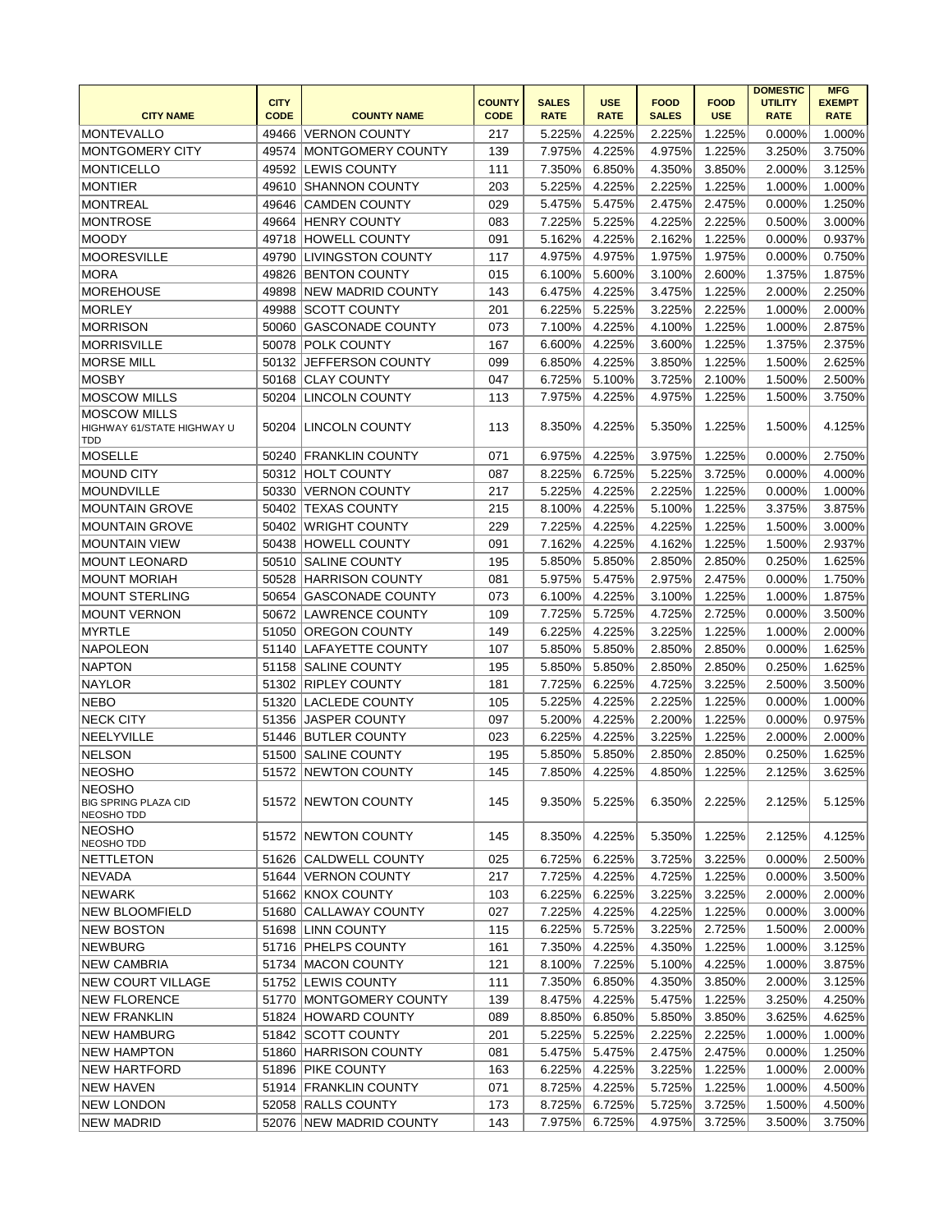| CITY NAME | CITY CODE | COUNTY NAME | COUNTY CODE | SALES RATE | USE RATE | FOOD SALES | FOOD USE | DOMESTIC UTILITY RATE | MFG EXEMPT RATE |
|---|---|---|---|---|---|---|---|---|---|
| MONTEVALLO | 49466 | VERNON COUNTY | 217 | 5.225% | 4.225% | 2.225% | 1.225% | 0.000% | 1.000% |
| MONTGOMERY CITY | 49574 | MONTGOMERY COUNTY | 139 | 7.975% | 4.225% | 4.975% | 1.225% | 3.250% | 3.750% |
| MONTICELLO | 49592 | LEWIS COUNTY | 111 | 7.350% | 6.850% | 4.350% | 3.850% | 2.000% | 3.125% |
| MONTIER | 49610 | SHANNON COUNTY | 203 | 5.225% | 4.225% | 2.225% | 1.225% | 1.000% | 1.000% |
| MONTREAL | 49646 | CAMDEN COUNTY | 029 | 5.475% | 5.475% | 2.475% | 2.475% | 0.000% | 1.250% |
| MONTROSE | 49664 | HENRY COUNTY | 083 | 7.225% | 5.225% | 4.225% | 2.225% | 0.500% | 3.000% |
| MOODY | 49718 | HOWELL COUNTY | 091 | 5.162% | 4.225% | 2.162% | 1.225% | 0.000% | 0.937% |
| MOORESVILLE | 49790 | LIVINGSTON COUNTY | 117 | 4.975% | 4.975% | 1.975% | 1.975% | 0.000% | 0.750% |
| MORA | 49826 | BENTON COUNTY | 015 | 6.100% | 5.600% | 3.100% | 2.600% | 1.375% | 1.875% |
| MOREHOUSE | 49898 | NEW MADRID COUNTY | 143 | 6.475% | 4.225% | 3.475% | 1.225% | 2.000% | 2.250% |
| MORLEY | 49988 | SCOTT COUNTY | 201 | 6.225% | 5.225% | 3.225% | 2.225% | 1.000% | 2.000% |
| MORRISON | 50060 | GASCONADE COUNTY | 073 | 7.100% | 4.225% | 4.100% | 1.225% | 1.000% | 2.875% |
| MORRISVILLE | 50078 | POLK COUNTY | 167 | 6.600% | 4.225% | 3.600% | 1.225% | 1.375% | 2.375% |
| MORSE MILL | 50132 | JEFFERSON COUNTY | 099 | 6.850% | 4.225% | 3.850% | 1.225% | 1.500% | 2.625% |
| MOSBY | 50168 | CLAY COUNTY | 047 | 6.725% | 5.100% | 3.725% | 2.100% | 1.500% | 2.500% |
| MOSCOW MILLS | 50204 | LINCOLN COUNTY | 113 | 7.975% | 4.225% | 4.975% | 1.225% | 1.500% | 3.750% |
| MOSCOW MILLS HIGHWAY 61/STATE HIGHWAY U TDD | 50204 | LINCOLN COUNTY | 113 | 8.350% | 4.225% | 5.350% | 1.225% | 1.500% | 4.125% |
| MOSELLE | 50240 | FRANKLIN COUNTY | 071 | 6.975% | 4.225% | 3.975% | 1.225% | 0.000% | 2.750% |
| MOUND CITY | 50312 | HOLT COUNTY | 087 | 8.225% | 6.725% | 5.225% | 3.725% | 0.000% | 4.000% |
| MOUNDVILLE | 50330 | VERNON COUNTY | 217 | 5.225% | 4.225% | 2.225% | 1.225% | 0.000% | 1.000% |
| MOUNTAIN GROVE | 50402 | TEXAS COUNTY | 215 | 8.100% | 4.225% | 5.100% | 1.225% | 3.375% | 3.875% |
| MOUNTAIN GROVE | 50402 | WRIGHT COUNTY | 229 | 7.225% | 4.225% | 4.225% | 1.225% | 1.500% | 3.000% |
| MOUNTAIN VIEW | 50438 | HOWELL COUNTY | 091 | 7.162% | 4.225% | 4.162% | 1.225% | 1.500% | 2.937% |
| MOUNT LEONARD | 50510 | SALINE COUNTY | 195 | 5.850% | 5.850% | 2.850% | 2.850% | 0.250% | 1.625% |
| MOUNT MORIAH | 50528 | HARRISON COUNTY | 081 | 5.975% | 5.475% | 2.975% | 2.475% | 0.000% | 1.750% |
| MOUNT STERLING | 50654 | GASCONADE COUNTY | 073 | 6.100% | 4.225% | 3.100% | 1.225% | 1.000% | 1.875% |
| MOUNT VERNON | 50672 | LAWRENCE COUNTY | 109 | 7.725% | 5.725% | 4.725% | 2.725% | 0.000% | 3.500% |
| MYRTLE | 51050 | OREGON COUNTY | 149 | 6.225% | 4.225% | 3.225% | 1.225% | 1.000% | 2.000% |
| NAPOLEON | 51140 | LAFAYETTE COUNTY | 107 | 5.850% | 5.850% | 2.850% | 2.850% | 0.000% | 1.625% |
| NAPTON | 51158 | SALINE COUNTY | 195 | 5.850% | 5.850% | 2.850% | 2.850% | 0.250% | 1.625% |
| NAYLOR | 51302 | RIPLEY COUNTY | 181 | 7.725% | 6.225% | 4.725% | 3.225% | 2.500% | 3.500% |
| NEBO | 51320 | LACLEDE COUNTY | 105 | 5.225% | 4.225% | 2.225% | 1.225% | 0.000% | 1.000% |
| NECK CITY | 51356 | JASPER COUNTY | 097 | 5.200% | 4.225% | 2.200% | 1.225% | 0.000% | 0.975% |
| NEELYVILLE | 51446 | BUTLER COUNTY | 023 | 6.225% | 4.225% | 3.225% | 1.225% | 2.000% | 2.000% |
| NELSON | 51500 | SALINE COUNTY | 195 | 5.850% | 5.850% | 2.850% | 2.850% | 0.250% | 1.625% |
| NEOSHO | 51572 | NEWTON COUNTY | 145 | 7.850% | 4.225% | 4.850% | 1.225% | 2.125% | 3.625% |
| NEOSHO BIG SPRING PLAZA CID NEOSHO TDD | 51572 | NEWTON COUNTY | 145 | 9.350% | 5.225% | 6.350% | 2.225% | 2.125% | 5.125% |
| NEOSHO NEOSHO TDD | 51572 | NEWTON COUNTY | 145 | 8.350% | 4.225% | 5.350% | 1.225% | 2.125% | 4.125% |
| NETTLETON | 51626 | CALDWELL COUNTY | 025 | 6.725% | 6.225% | 3.725% | 3.225% | 0.000% | 2.500% |
| NEVADA | 51644 | VERNON COUNTY | 217 | 7.725% | 4.225% | 4.725% | 1.225% | 0.000% | 3.500% |
| NEWARK | 51662 | KNOX COUNTY | 103 | 6.225% | 6.225% | 3.225% | 3.225% | 2.000% | 2.000% |
| NEW BLOOMFIELD | 51680 | CALLAWAY COUNTY | 027 | 7.225% | 4.225% | 4.225% | 1.225% | 0.000% | 3.000% |
| NEW BOSTON | 51698 | LINN COUNTY | 115 | 6.225% | 5.725% | 3.225% | 2.725% | 1.500% | 2.000% |
| NEWBURG | 51716 | PHELPS COUNTY | 161 | 7.350% | 4.225% | 4.350% | 1.225% | 1.000% | 3.125% |
| NEW CAMBRIA | 51734 | MACON COUNTY | 121 | 8.100% | 7.225% | 5.100% | 4.225% | 1.000% | 3.875% |
| NEW COURT VILLAGE | 51752 | LEWIS COUNTY | 111 | 7.350% | 6.850% | 4.350% | 3.850% | 2.000% | 3.125% |
| NEW FLORENCE | 51770 | MONTGOMERY COUNTY | 139 | 8.475% | 4.225% | 5.475% | 1.225% | 3.250% | 4.250% |
| NEW FRANKLIN | 51824 | HOWARD COUNTY | 089 | 8.850% | 6.850% | 5.850% | 3.850% | 3.625% | 4.625% |
| NEW HAMBURG | 51842 | SCOTT COUNTY | 201 | 5.225% | 5.225% | 2.225% | 2.225% | 1.000% | 1.000% |
| NEW HAMPTON | 51860 | HARRISON COUNTY | 081 | 5.475% | 5.475% | 2.475% | 2.475% | 0.000% | 1.250% |
| NEW HARTFORD | 51896 | PIKE COUNTY | 163 | 6.225% | 4.225% | 3.225% | 1.225% | 1.000% | 2.000% |
| NEW HAVEN | 51914 | FRANKLIN COUNTY | 071 | 8.725% | 4.225% | 5.725% | 1.225% | 1.000% | 4.500% |
| NEW LONDON | 52058 | RALLS COUNTY | 173 | 8.725% | 6.725% | 5.725% | 3.725% | 1.500% | 4.500% |
| NEW MADRID | 52076 | NEW MADRID COUNTY | 143 | 7.975% | 6.725% | 4.975% | 3.725% | 3.500% | 3.750% |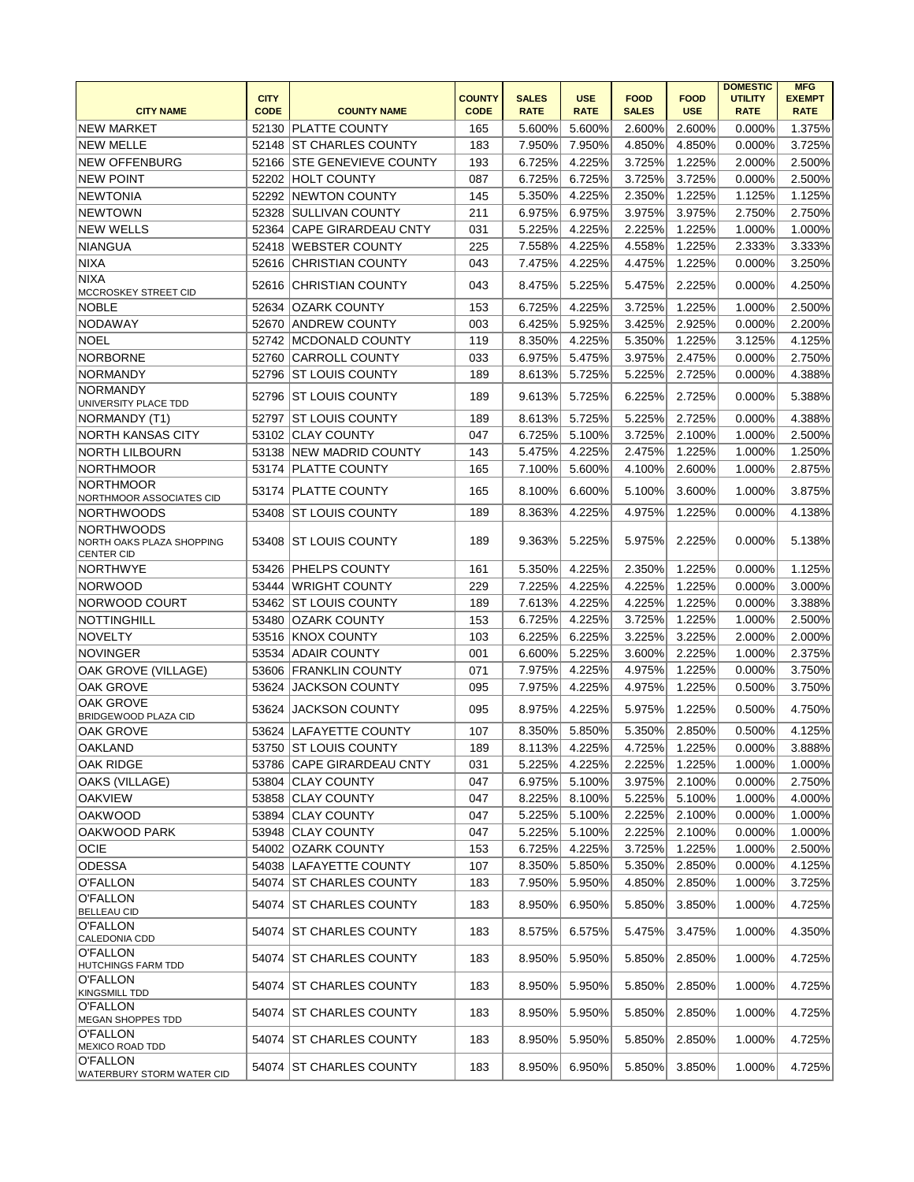| CITY NAME | CITY CODE | COUNTY NAME | COUNTY CODE | SALES RATE | USE RATE | FOOD SALES | FOOD USE | DOMESTIC UTILITY RATE | MFG EXEMPT RATE |
|---|---|---|---|---|---|---|---|---|---|
| NEW MARKET | 52130 | PLATTE COUNTY | 165 | 5.600% | 5.600% | 2.600% | 2.600% | 0.000% | 1.375% |
| NEW MELLE | 52148 | ST CHARLES COUNTY | 183 | 7.950% | 7.950% | 4.850% | 4.850% | 0.000% | 3.725% |
| NEW OFFENBURG | 52166 | STE GENEVIEVE COUNTY | 193 | 6.725% | 4.225% | 3.725% | 1.225% | 2.000% | 2.500% |
| NEW POINT | 52202 | HOLT COUNTY | 087 | 6.725% | 6.725% | 3.725% | 3.725% | 0.000% | 2.500% |
| NEWTONIA | 52292 | NEWTON COUNTY | 145 | 5.350% | 4.225% | 2.350% | 1.225% | 1.125% | 1.125% |
| NEWTOWN | 52328 | SULLIVAN COUNTY | 211 | 6.975% | 6.975% | 3.975% | 3.975% | 2.750% | 2.750% |
| NEW WELLS | 52364 | CAPE GIRARDEAU CNTY | 031 | 5.225% | 4.225% | 2.225% | 1.225% | 1.000% | 1.000% |
| NIANGUA | 52418 | WEBSTER COUNTY | 225 | 7.558% | 4.225% | 4.558% | 1.225% | 2.333% | 3.333% |
| NIXA | 52616 | CHRISTIAN COUNTY | 043 | 7.475% | 4.225% | 4.475% | 1.225% | 0.000% | 3.250% |
| NIXA MCCROSKEY STREET CID | 52616 | CHRISTIAN COUNTY | 043 | 8.475% | 5.225% | 5.475% | 2.225% | 0.000% | 4.250% |
| NOBLE | 52634 | OZARK COUNTY | 153 | 6.725% | 4.225% | 3.725% | 1.225% | 1.000% | 2.500% |
| NODAWAY | 52670 | ANDREW COUNTY | 003 | 6.425% | 5.925% | 3.425% | 2.925% | 0.000% | 2.200% |
| NOEL | 52742 | MCDONALD COUNTY | 119 | 8.350% | 4.225% | 5.350% | 1.225% | 3.125% | 4.125% |
| NORBORNE | 52760 | CARROLL COUNTY | 033 | 6.975% | 5.475% | 3.975% | 2.475% | 0.000% | 2.750% |
| NORMANDY | 52796 | ST LOUIS COUNTY | 189 | 8.613% | 5.725% | 5.225% | 2.725% | 0.000% | 4.388% |
| NORMANDY UNIVERSITY PLACE TDD | 52796 | ST LOUIS COUNTY | 189 | 9.613% | 5.725% | 6.225% | 2.725% | 0.000% | 5.388% |
| NORMANDY (T1) | 52797 | ST LOUIS COUNTY | 189 | 8.613% | 5.725% | 5.225% | 2.725% | 0.000% | 4.388% |
| NORTH KANSAS CITY | 53102 | CLAY COUNTY | 047 | 6.725% | 5.100% | 3.725% | 2.100% | 1.000% | 2.500% |
| NORTH LILBOURN | 53138 | NEW MADRID COUNTY | 143 | 5.475% | 4.225% | 2.475% | 1.225% | 1.000% | 1.250% |
| NORTHMOOR | 53174 | PLATTE COUNTY | 165 | 7.100% | 5.600% | 4.100% | 2.600% | 1.000% | 2.875% |
| NORTHMOOR NORTHMOOR ASSOCIATES CID | 53174 | PLATTE COUNTY | 165 | 8.100% | 6.600% | 5.100% | 3.600% | 1.000% | 3.875% |
| NORTHWOODS | 53408 | ST LOUIS COUNTY | 189 | 8.363% | 4.225% | 4.975% | 1.225% | 0.000% | 4.138% |
| NORTHWOODS NORTH OAKS PLAZA SHOPPING CENTER CID | 53408 | ST LOUIS COUNTY | 189 | 9.363% | 5.225% | 5.975% | 2.225% | 0.000% | 5.138% |
| NORTHWYE | 53426 | PHELPS COUNTY | 161 | 5.350% | 4.225% | 2.350% | 1.225% | 0.000% | 1.125% |
| NORWOOD | 53444 | WRIGHT COUNTY | 229 | 7.225% | 4.225% | 4.225% | 1.225% | 0.000% | 3.000% |
| NORWOOD COURT | 53462 | ST LOUIS COUNTY | 189 | 7.613% | 4.225% | 4.225% | 1.225% | 0.000% | 3.388% |
| NOTTINGHILL | 53480 | OZARK COUNTY | 153 | 6.725% | 4.225% | 3.725% | 1.225% | 1.000% | 2.500% |
| NOVELTY | 53516 | KNOX COUNTY | 103 | 6.225% | 6.225% | 3.225% | 3.225% | 2.000% | 2.000% |
| NOVINGER | 53534 | ADAIR COUNTY | 001 | 6.600% | 5.225% | 3.600% | 2.225% | 1.000% | 2.375% |
| OAK GROVE (VILLAGE) | 53606 | FRANKLIN COUNTY | 071 | 7.975% | 4.225% | 4.975% | 1.225% | 0.000% | 3.750% |
| OAK GROVE | 53624 | JACKSON COUNTY | 095 | 7.975% | 4.225% | 4.975% | 1.225% | 0.500% | 3.750% |
| OAK GROVE BRIDGEWOOD PLAZA CID | 53624 | JACKSON COUNTY | 095 | 8.975% | 4.225% | 5.975% | 1.225% | 0.500% | 4.750% |
| OAK GROVE | 53624 | LAFAYETTE COUNTY | 107 | 8.350% | 5.850% | 5.350% | 2.850% | 0.500% | 4.125% |
| OAKLAND | 53750 | ST LOUIS COUNTY | 189 | 8.113% | 4.225% | 4.725% | 1.225% | 0.000% | 3.888% |
| OAK RIDGE | 53786 | CAPE GIRARDEAU CNTY | 031 | 5.225% | 4.225% | 2.225% | 1.225% | 1.000% | 1.000% |
| OAKS (VILLAGE) | 53804 | CLAY COUNTY | 047 | 6.975% | 5.100% | 3.975% | 2.100% | 0.000% | 2.750% |
| OAKVIEW | 53858 | CLAY COUNTY | 047 | 8.225% | 8.100% | 5.225% | 5.100% | 1.000% | 4.000% |
| OAKWOOD | 53894 | CLAY COUNTY | 047 | 5.225% | 5.100% | 2.225% | 2.100% | 0.000% | 1.000% |
| OAKWOOD PARK | 53948 | CLAY COUNTY | 047 | 5.225% | 5.100% | 2.225% | 2.100% | 0.000% | 1.000% |
| OCIE | 54002 | OZARK COUNTY | 153 | 6.725% | 4.225% | 3.725% | 1.225% | 1.000% | 2.500% |
| ODESSA | 54038 | LAFAYETTE COUNTY | 107 | 8.350% | 5.850% | 5.350% | 2.850% | 0.000% | 4.125% |
| O'FALLON | 54074 | ST CHARLES COUNTY | 183 | 7.950% | 5.950% | 4.850% | 2.850% | 1.000% | 3.725% |
| O'FALLON BELLEAU CID | 54074 | ST CHARLES COUNTY | 183 | 8.950% | 6.950% | 5.850% | 3.850% | 1.000% | 4.725% |
| O'FALLON CALEDONIA CDD | 54074 | ST CHARLES COUNTY | 183 | 8.575% | 6.575% | 5.475% | 3.475% | 1.000% | 4.350% |
| O'FALLON HUTCHINGS FARM TDD | 54074 | ST CHARLES COUNTY | 183 | 8.950% | 5.950% | 5.850% | 2.850% | 1.000% | 4.725% |
| O'FALLON KINGSMILL TDD | 54074 | ST CHARLES COUNTY | 183 | 8.950% | 5.950% | 5.850% | 2.850% | 1.000% | 4.725% |
| O'FALLON MEGAN SHOPPES TDD | 54074 | ST CHARLES COUNTY | 183 | 8.950% | 5.950% | 5.850% | 2.850% | 1.000% | 4.725% |
| O'FALLON MEXICO ROAD TDD | 54074 | ST CHARLES COUNTY | 183 | 8.950% | 5.950% | 5.850% | 2.850% | 1.000% | 4.725% |
| O'FALLON WATERBURY STORM WATER CID | 54074 | ST CHARLES COUNTY | 183 | 8.950% | 6.950% | 5.850% | 3.850% | 1.000% | 4.725% |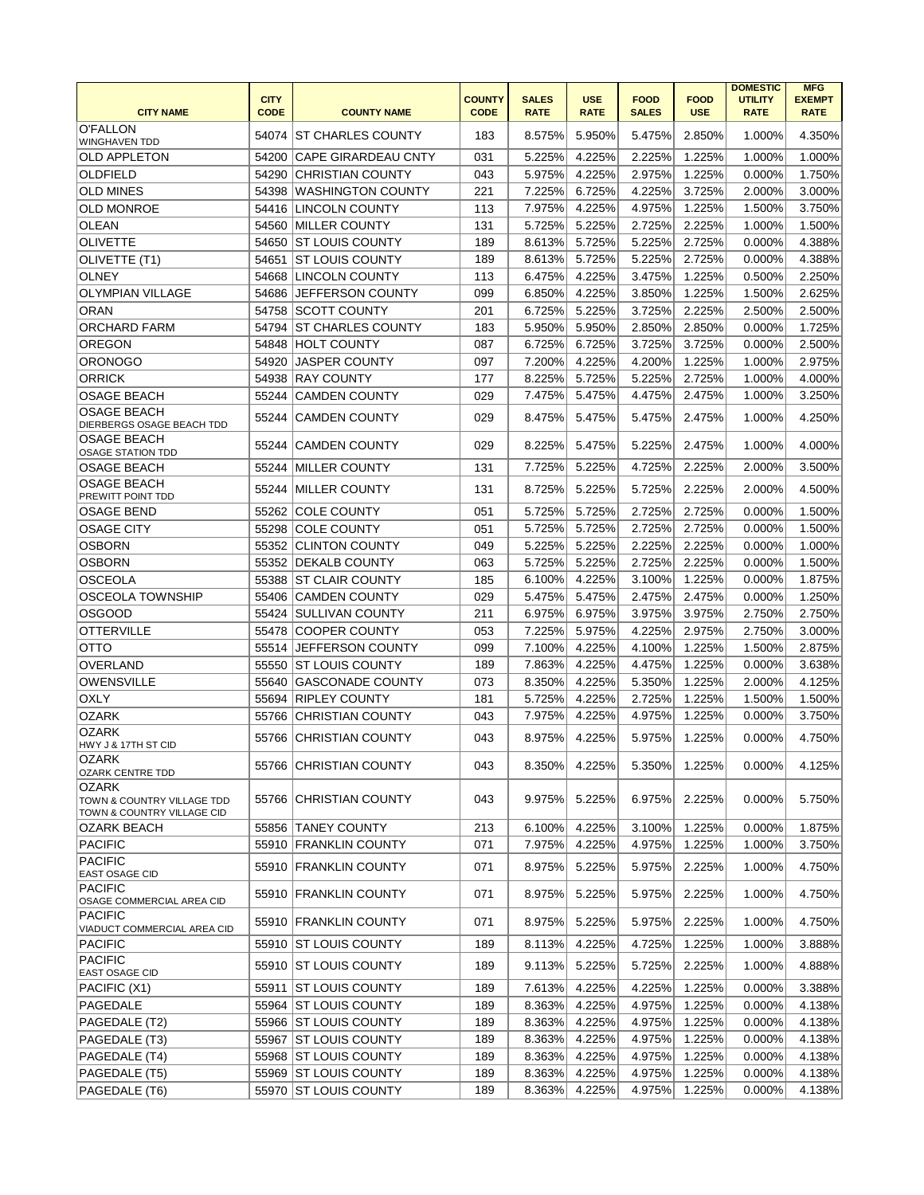| CITY NAME | CITY CODE | COUNTY NAME | COUNTY CODE | SALES RATE | USE RATE | FOOD SALES | FOOD USE | DOMESTIC UTILITY RATE | MFG EXEMPT RATE |
|---|---|---|---|---|---|---|---|---|---|
| O'FALLON WINGHAVEN TDD | 54074 | ST CHARLES COUNTY | 183 | 8.575% | 5.950% | 5.475% | 2.850% | 1.000% | 4.350% |
| OLD APPLETON | 54200 | CAPE GIRARDEAU CNTY | 031 | 5.225% | 4.225% | 2.225% | 1.225% | 1.000% | 1.000% |
| OLDFIELD | 54290 | CHRISTIAN COUNTY | 043 | 5.975% | 4.225% | 2.975% | 1.225% | 0.000% | 1.750% |
| OLD MINES | 54398 | WASHINGTON COUNTY | 221 | 7.225% | 6.725% | 4.225% | 3.725% | 2.000% | 3.000% |
| OLD MONROE | 54416 | LINCOLN COUNTY | 113 | 7.975% | 4.225% | 4.975% | 1.225% | 1.500% | 3.750% |
| OLEAN | 54560 | MILLER COUNTY | 131 | 5.725% | 5.225% | 2.725% | 2.225% | 1.000% | 1.500% |
| OLIVETTE | 54650 | ST LOUIS COUNTY | 189 | 8.613% | 5.725% | 5.225% | 2.725% | 0.000% | 4.388% |
| OLIVETTE (T1) | 54651 | ST LOUIS COUNTY | 189 | 8.613% | 5.725% | 5.225% | 2.725% | 0.000% | 4.388% |
| OLNEY | 54668 | LINCOLN COUNTY | 113 | 6.475% | 4.225% | 3.475% | 1.225% | 0.500% | 2.250% |
| OLYMPIAN VILLAGE | 54686 | JEFFERSON COUNTY | 099 | 6.850% | 4.225% | 3.850% | 1.225% | 1.500% | 2.625% |
| ORAN | 54758 | SCOTT COUNTY | 201 | 6.725% | 5.225% | 3.725% | 2.225% | 2.500% | 2.500% |
| ORCHARD FARM | 54794 | ST CHARLES COUNTY | 183 | 5.950% | 5.950% | 2.850% | 2.850% | 0.000% | 1.725% |
| OREGON | 54848 | HOLT COUNTY | 087 | 6.725% | 6.725% | 3.725% | 3.725% | 0.000% | 2.500% |
| ORONOGO | 54920 | JASPER COUNTY | 097 | 7.200% | 4.225% | 4.200% | 1.225% | 1.000% | 2.975% |
| ORRICK | 54938 | RAY COUNTY | 177 | 8.225% | 5.725% | 5.225% | 2.725% | 1.000% | 4.000% |
| OSAGE BEACH | 55244 | CAMDEN COUNTY | 029 | 7.475% | 5.475% | 4.475% | 2.475% | 1.000% | 3.250% |
| OSAGE BEACH DIERBERGS OSAGE BEACH TDD | 55244 | CAMDEN COUNTY | 029 | 8.475% | 5.475% | 5.475% | 2.475% | 1.000% | 4.250% |
| OSAGE BEACH OSAGE STATION TDD | 55244 | CAMDEN COUNTY | 029 | 8.225% | 5.475% | 5.225% | 2.475% | 1.000% | 4.000% |
| OSAGE BEACH | 55244 | MILLER COUNTY | 131 | 7.725% | 5.225% | 4.725% | 2.225% | 2.000% | 3.500% |
| OSAGE BEACH PREWITT POINT TDD | 55244 | MILLER COUNTY | 131 | 8.725% | 5.225% | 5.725% | 2.225% | 2.000% | 4.500% |
| OSAGE BEND | 55262 | COLE COUNTY | 051 | 5.725% | 5.725% | 2.725% | 2.725% | 0.000% | 1.500% |
| OSAGE CITY | 55298 | COLE COUNTY | 051 | 5.725% | 5.725% | 2.725% | 2.725% | 0.000% | 1.500% |
| OSBORN | 55352 | CLINTON COUNTY | 049 | 5.225% | 5.225% | 2.225% | 2.225% | 0.000% | 1.000% |
| OSBORN | 55352 | DEKALB COUNTY | 063 | 5.725% | 5.225% | 2.725% | 2.225% | 0.000% | 1.500% |
| OSCEOLA | 55388 | ST CLAIR COUNTY | 185 | 6.100% | 4.225% | 3.100% | 1.225% | 0.000% | 1.875% |
| OSCEOLA TOWNSHIP | 55406 | CAMDEN COUNTY | 029 | 5.475% | 5.475% | 2.475% | 2.475% | 0.000% | 1.250% |
| OSGOOD | 55424 | SULLIVAN COUNTY | 211 | 6.975% | 6.975% | 3.975% | 3.975% | 2.750% | 2.750% |
| OTTERVILLE | 55478 | COOPER COUNTY | 053 | 7.225% | 5.975% | 4.225% | 2.975% | 2.750% | 3.000% |
| OTTO | 55514 | JEFFERSON COUNTY | 099 | 7.100% | 4.225% | 4.100% | 1.225% | 1.500% | 2.875% |
| OVERLAND | 55550 | ST LOUIS COUNTY | 189 | 7.863% | 4.225% | 4.475% | 1.225% | 0.000% | 3.638% |
| OWENSVILLE | 55640 | GASCONADE COUNTY | 073 | 8.350% | 4.225% | 5.350% | 1.225% | 2.000% | 4.125% |
| OXLY | 55694 | RIPLEY COUNTY | 181 | 5.725% | 4.225% | 2.725% | 1.225% | 1.500% | 1.500% |
| OZARK | 55766 | CHRISTIAN COUNTY | 043 | 7.975% | 4.225% | 4.975% | 1.225% | 0.000% | 3.750% |
| OZARK HWY J & 17TH ST CID | 55766 | CHRISTIAN COUNTY | 043 | 8.975% | 4.225% | 5.975% | 1.225% | 0.000% | 4.750% |
| OZARK OZARK CENTRE TDD | 55766 | CHRISTIAN COUNTY | 043 | 8.350% | 4.225% | 5.350% | 1.225% | 0.000% | 4.125% |
| OZARK TOWN & COUNTRY VILLAGE TDD TOWN & COUNTRY VILLAGE CID | 55766 | CHRISTIAN COUNTY | 043 | 9.975% | 5.225% | 6.975% | 2.225% | 0.000% | 5.750% |
| OZARK BEACH | 55856 | TANEY COUNTY | 213 | 6.100% | 4.225% | 3.100% | 1.225% | 0.000% | 1.875% |
| PACIFIC | 55910 | FRANKLIN COUNTY | 071 | 7.975% | 4.225% | 4.975% | 1.225% | 1.000% | 3.750% |
| PACIFIC EAST OSAGE CID | 55910 | FRANKLIN COUNTY | 071 | 8.975% | 5.225% | 5.975% | 2.225% | 1.000% | 4.750% |
| PACIFIC OSAGE COMMERCIAL AREA CID | 55910 | FRANKLIN COUNTY | 071 | 8.975% | 5.225% | 5.975% | 2.225% | 1.000% | 4.750% |
| PACIFIC VIADUCT COMMERCIAL AREA CID | 55910 | FRANKLIN COUNTY | 071 | 8.975% | 5.225% | 5.975% | 2.225% | 1.000% | 4.750% |
| PACIFIC | 55910 | ST LOUIS COUNTY | 189 | 8.113% | 4.225% | 4.725% | 1.225% | 1.000% | 3.888% |
| PACIFIC EAST OSAGE CID | 55910 | ST LOUIS COUNTY | 189 | 9.113% | 5.225% | 5.725% | 2.225% | 1.000% | 4.888% |
| PACIFIC (X1) | 55911 | ST LOUIS COUNTY | 189 | 7.613% | 4.225% | 4.225% | 1.225% | 0.000% | 3.388% |
| PAGEDALE | 55964 | ST LOUIS COUNTY | 189 | 8.363% | 4.225% | 4.975% | 1.225% | 0.000% | 4.138% |
| PAGEDALE (T2) | 55966 | ST LOUIS COUNTY | 189 | 8.363% | 4.225% | 4.975% | 1.225% | 0.000% | 4.138% |
| PAGEDALE (T3) | 55967 | ST LOUIS COUNTY | 189 | 8.363% | 4.225% | 4.975% | 1.225% | 0.000% | 4.138% |
| PAGEDALE (T4) | 55968 | ST LOUIS COUNTY | 189 | 8.363% | 4.225% | 4.975% | 1.225% | 0.000% | 4.138% |
| PAGEDALE (T5) | 55969 | ST LOUIS COUNTY | 189 | 8.363% | 4.225% | 4.975% | 1.225% | 0.000% | 4.138% |
| PAGEDALE (T6) | 55970 | ST LOUIS COUNTY | 189 | 8.363% | 4.225% | 4.975% | 1.225% | 0.000% | 4.138% |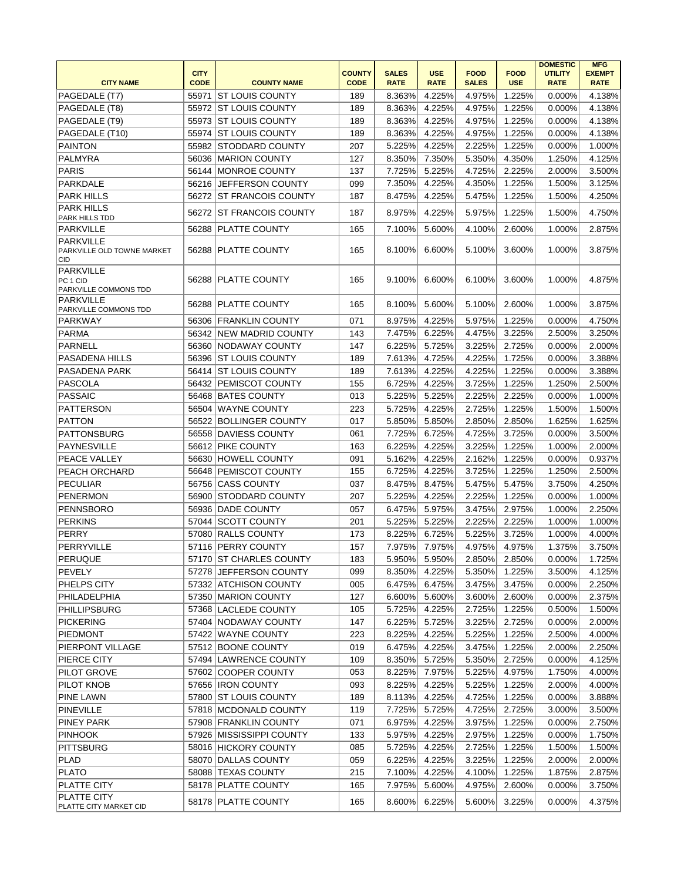| CITY NAME | CITY CODE | COUNTY NAME | COUNTY CODE | SALES RATE | USE RATE | FOOD SALES | FOOD USE | DOMESTIC UTILITY RATE | MFG EXEMPT RATE |
|---|---|---|---|---|---|---|---|---|---|
| PAGEDALE (T7) | 55971 | ST LOUIS COUNTY | 189 | 8.363% | 4.225% | 4.975% | 1.225% | 0.000% | 4.138% |
| PAGEDALE (T8) | 55972 | ST LOUIS COUNTY | 189 | 8.363% | 4.225% | 4.975% | 1.225% | 0.000% | 4.138% |
| PAGEDALE (T9) | 55973 | ST LOUIS COUNTY | 189 | 8.363% | 4.225% | 4.975% | 1.225% | 0.000% | 4.138% |
| PAGEDALE (T10) | 55974 | ST LOUIS COUNTY | 189 | 8.363% | 4.225% | 4.975% | 1.225% | 0.000% | 4.138% |
| PAINTON | 55982 | STODDARD COUNTY | 207 | 5.225% | 4.225% | 2.225% | 1.225% | 0.000% | 1.000% |
| PALMYRA | 56036 | MARION COUNTY | 127 | 8.350% | 7.350% | 5.350% | 4.350% | 1.250% | 4.125% |
| PARIS | 56144 | MONROE COUNTY | 137 | 7.725% | 5.225% | 4.725% | 2.225% | 2.000% | 3.500% |
| PARKDALE | 56216 | JEFFERSON COUNTY | 099 | 7.350% | 4.225% | 4.350% | 1.225% | 1.500% | 3.125% |
| PARK HILLS | 56272 | ST FRANCOIS COUNTY | 187 | 8.475% | 4.225% | 5.475% | 1.225% | 1.500% | 4.250% |
| PARK HILLS PARK HILLS TDD | 56272 | ST FRANCOIS COUNTY | 187 | 8.975% | 4.225% | 5.975% | 1.225% | 1.500% | 4.750% |
| PARKVILLE | 56288 | PLATTE COUNTY | 165 | 7.100% | 5.600% | 4.100% | 2.600% | 1.000% | 2.875% |
| PARKVILLE PARKVILLE OLD TOWNE MARKET CID | 56288 | PLATTE COUNTY | 165 | 8.100% | 6.600% | 5.100% | 3.600% | 1.000% | 3.875% |
| PARKVILLE PC 1 CID PARKVILLE COMMONS TDD | 56288 | PLATTE COUNTY | 165 | 9.100% | 6.600% | 6.100% | 3.600% | 1.000% | 4.875% |
| PARKVILLE PARKVILLE COMMONS TDD | 56288 | PLATTE COUNTY | 165 | 8.100% | 5.600% | 5.100% | 2.600% | 1.000% | 3.875% |
| PARKWAY | 56306 | FRANKLIN COUNTY | 071 | 8.975% | 4.225% | 5.975% | 1.225% | 0.000% | 4.750% |
| PARMA | 56342 | NEW MADRID COUNTY | 143 | 7.475% | 6.225% | 4.475% | 3.225% | 2.500% | 3.250% |
| PARNELL | 56360 | NODAWAY COUNTY | 147 | 6.225% | 5.725% | 3.225% | 2.725% | 0.000% | 2.000% |
| PASADENA HILLS | 56396 | ST LOUIS COUNTY | 189 | 7.613% | 4.725% | 4.225% | 1.725% | 0.000% | 3.388% |
| PASADENA PARK | 56414 | ST LOUIS COUNTY | 189 | 7.613% | 4.225% | 4.225% | 1.225% | 0.000% | 3.388% |
| PASCOLA | 56432 | PEMISCOT COUNTY | 155 | 6.725% | 4.225% | 3.725% | 1.225% | 1.250% | 2.500% |
| PASSAIC | 56468 | BATES COUNTY | 013 | 5.225% | 5.225% | 2.225% | 2.225% | 0.000% | 1.000% |
| PATTERSON | 56504 | WAYNE COUNTY | 223 | 5.725% | 4.225% | 2.725% | 1.225% | 1.500% | 1.500% |
| PATTON | 56522 | BOLLINGER COUNTY | 017 | 5.850% | 5.850% | 2.850% | 2.850% | 1.625% | 1.625% |
| PATTONSBURG | 56558 | DAVIESS COUNTY | 061 | 7.725% | 6.725% | 4.725% | 3.725% | 0.000% | 3.500% |
| PAYNESVILLE | 56612 | PIKE COUNTY | 163 | 6.225% | 4.225% | 3.225% | 1.225% | 1.000% | 2.000% |
| PEACE VALLEY | 56630 | HOWELL COUNTY | 091 | 5.162% | 4.225% | 2.162% | 1.225% | 0.000% | 0.937% |
| PEACH ORCHARD | 56648 | PEMISCOT COUNTY | 155 | 6.725% | 4.225% | 3.725% | 1.225% | 1.250% | 2.500% |
| PECULIAR | 56756 | CASS COUNTY | 037 | 8.475% | 8.475% | 5.475% | 5.475% | 3.750% | 4.250% |
| PENERMON | 56900 | STODDARD COUNTY | 207 | 5.225% | 4.225% | 2.225% | 1.225% | 0.000% | 1.000% |
| PENNSBORO | 56936 | DADE COUNTY | 057 | 6.475% | 5.975% | 3.475% | 2.975% | 1.000% | 2.250% |
| PERKINS | 57044 | SCOTT COUNTY | 201 | 5.225% | 5.225% | 2.225% | 2.225% | 1.000% | 1.000% |
| PERRY | 57080 | RALLS COUNTY | 173 | 8.225% | 6.725% | 5.225% | 3.725% | 1.000% | 4.000% |
| PERRYVILLE | 57116 | PERRY COUNTY | 157 | 7.975% | 7.975% | 4.975% | 4.975% | 1.375% | 3.750% |
| PERUQUE | 57170 | ST CHARLES COUNTY | 183 | 5.950% | 5.950% | 2.850% | 2.850% | 0.000% | 1.725% |
| PEVELY | 57278 | JEFFERSON COUNTY | 099 | 8.350% | 4.225% | 5.350% | 1.225% | 3.500% | 4.125% |
| PHELPS CITY | 57332 | ATCHISON COUNTY | 005 | 6.475% | 6.475% | 3.475% | 3.475% | 0.000% | 2.250% |
| PHILADELPHIA | 57350 | MARION COUNTY | 127 | 6.600% | 5.600% | 3.600% | 2.600% | 0.000% | 2.375% |
| PHILLIPSBURG | 57368 | LACLEDE COUNTY | 105 | 5.725% | 4.225% | 2.725% | 1.225% | 0.500% | 1.500% |
| PICKERING | 57404 | NODAWAY COUNTY | 147 | 6.225% | 5.725% | 3.225% | 2.725% | 0.000% | 2.000% |
| PIEDMONT | 57422 | WAYNE COUNTY | 223 | 8.225% | 4.225% | 5.225% | 1.225% | 2.500% | 4.000% |
| PIERPONT VILLAGE | 57512 | BOONE COUNTY | 019 | 6.475% | 4.225% | 3.475% | 1.225% | 2.000% | 2.250% |
| PIERCE CITY | 57494 | LAWRENCE COUNTY | 109 | 8.350% | 5.725% | 5.350% | 2.725% | 0.000% | 4.125% |
| PILOT GROVE | 57602 | COOPER COUNTY | 053 | 8.225% | 7.975% | 5.225% | 4.975% | 1.750% | 4.000% |
| PILOT KNOB | 57656 | IRON COUNTY | 093 | 8.225% | 4.225% | 5.225% | 1.225% | 2.000% | 4.000% |
| PINE LAWN | 57800 | ST LOUIS COUNTY | 189 | 8.113% | 4.225% | 4.725% | 1.225% | 0.000% | 3.888% |
| PINEVILLE | 57818 | MCDONALD COUNTY | 119 | 7.725% | 5.725% | 4.725% | 2.725% | 3.000% | 3.500% |
| PINEY PARK | 57908 | FRANKLIN COUNTY | 071 | 6.975% | 4.225% | 3.975% | 1.225% | 0.000% | 2.750% |
| PINHOOK | 57926 | MISSISSIPPI COUNTY | 133 | 5.975% | 4.225% | 2.975% | 1.225% | 0.000% | 1.750% |
| PITTSBURG | 58016 | HICKORY COUNTY | 085 | 5.725% | 4.225% | 2.725% | 1.225% | 1.500% | 1.500% |
| PLAD | 58070 | DALLAS COUNTY | 059 | 6.225% | 4.225% | 3.225% | 1.225% | 2.000% | 2.000% |
| PLATO | 58088 | TEXAS COUNTY | 215 | 7.100% | 4.225% | 4.100% | 1.225% | 1.875% | 2.875% |
| PLATTE CITY | 58178 | PLATTE COUNTY | 165 | 7.975% | 5.600% | 4.975% | 2.600% | 0.000% | 3.750% |
| PLATTE CITY PLATTE CITY MARKET CID | 58178 | PLATTE COUNTY | 165 | 8.600% | 6.225% | 5.600% | 3.225% | 0.000% | 4.375% |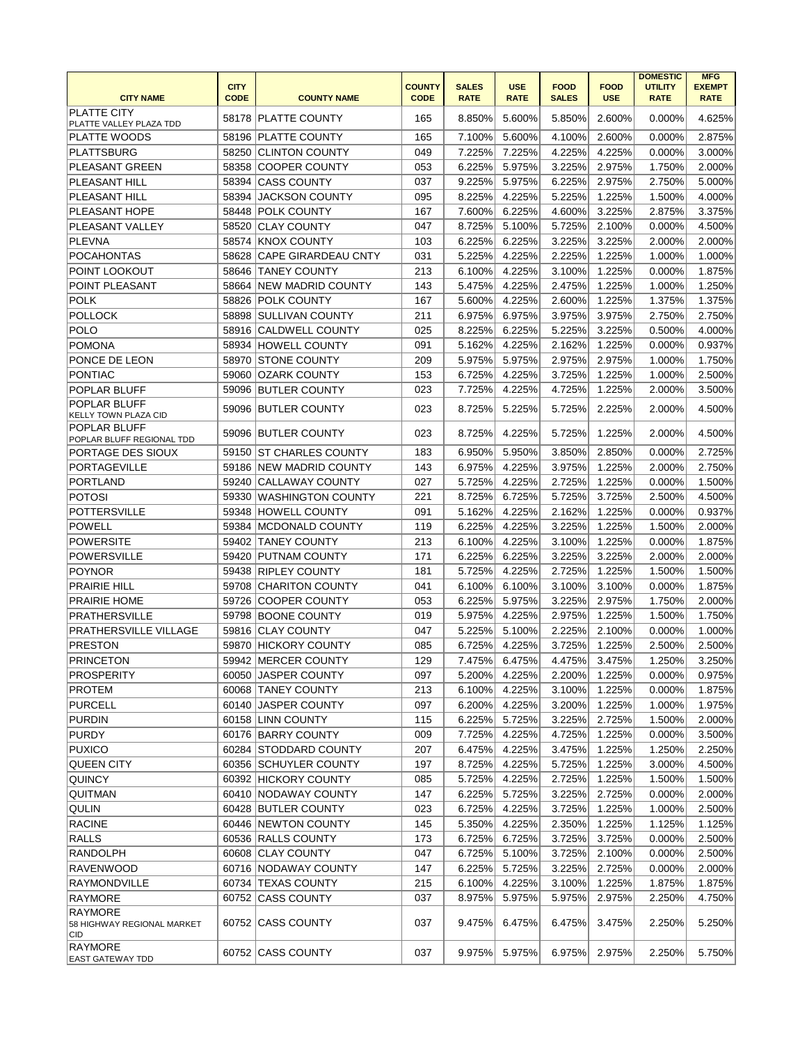| CITY NAME | CITY CODE | COUNTY NAME | COUNTY CODE | SALES RATE | USE RATE | FOOD SALES | FOOD USE | DOMESTIC UTILITY RATE | MFG EXEMPT RATE |
|---|---|---|---|---|---|---|---|---|---|
| PLATTE CITY PLATTE VALLEY PLAZA TDD | 58178 | PLATTE COUNTY | 165 | 8.850% | 5.600% | 5.850% | 2.600% | 0.000% | 4.625% |
| PLATTE WOODS | 58196 | PLATTE COUNTY | 165 | 7.100% | 5.600% | 4.100% | 2.600% | 0.000% | 2.875% |
| PLATTSBURG | 58250 | CLINTON COUNTY | 049 | 7.225% | 7.225% | 4.225% | 4.225% | 0.000% | 3.000% |
| PLEASANT GREEN | 58358 | COOPER COUNTY | 053 | 6.225% | 5.975% | 3.225% | 2.975% | 1.750% | 2.000% |
| PLEASANT HILL | 58394 | CASS COUNTY | 037 | 9.225% | 5.975% | 6.225% | 2.975% | 2.750% | 5.000% |
| PLEASANT HILL | 58394 | JACKSON COUNTY | 095 | 8.225% | 4.225% | 5.225% | 1.225% | 1.500% | 4.000% |
| PLEASANT HOPE | 58448 | POLK COUNTY | 167 | 7.600% | 6.225% | 4.600% | 3.225% | 2.875% | 3.375% |
| PLEASANT VALLEY | 58520 | CLAY COUNTY | 047 | 8.725% | 5.100% | 5.725% | 2.100% | 0.000% | 4.500% |
| PLEVNA | 58574 | KNOX COUNTY | 103 | 6.225% | 6.225% | 3.225% | 3.225% | 2.000% | 2.000% |
| POCAHONTAS | 58628 | CAPE GIRARDEAU CNTY | 031 | 5.225% | 4.225% | 2.225% | 1.225% | 1.000% | 1.000% |
| POINT LOOKOUT | 58646 | TANEY COUNTY | 213 | 6.100% | 4.225% | 3.100% | 1.225% | 0.000% | 1.875% |
| POINT PLEASANT | 58664 | NEW MADRID COUNTY | 143 | 5.475% | 4.225% | 2.475% | 1.225% | 1.000% | 1.250% |
| POLK | 58826 | POLK COUNTY | 167 | 5.600% | 4.225% | 2.600% | 1.225% | 1.375% | 1.375% |
| POLLOCK | 58898 | SULLIVAN COUNTY | 211 | 6.975% | 6.975% | 3.975% | 3.975% | 2.750% | 2.750% |
| POLO | 58916 | CALDWELL COUNTY | 025 | 8.225% | 6.225% | 5.225% | 3.225% | 0.500% | 4.000% |
| POMONA | 58934 | HOWELL COUNTY | 091 | 5.162% | 4.225% | 2.162% | 1.225% | 0.000% | 0.937% |
| PONCE DE LEON | 58970 | STONE COUNTY | 209 | 5.975% | 5.975% | 2.975% | 2.975% | 1.000% | 1.750% |
| PONTIAC | 59060 | OZARK COUNTY | 153 | 6.725% | 4.225% | 3.725% | 1.225% | 1.000% | 2.500% |
| POPLAR BLUFF | 59096 | BUTLER COUNTY | 023 | 7.725% | 4.225% | 4.725% | 1.225% | 2.000% | 3.500% |
| POPLAR BLUFF KELLY TOWN PLAZA CID | 59096 | BUTLER COUNTY | 023 | 8.725% | 5.225% | 5.725% | 2.225% | 2.000% | 4.500% |
| POPLAR BLUFF POPLAR BLUFF REGIONAL TDD | 59096 | BUTLER COUNTY | 023 | 8.725% | 4.225% | 5.725% | 1.225% | 2.000% | 4.500% |
| PORTAGE DES SIOUX | 59150 | ST CHARLES COUNTY | 183 | 6.950% | 5.950% | 3.850% | 2.850% | 0.000% | 2.725% |
| PORTAGEVILLE | 59186 | NEW MADRID COUNTY | 143 | 6.975% | 4.225% | 3.975% | 1.225% | 2.000% | 2.750% |
| PORTLAND | 59240 | CALLAWAY COUNTY | 027 | 5.725% | 4.225% | 2.725% | 1.225% | 0.000% | 1.500% |
| POTOSI | 59330 | WASHINGTON COUNTY | 221 | 8.725% | 6.725% | 5.725% | 3.725% | 2.500% | 4.500% |
| POTTERSVILLE | 59348 | HOWELL COUNTY | 091 | 5.162% | 4.225% | 2.162% | 1.225% | 0.000% | 0.937% |
| POWELL | 59384 | MCDONALD COUNTY | 119 | 6.225% | 4.225% | 3.225% | 1.225% | 1.500% | 2.000% |
| POWERSITE | 59402 | TANEY COUNTY | 213 | 6.100% | 4.225% | 3.100% | 1.225% | 0.000% | 1.875% |
| POWERSVILLE | 59420 | PUTNAM COUNTY | 171 | 6.225% | 6.225% | 3.225% | 3.225% | 2.000% | 2.000% |
| POYNOR | 59438 | RIPLEY COUNTY | 181 | 5.725% | 4.225% | 2.725% | 1.225% | 1.500% | 1.500% |
| PRAIRIE HILL | 59708 | CHARITON COUNTY | 041 | 6.100% | 6.100% | 3.100% | 3.100% | 0.000% | 1.875% |
| PRAIRIE HOME | 59726 | COOPER COUNTY | 053 | 6.225% | 5.975% | 3.225% | 2.975% | 1.750% | 2.000% |
| PRATHERSVILLE | 59798 | BOONE COUNTY | 019 | 5.975% | 4.225% | 2.975% | 1.225% | 1.500% | 1.750% |
| PRATHERSVILLE VILLAGE | 59816 | CLAY COUNTY | 047 | 5.225% | 5.100% | 2.225% | 2.100% | 0.000% | 1.000% |
| PRESTON | 59870 | HICKORY COUNTY | 085 | 6.725% | 4.225% | 3.725% | 1.225% | 2.500% | 2.500% |
| PRINCETON | 59942 | MERCER COUNTY | 129 | 7.475% | 6.475% | 4.475% | 3.475% | 1.250% | 3.250% |
| PROSPERITY | 60050 | JASPER COUNTY | 097 | 5.200% | 4.225% | 2.200% | 1.225% | 0.000% | 0.975% |
| PROTEM | 60068 | TANEY COUNTY | 213 | 6.100% | 4.225% | 3.100% | 1.225% | 0.000% | 1.875% |
| PURCELL | 60140 | JASPER COUNTY | 097 | 6.200% | 4.225% | 3.200% | 1.225% | 1.000% | 1.975% |
| PURDIN | 60158 | LINN COUNTY | 115 | 6.225% | 5.725% | 3.225% | 2.725% | 1.500% | 2.000% |
| PURDY | 60176 | BARRY COUNTY | 009 | 7.725% | 4.225% | 4.725% | 1.225% | 0.000% | 3.500% |
| PUXICO | 60284 | STODDARD COUNTY | 207 | 6.475% | 4.225% | 3.475% | 1.225% | 1.250% | 2.250% |
| QUEEN CITY | 60356 | SCHUYLER COUNTY | 197 | 8.725% | 4.225% | 5.725% | 1.225% | 3.000% | 4.500% |
| QUINCY | 60392 | HICKORY COUNTY | 085 | 5.725% | 4.225% | 2.725% | 1.225% | 1.500% | 1.500% |
| QUITMAN | 60410 | NODAWAY COUNTY | 147 | 6.225% | 5.725% | 3.225% | 2.725% | 0.000% | 2.000% |
| QULIN | 60428 | BUTLER COUNTY | 023 | 6.725% | 4.225% | 3.725% | 1.225% | 1.000% | 2.500% |
| RACINE | 60446 | NEWTON COUNTY | 145 | 5.350% | 4.225% | 2.350% | 1.225% | 1.125% | 1.125% |
| RALLS | 60536 | RALLS COUNTY | 173 | 6.725% | 6.725% | 3.725% | 3.725% | 0.000% | 2.500% |
| RANDOLPH | 60608 | CLAY COUNTY | 047 | 6.725% | 5.100% | 3.725% | 2.100% | 0.000% | 2.500% |
| RAVENWOOD | 60716 | NODAWAY COUNTY | 147 | 6.225% | 5.725% | 3.225% | 2.725% | 0.000% | 2.000% |
| RAYMONDVILLE | 60734 | TEXAS COUNTY | 215 | 6.100% | 4.225% | 3.100% | 1.225% | 1.875% | 1.875% |
| RAYMORE | 60752 | CASS COUNTY | 037 | 8.975% | 5.975% | 5.975% | 2.975% | 2.250% | 4.750% |
| RAYMORE 58 HIGHWAY REGIONAL MARKET CID | 60752 | CASS COUNTY | 037 | 9.475% | 6.475% | 6.475% | 3.475% | 2.250% | 5.250% |
| RAYMORE EAST GATEWAY TDD | 60752 | CASS COUNTY | 037 | 9.975% | 5.975% | 6.975% | 2.975% | 2.250% | 5.750% |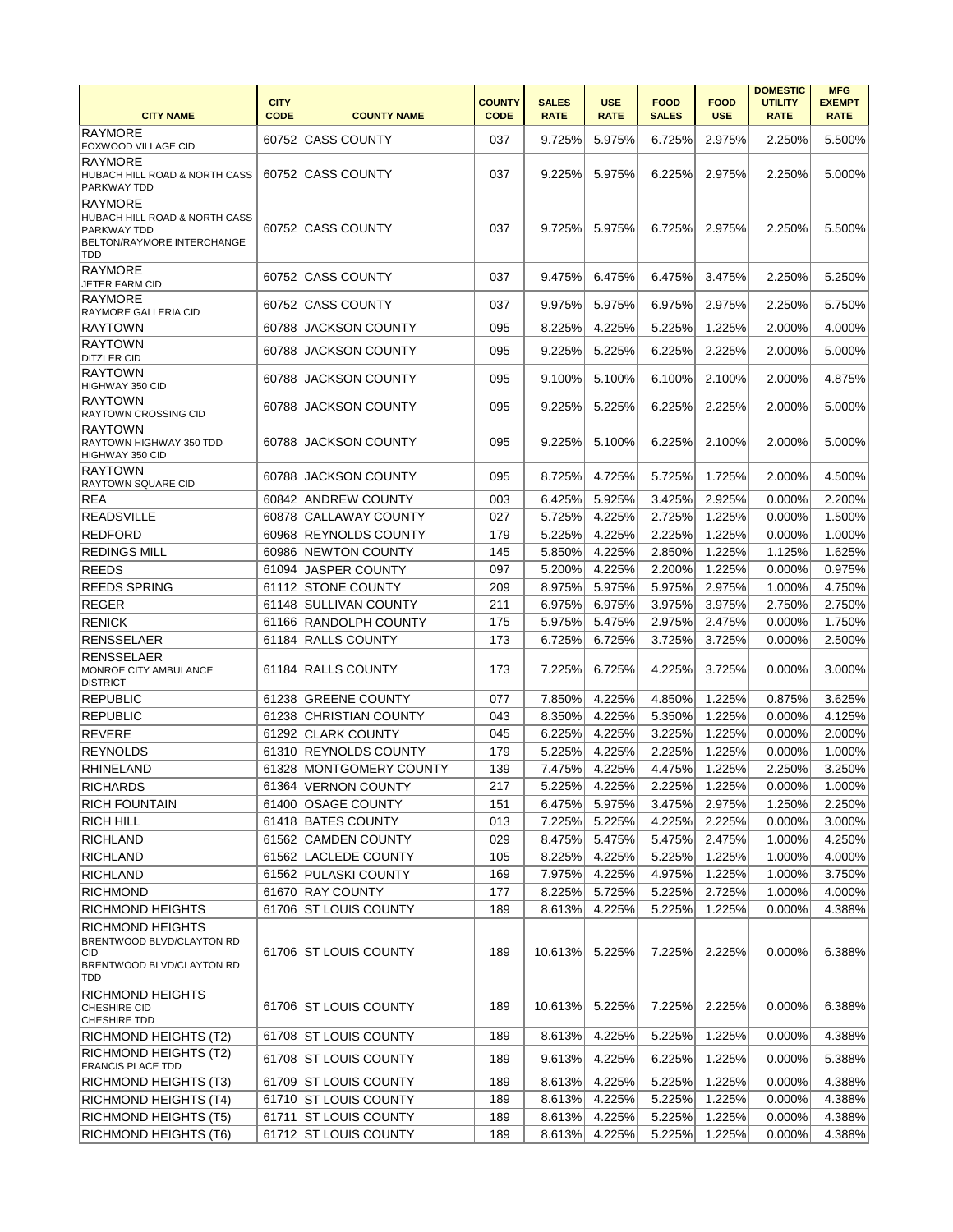| CITY NAME | CITY CODE | COUNTY NAME | COUNTY CODE | SALES RATE | USE RATE | FOOD SALES | FOOD USE | DOMESTIC UTILITY RATE | MFG EXEMPT RATE |
|---|---|---|---|---|---|---|---|---|---|
| RAYMORE<br>FOXWOOD VILLAGE CID | 60752 | CASS COUNTY | 037 | 9.725% | 5.975% | 6.725% | 2.975% | 2.250% | 5.500% |
| RAYMORE<br>HUBACH HILL ROAD & NORTH CASS PARKWAY TDD | 60752 | CASS COUNTY | 037 | 9.225% | 5.975% | 6.225% | 2.975% | 2.250% | 5.000% |
| RAYMORE<br>HUBACH HILL ROAD & NORTH CASS PARKWAY TDD<br>BELTON/RAYMORE INTERCHANGE TDD | 60752 | CASS COUNTY | 037 | 9.725% | 5.975% | 6.725% | 2.975% | 2.250% | 5.500% |
| RAYMORE<br>JETER FARM CID | 60752 | CASS COUNTY | 037 | 9.475% | 6.475% | 6.475% | 3.475% | 2.250% | 5.250% |
| RAYMORE<br>RAYMORE GALLERIA CID | 60752 | CASS COUNTY | 037 | 9.975% | 5.975% | 6.975% | 2.975% | 2.250% | 5.750% |
| RAYTOWN | 60788 | JACKSON COUNTY | 095 | 8.225% | 4.225% | 5.225% | 1.225% | 2.000% | 4.000% |
| RAYTOWN<br>DITZLER CID | 60788 | JACKSON COUNTY | 095 | 9.225% | 5.225% | 6.225% | 2.225% | 2.000% | 5.000% |
| RAYTOWN<br>HIGHWAY 350 CID | 60788 | JACKSON COUNTY | 095 | 9.100% | 5.100% | 6.100% | 2.100% | 2.000% | 4.875% |
| RAYTOWN<br>RAYTOWN CROSSING CID | 60788 | JACKSON COUNTY | 095 | 9.225% | 5.225% | 6.225% | 2.225% | 2.000% | 5.000% |
| RAYTOWN<br>RAYTOWN HIGHWAY 350 TDD<br>HIGHWAY 350 CID | 60788 | JACKSON COUNTY | 095 | 9.225% | 5.100% | 6.225% | 2.100% | 2.000% | 5.000% |
| RAYTOWN<br>RAYTOWN SQUARE CID | 60788 | JACKSON COUNTY | 095 | 8.725% | 4.725% | 5.725% | 1.725% | 2.000% | 4.500% |
| REA | 60842 | ANDREW COUNTY | 003 | 6.425% | 5.925% | 3.425% | 2.925% | 0.000% | 2.200% |
| READSVILLE | 60878 | CALLAWAY COUNTY | 027 | 5.725% | 4.225% | 2.725% | 1.225% | 0.000% | 1.500% |
| REDFORD | 60968 | REYNOLDS COUNTY | 179 | 5.225% | 4.225% | 2.225% | 1.225% | 0.000% | 1.000% |
| REDINGS MILL | 60986 | NEWTON COUNTY | 145 | 5.850% | 4.225% | 2.850% | 1.225% | 1.125% | 1.625% |
| REEDS | 61094 | JASPER COUNTY | 097 | 5.200% | 4.225% | 2.200% | 1.225% | 0.000% | 0.975% |
| REEDS SPRING | 61112 | STONE COUNTY | 209 | 8.975% | 5.975% | 5.975% | 2.975% | 1.000% | 4.750% |
| REGER | 61148 | SULLIVAN COUNTY | 211 | 6.975% | 6.975% | 3.975% | 3.975% | 2.750% | 2.750% |
| RENICK | 61166 | RANDOLPH COUNTY | 175 | 5.975% | 5.475% | 2.975% | 2.475% | 0.000% | 1.750% |
| RENSSELAER | 61184 | RALLS COUNTY | 173 | 6.725% | 6.725% | 3.725% | 3.725% | 0.000% | 2.500% |
| RENSSELAER<br>MONROE CITY AMBULANCE DISTRICT | 61184 | RALLS COUNTY | 173 | 7.225% | 6.725% | 4.225% | 3.725% | 0.000% | 3.000% |
| REPUBLIC | 61238 | GREENE COUNTY | 077 | 7.850% | 4.225% | 4.850% | 1.225% | 0.875% | 3.625% |
| REPUBLIC | 61238 | CHRISTIAN COUNTY | 043 | 8.350% | 4.225% | 5.350% | 1.225% | 0.000% | 4.125% |
| REVERE | 61292 | CLARK COUNTY | 045 | 6.225% | 4.225% | 3.225% | 1.225% | 0.000% | 2.000% |
| REYNOLDS | 61310 | REYNOLDS COUNTY | 179 | 5.225% | 4.225% | 2.225% | 1.225% | 0.000% | 1.000% |
| RHINELAND | 61328 | MONTGOMERY COUNTY | 139 | 7.475% | 4.225% | 4.475% | 1.225% | 2.250% | 3.250% |
| RICHARDS | 61364 | VERNON COUNTY | 217 | 5.225% | 4.225% | 2.225% | 1.225% | 0.000% | 1.000% |
| RICH FOUNTAIN | 61400 | OSAGE COUNTY | 151 | 6.475% | 5.975% | 3.475% | 2.975% | 1.250% | 2.250% |
| RICH HILL | 61418 | BATES COUNTY | 013 | 7.225% | 5.225% | 4.225% | 2.225% | 0.000% | 3.000% |
| RICHLAND | 61562 | CAMDEN COUNTY | 029 | 8.475% | 5.475% | 5.475% | 2.475% | 1.000% | 4.250% |
| RICHLAND | 61562 | LACLEDE COUNTY | 105 | 8.225% | 4.225% | 5.225% | 1.225% | 1.000% | 4.000% |
| RICHLAND | 61562 | PULASKI COUNTY | 169 | 7.975% | 4.225% | 4.975% | 1.225% | 1.000% | 3.750% |
| RICHMOND | 61670 | RAY COUNTY | 177 | 8.225% | 5.725% | 5.225% | 2.725% | 1.000% | 4.000% |
| RICHMOND HEIGHTS | 61706 | ST LOUIS COUNTY | 189 | 8.613% | 4.225% | 5.225% | 1.225% | 0.000% | 4.388% |
| RICHMOND HEIGHTS<br>BRENTWOOD BLVD/CLAYTON RD CID<br>BRENTWOOD BLVD/CLAYTON RD TDD | 61706 | ST LOUIS COUNTY | 189 | 10.613% | 5.225% | 7.225% | 2.225% | 0.000% | 6.388% |
| RICHMOND HEIGHTS<br>CHESHIRE CID<br>CHESHIRE TDD | 61706 | ST LOUIS COUNTY | 189 | 10.613% | 5.225% | 7.225% | 2.225% | 0.000% | 6.388% |
| RICHMOND HEIGHTS (T2) | 61708 | ST LOUIS COUNTY | 189 | 8.613% | 4.225% | 5.225% | 1.225% | 0.000% | 4.388% |
| RICHMOND HEIGHTS (T2)<br>FRANCIS PLACE TDD | 61708 | ST LOUIS COUNTY | 189 | 9.613% | 4.225% | 6.225% | 1.225% | 0.000% | 5.388% |
| RICHMOND HEIGHTS (T3) | 61709 | ST LOUIS COUNTY | 189 | 8.613% | 4.225% | 5.225% | 1.225% | 0.000% | 4.388% |
| RICHMOND HEIGHTS (T4) | 61710 | ST LOUIS COUNTY | 189 | 8.613% | 4.225% | 5.225% | 1.225% | 0.000% | 4.388% |
| RICHMOND HEIGHTS (T5) | 61711 | ST LOUIS COUNTY | 189 | 8.613% | 4.225% | 5.225% | 1.225% | 0.000% | 4.388% |
| RICHMOND HEIGHTS (T6) | 61712 | ST LOUIS COUNTY | 189 | 8.613% | 4.225% | 5.225% | 1.225% | 0.000% | 4.388% |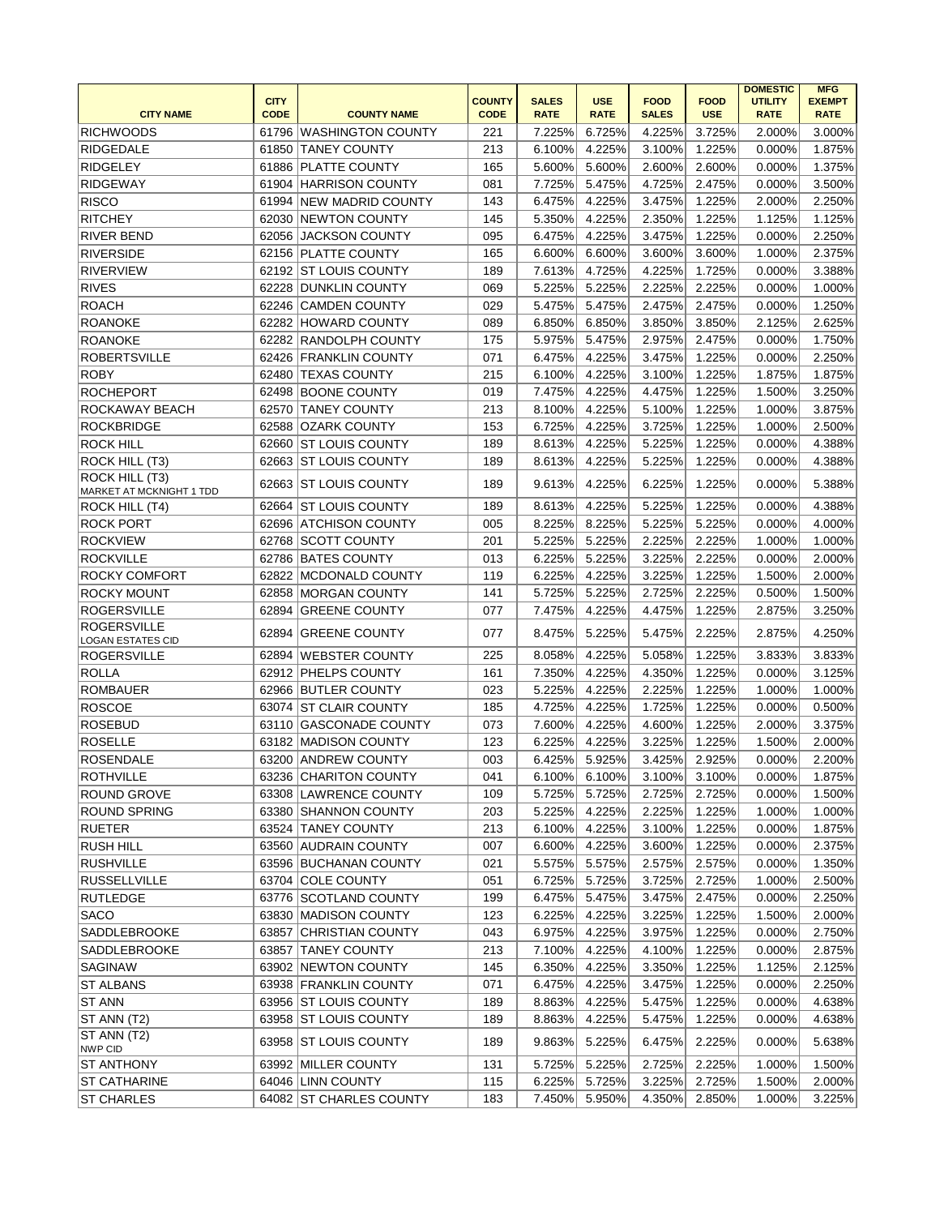| CITY NAME | CITY CODE | COUNTY NAME | COUNTY CODE | SALES RATE | USE RATE | FOOD SALES | FOOD USE | DOMESTIC UTILITY RATE | MFG EXEMPT RATE |
|---|---|---|---|---|---|---|---|---|---|
| RICHWOODS | 61796 | WASHINGTON COUNTY | 221 | 7.225% | 6.725% | 4.225% | 3.725% | 2.000% | 3.000% |
| RIDGEDALE | 61850 | TANEY COUNTY | 213 | 6.100% | 4.225% | 3.100% | 1.225% | 0.000% | 1.875% |
| RIDGELEY | 61886 | PLATTE COUNTY | 165 | 5.600% | 5.600% | 2.600% | 2.600% | 0.000% | 1.375% |
| RIDGEWAY | 61904 | HARRISON COUNTY | 081 | 7.725% | 5.475% | 4.725% | 2.475% | 0.000% | 3.500% |
| RISCO | 61994 | NEW MADRID COUNTY | 143 | 6.475% | 4.225% | 3.475% | 1.225% | 2.000% | 2.250% |
| RITCHEY | 62030 | NEWTON COUNTY | 145 | 5.350% | 4.225% | 2.350% | 1.225% | 1.125% | 1.125% |
| RIVER BEND | 62056 | JACKSON COUNTY | 095 | 6.475% | 4.225% | 3.475% | 1.225% | 0.000% | 2.250% |
| RIVERSIDE | 62156 | PLATTE COUNTY | 165 | 6.600% | 6.600% | 3.600% | 3.600% | 1.000% | 2.375% |
| RIVERVIEW | 62192 | ST LOUIS COUNTY | 189 | 7.613% | 4.725% | 4.225% | 1.725% | 0.000% | 3.388% |
| RIVES | 62228 | DUNKLIN COUNTY | 069 | 5.225% | 5.225% | 2.225% | 2.225% | 0.000% | 1.000% |
| ROACH | 62246 | CAMDEN COUNTY | 029 | 5.475% | 5.475% | 2.475% | 2.475% | 0.000% | 1.250% |
| ROANOKE | 62282 | HOWARD COUNTY | 089 | 6.850% | 6.850% | 3.850% | 3.850% | 2.125% | 2.625% |
| ROANOKE | 62282 | RANDOLPH COUNTY | 175 | 5.975% | 5.475% | 2.975% | 2.475% | 0.000% | 1.750% |
| ROBERTSVILLE | 62426 | FRANKLIN COUNTY | 071 | 6.475% | 4.225% | 3.475% | 1.225% | 0.000% | 2.250% |
| ROBY | 62480 | TEXAS COUNTY | 215 | 6.100% | 4.225% | 3.100% | 1.225% | 1.875% | 1.875% |
| ROCHEPORT | 62498 | BOONE COUNTY | 019 | 7.475% | 4.225% | 4.475% | 1.225% | 1.500% | 3.250% |
| ROCKAWAY BEACH | 62570 | TANEY COUNTY | 213 | 8.100% | 4.225% | 5.100% | 1.225% | 1.000% | 3.875% |
| ROCKBRIDGE | 62588 | OZARK COUNTY | 153 | 6.725% | 4.225% | 3.725% | 1.225% | 1.000% | 2.500% |
| ROCK HILL | 62660 | ST LOUIS COUNTY | 189 | 8.613% | 4.225% | 5.225% | 1.225% | 0.000% | 4.388% |
| ROCK HILL (T3) | 62663 | ST LOUIS COUNTY | 189 | 8.613% | 4.225% | 5.225% | 1.225% | 0.000% | 4.388% |
| ROCK HILL (T3) MARKET AT MCKNIGHT 1 TDD | 62663 | ST LOUIS COUNTY | 189 | 9.613% | 4.225% | 6.225% | 1.225% | 0.000% | 5.388% |
| ROCK HILL (T4) | 62664 | ST LOUIS COUNTY | 189 | 8.613% | 4.225% | 5.225% | 1.225% | 0.000% | 4.388% |
| ROCK PORT | 62696 | ATCHISON COUNTY | 005 | 8.225% | 8.225% | 5.225% | 5.225% | 0.000% | 4.000% |
| ROCKVIEW | 62768 | SCOTT COUNTY | 201 | 5.225% | 5.225% | 2.225% | 2.225% | 1.000% | 1.000% |
| ROCKVILLE | 62786 | BATES COUNTY | 013 | 6.225% | 5.225% | 3.225% | 2.225% | 0.000% | 2.000% |
| ROCKY COMFORT | 62822 | MCDONALD COUNTY | 119 | 6.225% | 4.225% | 3.225% | 1.225% | 1.500% | 2.000% |
| ROCKY MOUNT | 62858 | MORGAN COUNTY | 141 | 5.725% | 5.225% | 2.725% | 2.225% | 0.500% | 1.500% |
| ROGERSVILLE | 62894 | GREENE COUNTY | 077 | 7.475% | 4.225% | 4.475% | 1.225% | 2.875% | 3.250% |
| ROGERSVILLE LOGAN ESTATES CID | 62894 | GREENE COUNTY | 077 | 8.475% | 5.225% | 5.475% | 2.225% | 2.875% | 4.250% |
| ROGERSVILLE | 62894 | WEBSTER COUNTY | 225 | 8.058% | 4.225% | 5.058% | 1.225% | 3.833% | 3.833% |
| ROLLA | 62912 | PHELPS COUNTY | 161 | 7.350% | 4.225% | 4.350% | 1.225% | 0.000% | 3.125% |
| ROMBAUER | 62966 | BUTLER COUNTY | 023 | 5.225% | 4.225% | 2.225% | 1.225% | 1.000% | 1.000% |
| ROSCOE | 63074 | ST CLAIR COUNTY | 185 | 4.725% | 4.225% | 1.725% | 1.225% | 0.000% | 0.500% |
| ROSEBUD | 63110 | GASCONADE COUNTY | 073 | 7.600% | 4.225% | 4.600% | 1.225% | 2.000% | 3.375% |
| ROSELLE | 63182 | MADISON COUNTY | 123 | 6.225% | 4.225% | 3.225% | 1.225% | 1.500% | 2.000% |
| ROSENDALE | 63200 | ANDREW COUNTY | 003 | 6.425% | 5.925% | 3.425% | 2.925% | 0.000% | 2.200% |
| ROTHVILLE | 63236 | CHARITON COUNTY | 041 | 6.100% | 6.100% | 3.100% | 3.100% | 0.000% | 1.875% |
| ROUND GROVE | 63308 | LAWRENCE COUNTY | 109 | 5.725% | 5.725% | 2.725% | 2.725% | 0.000% | 1.500% |
| ROUND SPRING | 63380 | SHANNON COUNTY | 203 | 5.225% | 4.225% | 2.225% | 1.225% | 1.000% | 1.000% |
| RUETER | 63524 | TANEY COUNTY | 213 | 6.100% | 4.225% | 3.100% | 1.225% | 0.000% | 1.875% |
| RUSH HILL | 63560 | AUDRAIN COUNTY | 007 | 6.600% | 4.225% | 3.600% | 1.225% | 0.000% | 2.375% |
| RUSHVILLE | 63596 | BUCHANAN COUNTY | 021 | 5.575% | 5.575% | 2.575% | 2.575% | 0.000% | 1.350% |
| RUSSELLVILLE | 63704 | COLE COUNTY | 051 | 6.725% | 5.725% | 3.725% | 2.725% | 1.000% | 2.500% |
| RUTLEDGE | 63776 | SCOTLAND COUNTY | 199 | 6.475% | 5.475% | 3.475% | 2.475% | 0.000% | 2.250% |
| SACO | 63830 | MADISON COUNTY | 123 | 6.225% | 4.225% | 3.225% | 1.225% | 1.500% | 2.000% |
| SADDLEBROOKE | 63857 | CHRISTIAN COUNTY | 043 | 6.975% | 4.225% | 3.975% | 1.225% | 0.000% | 2.750% |
| SADDLEBROOKE | 63857 | TANEY COUNTY | 213 | 7.100% | 4.225% | 4.100% | 1.225% | 0.000% | 2.875% |
| SAGINAW | 63902 | NEWTON COUNTY | 145 | 6.350% | 4.225% | 3.350% | 1.225% | 1.125% | 2.125% |
| ST ALBANS | 63938 | FRANKLIN COUNTY | 071 | 6.475% | 4.225% | 3.475% | 1.225% | 0.000% | 2.250% |
| ST ANN | 63956 | ST LOUIS COUNTY | 189 | 8.863% | 4.225% | 5.475% | 1.225% | 0.000% | 4.638% |
| ST ANN (T2) | 63958 | ST LOUIS COUNTY | 189 | 8.863% | 4.225% | 5.475% | 1.225% | 0.000% | 4.638% |
| ST ANN (T2) NWP CID | 63958 | ST LOUIS COUNTY | 189 | 9.863% | 5.225% | 6.475% | 2.225% | 0.000% | 5.638% |
| ST ANTHONY | 63992 | MILLER COUNTY | 131 | 5.725% | 5.225% | 2.725% | 2.225% | 1.000% | 1.500% |
| ST CATHARINE | 64046 | LINN COUNTY | 115 | 6.225% | 5.725% | 3.225% | 2.725% | 1.500% | 2.000% |
| ST CHARLES | 64082 | ST CHARLES COUNTY | 183 | 7.450% | 5.950% | 4.350% | 2.850% | 1.000% | 3.225% |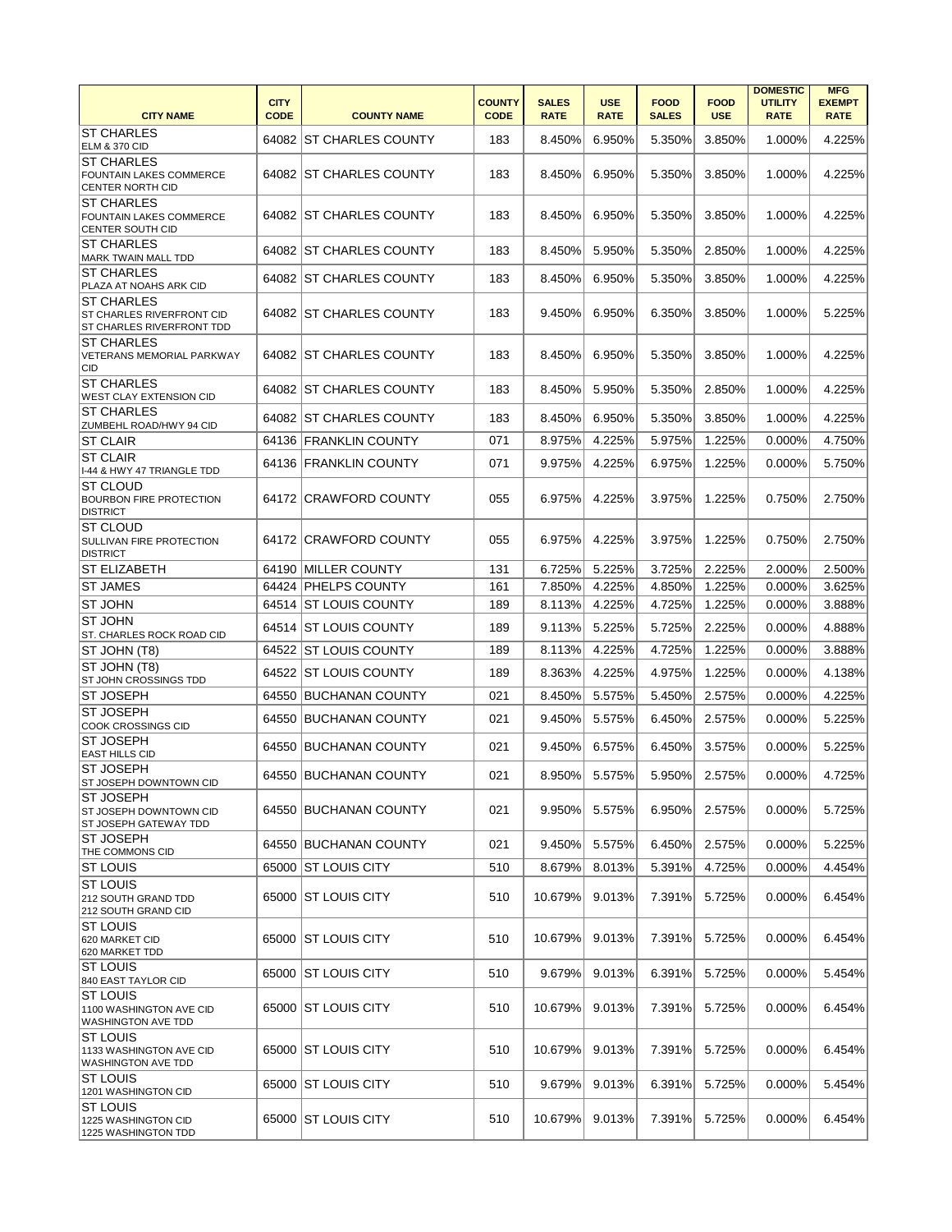| CITY NAME | CITY CODE | COUNTY NAME | COUNTY CODE | SALES RATE | USE RATE | FOOD SALES | FOOD USE | DOMESTIC UTILITY RATE | MFG EXEMPT RATE |
|---|---|---|---|---|---|---|---|---|---|
| ST CHARLES<br>ELM & 370 CID | 64082 | ST CHARLES COUNTY | 183 | 8.450% | 6.950% | 5.350% | 3.850% | 1.000% | 4.225% |
| ST CHARLES<br>FOUNTAIN LAKES COMMERCE CENTER NORTH CID | 64082 | ST CHARLES COUNTY | 183 | 8.450% | 6.950% | 5.350% | 3.850% | 1.000% | 4.225% |
| ST CHARLES<br>FOUNTAIN LAKES COMMERCE CENTER SOUTH CID | 64082 | ST CHARLES COUNTY | 183 | 8.450% | 6.950% | 5.350% | 3.850% | 1.000% | 4.225% |
| ST CHARLES<br>MARK TWAIN MALL TDD | 64082 | ST CHARLES COUNTY | 183 | 8.450% | 5.950% | 5.350% | 2.850% | 1.000% | 4.225% |
| ST CHARLES<br>PLAZA AT NOAHS ARK CID | 64082 | ST CHARLES COUNTY | 183 | 8.450% | 6.950% | 5.350% | 3.850% | 1.000% | 4.225% |
| ST CHARLES<br>ST CHARLES RIVERFRONT CID<br>ST CHARLES RIVERFRONT TDD | 64082 | ST CHARLES COUNTY | 183 | 9.450% | 6.950% | 6.350% | 3.850% | 1.000% | 5.225% |
| ST CHARLES<br>VETERANS MEMORIAL PARKWAY CID | 64082 | ST CHARLES COUNTY | 183 | 8.450% | 6.950% | 5.350% | 3.850% | 1.000% | 4.225% |
| ST CHARLES<br>WEST CLAY EXTENSION CID | 64082 | ST CHARLES COUNTY | 183 | 8.450% | 5.950% | 5.350% | 2.850% | 1.000% | 4.225% |
| ST CHARLES<br>ZUMBEHL ROAD/HWY 94 CID | 64082 | ST CHARLES COUNTY | 183 | 8.450% | 6.950% | 5.350% | 3.850% | 1.000% | 4.225% |
| ST CLAIR | 64136 | FRANKLIN COUNTY | 071 | 8.975% | 4.225% | 5.975% | 1.225% | 0.000% | 4.750% |
| ST CLAIR<br>I-44 & HWY 47 TRIANGLE TDD | 64136 | FRANKLIN COUNTY | 071 | 9.975% | 4.225% | 6.975% | 1.225% | 0.000% | 5.750% |
| ST CLOUD<br>BOURBON FIRE PROTECTION DISTRICT | 64172 | CRAWFORD COUNTY | 055 | 6.975% | 4.225% | 3.975% | 1.225% | 0.750% | 2.750% |
| ST CLOUD<br>SULLIVAN FIRE PROTECTION DISTRICT | 64172 | CRAWFORD COUNTY | 055 | 6.975% | 4.225% | 3.975% | 1.225% | 0.750% | 2.750% |
| ST ELIZABETH | 64190 | MILLER COUNTY | 131 | 6.725% | 5.225% | 3.725% | 2.225% | 2.000% | 2.500% |
| ST JAMES | 64424 | PHELPS COUNTY | 161 | 7.850% | 4.225% | 4.850% | 1.225% | 0.000% | 3.625% |
| ST JOHN | 64514 | ST LOUIS COUNTY | 189 | 8.113% | 4.225% | 4.725% | 1.225% | 0.000% | 3.888% |
| ST JOHN<br>ST. CHARLES ROCK ROAD CID | 64514 | ST LOUIS COUNTY | 189 | 9.113% | 5.225% | 5.725% | 2.225% | 0.000% | 4.888% |
| ST JOHN (T8) | 64522 | ST LOUIS COUNTY | 189 | 8.113% | 4.225% | 4.725% | 1.225% | 0.000% | 3.888% |
| ST JOHN (T8)<br>ST JOHN CROSSINGS TDD | 64522 | ST LOUIS COUNTY | 189 | 8.363% | 4.225% | 4.975% | 1.225% | 0.000% | 4.138% |
| ST JOSEPH | 64550 | BUCHANAN COUNTY | 021 | 8.450% | 5.575% | 5.450% | 2.575% | 0.000% | 4.225% |
| ST JOSEPH<br>COOK CROSSINGS CID | 64550 | BUCHANAN COUNTY | 021 | 9.450% | 5.575% | 6.450% | 2.575% | 0.000% | 5.225% |
| ST JOSEPH<br>EAST HILLS CID | 64550 | BUCHANAN COUNTY | 021 | 9.450% | 6.575% | 6.450% | 3.575% | 0.000% | 5.225% |
| ST JOSEPH<br>ST JOSEPH DOWNTOWN CID | 64550 | BUCHANAN COUNTY | 021 | 8.950% | 5.575% | 5.950% | 2.575% | 0.000% | 4.725% |
| ST JOSEPH<br>ST JOSEPH DOWNTOWN CID<br>ST JOSEPH GATEWAY TDD | 64550 | BUCHANAN COUNTY | 021 | 9.950% | 5.575% | 6.950% | 2.575% | 0.000% | 5.725% |
| ST JOSEPH<br>THE COMMONS CID | 64550 | BUCHANAN COUNTY | 021 | 9.450% | 5.575% | 6.450% | 2.575% | 0.000% | 5.225% |
| ST LOUIS | 65000 | ST LOUIS CITY | 510 | 8.679% | 8.013% | 5.391% | 4.725% | 0.000% | 4.454% |
| ST LOUIS<br>212 SOUTH GRAND TDD<br>212 SOUTH GRAND CID | 65000 | ST LOUIS CITY | 510 | 10.679% | 9.013% | 7.391% | 5.725% | 0.000% | 6.454% |
| ST LOUIS<br>620 MARKET CID<br>620 MARKET TDD | 65000 | ST LOUIS CITY | 510 | 10.679% | 9.013% | 7.391% | 5.725% | 0.000% | 6.454% |
| ST LOUIS<br>840 EAST TAYLOR CID | 65000 | ST LOUIS CITY | 510 | 9.679% | 9.013% | 6.391% | 5.725% | 0.000% | 5.454% |
| ST LOUIS<br>1100 WASHINGTON AVE CID<br>WASHINGTON AVE TDD | 65000 | ST LOUIS CITY | 510 | 10.679% | 9.013% | 7.391% | 5.725% | 0.000% | 6.454% |
| ST LOUIS<br>1133 WASHINGTON AVE CID<br>WASHINGTON AVE TDD | 65000 | ST LOUIS CITY | 510 | 10.679% | 9.013% | 7.391% | 5.725% | 0.000% | 6.454% |
| ST LOUIS<br>1201 WASHINGTON CID | 65000 | ST LOUIS CITY | 510 | 9.679% | 9.013% | 6.391% | 5.725% | 0.000% | 5.454% |
| ST LOUIS<br>1225 WASHINGTON CID<br>1225 WASHINGTON TDD | 65000 | ST LOUIS CITY | 510 | 10.679% | 9.013% | 7.391% | 5.725% | 0.000% | 6.454% |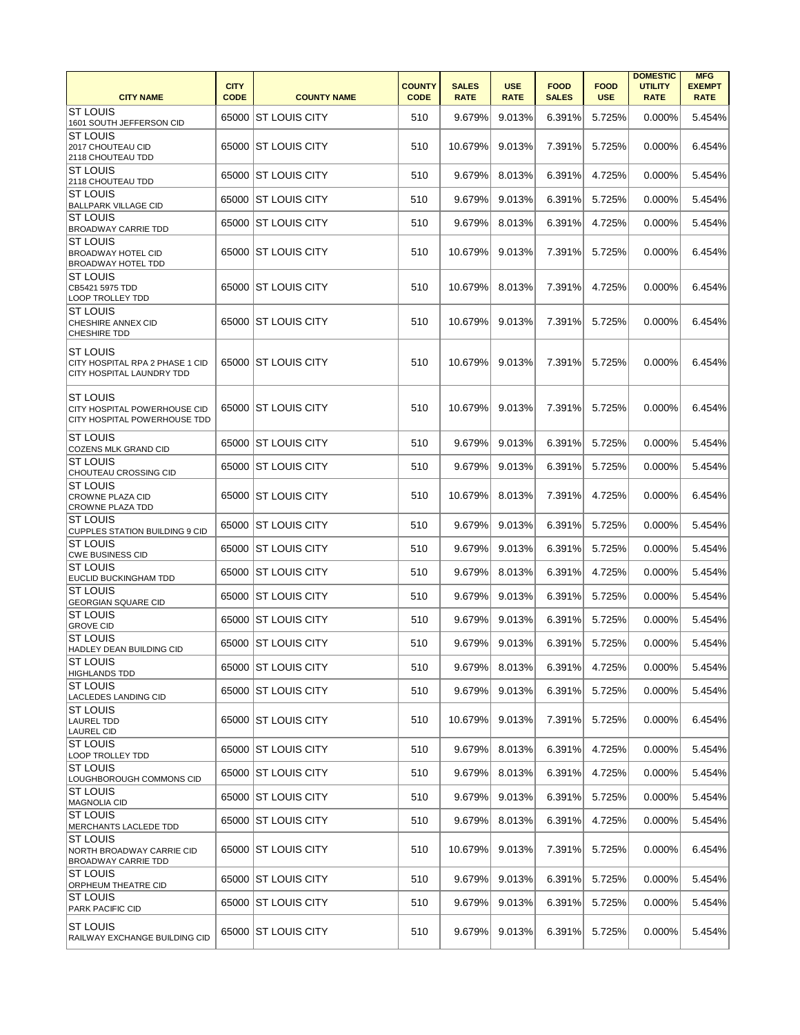| CITY NAME | CITY CODE | COUNTY NAME | COUNTY CODE | SALES RATE | USE RATE | FOOD SALES | FOOD USE | DOMESTIC UTILITY RATE | MFG EXEMPT RATE |
|---|---|---|---|---|---|---|---|---|---|
| ST LOUIS<br>1601 SOUTH JEFFERSON CID | 65000 | ST LOUIS CITY | 510 | 9.679% | 9.013% | 6.391% | 5.725% | 0.000% | 5.454% |
| ST LOUIS<br>2017 CHOUTEAU CID<br>2118 CHOUTEAU TDD | 65000 | ST LOUIS CITY | 510 | 10.679% | 9.013% | 7.391% | 5.725% | 0.000% | 6.454% |
| ST LOUIS<br>2118 CHOUTEAU TDD | 65000 | ST LOUIS CITY | 510 | 9.679% | 8.013% | 6.391% | 4.725% | 0.000% | 5.454% |
| ST LOUIS<br>BALLPARK VILLAGE CID | 65000 | ST LOUIS CITY | 510 | 9.679% | 9.013% | 6.391% | 5.725% | 0.000% | 5.454% |
| ST LOUIS<br>BROADWAY CARRIE TDD | 65000 | ST LOUIS CITY | 510 | 9.679% | 8.013% | 6.391% | 4.725% | 0.000% | 5.454% |
| ST LOUIS<br>BROADWAY HOTEL CID<br>BROADWAY HOTEL TDD | 65000 | ST LOUIS CITY | 510 | 10.679% | 9.013% | 7.391% | 5.725% | 0.000% | 6.454% |
| ST LOUIS<br>CB5421 5975 TDD<br>LOOP TROLLEY TDD | 65000 | ST LOUIS CITY | 510 | 10.679% | 8.013% | 7.391% | 4.725% | 0.000% | 6.454% |
| ST LOUIS<br>CHESHIRE ANNEX CID<br>CHESHIRE TDD | 65000 | ST LOUIS CITY | 510 | 10.679% | 9.013% | 7.391% | 5.725% | 0.000% | 6.454% |
| ST LOUIS<br>CITY HOSPITAL RPA 2 PHASE 1 CID<br>CITY HOSPITAL LAUNDRY TDD | 65000 | ST LOUIS CITY | 510 | 10.679% | 9.013% | 7.391% | 5.725% | 0.000% | 6.454% |
| ST LOUIS<br>CITY HOSPITAL POWERHOUSE CID<br>CITY HOSPITAL POWERHOUSE TDD | 65000 | ST LOUIS CITY | 510 | 10.679% | 9.013% | 7.391% | 5.725% | 0.000% | 6.454% |
| ST LOUIS<br>COZENS MLK GRAND CID | 65000 | ST LOUIS CITY | 510 | 9.679% | 9.013% | 6.391% | 5.725% | 0.000% | 5.454% |
| ST LOUIS<br>CHOUTEAU CROSSING CID | 65000 | ST LOUIS CITY | 510 | 9.679% | 9.013% | 6.391% | 5.725% | 0.000% | 5.454% |
| ST LOUIS<br>CROWNE PLAZA CID<br>CROWNE PLAZA TDD | 65000 | ST LOUIS CITY | 510 | 10.679% | 8.013% | 7.391% | 4.725% | 0.000% | 6.454% |
| ST LOUIS<br>CUPPLES STATION BUILDING 9 CID | 65000 | ST LOUIS CITY | 510 | 9.679% | 9.013% | 6.391% | 5.725% | 0.000% | 5.454% |
| ST LOUIS<br>CWE BUSINESS CID | 65000 | ST LOUIS CITY | 510 | 9.679% | 9.013% | 6.391% | 5.725% | 0.000% | 5.454% |
| ST LOUIS<br>EUCLID BUCKINGHAM TDD | 65000 | ST LOUIS CITY | 510 | 9.679% | 8.013% | 6.391% | 4.725% | 0.000% | 5.454% |
| ST LOUIS<br>GEORGIAN SQUARE CID | 65000 | ST LOUIS CITY | 510 | 9.679% | 9.013% | 6.391% | 5.725% | 0.000% | 5.454% |
| ST LOUIS<br>GROVE CID | 65000 | ST LOUIS CITY | 510 | 9.679% | 9.013% | 6.391% | 5.725% | 0.000% | 5.454% |
| ST LOUIS<br>HADLEY DEAN BUILDING CID | 65000 | ST LOUIS CITY | 510 | 9.679% | 9.013% | 6.391% | 5.725% | 0.000% | 5.454% |
| ST LOUIS<br>HIGHLANDS TDD | 65000 | ST LOUIS CITY | 510 | 9.679% | 8.013% | 6.391% | 4.725% | 0.000% | 5.454% |
| ST LOUIS<br>LACLEDES LANDING CID | 65000 | ST LOUIS CITY | 510 | 9.679% | 9.013% | 6.391% | 5.725% | 0.000% | 5.454% |
| ST LOUIS<br>LAUREL TDD<br>LAUREL CID | 65000 | ST LOUIS CITY | 510 | 10.679% | 9.013% | 7.391% | 5.725% | 0.000% | 6.454% |
| ST LOUIS<br>LOOP TROLLEY TDD | 65000 | ST LOUIS CITY | 510 | 9.679% | 8.013% | 6.391% | 4.725% | 0.000% | 5.454% |
| ST LOUIS<br>LOUGHBOROUGH COMMONS CID | 65000 | ST LOUIS CITY | 510 | 9.679% | 8.013% | 6.391% | 4.725% | 0.000% | 5.454% |
| ST LOUIS<br>MAGNOLIA CID | 65000 | ST LOUIS CITY | 510 | 9.679% | 9.013% | 6.391% | 5.725% | 0.000% | 5.454% |
| ST LOUIS<br>MERCHANTS LACLEDE TDD | 65000 | ST LOUIS CITY | 510 | 9.679% | 8.013% | 6.391% | 4.725% | 0.000% | 5.454% |
| ST LOUIS<br>NORTH BROADWAY CARRIE CID<br>BROADWAY CARRIE TDD | 65000 | ST LOUIS CITY | 510 | 10.679% | 9.013% | 7.391% | 5.725% | 0.000% | 6.454% |
| ST LOUIS<br>ORPHEUM THEATRE CID | 65000 | ST LOUIS CITY | 510 | 9.679% | 9.013% | 6.391% | 5.725% | 0.000% | 5.454% |
| ST LOUIS<br>PARK PACIFIC CID | 65000 | ST LOUIS CITY | 510 | 9.679% | 9.013% | 6.391% | 5.725% | 0.000% | 5.454% |
| ST LOUIS<br>RAILWAY EXCHANGE BUILDING CID | 65000 | ST LOUIS CITY | 510 | 9.679% | 9.013% | 6.391% | 5.725% | 0.000% | 5.454% |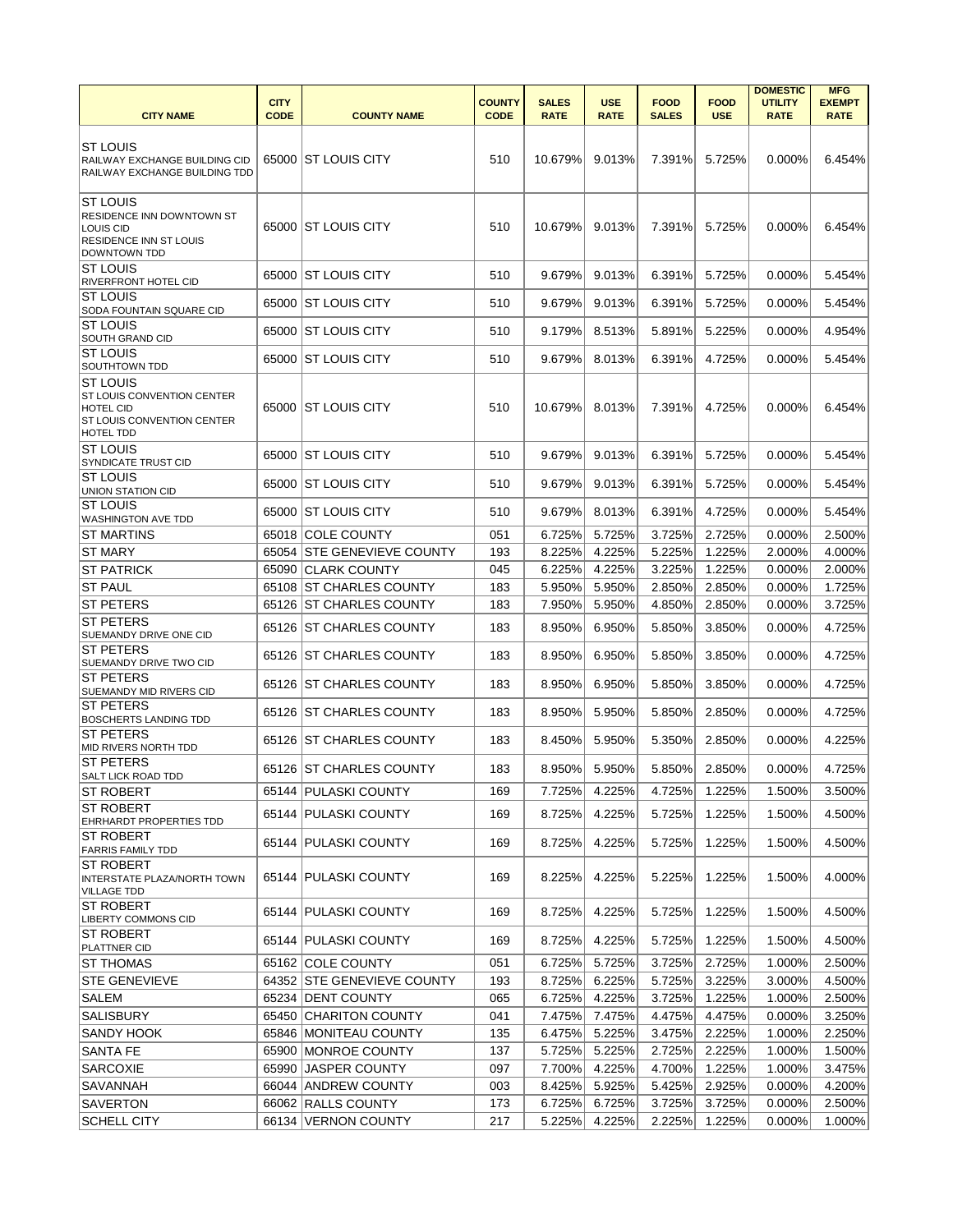| CITY NAME | CITY CODE | COUNTY NAME | COUNTY CODE | SALES RATE | USE RATE | FOOD SALES | FOOD USE | DOMESTIC UTILITY RATE | MFG EXEMPT RATE |
|---|---|---|---|---|---|---|---|---|---|
| ST LOUIS RAILWAY EXCHANGE BUILDING CID RAILWAY EXCHANGE BUILDING TDD | 65000 | ST LOUIS CITY | 510 | 10.679% | 9.013% | 7.391% | 5.725% | 0.000% | 6.454% |
| ST LOUIS RESIDENCE INN DOWNTOWN ST LOUIS CID RESIDENCE INN ST LOUIS DOWNTOWN TDD | 65000 | ST LOUIS CITY | 510 | 10.679% | 9.013% | 7.391% | 5.725% | 0.000% | 6.454% |
| ST LOUIS RIVERFRONT HOTEL CID | 65000 | ST LOUIS CITY | 510 | 9.679% | 9.013% | 6.391% | 5.725% | 0.000% | 5.454% |
| ST LOUIS SODA FOUNTAIN SQUARE CID | 65000 | ST LOUIS CITY | 510 | 9.679% | 9.013% | 6.391% | 5.725% | 0.000% | 5.454% |
| ST LOUIS SOUTH GRAND CID | 65000 | ST LOUIS CITY | 510 | 9.179% | 8.513% | 5.891% | 5.225% | 0.000% | 4.954% |
| ST LOUIS SOUTHTOWN TDD | 65000 | ST LOUIS CITY | 510 | 9.679% | 8.013% | 6.391% | 4.725% | 0.000% | 5.454% |
| ST LOUIS ST LOUIS CONVENTION CENTER HOTEL CID ST LOUIS CONVENTION CENTER HOTEL TDD | 65000 | ST LOUIS CITY | 510 | 10.679% | 8.013% | 7.391% | 4.725% | 0.000% | 6.454% |
| ST LOUIS SYNDICATE TRUST CID | 65000 | ST LOUIS CITY | 510 | 9.679% | 9.013% | 6.391% | 5.725% | 0.000% | 5.454% |
| ST LOUIS UNION STATION CID | 65000 | ST LOUIS CITY | 510 | 9.679% | 9.013% | 6.391% | 5.725% | 0.000% | 5.454% |
| ST LOUIS WASHINGTON AVE TDD | 65000 | ST LOUIS CITY | 510 | 9.679% | 8.013% | 6.391% | 4.725% | 0.000% | 5.454% |
| ST MARTINS | 65018 | COLE COUNTY | 051 | 6.725% | 5.725% | 3.725% | 2.725% | 0.000% | 2.500% |
| ST MARY | 65054 | STE GENEVIEVE COUNTY | 193 | 8.225% | 4.225% | 5.225% | 1.225% | 2.000% | 4.000% |
| ST PATRICK | 65090 | CLARK COUNTY | 045 | 6.225% | 4.225% | 3.225% | 1.225% | 0.000% | 2.000% |
| ST PAUL | 65108 | ST CHARLES COUNTY | 183 | 5.950% | 5.950% | 2.850% | 2.850% | 0.000% | 1.725% |
| ST PETERS | 65126 | ST CHARLES COUNTY | 183 | 7.950% | 5.950% | 4.850% | 2.850% | 0.000% | 3.725% |
| ST PETERS SUEMANDY DRIVE ONE CID | 65126 | ST CHARLES COUNTY | 183 | 8.950% | 6.950% | 5.850% | 3.850% | 0.000% | 4.725% |
| ST PETERS SUEMANDY DRIVE TWO CID | 65126 | ST CHARLES COUNTY | 183 | 8.950% | 6.950% | 5.850% | 3.850% | 0.000% | 4.725% |
| ST PETERS SUEMANDY MID RIVERS CID | 65126 | ST CHARLES COUNTY | 183 | 8.950% | 6.950% | 5.850% | 3.850% | 0.000% | 4.725% |
| ST PETERS BOSCHERTS LANDING TDD | 65126 | ST CHARLES COUNTY | 183 | 8.950% | 5.950% | 5.850% | 2.850% | 0.000% | 4.725% |
| ST PETERS MID RIVERS NORTH TDD | 65126 | ST CHARLES COUNTY | 183 | 8.450% | 5.950% | 5.350% | 2.850% | 0.000% | 4.225% |
| ST PETERS SALT LICK ROAD TDD | 65126 | ST CHARLES COUNTY | 183 | 8.950% | 5.950% | 5.850% | 2.850% | 0.000% | 4.725% |
| ST ROBERT | 65144 | PULASKI COUNTY | 169 | 7.725% | 4.225% | 4.725% | 1.225% | 1.500% | 3.500% |
| ST ROBERT EHRHARDT PROPERTIES TDD | 65144 | PULASKI COUNTY | 169 | 8.725% | 4.225% | 5.725% | 1.225% | 1.500% | 4.500% |
| ST ROBERT FARRIS FAMILY TDD | 65144 | PULASKI COUNTY | 169 | 8.725% | 4.225% | 5.725% | 1.225% | 1.500% | 4.500% |
| ST ROBERT INTERSTATE PLAZA/NORTH TOWN VILLAGE TDD | 65144 | PULASKI COUNTY | 169 | 8.225% | 4.225% | 5.225% | 1.225% | 1.500% | 4.000% |
| ST ROBERT LIBERTY COMMONS CID | 65144 | PULASKI COUNTY | 169 | 8.725% | 4.225% | 5.725% | 1.225% | 1.500% | 4.500% |
| ST ROBERT PLATTNER CID | 65144 | PULASKI COUNTY | 169 | 8.725% | 4.225% | 5.725% | 1.225% | 1.500% | 4.500% |
| ST THOMAS | 65162 | COLE COUNTY | 051 | 6.725% | 5.725% | 3.725% | 2.725% | 1.000% | 2.500% |
| STE GENEVIEVE | 64352 | STE GENEVIEVE COUNTY | 193 | 8.725% | 6.225% | 5.725% | 3.225% | 3.000% | 4.500% |
| SALEM | 65234 | DENT COUNTY | 065 | 6.725% | 4.225% | 3.725% | 1.225% | 1.000% | 2.500% |
| SALISBURY | 65450 | CHARITON COUNTY | 041 | 7.475% | 7.475% | 4.475% | 4.475% | 0.000% | 3.250% |
| SANDY HOOK | 65846 | MONITEAU COUNTY | 135 | 6.475% | 5.225% | 3.475% | 2.225% | 1.000% | 2.250% |
| SANTA FE | 65900 | MONROE COUNTY | 137 | 5.725% | 5.225% | 2.725% | 2.225% | 1.000% | 1.500% |
| SARCOXIE | 65990 | JASPER COUNTY | 097 | 7.700% | 4.225% | 4.700% | 1.225% | 1.000% | 3.475% |
| SAVANNAH | 66044 | ANDREW COUNTY | 003 | 8.425% | 5.925% | 5.425% | 2.925% | 0.000% | 4.200% |
| SAVERTON | 66062 | RALLS COUNTY | 173 | 6.725% | 6.725% | 3.725% | 3.725% | 0.000% | 2.500% |
| SCHELL CITY | 66134 | VERNON COUNTY | 217 | 5.225% | 4.225% | 2.225% | 1.225% | 0.000% | 1.000% |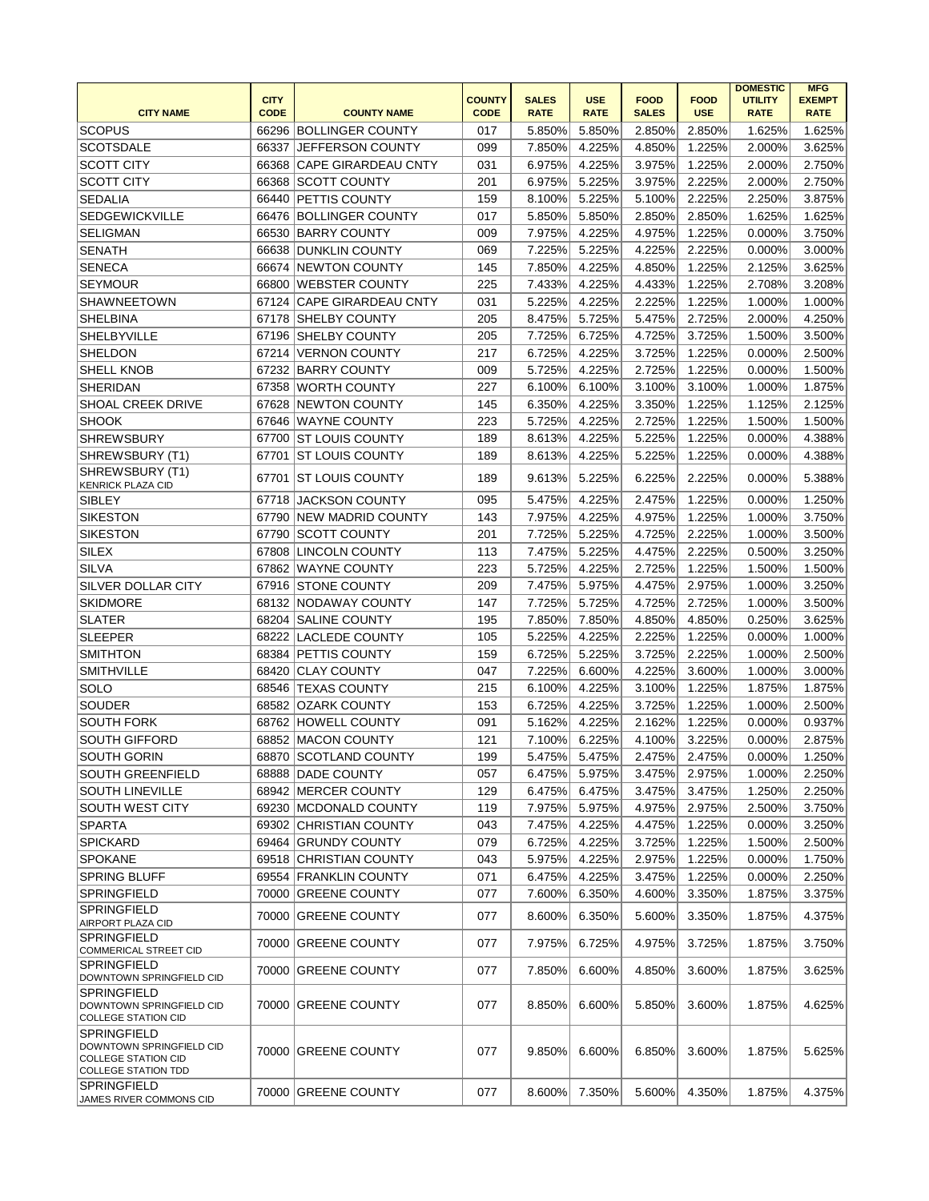| CITY NAME | CITY CODE | COUNTY NAME | COUNTY CODE | SALES RATE | USE RATE | FOOD SALES | FOOD USE | DOMESTIC UTILITY RATE | MFG EXEMPT RATE |
|---|---|---|---|---|---|---|---|---|---|
| SCOPUS | 66296 | BOLLINGER COUNTY | 017 | 5.850% | 5.850% | 2.850% | 2.850% | 1.625% | 1.625% |
| SCOTSDALE | 66337 | JEFFERSON COUNTY | 099 | 7.850% | 4.225% | 4.850% | 1.225% | 2.000% | 3.625% |
| SCOTT CITY | 66368 | CAPE GIRARDEAU CNTY | 031 | 6.975% | 4.225% | 3.975% | 1.225% | 2.000% | 2.750% |
| SCOTT CITY | 66368 | SCOTT COUNTY | 201 | 6.975% | 5.225% | 3.975% | 2.225% | 2.000% | 2.750% |
| SEDALIA | 66440 | PETTIS COUNTY | 159 | 8.100% | 5.225% | 5.100% | 2.225% | 2.250% | 3.875% |
| SEDGEWICKVILLE | 66476 | BOLLINGER COUNTY | 017 | 5.850% | 5.850% | 2.850% | 2.850% | 1.625% | 1.625% |
| SELIGMAN | 66530 | BARRY COUNTY | 009 | 7.975% | 4.225% | 4.975% | 1.225% | 0.000% | 3.750% |
| SENATH | 66638 | DUNKLIN COUNTY | 069 | 7.225% | 5.225% | 4.225% | 2.225% | 0.000% | 3.000% |
| SENECA | 66674 | NEWTON COUNTY | 145 | 7.850% | 4.225% | 4.850% | 1.225% | 2.125% | 3.625% |
| SEYMOUR | 66800 | WEBSTER COUNTY | 225 | 7.433% | 4.225% | 4.433% | 1.225% | 2.708% | 3.208% |
| SHAWNEETOWN | 67124 | CAPE GIRARDEAU CNTY | 031 | 5.225% | 4.225% | 2.225% | 1.225% | 1.000% | 1.000% |
| SHELBINA | 67178 | SHELBY COUNTY | 205 | 8.475% | 5.725% | 5.475% | 2.725% | 2.000% | 4.250% |
| SHELBYVILLE | 67196 | SHELBY COUNTY | 205 | 7.725% | 6.725% | 4.725% | 3.725% | 1.500% | 3.500% |
| SHELDON | 67214 | VERNON COUNTY | 217 | 6.725% | 4.225% | 3.725% | 1.225% | 0.000% | 2.500% |
| SHELL KNOB | 67232 | BARRY COUNTY | 009 | 5.725% | 4.225% | 2.725% | 1.225% | 0.000% | 1.500% |
| SHERIDAN | 67358 | WORTH COUNTY | 227 | 6.100% | 6.100% | 3.100% | 3.100% | 1.000% | 1.875% |
| SHOAL CREEK DRIVE | 67628 | NEWTON COUNTY | 145 | 6.350% | 4.225% | 3.350% | 1.225% | 1.125% | 2.125% |
| SHOOK | 67646 | WAYNE COUNTY | 223 | 5.725% | 4.225% | 2.725% | 1.225% | 1.500% | 1.500% |
| SHREWSBURY | 67700 | ST LOUIS COUNTY | 189 | 8.613% | 4.225% | 5.225% | 1.225% | 0.000% | 4.388% |
| SHREWSBURY (T1) | 67701 | ST LOUIS COUNTY | 189 | 8.613% | 4.225% | 5.225% | 1.225% | 0.000% | 4.388% |
| SHREWSBURY (T1) KENRICK PLAZA CID | 67701 | ST LOUIS COUNTY | 189 | 9.613% | 5.225% | 6.225% | 2.225% | 0.000% | 5.388% |
| SIBLEY | 67718 | JACKSON COUNTY | 095 | 5.475% | 4.225% | 2.475% | 1.225% | 0.000% | 1.250% |
| SIKESTON | 67790 | NEW MADRID COUNTY | 143 | 7.975% | 4.225% | 4.975% | 1.225% | 1.000% | 3.750% |
| SIKESTON | 67790 | SCOTT COUNTY | 201 | 7.725% | 5.225% | 4.725% | 2.225% | 1.000% | 3.500% |
| SILEX | 67808 | LINCOLN COUNTY | 113 | 7.475% | 5.225% | 4.475% | 2.225% | 0.500% | 3.250% |
| SILVA | 67862 | WAYNE COUNTY | 223 | 5.725% | 4.225% | 2.725% | 1.225% | 1.500% | 1.500% |
| SILVER DOLLAR CITY | 67916 | STONE COUNTY | 209 | 7.475% | 5.975% | 4.475% | 2.975% | 1.000% | 3.250% |
| SKIDMORE | 68132 | NODAWAY COUNTY | 147 | 7.725% | 5.725% | 4.725% | 2.725% | 1.000% | 3.500% |
| SLATER | 68204 | SALINE COUNTY | 195 | 7.850% | 7.850% | 4.850% | 4.850% | 0.250% | 3.625% |
| SLEEPER | 68222 | LACLEDE COUNTY | 105 | 5.225% | 4.225% | 2.225% | 1.225% | 0.000% | 1.000% |
| SMITHTON | 68384 | PETTIS COUNTY | 159 | 6.725% | 5.225% | 3.725% | 2.225% | 1.000% | 2.500% |
| SMITHVILLE | 68420 | CLAY COUNTY | 047 | 7.225% | 6.600% | 4.225% | 3.600% | 1.000% | 3.000% |
| SOLO | 68546 | TEXAS COUNTY | 215 | 6.100% | 4.225% | 3.100% | 1.225% | 1.875% | 1.875% |
| SOUDER | 68582 | OZARK COUNTY | 153 | 6.725% | 4.225% | 3.725% | 1.225% | 1.000% | 2.500% |
| SOUTH FORK | 68762 | HOWELL COUNTY | 091 | 5.162% | 4.225% | 2.162% | 1.225% | 0.000% | 0.937% |
| SOUTH GIFFORD | 68852 | MACON COUNTY | 121 | 7.100% | 6.225% | 4.100% | 3.225% | 0.000% | 2.875% |
| SOUTH GORIN | 68870 | SCOTLAND COUNTY | 199 | 5.475% | 5.475% | 2.475% | 2.475% | 0.000% | 1.250% |
| SOUTH GREENFIELD | 68888 | DADE COUNTY | 057 | 6.475% | 5.975% | 3.475% | 2.975% | 1.000% | 2.250% |
| SOUTH LINEVILLE | 68942 | MERCER COUNTY | 129 | 6.475% | 6.475% | 3.475% | 3.475% | 1.250% | 2.250% |
| SOUTH WEST CITY | 69230 | MCDONALD COUNTY | 119 | 7.975% | 5.975% | 4.975% | 2.975% | 2.500% | 3.750% |
| SPARTA | 69302 | CHRISTIAN COUNTY | 043 | 7.475% | 4.225% | 4.475% | 1.225% | 0.000% | 3.250% |
| SPICKARD | 69464 | GRUNDY COUNTY | 079 | 6.725% | 4.225% | 3.725% | 1.225% | 1.500% | 2.500% |
| SPOKANE | 69518 | CHRISTIAN COUNTY | 043 | 5.975% | 4.225% | 2.975% | 1.225% | 0.000% | 1.750% |
| SPRING BLUFF | 69554 | FRANKLIN COUNTY | 071 | 6.475% | 4.225% | 3.475% | 1.225% | 0.000% | 2.250% |
| SPRINGFIELD | 70000 | GREENE COUNTY | 077 | 7.600% | 6.350% | 4.600% | 3.350% | 1.875% | 3.375% |
| SPRINGFIELD AIRPORT PLAZA CID | 70000 | GREENE COUNTY | 077 | 8.600% | 6.350% | 5.600% | 3.350% | 1.875% | 4.375% |
| SPRINGFIELD COMMERICAL STREET CID | 70000 | GREENE COUNTY | 077 | 7.975% | 6.725% | 4.975% | 3.725% | 1.875% | 3.750% |
| SPRINGFIELD DOWNTOWN SPRINGFIELD CID | 70000 | GREENE COUNTY | 077 | 7.850% | 6.600% | 4.850% | 3.600% | 1.875% | 3.625% |
| SPRINGFIELD DOWNTOWN SPRINGFIELD CID COLLEGE STATION CID | 70000 | GREENE COUNTY | 077 | 8.850% | 6.600% | 5.850% | 3.600% | 1.875% | 4.625% |
| SPRINGFIELD DOWNTOWN SPRINGFIELD CID COLLEGE STATION CID COLLEGE STATION TDD | 70000 | GREENE COUNTY | 077 | 9.850% | 6.600% | 6.850% | 3.600% | 1.875% | 5.625% |
| SPRINGFIELD JAMES RIVER COMMONS CID | 70000 | GREENE COUNTY | 077 | 8.600% | 7.350% | 5.600% | 4.350% | 1.875% | 4.375% |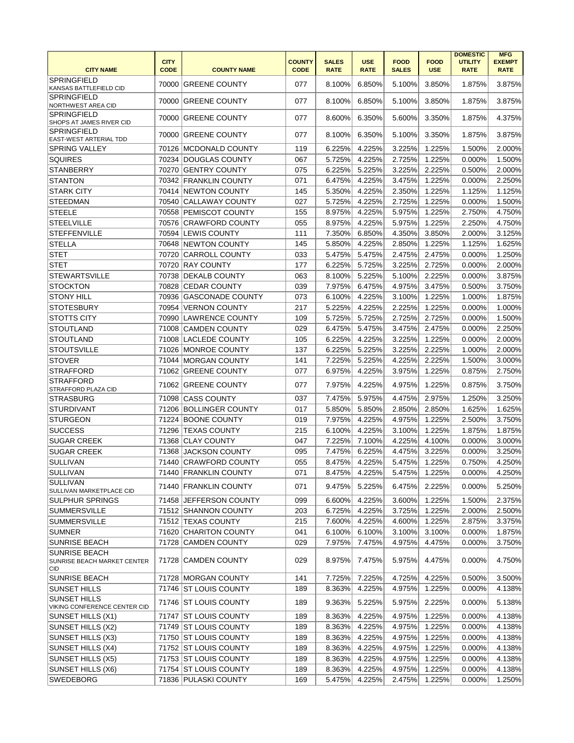| CITY NAME | CITY CODE | COUNTY NAME | COUNTY CODE | SALES RATE | USE RATE | FOOD SALES | FOOD USE | DOMESTIC UTILITY RATE | MFG EXEMPT RATE |
|---|---|---|---|---|---|---|---|---|---|
| SPRINGFIELD KANSAS BATTLEFIELD CID | 70000 | GREENE COUNTY | 077 | 8.100% | 6.850% | 5.100% | 3.850% | 1.875% | 3.875% |
| SPRINGFIELD NORTHWEST AREA CID | 70000 | GREENE COUNTY | 077 | 8.100% | 6.850% | 5.100% | 3.850% | 1.875% | 3.875% |
| SPRINGFIELD SHOPS AT JAMES RIVER CID | 70000 | GREENE COUNTY | 077 | 8.600% | 6.350% | 5.600% | 3.350% | 1.875% | 4.375% |
| SPRINGFIELD EAST-WEST ARTERIAL TDD | 70000 | GREENE COUNTY | 077 | 8.100% | 6.350% | 5.100% | 3.350% | 1.875% | 3.875% |
| SPRING VALLEY | 70126 | MCDONALD COUNTY | 119 | 6.225% | 4.225% | 3.225% | 1.225% | 1.500% | 2.000% |
| SQUIRES | 70234 | DOUGLAS COUNTY | 067 | 5.725% | 4.225% | 2.725% | 1.225% | 0.000% | 1.500% |
| STANBERRY | 70270 | GENTRY COUNTY | 075 | 6.225% | 5.225% | 3.225% | 2.225% | 0.500% | 2.000% |
| STANTON | 70342 | FRANKLIN COUNTY | 071 | 6.475% | 4.225% | 3.475% | 1.225% | 0.000% | 2.250% |
| STARK CITY | 70414 | NEWTON COUNTY | 145 | 5.350% | 4.225% | 2.350% | 1.225% | 1.125% | 1.125% |
| STEEDMAN | 70540 | CALLAWAY COUNTY | 027 | 5.725% | 4.225% | 2.725% | 1.225% | 0.000% | 1.500% |
| STEELE | 70558 | PEMISCOT COUNTY | 155 | 8.975% | 4.225% | 5.975% | 1.225% | 2.750% | 4.750% |
| STEELVILLE | 70576 | CRAWFORD COUNTY | 055 | 8.975% | 4.225% | 5.975% | 1.225% | 2.250% | 4.750% |
| STEFFENVILLE | 70594 | LEWIS COUNTY | 111 | 7.350% | 6.850% | 4.350% | 3.850% | 2.000% | 3.125% |
| STELLA | 70648 | NEWTON COUNTY | 145 | 5.850% | 4.225% | 2.850% | 1.225% | 1.125% | 1.625% |
| STET | 70720 | CARROLL COUNTY | 033 | 5.475% | 5.475% | 2.475% | 2.475% | 0.000% | 1.250% |
| STET | 70720 | RAY COUNTY | 177 | 6.225% | 5.725% | 3.225% | 2.725% | 0.000% | 2.000% |
| STEWARTSVILLE | 70738 | DEKALB COUNTY | 063 | 8.100% | 5.225% | 5.100% | 2.225% | 0.000% | 3.875% |
| STOCKTON | 70828 | CEDAR COUNTY | 039 | 7.975% | 6.475% | 4.975% | 3.475% | 0.500% | 3.750% |
| STONY HILL | 70936 | GASCONADE COUNTY | 073 | 6.100% | 4.225% | 3.100% | 1.225% | 1.000% | 1.875% |
| STOTESBURY | 70954 | VERNON COUNTY | 217 | 5.225% | 4.225% | 2.225% | 1.225% | 0.000% | 1.000% |
| STOTTS CITY | 70990 | LAWRENCE COUNTY | 109 | 5.725% | 5.725% | 2.725% | 2.725% | 0.000% | 1.500% |
| STOUTLAND | 71008 | CAMDEN COUNTY | 029 | 6.475% | 5.475% | 3.475% | 2.475% | 0.000% | 2.250% |
| STOUTLAND | 71008 | LACLEDE COUNTY | 105 | 6.225% | 4.225% | 3.225% | 1.225% | 0.000% | 2.000% |
| STOUTSVILLE | 71026 | MONROE COUNTY | 137 | 6.225% | 5.225% | 3.225% | 2.225% | 1.000% | 2.000% |
| STOVER | 71044 | MORGAN COUNTY | 141 | 7.225% | 5.225% | 4.225% | 2.225% | 1.500% | 3.000% |
| STRAFFORD | 71062 | GREENE COUNTY | 077 | 6.975% | 4.225% | 3.975% | 1.225% | 0.875% | 2.750% |
| STRAFFORD STRAFFORD PLAZA CID | 71062 | GREENE COUNTY | 077 | 7.975% | 4.225% | 4.975% | 1.225% | 0.875% | 3.750% |
| STRASBURG | 71098 | CASS COUNTY | 037 | 7.475% | 5.975% | 4.475% | 2.975% | 1.250% | 3.250% |
| STURDIVANT | 71206 | BOLLINGER COUNTY | 017 | 5.850% | 5.850% | 2.850% | 2.850% | 1.625% | 1.625% |
| STURGEON | 71224 | BOONE COUNTY | 019 | 7.975% | 4.225% | 4.975% | 1.225% | 2.500% | 3.750% |
| SUCCESS | 71296 | TEXAS COUNTY | 215 | 6.100% | 4.225% | 3.100% | 1.225% | 1.875% | 1.875% |
| SUGAR CREEK | 71368 | CLAY COUNTY | 047 | 7.225% | 7.100% | 4.225% | 4.100% | 0.000% | 3.000% |
| SUGAR CREEK | 71368 | JACKSON COUNTY | 095 | 7.475% | 6.225% | 4.475% | 3.225% | 0.000% | 3.250% |
| SULLIVAN | 71440 | CRAWFORD COUNTY | 055 | 8.475% | 4.225% | 5.475% | 1.225% | 0.750% | 4.250% |
| SULLIVAN | 71440 | FRANKLIN COUNTY | 071 | 8.475% | 4.225% | 5.475% | 1.225% | 0.000% | 4.250% |
| SULLIVAN SULLIVAN MARKETPLACE CID | 71440 | FRANKLIN COUNTY | 071 | 9.475% | 5.225% | 6.475% | 2.225% | 0.000% | 5.250% |
| SULPHUR SPRINGS | 71458 | JEFFERSON COUNTY | 099 | 6.600% | 4.225% | 3.600% | 1.225% | 1.500% | 2.375% |
| SUMMERSVILLE | 71512 | SHANNON COUNTY | 203 | 6.725% | 4.225% | 3.725% | 1.225% | 2.000% | 2.500% |
| SUMMERSVILLE | 71512 | TEXAS COUNTY | 215 | 7.600% | 4.225% | 4.600% | 1.225% | 2.875% | 3.375% |
| SUMNER | 71620 | CHARITON COUNTY | 041 | 6.100% | 6.100% | 3.100% | 3.100% | 0.000% | 1.875% |
| SUNRISE BEACH | 71728 | CAMDEN COUNTY | 029 | 7.975% | 7.475% | 4.975% | 4.475% | 0.000% | 3.750% |
| SUNRISE BEACH SUNRISE BEACH MARKET CENTER CID | 71728 | CAMDEN COUNTY | 029 | 8.975% | 7.475% | 5.975% | 4.475% | 0.000% | 4.750% |
| SUNRISE BEACH | 71728 | MORGAN COUNTY | 141 | 7.725% | 7.225% | 4.725% | 4.225% | 0.500% | 3.500% |
| SUNSET HILLS | 71746 | ST LOUIS COUNTY | 189 | 8.363% | 4.225% | 4.975% | 1.225% | 0.000% | 4.138% |
| SUNSET HILLS VIKING CONFERENCE CENTER CID | 71746 | ST LOUIS COUNTY | 189 | 9.363% | 5.225% | 5.975% | 2.225% | 0.000% | 5.138% |
| SUNSET HILLS (X1) | 71747 | ST LOUIS COUNTY | 189 | 8.363% | 4.225% | 4.975% | 1.225% | 0.000% | 4.138% |
| SUNSET HILLS (X2) | 71749 | ST LOUIS COUNTY | 189 | 8.363% | 4.225% | 4.975% | 1.225% | 0.000% | 4.138% |
| SUNSET HILLS (X3) | 71750 | ST LOUIS COUNTY | 189 | 8.363% | 4.225% | 4.975% | 1.225% | 0.000% | 4.138% |
| SUNSET HILLS (X4) | 71752 | ST LOUIS COUNTY | 189 | 8.363% | 4.225% | 4.975% | 1.225% | 0.000% | 4.138% |
| SUNSET HILLS (X5) | 71753 | ST LOUIS COUNTY | 189 | 8.363% | 4.225% | 4.975% | 1.225% | 0.000% | 4.138% |
| SUNSET HILLS (X6) | 71754 | ST LOUIS COUNTY | 189 | 8.363% | 4.225% | 4.975% | 1.225% | 0.000% | 4.138% |
| SWEDEBORG | 71836 | PULASKI COUNTY | 169 | 5.475% | 4.225% | 2.475% | 1.225% | 0.000% | 1.250% |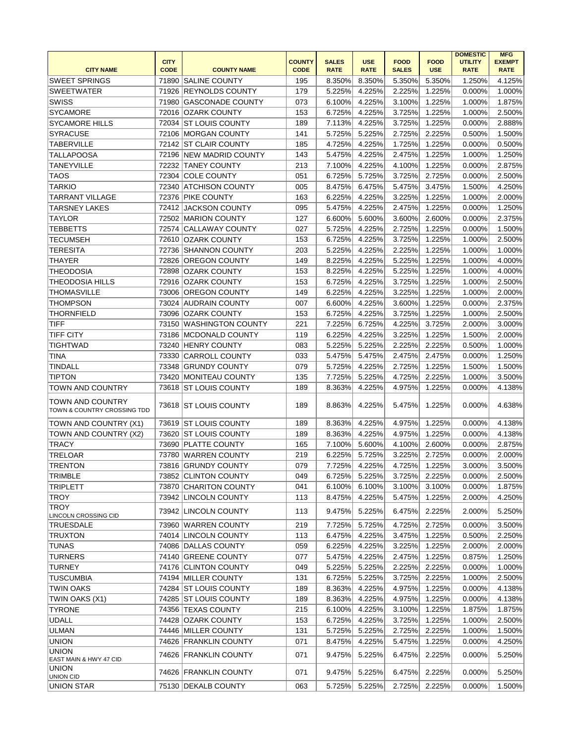| CITY NAME | CITY CODE | COUNTY NAME | COUNTY CODE | SALES RATE | USE RATE | FOOD SALES | FOOD USE | DOMESTIC UTILITY RATE | MFG EXEMPT RATE |
|---|---|---|---|---|---|---|---|---|---|
| SWEET SPRINGS | 71890 | SALINE COUNTY | 195 | 8.350% | 8.350% | 5.350% | 5.350% | 1.250% | 4.125% |
| SWEETWATER | 71926 | REYNOLDS COUNTY | 179 | 5.225% | 4.225% | 2.225% | 1.225% | 0.000% | 1.000% |
| SWISS | 71980 | GASCONADE COUNTY | 073 | 6.100% | 4.225% | 3.100% | 1.225% | 1.000% | 1.875% |
| SYCAMORE | 72016 | OZARK COUNTY | 153 | 6.725% | 4.225% | 3.725% | 1.225% | 1.000% | 2.500% |
| SYCAMORE HILLS | 72034 | ST LOUIS COUNTY | 189 | 7.113% | 4.225% | 3.725% | 1.225% | 0.000% | 2.888% |
| SYRACUSE | 72106 | MORGAN COUNTY | 141 | 5.725% | 5.225% | 2.725% | 2.225% | 0.500% | 1.500% |
| TABERVILLE | 72142 | ST CLAIR COUNTY | 185 | 4.725% | 4.225% | 1.725% | 1.225% | 0.000% | 0.500% |
| TALLAPOOSA | 72196 | NEW MADRID COUNTY | 143 | 5.475% | 4.225% | 2.475% | 1.225% | 1.000% | 1.250% |
| TANEYVILLE | 72232 | TANEY COUNTY | 213 | 7.100% | 4.225% | 4.100% | 1.225% | 0.000% | 2.875% |
| TAOS | 72304 | COLE COUNTY | 051 | 6.725% | 5.725% | 3.725% | 2.725% | 0.000% | 2.500% |
| TARKIO | 72340 | ATCHISON COUNTY | 005 | 8.475% | 6.475% | 5.475% | 3.475% | 1.500% | 4.250% |
| TARRANT VILLAGE | 72376 | PIKE COUNTY | 163 | 6.225% | 4.225% | 3.225% | 1.225% | 1.000% | 2.000% |
| TARSNEY LAKES | 72412 | JACKSON COUNTY | 095 | 5.475% | 4.225% | 2.475% | 1.225% | 0.000% | 1.250% |
| TAYLOR | 72502 | MARION COUNTY | 127 | 6.600% | 5.600% | 3.600% | 2.600% | 0.000% | 2.375% |
| TEBBETTS | 72574 | CALLAWAY COUNTY | 027 | 5.725% | 4.225% | 2.725% | 1.225% | 0.000% | 1.500% |
| TECUMSEH | 72610 | OZARK COUNTY | 153 | 6.725% | 4.225% | 3.725% | 1.225% | 1.000% | 2.500% |
| TERESITA | 72736 | SHANNON COUNTY | 203 | 5.225% | 4.225% | 2.225% | 1.225% | 1.000% | 1.000% |
| THAYER | 72826 | OREGON COUNTY | 149 | 8.225% | 4.225% | 5.225% | 1.225% | 1.000% | 4.000% |
| THEODOSIA | 72898 | OZARK COUNTY | 153 | 8.225% | 4.225% | 5.225% | 1.225% | 1.000% | 4.000% |
| THEODOSIA HILLS | 72916 | OZARK COUNTY | 153 | 6.725% | 4.225% | 3.725% | 1.225% | 1.000% | 2.500% |
| THOMASVILLE | 73006 | OREGON COUNTY | 149 | 6.225% | 4.225% | 3.225% | 1.225% | 1.000% | 2.000% |
| THOMPSON | 73024 | AUDRAIN COUNTY | 007 | 6.600% | 4.225% | 3.600% | 1.225% | 0.000% | 2.375% |
| THORNFIELD | 73096 | OZARK COUNTY | 153 | 6.725% | 4.225% | 3.725% | 1.225% | 1.000% | 2.500% |
| TIFF | 73150 | WASHINGTON COUNTY | 221 | 7.225% | 6.725% | 4.225% | 3.725% | 2.000% | 3.000% |
| TIFF CITY | 73186 | MCDONALD COUNTY | 119 | 6.225% | 4.225% | 3.225% | 1.225% | 1.500% | 2.000% |
| TIGHTWAD | 73240 | HENRY COUNTY | 083 | 5.225% | 5.225% | 2.225% | 2.225% | 0.500% | 1.000% |
| TINA | 73330 | CARROLL COUNTY | 033 | 5.475% | 5.475% | 2.475% | 2.475% | 0.000% | 1.250% |
| TINDALL | 73348 | GRUNDY COUNTY | 079 | 5.725% | 4.225% | 2.725% | 1.225% | 1.500% | 1.500% |
| TIPTON | 73420 | MONITEAU COUNTY | 135 | 7.725% | 5.225% | 4.725% | 2.225% | 1.000% | 3.500% |
| TOWN AND COUNTRY | 73618 | ST LOUIS COUNTY | 189 | 8.363% | 4.225% | 4.975% | 1.225% | 0.000% | 4.138% |
| TOWN AND COUNTRY TOWN & COUNTRY CROSSING TDD | 73618 | ST LOUIS COUNTY | 189 | 8.863% | 4.225% | 5.475% | 1.225% | 0.000% | 4.638% |
| TOWN AND COUNTRY (X1) | 73619 | ST LOUIS COUNTY | 189 | 8.363% | 4.225% | 4.975% | 1.225% | 0.000% | 4.138% |
| TOWN AND COUNTRY (X2) | 73620 | ST LOUIS COUNTY | 189 | 8.363% | 4.225% | 4.975% | 1.225% | 0.000% | 4.138% |
| TRACY | 73690 | PLATTE COUNTY | 165 | 7.100% | 5.600% | 4.100% | 2.600% | 0.000% | 2.875% |
| TRELOAR | 73780 | WARREN COUNTY | 219 | 6.225% | 5.725% | 3.225% | 2.725% | 0.000% | 2.000% |
| TRENTON | 73816 | GRUNDY COUNTY | 079 | 7.725% | 4.225% | 4.725% | 1.225% | 3.000% | 3.500% |
| TRIMBLE | 73852 | CLINTON COUNTY | 049 | 6.725% | 5.225% | 3.725% | 2.225% | 0.000% | 2.500% |
| TRIPLETT | 73870 | CHARITON COUNTY | 041 | 6.100% | 6.100% | 3.100% | 3.100% | 0.000% | 1.875% |
| TROY | 73942 | LINCOLN COUNTY | 113 | 8.475% | 4.225% | 5.475% | 1.225% | 2.000% | 4.250% |
| TROY LINCOLN CROSSING CID | 73942 | LINCOLN COUNTY | 113 | 9.475% | 5.225% | 6.475% | 2.225% | 2.000% | 5.250% |
| TRUESDALE | 73960 | WARREN COUNTY | 219 | 7.725% | 5.725% | 4.725% | 2.725% | 0.000% | 3.500% |
| TRUXTON | 74014 | LINCOLN COUNTY | 113 | 6.475% | 4.225% | 3.475% | 1.225% | 0.500% | 2.250% |
| TUNAS | 74086 | DALLAS COUNTY | 059 | 6.225% | 4.225% | 3.225% | 1.225% | 2.000% | 2.000% |
| TURNERS | 74140 | GREENE COUNTY | 077 | 5.475% | 4.225% | 2.475% | 1.225% | 0.875% | 1.250% |
| TURNEY | 74176 | CLINTON COUNTY | 049 | 5.225% | 5.225% | 2.225% | 2.225% | 0.000% | 1.000% |
| TUSCUMBIA | 74194 | MILLER COUNTY | 131 | 6.725% | 5.225% | 3.725% | 2.225% | 1.000% | 2.500% |
| TWIN OAKS | 74284 | ST LOUIS COUNTY | 189 | 8.363% | 4.225% | 4.975% | 1.225% | 0.000% | 4.138% |
| TWIN OAKS (X1) | 74285 | ST LOUIS COUNTY | 189 | 8.363% | 4.225% | 4.975% | 1.225% | 0.000% | 4.138% |
| TYRONE | 74356 | TEXAS COUNTY | 215 | 6.100% | 4.225% | 3.100% | 1.225% | 1.875% | 1.875% |
| UDALL | 74428 | OZARK COUNTY | 153 | 6.725% | 4.225% | 3.725% | 1.225% | 1.000% | 2.500% |
| ULMAN | 74446 | MILLER COUNTY | 131 | 5.725% | 5.225% | 2.725% | 2.225% | 1.000% | 1.500% |
| UNION | 74626 | FRANKLIN COUNTY | 071 | 8.475% | 4.225% | 5.475% | 1.225% | 0.000% | 4.250% |
| UNION EAST MAIN & HWY 47 CID | 74626 | FRANKLIN COUNTY | 071 | 9.475% | 5.225% | 6.475% | 2.225% | 0.000% | 5.250% |
| UNION UNION CID | 74626 | FRANKLIN COUNTY | 071 | 9.475% | 5.225% | 6.475% | 2.225% | 0.000% | 5.250% |
| UNION STAR | 75130 | DEKALB COUNTY | 063 | 5.725% | 5.225% | 2.725% | 2.225% | 0.000% | 1.500% |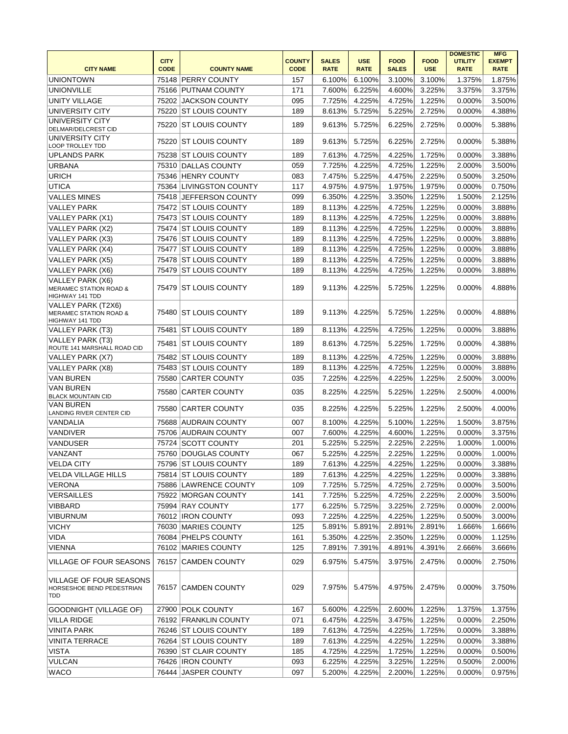| CITY NAME | CITY CODE | COUNTY NAME | COUNTY CODE | SALES RATE | USE RATE | FOOD SALES | FOOD USE | DOMESTIC UTILITY RATE | MFG EXEMPT RATE |
|---|---|---|---|---|---|---|---|---|---|
| UNIONTOWN | 75148 | PERRY COUNTY | 157 | 6.100% | 6.100% | 3.100% | 3.100% | 1.375% | 1.875% |
| UNIONVILLE | 75166 | PUTNAM COUNTY | 171 | 7.600% | 6.225% | 4.600% | 3.225% | 3.375% | 3.375% |
| UNITY VILLAGE | 75202 | JACKSON COUNTY | 095 | 7.725% | 4.225% | 4.725% | 1.225% | 0.000% | 3.500% |
| UNIVERSITY CITY | 75220 | ST LOUIS COUNTY | 189 | 8.613% | 5.725% | 5.225% | 2.725% | 0.000% | 4.388% |
| UNIVERSITY CITY DELMAR/DELCREST CID | 75220 | ST LOUIS COUNTY | 189 | 9.613% | 5.725% | 6.225% | 2.725% | 0.000% | 5.388% |
| UNIVERSITY CITY LOOP TROLLEY TDD | 75220 | ST LOUIS COUNTY | 189 | 9.613% | 5.725% | 6.225% | 2.725% | 0.000% | 5.388% |
| UPLANDS PARK | 75238 | ST LOUIS COUNTY | 189 | 7.613% | 4.725% | 4.225% | 1.725% | 0.000% | 3.388% |
| URBANA | 75310 | DALLAS COUNTY | 059 | 7.725% | 4.225% | 4.725% | 1.225% | 2.000% | 3.500% |
| URICH | 75346 | HENRY COUNTY | 083 | 7.475% | 5.225% | 4.475% | 2.225% | 0.500% | 3.250% |
| UTICA | 75364 | LIVINGSTON COUNTY | 117 | 4.975% | 4.975% | 1.975% | 1.975% | 0.000% | 0.750% |
| VALLES MINES | 75418 | JEFFERSON COUNTY | 099 | 6.350% | 4.225% | 3.350% | 1.225% | 1.500% | 2.125% |
| VALLEY PARK | 75472 | ST LOUIS COUNTY | 189 | 8.113% | 4.225% | 4.725% | 1.225% | 0.000% | 3.888% |
| VALLEY PARK (X1) | 75473 | ST LOUIS COUNTY | 189 | 8.113% | 4.225% | 4.725% | 1.225% | 0.000% | 3.888% |
| VALLEY PARK (X2) | 75474 | ST LOUIS COUNTY | 189 | 8.113% | 4.225% | 4.725% | 1.225% | 0.000% | 3.888% |
| VALLEY PARK (X3) | 75476 | ST LOUIS COUNTY | 189 | 8.113% | 4.225% | 4.725% | 1.225% | 0.000% | 3.888% |
| VALLEY PARK (X4) | 75477 | ST LOUIS COUNTY | 189 | 8.113% | 4.225% | 4.725% | 1.225% | 0.000% | 3.888% |
| VALLEY PARK (X5) | 75478 | ST LOUIS COUNTY | 189 | 8.113% | 4.225% | 4.725% | 1.225% | 0.000% | 3.888% |
| VALLEY PARK (X6) | 75479 | ST LOUIS COUNTY | 189 | 8.113% | 4.225% | 4.725% | 1.225% | 0.000% | 3.888% |
| VALLEY PARK (X6) MERAMEC STATION ROAD & HIGHWAY 141 TDD | 75479 | ST LOUIS COUNTY | 189 | 9.113% | 4.225% | 5.725% | 1.225% | 0.000% | 4.888% |
| VALLEY PARK (T2X6) MERAMEC STATION ROAD & HIGHWAY 141 TDD | 75480 | ST LOUIS COUNTY | 189 | 9.113% | 4.225% | 5.725% | 1.225% | 0.000% | 4.888% |
| VALLEY PARK (T3) | 75481 | ST LOUIS COUNTY | 189 | 8.113% | 4.225% | 4.725% | 1.225% | 0.000% | 3.888% |
| VALLEY PARK (T3) ROUTE 141 MARSHALL ROAD CID | 75481 | ST LOUIS COUNTY | 189 | 8.613% | 4.725% | 5.225% | 1.725% | 0.000% | 4.388% |
| VALLEY PARK (X7) | 75482 | ST LOUIS COUNTY | 189 | 8.113% | 4.225% | 4.725% | 1.225% | 0.000% | 3.888% |
| VALLEY PARK (X8) | 75483 | ST LOUIS COUNTY | 189 | 8.113% | 4.225% | 4.725% | 1.225% | 0.000% | 3.888% |
| VAN BUREN | 75580 | CARTER COUNTY | 035 | 7.225% | 4.225% | 4.225% | 1.225% | 2.500% | 3.000% |
| VAN BUREN BLACK MOUNTAIN CID | 75580 | CARTER COUNTY | 035 | 8.225% | 4.225% | 5.225% | 1.225% | 2.500% | 4.000% |
| VAN BUREN LANDING RIVER CENTER CID | 75580 | CARTER COUNTY | 035 | 8.225% | 4.225% | 5.225% | 1.225% | 2.500% | 4.000% |
| VANDALIA | 75688 | AUDRAIN COUNTY | 007 | 8.100% | 4.225% | 5.100% | 1.225% | 1.500% | 3.875% |
| VANDIVER | 75706 | AUDRAIN COUNTY | 007 | 7.600% | 4.225% | 4.600% | 1.225% | 0.000% | 3.375% |
| VANDUSER | 75724 | SCOTT COUNTY | 201 | 5.225% | 5.225% | 2.225% | 2.225% | 1.000% | 1.000% |
| VANZANT | 75760 | DOUGLAS COUNTY | 067 | 5.225% | 4.225% | 2.225% | 1.225% | 0.000% | 1.000% |
| VELDA CITY | 75796 | ST LOUIS COUNTY | 189 | 7.613% | 4.225% | 4.225% | 1.225% | 0.000% | 3.388% |
| VELDA VILLAGE HILLS | 75814 | ST LOUIS COUNTY | 189 | 7.613% | 4.225% | 4.225% | 1.225% | 0.000% | 3.388% |
| VERONA | 75886 | LAWRENCE COUNTY | 109 | 7.725% | 5.725% | 4.725% | 2.725% | 0.000% | 3.500% |
| VERSAILLES | 75922 | MORGAN COUNTY | 141 | 7.725% | 5.225% | 4.725% | 2.225% | 2.000% | 3.500% |
| VIBBARD | 75994 | RAY COUNTY | 177 | 6.225% | 5.725% | 3.225% | 2.725% | 0.000% | 2.000% |
| VIBURNUM | 76012 | IRON COUNTY | 093 | 7.225% | 4.225% | 4.225% | 1.225% | 0.500% | 3.000% |
| VICHY | 76030 | MARIES COUNTY | 125 | 5.891% | 5.891% | 2.891% | 2.891% | 1.666% | 1.666% |
| VIDA | 76084 | PHELPS COUNTY | 161 | 5.350% | 4.225% | 2.350% | 1.225% | 0.000% | 1.125% |
| VIENNA | 76102 | MARIES COUNTY | 125 | 7.891% | 7.391% | 4.891% | 4.391% | 2.666% | 3.666% |
| VILLAGE OF FOUR SEASONS | 76157 | CAMDEN COUNTY | 029 | 6.975% | 5.475% | 3.975% | 2.475% | 0.000% | 2.750% |
| VILLAGE OF FOUR SEASONS HORSESHOE BEND PEDESTRIAN TDD | 76157 | CAMDEN COUNTY | 029 | 7.975% | 5.475% | 4.975% | 2.475% | 0.000% | 3.750% |
| GOODNIGHT (VILLAGE OF) | 27900 | POLK COUNTY | 167 | 5.600% | 4.225% | 2.600% | 1.225% | 1.375% | 1.375% |
| VILLA RIDGE | 76192 | FRANKLIN COUNTY | 071 | 6.475% | 4.225% | 3.475% | 1.225% | 0.000% | 2.250% |
| VINITA PARK | 76246 | ST LOUIS COUNTY | 189 | 7.613% | 4.725% | 4.225% | 1.725% | 0.000% | 3.388% |
| VINITA TERRACE | 76264 | ST LOUIS COUNTY | 189 | 7.613% | 4.225% | 4.225% | 1.225% | 0.000% | 3.388% |
| VISTA | 76390 | ST CLAIR COUNTY | 185 | 4.725% | 4.225% | 1.725% | 1.225% | 0.000% | 0.500% |
| VULCAN | 76426 | IRON COUNTY | 093 | 6.225% | 4.225% | 3.225% | 1.225% | 0.500% | 2.000% |
| WACO | 76444 | JASPER COUNTY | 097 | 5.200% | 4.225% | 2.200% | 1.225% | 0.000% | 0.975% |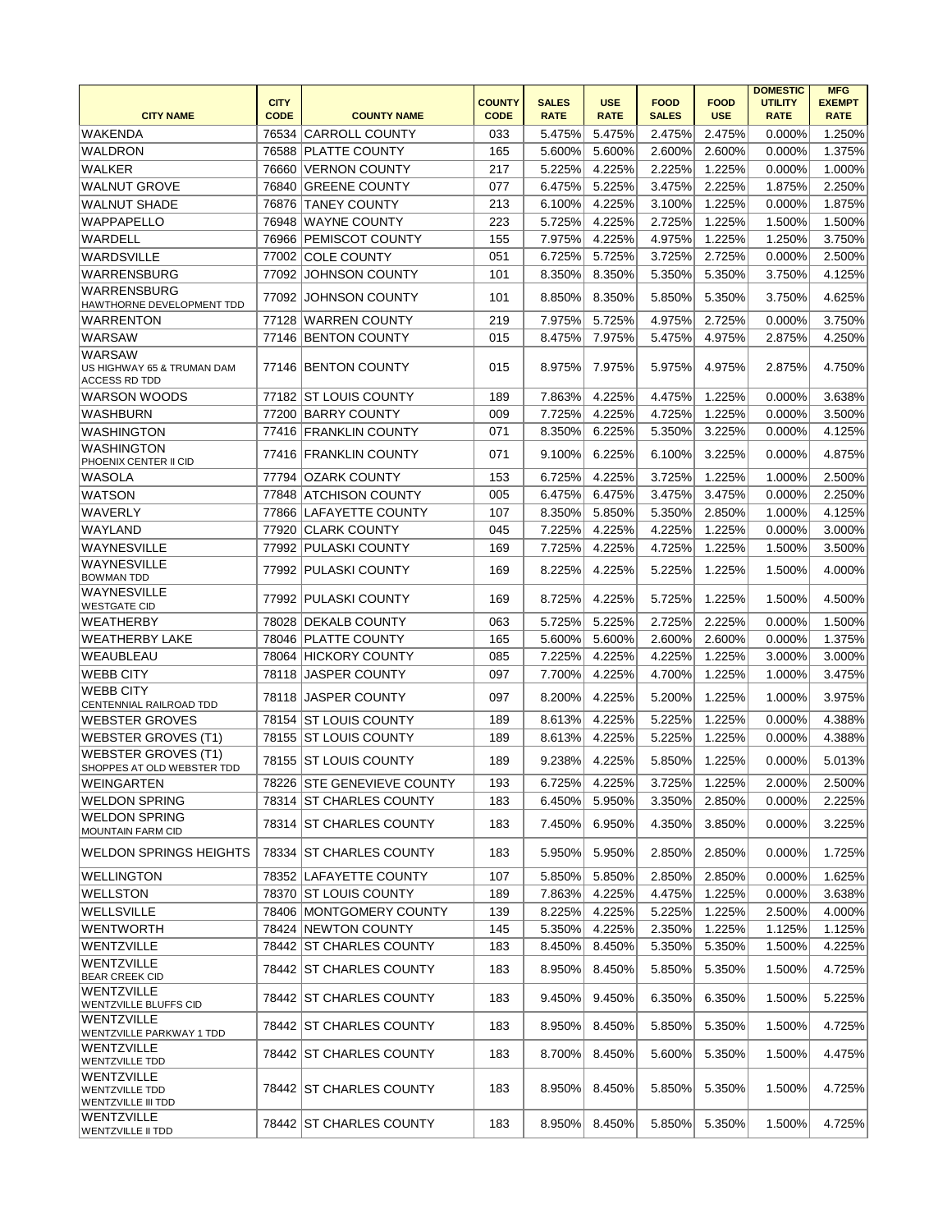| CITY NAME | CITY CODE | COUNTY NAME | COUNTY CODE | SALES RATE | USE RATE | FOOD SALES | FOOD USE | DOMESTIC UTILITY RATE | MFG EXEMPT RATE |
|---|---|---|---|---|---|---|---|---|---|
| WAKENDA | 76534 | CARROLL COUNTY | 033 | 5.475% | 5.475% | 2.475% | 2.475% | 0.000% | 1.250% |
| WALDRON | 76588 | PLATTE COUNTY | 165 | 5.600% | 5.600% | 2.600% | 2.600% | 0.000% | 1.375% |
| WALKER | 76660 | VERNON COUNTY | 217 | 5.225% | 4.225% | 2.225% | 1.225% | 0.000% | 1.000% |
| WALNUT GROVE | 76840 | GREENE COUNTY | 077 | 6.475% | 5.225% | 3.475% | 2.225% | 1.875% | 2.250% |
| WALNUT SHADE | 76876 | TANEY COUNTY | 213 | 6.100% | 4.225% | 3.100% | 1.225% | 0.000% | 1.875% |
| WAPPAPELLO | 76948 | WAYNE COUNTY | 223 | 5.725% | 4.225% | 2.725% | 1.225% | 1.500% | 1.500% |
| WARDELL | 76966 | PEMISCOT COUNTY | 155 | 7.975% | 4.225% | 4.975% | 1.225% | 1.250% | 3.750% |
| WARDSVILLE | 77002 | COLE COUNTY | 051 | 6.725% | 5.725% | 3.725% | 2.725% | 0.000% | 2.500% |
| WARRENSBURG | 77092 | JOHNSON COUNTY | 101 | 8.350% | 8.350% | 5.350% | 5.350% | 3.750% | 4.125% |
| WARRENSBURG HAWTHORNE DEVELOPMENT TDD | 77092 | JOHNSON COUNTY | 101 | 8.850% | 8.350% | 5.850% | 5.350% | 3.750% | 4.625% |
| WARRENTON | 77128 | WARREN COUNTY | 219 | 7.975% | 5.725% | 4.975% | 2.725% | 0.000% | 3.750% |
| WARSAW | 77146 | BENTON COUNTY | 015 | 8.475% | 7.975% | 5.475% | 4.975% | 2.875% | 4.250% |
| WARSAW US HIGHWAY 65 & TRUMAN DAM ACCESS RD TDD | 77146 | BENTON COUNTY | 015 | 8.975% | 7.975% | 5.975% | 4.975% | 2.875% | 4.750% |
| WARSON WOODS | 77182 | ST LOUIS COUNTY | 189 | 7.863% | 4.225% | 4.475% | 1.225% | 0.000% | 3.638% |
| WASHBURN | 77200 | BARRY COUNTY | 009 | 7.725% | 4.225% | 4.725% | 1.225% | 0.000% | 3.500% |
| WASHINGTON | 77416 | FRANKLIN COUNTY | 071 | 8.350% | 6.225% | 5.350% | 3.225% | 0.000% | 4.125% |
| WASHINGTON PHOENIX CENTER II CID | 77416 | FRANKLIN COUNTY | 071 | 9.100% | 6.225% | 6.100% | 3.225% | 0.000% | 4.875% |
| WASOLA | 77794 | OZARK COUNTY | 153 | 6.725% | 4.225% | 3.725% | 1.225% | 1.000% | 2.500% |
| WATSON | 77848 | ATCHISON COUNTY | 005 | 6.475% | 6.475% | 3.475% | 3.475% | 0.000% | 2.250% |
| WAVERLY | 77866 | LAFAYETTE COUNTY | 107 | 8.350% | 5.850% | 5.350% | 2.850% | 1.000% | 4.125% |
| WAYLAND | 77920 | CLARK COUNTY | 045 | 7.225% | 4.225% | 4.225% | 1.225% | 0.000% | 3.000% |
| WAYNESVILLE | 77992 | PULASKI COUNTY | 169 | 7.725% | 4.225% | 4.725% | 1.225% | 1.500% | 3.500% |
| WAYNESVILLE BOWMAN TDD | 77992 | PULASKI COUNTY | 169 | 8.225% | 4.225% | 5.225% | 1.225% | 1.500% | 4.000% |
| WAYNESVILLE WESTGATE CID | 77992 | PULASKI COUNTY | 169 | 8.725% | 4.225% | 5.725% | 1.225% | 1.500% | 4.500% |
| WEATHERBY | 78028 | DEKALB COUNTY | 063 | 5.725% | 5.225% | 2.725% | 2.225% | 0.000% | 1.500% |
| WEATHERBY LAKE | 78046 | PLATTE COUNTY | 165 | 5.600% | 5.600% | 2.600% | 2.600% | 0.000% | 1.375% |
| WEAUBLEAU | 78064 | HICKORY COUNTY | 085 | 7.225% | 4.225% | 4.225% | 1.225% | 3.000% | 3.000% |
| WEBB CITY | 78118 | JASPER COUNTY | 097 | 7.700% | 4.225% | 4.700% | 1.225% | 1.000% | 3.475% |
| WEBB CITY CENTENNIAL RAILROAD TDD | 78118 | JASPER COUNTY | 097 | 8.200% | 4.225% | 5.200% | 1.225% | 1.000% | 3.975% |
| WEBSTER GROVES | 78154 | ST LOUIS COUNTY | 189 | 8.613% | 4.225% | 5.225% | 1.225% | 0.000% | 4.388% |
| WEBSTER GROVES (T1) | 78155 | ST LOUIS COUNTY | 189 | 8.613% | 4.225% | 5.225% | 1.225% | 0.000% | 4.388% |
| WEBSTER GROVES (T1) SHOPPES AT OLD WEBSTER TDD | 78155 | ST LOUIS COUNTY | 189 | 9.238% | 4.225% | 5.850% | 1.225% | 0.000% | 5.013% |
| WEINGARTEN | 78226 | STE GENEVIEVE COUNTY | 193 | 6.725% | 4.225% | 3.725% | 1.225% | 2.000% | 2.500% |
| WELDON SPRING | 78314 | ST CHARLES COUNTY | 183 | 6.450% | 5.950% | 3.350% | 2.850% | 0.000% | 2.225% |
| WELDON SPRING MOUNTAIN FARM CID | 78314 | ST CHARLES COUNTY | 183 | 7.450% | 6.950% | 4.350% | 3.850% | 0.000% | 3.225% |
| WELDON SPRINGS HEIGHTS | 78334 | ST CHARLES COUNTY | 183 | 5.950% | 5.950% | 2.850% | 2.850% | 0.000% | 1.725% |
| WELLINGTON | 78352 | LAFAYETTE COUNTY | 107 | 5.850% | 5.850% | 2.850% | 2.850% | 0.000% | 1.625% |
| WELLSTON | 78370 | ST LOUIS COUNTY | 189 | 7.863% | 4.225% | 4.475% | 1.225% | 0.000% | 3.638% |
| WELLSVILLE | 78406 | MONTGOMERY COUNTY | 139 | 8.225% | 4.225% | 5.225% | 1.225% | 2.500% | 4.000% |
| WENTWORTH | 78424 | NEWTON COUNTY | 145 | 5.350% | 4.225% | 2.350% | 1.225% | 1.125% | 1.125% |
| WENTZVILLE | 78442 | ST CHARLES COUNTY | 183 | 8.450% | 8.450% | 5.350% | 5.350% | 1.500% | 4.225% |
| WENTZVILLE BEAR CREEK CID | 78442 | ST CHARLES COUNTY | 183 | 8.950% | 8.450% | 5.850% | 5.350% | 1.500% | 4.725% |
| WENTZVILLE WENTZVILLE BLUFFS CID | 78442 | ST CHARLES COUNTY | 183 | 9.450% | 9.450% | 6.350% | 6.350% | 1.500% | 5.225% |
| WENTZVILLE WENTZVILLE PARKWAY 1 TDD | 78442 | ST CHARLES COUNTY | 183 | 8.950% | 8.450% | 5.850% | 5.350% | 1.500% | 4.725% |
| WENTZVILLE WENTZVILLE TDD | 78442 | ST CHARLES COUNTY | 183 | 8.700% | 8.450% | 5.600% | 5.350% | 1.500% | 4.475% |
| WENTZVILLE WENTZVILLE TDD WENTZVILLE III TDD | 78442 | ST CHARLES COUNTY | 183 | 8.950% | 8.450% | 5.850% | 5.350% | 1.500% | 4.725% |
| WENTZVILLE WENTZVILLE II TDD | 78442 | ST CHARLES COUNTY | 183 | 8.950% | 8.450% | 5.850% | 5.350% | 1.500% | 4.725% |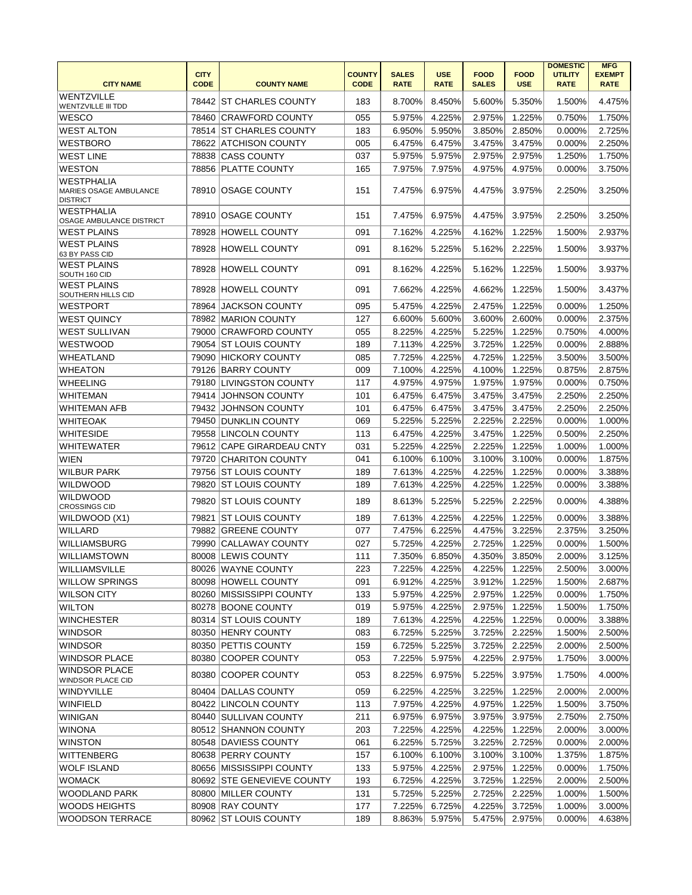| CITY NAME | CITY CODE | COUNTY NAME | COUNTY CODE | SALES RATE | USE RATE | FOOD SALES | FOOD USE | DOMESTIC UTILITY RATE | MFG EXEMPT RATE |
|---|---|---|---|---|---|---|---|---|---|
| WENTZVILLE WENTZVILLE III TDD | 78442 | ST CHARLES COUNTY | 183 | 8.700% | 8.450% | 5.600% | 5.350% | 1.500% | 4.475% |
| WESCO | 78460 | CRAWFORD COUNTY | 055 | 5.975% | 4.225% | 2.975% | 1.225% | 0.750% | 1.750% |
| WEST ALTON | 78514 | ST CHARLES COUNTY | 183 | 6.950% | 5.950% | 3.850% | 2.850% | 0.000% | 2.725% |
| WESTBORO | 78622 | ATCHISON COUNTY | 005 | 6.475% | 6.475% | 3.475% | 3.475% | 0.000% | 2.250% |
| WEST LINE | 78838 | CASS COUNTY | 037 | 5.975% | 5.975% | 2.975% | 2.975% | 1.250% | 1.750% |
| WESTON | 78856 | PLATTE COUNTY | 165 | 7.975% | 7.975% | 4.975% | 4.975% | 0.000% | 3.750% |
| WESTPHALIA MARIES OSAGE AMBULANCE DISTRICT | 78910 | OSAGE COUNTY | 151 | 7.475% | 6.975% | 4.475% | 3.975% | 2.250% | 3.250% |
| WESTPHALIA OSAGE AMBULANCE DISTRICT | 78910 | OSAGE COUNTY | 151 | 7.475% | 6.975% | 4.475% | 3.975% | 2.250% | 3.250% |
| WEST PLAINS | 78928 | HOWELL COUNTY | 091 | 7.162% | 4.225% | 4.162% | 1.225% | 1.500% | 2.937% |
| WEST PLAINS 63 BY PASS CID | 78928 | HOWELL COUNTY | 091 | 8.162% | 5.225% | 5.162% | 2.225% | 1.500% | 3.937% |
| WEST PLAINS SOUTH 160 CID | 78928 | HOWELL COUNTY | 091 | 8.162% | 4.225% | 5.162% | 1.225% | 1.500% | 3.937% |
| WEST PLAINS SOUTHERN HILLS CID | 78928 | HOWELL COUNTY | 091 | 7.662% | 4.225% | 4.662% | 1.225% | 1.500% | 3.437% |
| WESTPORT | 78964 | JACKSON COUNTY | 095 | 5.475% | 4.225% | 2.475% | 1.225% | 0.000% | 1.250% |
| WEST QUINCY | 78982 | MARION COUNTY | 127 | 6.600% | 5.600% | 3.600% | 2.600% | 0.000% | 2.375% |
| WEST SULLIVAN | 79000 | CRAWFORD COUNTY | 055 | 8.225% | 4.225% | 5.225% | 1.225% | 0.750% | 4.000% |
| WESTWOOD | 79054 | ST LOUIS COUNTY | 189 | 7.113% | 4.225% | 3.725% | 1.225% | 0.000% | 2.888% |
| WHEATLAND | 79090 | HICKORY COUNTY | 085 | 7.725% | 4.225% | 4.725% | 1.225% | 3.500% | 3.500% |
| WHEATON | 79126 | BARRY COUNTY | 009 | 7.100% | 4.225% | 4.100% | 1.225% | 0.875% | 2.875% |
| WHEELING | 79180 | LIVINGSTON COUNTY | 117 | 4.975% | 4.975% | 1.975% | 1.975% | 0.000% | 0.750% |
| WHITEMAN | 79414 | JOHNSON COUNTY | 101 | 6.475% | 6.475% | 3.475% | 3.475% | 2.250% | 2.250% |
| WHITEMAN AFB | 79432 | JOHNSON COUNTY | 101 | 6.475% | 6.475% | 3.475% | 3.475% | 2.250% | 2.250% |
| WHITEOAK | 79450 | DUNKLIN COUNTY | 069 | 5.225% | 5.225% | 2.225% | 2.225% | 0.000% | 1.000% |
| WHITESIDE | 79558 | LINCOLN COUNTY | 113 | 6.475% | 4.225% | 3.475% | 1.225% | 0.500% | 2.250% |
| WHITEWATER | 79612 | CAPE GIRARDEAU CNTY | 031 | 5.225% | 4.225% | 2.225% | 1.225% | 1.000% | 1.000% |
| WIEN | 79720 | CHARITON COUNTY | 041 | 6.100% | 6.100% | 3.100% | 3.100% | 0.000% | 1.875% |
| WILBUR PARK | 79756 | ST LOUIS COUNTY | 189 | 7.613% | 4.225% | 4.225% | 1.225% | 0.000% | 3.388% |
| WILDWOOD | 79820 | ST LOUIS COUNTY | 189 | 7.613% | 4.225% | 4.225% | 1.225% | 0.000% | 3.388% |
| WILDWOOD CROSSINGS CID | 79820 | ST LOUIS COUNTY | 189 | 8.613% | 5.225% | 5.225% | 2.225% | 0.000% | 4.388% |
| WILDWOOD (X1) | 79821 | ST LOUIS COUNTY | 189 | 7.613% | 4.225% | 4.225% | 1.225% | 0.000% | 3.388% |
| WILLARD | 79882 | GREENE COUNTY | 077 | 7.475% | 6.225% | 4.475% | 3.225% | 2.375% | 3.250% |
| WILLIAMSBURG | 79990 | CALLAWAY COUNTY | 027 | 5.725% | 4.225% | 2.725% | 1.225% | 0.000% | 1.500% |
| WILLIAMSTOWN | 80008 | LEWIS COUNTY | 111 | 7.350% | 6.850% | 4.350% | 3.850% | 2.000% | 3.125% |
| WILLIAMSVILLE | 80026 | WAYNE COUNTY | 223 | 7.225% | 4.225% | 4.225% | 1.225% | 2.500% | 3.000% |
| WILLOW SPRINGS | 80098 | HOWELL COUNTY | 091 | 6.912% | 4.225% | 3.912% | 1.225% | 1.500% | 2.687% |
| WILSON CITY | 80260 | MISSISSIPPI COUNTY | 133 | 5.975% | 4.225% | 2.975% | 1.225% | 0.000% | 1.750% |
| WILTON | 80278 | BOONE COUNTY | 019 | 5.975% | 4.225% | 2.975% | 1.225% | 1.500% | 1.750% |
| WINCHESTER | 80314 | ST LOUIS COUNTY | 189 | 7.613% | 4.225% | 4.225% | 1.225% | 0.000% | 3.388% |
| WINDSOR | 80350 | HENRY COUNTY | 083 | 6.725% | 5.225% | 3.725% | 2.225% | 1.500% | 2.500% |
| WINDSOR | 80350 | PETTIS COUNTY | 159 | 6.725% | 5.225% | 3.725% | 2.225% | 2.000% | 2.500% |
| WINDSOR PLACE | 80380 | COOPER COUNTY | 053 | 7.225% | 5.975% | 4.225% | 2.975% | 1.750% | 3.000% |
| WINDSOR PLACE WINDSOR PLACE CID | 80380 | COOPER COUNTY | 053 | 8.225% | 6.975% | 5.225% | 3.975% | 1.750% | 4.000% |
| WINDYVILLE | 80404 | DALLAS COUNTY | 059 | 6.225% | 4.225% | 3.225% | 1.225% | 2.000% | 2.000% |
| WINFIELD | 80422 | LINCOLN COUNTY | 113 | 7.975% | 4.225% | 4.975% | 1.225% | 1.500% | 3.750% |
| WINIGAN | 80440 | SULLIVAN COUNTY | 211 | 6.975% | 6.975% | 3.975% | 3.975% | 2.750% | 2.750% |
| WINONA | 80512 | SHANNON COUNTY | 203 | 7.225% | 4.225% | 4.225% | 1.225% | 2.000% | 3.000% |
| WINSTON | 80548 | DAVIESS COUNTY | 061 | 6.225% | 5.725% | 3.225% | 2.725% | 0.000% | 2.000% |
| WITTENBERG | 80638 | PERRY COUNTY | 157 | 6.100% | 6.100% | 3.100% | 3.100% | 1.375% | 1.875% |
| WOLF ISLAND | 80656 | MISSISSIPPI COUNTY | 133 | 5.975% | 4.225% | 2.975% | 1.225% | 0.000% | 1.750% |
| WOMACK | 80692 | STE GENEVIEVE COUNTY | 193 | 6.725% | 4.225% | 3.725% | 1.225% | 2.000% | 2.500% |
| WOODLAND PARK | 80800 | MILLER COUNTY | 131 | 5.725% | 5.225% | 2.725% | 2.225% | 1.000% | 1.500% |
| WOODS HEIGHTS | 80908 | RAY COUNTY | 177 | 7.225% | 6.725% | 4.225% | 3.725% | 1.000% | 3.000% |
| WOODSON TERRACE | 80962 | ST LOUIS COUNTY | 189 | 8.863% | 5.975% | 5.475% | 2.975% | 0.000% | 4.638% |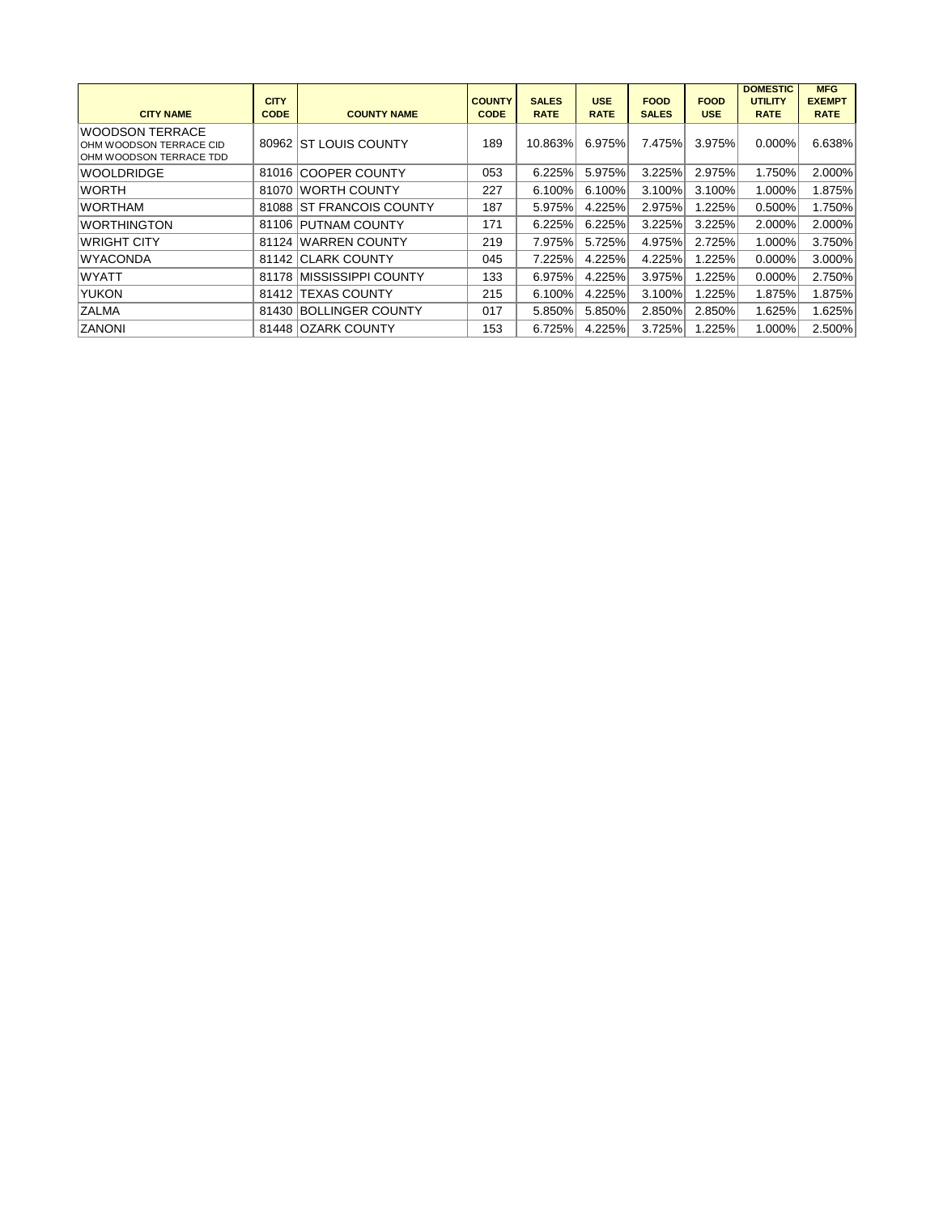| CITY NAME | CITY CODE | COUNTY NAME | COUNTY CODE | SALES RATE | USE RATE | FOOD SALES | FOOD USE | DOMESTIC UTILITY RATE | MFG EXEMPT RATE |
|---|---|---|---|---|---|---|---|---|---|
| WOODSON TERRACE<br>OHM WOODSON TERRACE CID<br>OHM WOODSON TERRACE TDD | 80962 | ST LOUIS COUNTY | 189 | 10.863% | 6.975% | 7.475% | 3.975% | 0.000% | 6.638% |
| WOOLDRIDGE | 81016 | COOPER COUNTY | 053 | 6.225% | 5.975% | 3.225% | 2.975% | 1.750% | 2.000% |
| WORTH | 81070 | WORTH COUNTY | 227 | 6.100% | 6.100% | 3.100% | 3.100% | 1.000% | 1.875% |
| WORTHAM | 81088 | ST FRANCOIS COUNTY | 187 | 5.975% | 4.225% | 2.975% | 1.225% | 0.500% | 1.750% |
| WORTHINGTON | 81106 | PUTNAM COUNTY | 171 | 6.225% | 6.225% | 3.225% | 3.225% | 2.000% | 2.000% |
| WRIGHT CITY | 81124 | WARREN COUNTY | 219 | 7.975% | 5.725% | 4.975% | 2.725% | 1.000% | 3.750% |
| WYACONDA | 81142 | CLARK COUNTY | 045 | 7.225% | 4.225% | 4.225% | 1.225% | 0.000% | 3.000% |
| WYATT | 81178 | MISSISSIPPI COUNTY | 133 | 6.975% | 4.225% | 3.975% | 1.225% | 0.000% | 2.750% |
| YUKON | 81412 | TEXAS COUNTY | 215 | 6.100% | 4.225% | 3.100% | 1.225% | 1.875% | 1.875% |
| ZALMA | 81430 | BOLLINGER COUNTY | 017 | 5.850% | 5.850% | 2.850% | 2.850% | 1.625% | 1.625% |
| ZANONI | 81448 | OZARK COUNTY | 153 | 6.725% | 4.225% | 3.725% | 1.225% | 1.000% | 2.500% |